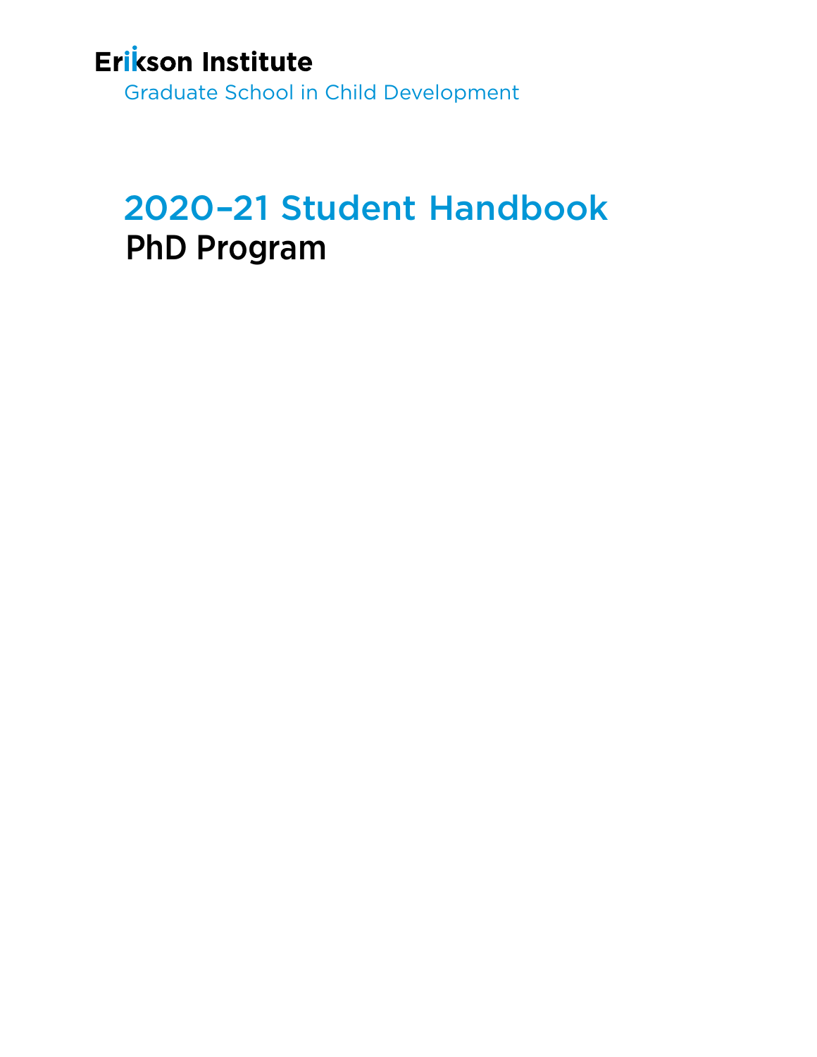**Erikson Institute**

Graduate School in Child Development

# 2020–21 Student Handbook

## PhD Program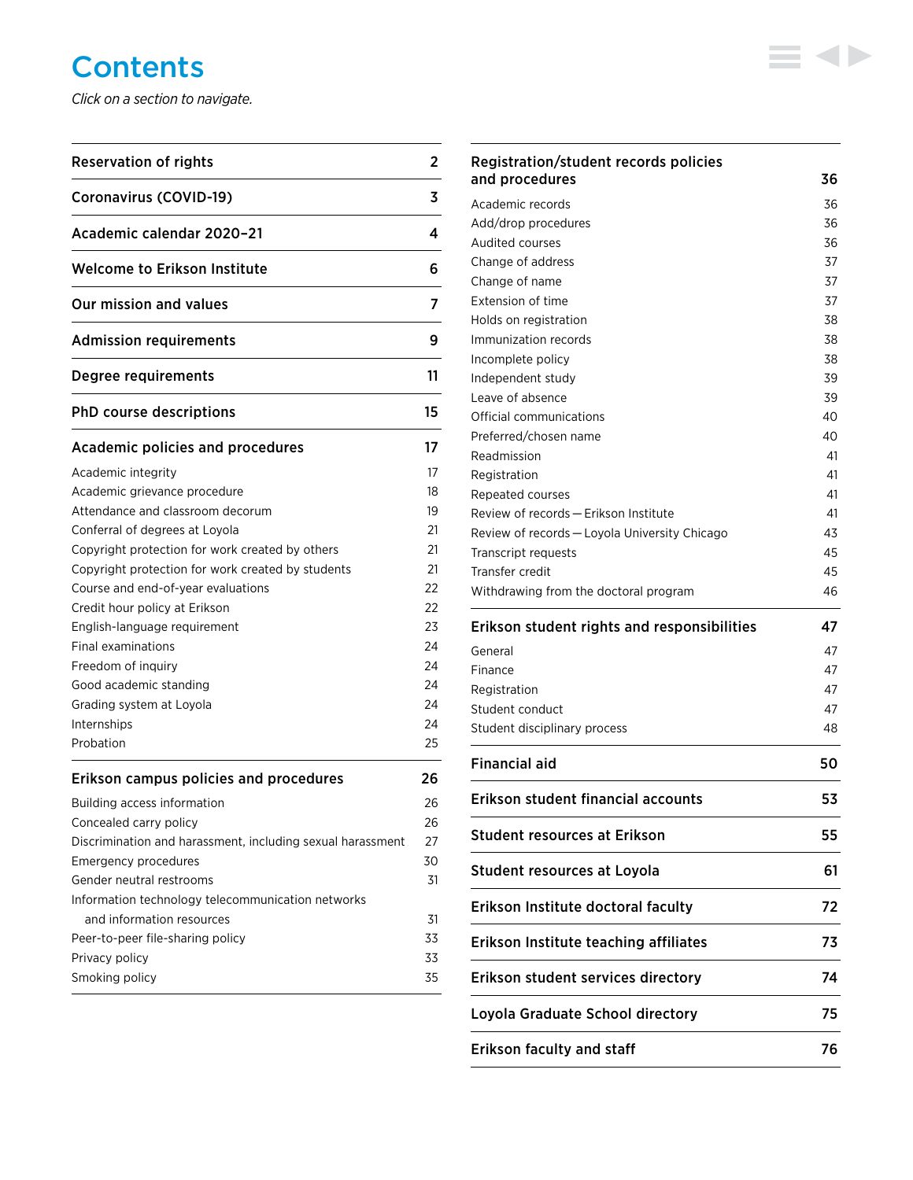# Contents

*Click on a section to navigate.*

| Section | Page |
|---|---|
| **Reservation of rights** | **2** |
| **Coronavirus (COVID-19)** | **3** |
| **Academic calendar 2020–21** | **4** |
| **Welcome to Erikson Institute** | **6** |
| **Our mission and values** | **7** |
| **Admission requirements** | **9** |
| **Degree requirements** | **11** |
| **PhD course descriptions** | **15** |
| **Academic policies and procedures** | **17** |
| Academic integrity | 17 |
| Academic grievance procedure | 18 |
| Attendance and classroom decorum | 19 |
| Conferral of degrees at Loyola | 21 |
| Copyright protection for work created by others | 21 |
| Copyright protection for work created by students | 21 |
| Course and end-of-year evaluations | 22 |
| Credit hour policy at Erikson | 22 |
| English-language requirement | 23 |
| Final examinations | 24 |
| Freedom of inquiry | 24 |
| Good academic standing | 24 |
| Grading system at Loyola | 24 |
| Internships | 24 |
| Probation | 25 |
| **Erikson campus policies and procedures** | **26** |
| Building access information | 26 |
| Concealed carry policy | 26 |
| Discrimination and harassment, including sexual harassment | 27 |
| Emergency procedures | 30 |
| Gender neutral restrooms | 31 |
| Information technology telecommunication networks and information resources | 31 |
| Peer-to-peer file-sharing policy | 33 |
| Privacy policy | 33 |
| Smoking policy | 35 |
| **Registration/student records policies and procedures** | **36** |
| Academic records | 36 |
| Add/drop procedures | 36 |
| Audited courses | 36 |
| Change of address | 37 |
| Change of name | 37 |
| Extension of time | 37 |
| Holds on registration | 38 |
| Immunization records | 38 |
| Incomplete policy | 38 |
| Independent study | 39 |
| Leave of absence | 39 |
| Official communications | 40 |
| Preferred/chosen name | 40 |
| Readmission | 41 |
| Registration | 41 |
| Repeated courses | 41 |
| Review of records — Erikson Institute | 41 |
| Review of records — Loyola University Chicago | 43 |
| Transcript requests | 45 |
| Transfer credit | 45 |
| Withdrawing from the doctoral program | 46 |
| **Erikson student rights and responsibilities** | **47** |
| General | 47 |
| Finance | 47 |
| Registration | 47 |
| Student conduct | 47 |
| Student disciplinary process | 48 |
| **Financial aid** | **50** |
| **Erikson student financial accounts** | **53** |
| **Student resources at Erikson** | **55** |
| **Student resources at Loyola** | **61** |
| **Erikson Institute doctoral faculty** | **72** |
| **Erikson Institute teaching affiliates** | **73** |
| **Erikson student services directory** | **74** |
| **Loyola Graduate School directory** | **75** |
| **Erikson faculty and staff** | **76** |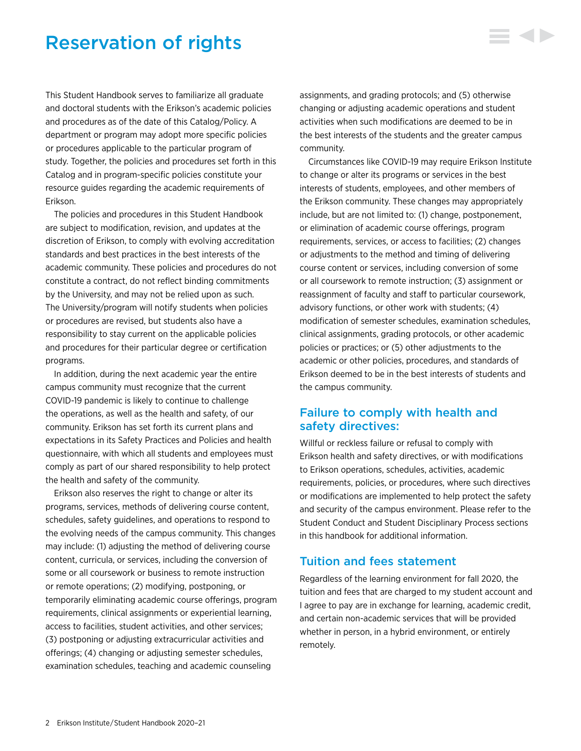# Reservation of rights

This Student Handbook serves to familiarize all graduate and doctoral students with the Erikson's academic policies and procedures as of the date of this Catalog/Policy. A department or program may adopt more specific policies or procedures applicable to the particular program of study. Together, the policies and procedures set forth in this Catalog and in program-specific policies constitute your resource guides regarding the academic requirements of Erikson.

The policies and procedures in this Student Handbook are subject to modification, revision, and updates at the discretion of Erikson, to comply with evolving accreditation standards and best practices in the best interests of the academic community. These policies and procedures do not constitute a contract, do not reflect binding commitments by the University, and may not be relied upon as such. The University/program will notify students when policies or procedures are revised, but students also have a responsibility to stay current on the applicable policies and procedures for their particular degree or certification programs.

In addition, during the next academic year the entire campus community must recognize that the current COVID-19 pandemic is likely to continue to challenge the operations, as well as the health and safety, of our community. Erikson has set forth its current plans and expectations in its Safety Practices and Policies and health questionnaire, with which all students and employees must comply as part of our shared responsibility to help protect the health and safety of the community.

Erikson also reserves the right to change or alter its programs, services, methods of delivering course content, schedules, safety guidelines, and operations to respond to the evolving needs of the campus community. This changes may include: (1) adjusting the method of delivering course content, curricula, or services, including the conversion of some or all coursework or business to remote instruction or remote operations; (2) modifying, postponing, or temporarily eliminating academic course offerings, program requirements, clinical assignments or experiential learning, access to facilities, student activities, and other services; (3) postponing or adjusting extracurricular activities and offerings; (4) changing or adjusting semester schedules, examination schedules, teaching and academic counseling assignments, and grading protocols; and (5) otherwise changing or adjusting academic operations and student activities when such modifications are deemed to be in the best interests of the students and the greater campus community.

Circumstances like COVID-19 may require Erikson Institute to change or alter its programs or services in the best interests of students, employees, and other members of the Erikson community. These changes may appropriately include, but are not limited to: (1) change, postponement, or elimination of academic course offerings, program requirements, services, or access to facilities; (2) changes or adjustments to the method and timing of delivering course content or services, including conversion of some or all coursework to remote instruction; (3) assignment or reassignment of faculty and staff to particular coursework, advisory functions, or other work with students; (4) modification of semester schedules, examination schedules, clinical assignments, grading protocols, or other academic policies or practices; or (5) other adjustments to the academic or other policies, procedures, and standards of Erikson deemed to be in the best interests of students and the campus community.

## Failure to comply with health and safety directives:

Willful or reckless failure or refusal to comply with Erikson health and safety directives, or with modifications to Erikson operations, schedules, activities, academic requirements, policies, or procedures, where such directives or modifications are implemented to help protect the safety and security of the campus environment. Please refer to the Student Conduct and Student Disciplinary Process sections in this handbook for additional information.

## Tuition and fees statement

Regardless of the learning environment for fall 2020, the tuition and fees that are charged to my student account and I agree to pay are in exchange for learning, academic credit, and certain non-academic services that will be provided whether in person, in a hybrid environment, or entirely remotely.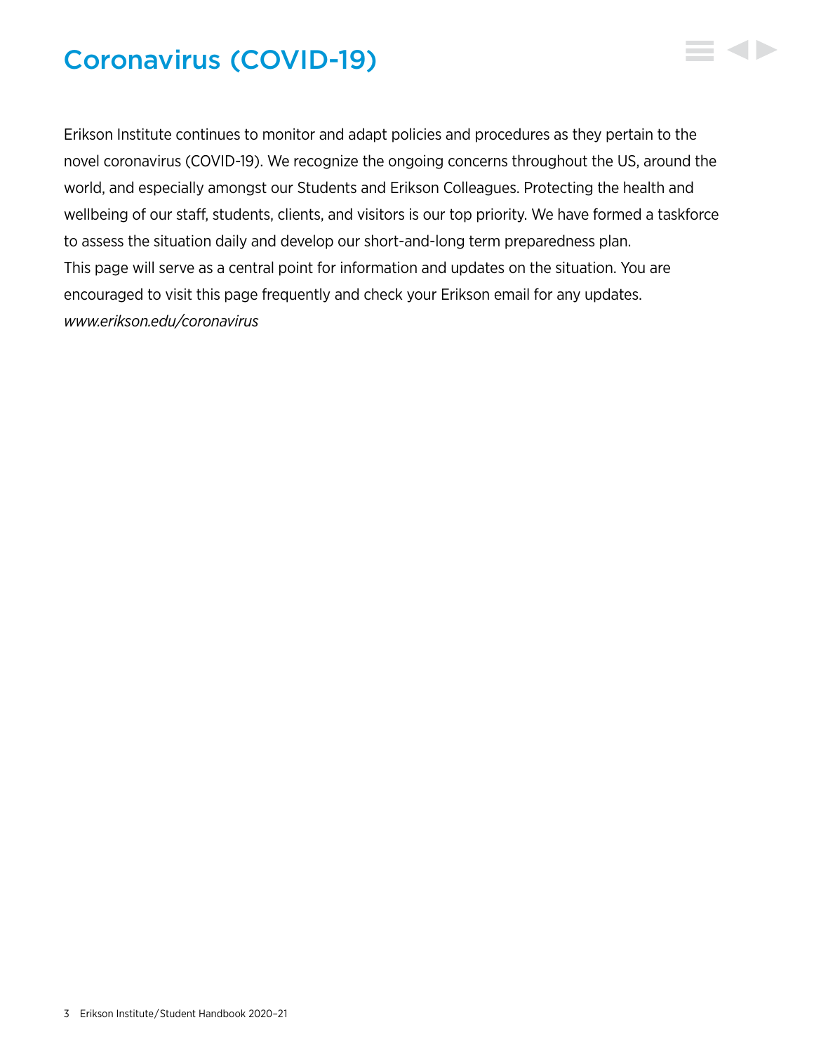# Coronavirus (COVID-19)

Erikson Institute continues to monitor and adapt policies and procedures as they pertain to the novel coronavirus (COVID-19). We recognize the ongoing concerns throughout the US, around the world, and especially amongst our Students and Erikson Colleagues. Protecting the health and wellbeing of our staff, students, clients, and visitors is our top priority. We have formed a taskforce to assess the situation daily and develop our short-and-long term preparedness plan.
This page will serve as a central point for information and updates on the situation. You are encouraged to visit this page frequently and check your Erikson email for any updates.
*www.erikson.edu/coronavirus*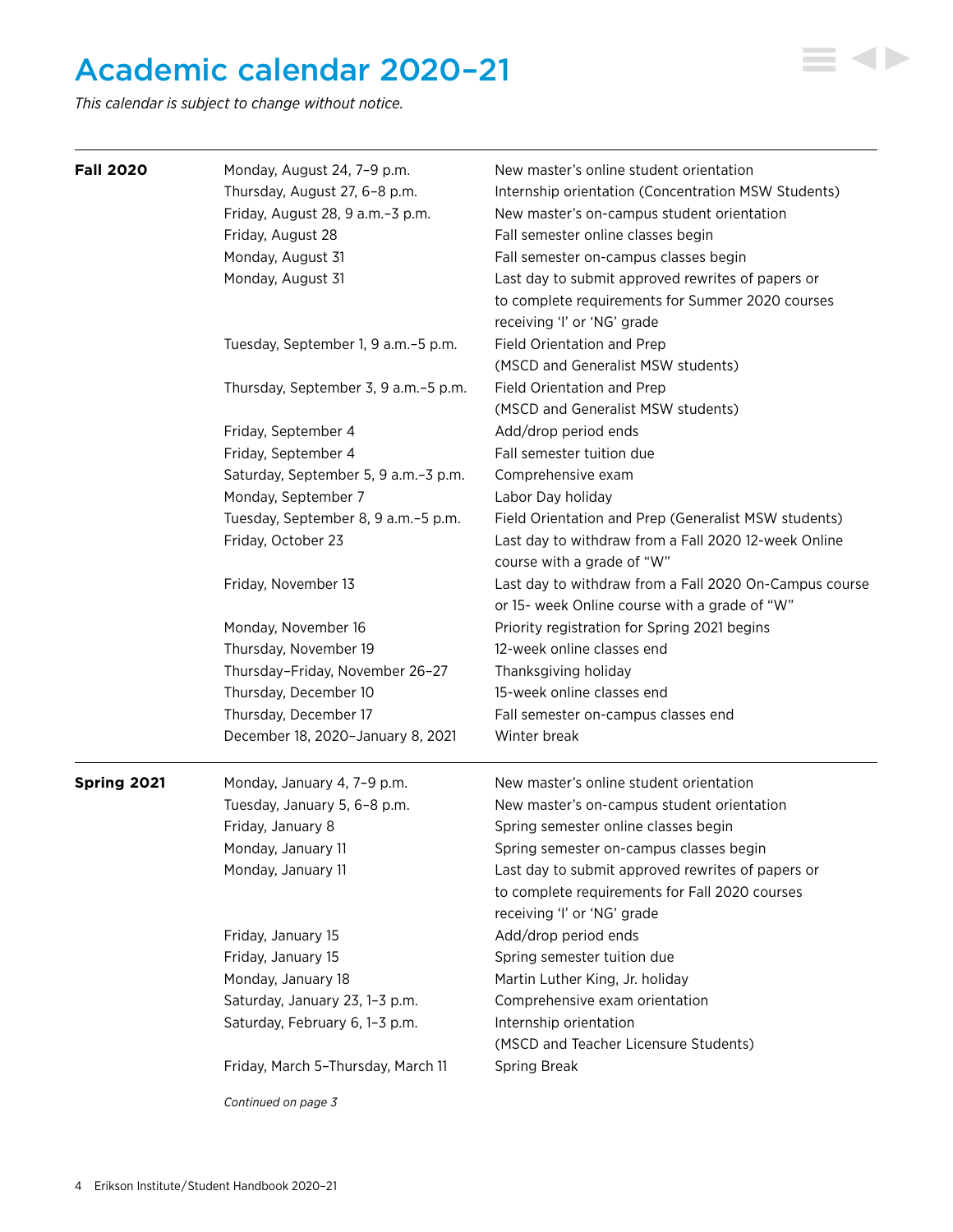# Academic calendar 2020–21

*This calendar is subject to change without notice.*

| | | |
|---|---|---|
| **Fall 2020** | Monday, August 24, 7–9 p.m. | New master's online student orientation |
| | Thursday, August 27, 6–8 p.m. | Internship orientation (Concentration MSW Students) |
| | Friday, August 28, 9 a.m.–3 p.m. | New master's on-campus student orientation |
| | Friday, August 28 | Fall semester online classes begin |
| | Monday, August 31 | Fall semester on-campus classes begin |
| | Monday, August 31 | Last day to submit approved rewrites of papers or to complete requirements for Summer 2020 courses receiving 'I' or 'NG' grade |
| | Tuesday, September 1, 9 a.m.–5 p.m. | Field Orientation and Prep (MSCD and Generalist MSW students) |
| | Thursday, September 3, 9 a.m.–5 p.m. | Field Orientation and Prep (MSCD and Generalist MSW students) |
| | Friday, September 4 | Add/drop period ends |
| | Friday, September 4 | Fall semester tuition due |
| | Saturday, September 5, 9 a.m.–3 p.m. | Comprehensive exam |
| | Monday, September 7 | Labor Day holiday |
| | Tuesday, September 8, 9 a.m.–5 p.m. | Field Orientation and Prep (Generalist MSW students) |
| | Friday, October 23 | Last day to withdraw from a Fall 2020 12-week Online course with a grade of "W" |
| | Friday, November 13 | Last day to withdraw from a Fall 2020 On-Campus course or 15- week Online course with a grade of "W" |
| | Monday, November 16 | Priority registration for Spring 2021 begins |
| | Thursday, November 19 | 12-week online classes end |
| | Thursday–Friday, November 26–27 | Thanksgiving holiday |
| | Thursday, December 10 | 15-week online classes end |
| | Thursday, December 17 | Fall semester on-campus classes end |
| | December 18, 2020–January 8, 2021 | Winter break |
| **Spring 2021** | Monday, January 4, 7–9 p.m. | New master's online student orientation |
| | Tuesday, January 5, 6–8 p.m. | New master's on-campus student orientation |
| | Friday, January 8 | Spring semester online classes begin |
| | Monday, January 11 | Spring semester on-campus classes begin |
| | Monday, January 11 | Last day to submit approved rewrites of papers or to complete requirements for Fall 2020 courses receiving 'I' or 'NG' grade |
| | Friday, January 15 | Add/drop period ends |
| | Friday, January 15 | Spring semester tuition due |
| | Monday, January 18 | Martin Luther King, Jr. holiday |
| | Saturday, January 23, 1–3 p.m. | Comprehensive exam orientation |
| | Saturday, February 6, 1–3 p.m. | Internship orientation (MSCD and Teacher Licensure Students) |
| | Friday, March 5–Thursday, March 11 | Spring Break |

*Continued on page 3*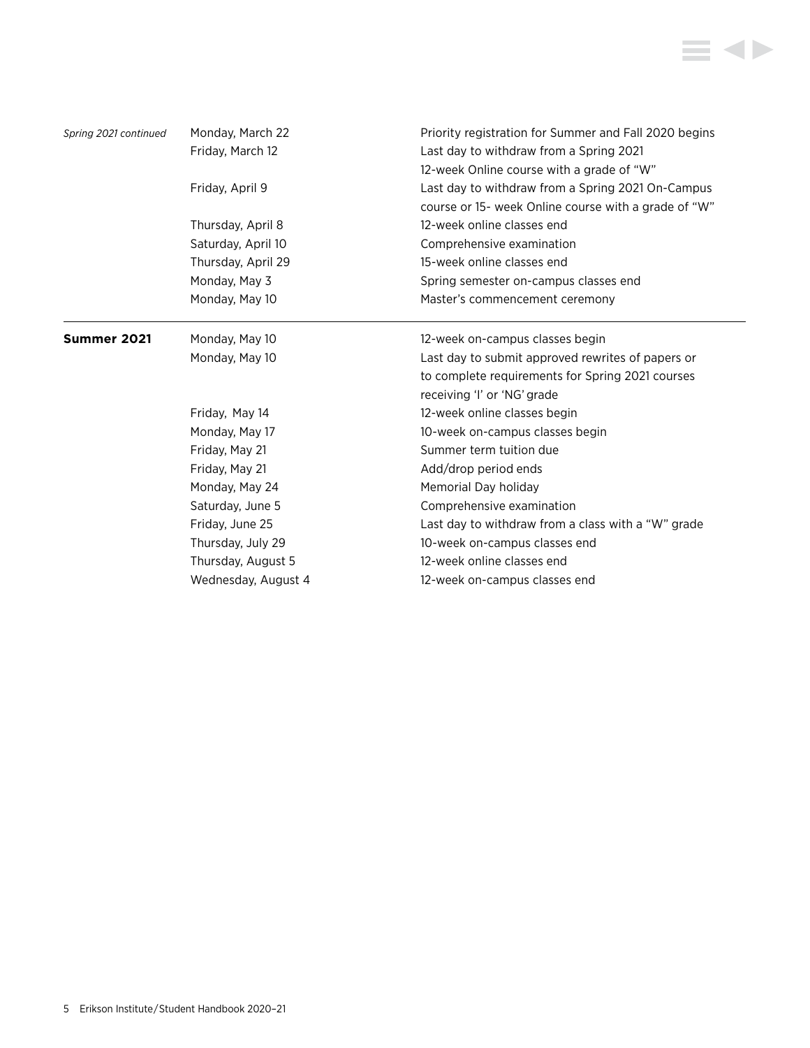| | | |
|---|---|---|
| *Spring 2021 continued* | Monday, March 22 | Priority registration for Summer and Fall 2020 begins |
| | Friday, March 12 | Last day to withdraw from a Spring 2021 12-week Online course with a grade of "W" |
| | Friday, April 9 | Last day to withdraw from a Spring 2021 On-Campus course or 15- week Online course with a grade of "W" |
| | Thursday, April 8 | 12-week online classes end |
| | Saturday, April 10 | Comprehensive examination |
| | Thursday, April 29 | 15-week online classes end |
| | Monday, May 3 | Spring semester on-campus classes end |
| | Monday, May 10 | Master's commencement ceremony |
| **Summer 2021** | Monday, May 10 | 12-week on-campus classes begin |
| | Monday, May 10 | Last day to submit approved rewrites of papers or to complete requirements for Spring 2021 courses receiving 'I' or 'NG' grade |
| | Friday, May 14 | 12-week online classes begin |
| | Monday, May 17 | 10-week on-campus classes begin |
| | Friday, May 21 | Summer term tuition due |
| | Friday, May 21 | Add/drop period ends |
| | Monday, May 24 | Memorial Day holiday |
| | Saturday, June 5 | Comprehensive examination |
| | Friday, June 25 | Last day to withdraw from a class with a "W" grade |
| | Thursday, July 29 | 10-week on-campus classes end |
| | Thursday, August 5 | 12-week online classes end |
| | Wednesday, August 4 | 12-week on-campus classes end |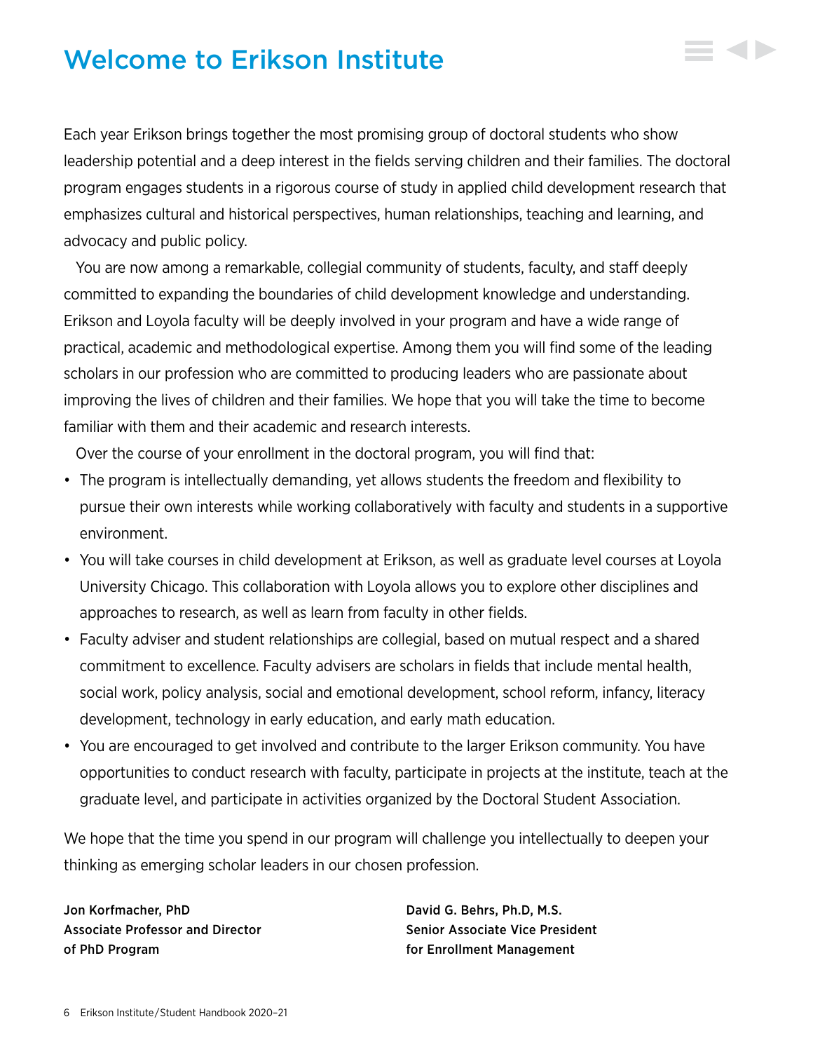# Welcome to Erikson Institute

Each year Erikson brings together the most promising group of doctoral students who show leadership potential and a deep interest in the fields serving children and their families. The doctoral program engages students in a rigorous course of study in applied child development research that emphasizes cultural and historical perspectives, human relationships, teaching and learning, and advocacy and public policy.

You are now among a remarkable, collegial community of students, faculty, and staff deeply committed to expanding the boundaries of child development knowledge and understanding. Erikson and Loyola faculty will be deeply involved in your program and have a wide range of practical, academic and methodological expertise. Among them you will find some of the leading scholars in our profession who are committed to producing leaders who are passionate about improving the lives of children and their families. We hope that you will take the time to become familiar with them and their academic and research interests.

Over the course of your enrollment in the doctoral program, you will find that:

- The program is intellectually demanding, yet allows students the freedom and flexibility to pursue their own interests while working collaboratively with faculty and students in a supportive environment.
- You will take courses in child development at Erikson, as well as graduate level courses at Loyola University Chicago. This collaboration with Loyola allows you to explore other disciplines and approaches to research, as well as learn from faculty in other fields.
- Faculty adviser and student relationships are collegial, based on mutual respect and a shared commitment to excellence. Faculty advisers are scholars in fields that include mental health, social work, policy analysis, social and emotional development, school reform, infancy, literacy development, technology in early education, and early math education.
- You are encouraged to get involved and contribute to the larger Erikson community. You have opportunities to conduct research with faculty, participate in projects at the institute, teach at the graduate level, and participate in activities organized by the Doctoral Student Association.

We hope that the time you spend in our program will challenge you intellectually to deepen your thinking as emerging scholar leaders in our chosen profession.

**Jon Korfmacher, PhD**
**Associate Professor and Director of PhD Program**

**David G. Behrs, Ph.D, M.S.**
**Senior Associate Vice President for Enrollment Management**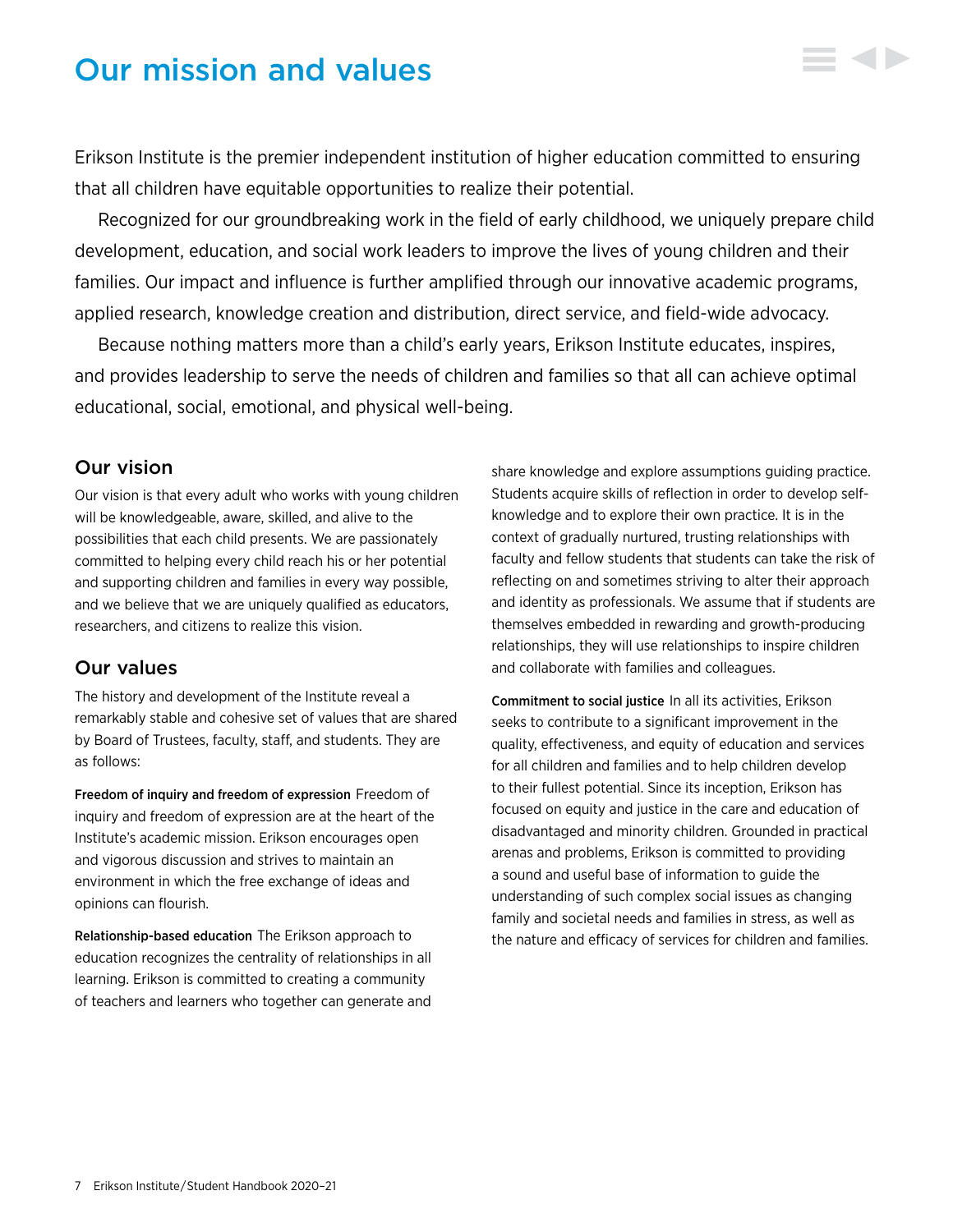# Our mission and values

Erikson Institute is the premier independent institution of higher education committed to ensuring that all children have equitable opportunities to realize their potential.

Recognized for our groundbreaking work in the field of early childhood, we uniquely prepare child development, education, and social work leaders to improve the lives of young children and their families. Our impact and influence is further amplified through our innovative academic programs, applied research, knowledge creation and distribution, direct service, and field-wide advocacy.

Because nothing matters more than a child's early years, Erikson Institute educates, inspires, and provides leadership to serve the needs of children and families so that all can achieve optimal educational, social, emotional, and physical well-being.

## Our vision

Our vision is that every adult who works with young children will be knowledgeable, aware, skilled, and alive to the possibilities that each child presents. We are passionately committed to helping every child reach his or her potential and supporting children and families in every way possible, and we believe that we are uniquely qualified as educators, researchers, and citizens to realize this vision.

## Our values

The history and development of the Institute reveal a remarkably stable and cohesive set of values that are shared by Board of Trustees, faculty, staff, and students. They are as follows:

**Freedom of inquiry and freedom of expression** Freedom of inquiry and freedom of expression are at the heart of the Institute's academic mission. Erikson encourages open and vigorous discussion and strives to maintain an environment in which the free exchange of ideas and opinions can flourish.

**Relationship-based education** The Erikson approach to education recognizes the centrality of relationships in all learning. Erikson is committed to creating a community of teachers and learners who together can generate and share knowledge and explore assumptions guiding practice. Students acquire skills of reflection in order to develop self-knowledge and to explore their own practice. It is in the context of gradually nurtured, trusting relationships with faculty and fellow students that students can take the risk of reflecting on and sometimes striving to alter their approach and identity as professionals. We assume that if students are themselves embedded in rewarding and growth-producing relationships, they will use relationships to inspire children and collaborate with families and colleagues.

**Commitment to social justice** In all its activities, Erikson seeks to contribute to a significant improvement in the quality, effectiveness, and equity of education and services for all children and families and to help children develop to their fullest potential. Since its inception, Erikson has focused on equity and justice in the care and education of disadvantaged and minority children. Grounded in practical arenas and problems, Erikson is committed to providing a sound and useful base of information to guide the understanding of such complex social issues as changing family and societal needs and families in stress, as well as the nature and efficacy of services for children and families.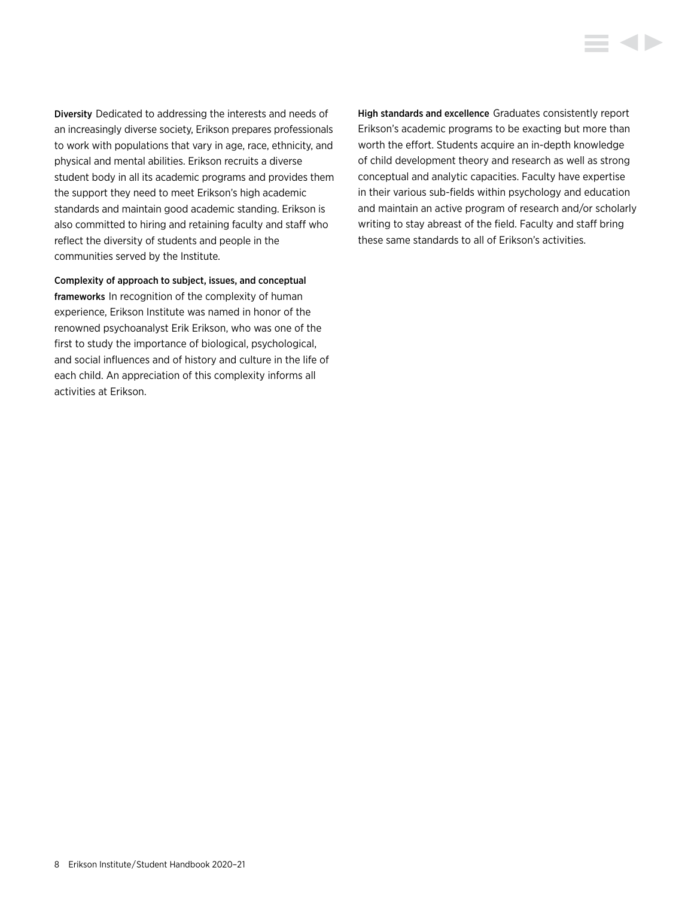**Diversity** Dedicated to addressing the interests and needs of an increasingly diverse society, Erikson prepares professionals to work with populations that vary in age, race, ethnicity, and physical and mental abilities. Erikson recruits a diverse student body in all its academic programs and provides them the support they need to meet Erikson's high academic standards and maintain good academic standing. Erikson is also committed to hiring and retaining faculty and staff who reflect the diversity of students and people in the communities served by the Institute.

**Complexity of approach to subject, issues, and conceptual frameworks** In recognition of the complexity of human experience, Erikson Institute was named in honor of the renowned psychoanalyst Erik Erikson, who was one of the first to study the importance of biological, psychological, and social influences and of history and culture in the life of each child. An appreciation of this complexity informs all activities at Erikson.

**High standards and excellence** Graduates consistently report Erikson's academic programs to be exacting but more than worth the effort. Students acquire an in-depth knowledge of child development theory and research as well as strong conceptual and analytic capacities. Faculty have expertise in their various sub-fields within psychology and education and maintain an active program of research and/or scholarly writing to stay abreast of the field. Faculty and staff bring these same standards to all of Erikson's activities.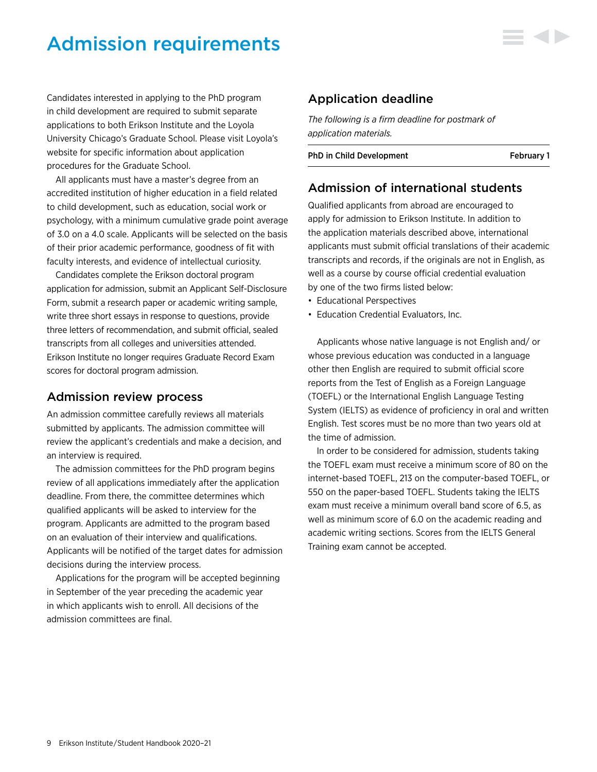# Admission requirements

Candidates interested in applying to the PhD program in child development are required to submit separate applications to both Erikson Institute and the Loyola University Chicago's Graduate School. Please visit Loyola's website for specific information about application procedures for the Graduate School.

All applicants must have a master's degree from an accredited institution of higher education in a field related to child development, such as education, social work or psychology, with a minimum cumulative grade point average of 3.0 on a 4.0 scale. Applicants will be selected on the basis of their prior academic performance, goodness of fit with faculty interests, and evidence of intellectual curiosity.

Candidates complete the Erikson doctoral program application for admission, submit an Applicant Self-Disclosure Form, submit a research paper or academic writing sample, write three short essays in response to questions, provide three letters of recommendation, and submit official, sealed transcripts from all colleges and universities attended. Erikson Institute no longer requires Graduate Record Exam scores for doctoral program admission.

## Admission review process

An admission committee carefully reviews all materials submitted by applicants. The admission committee will review the applicant's credentials and make a decision, and an interview is required.

The admission committees for the PhD program begins review of all applications immediately after the application deadline. From there, the committee determines which qualified applicants will be asked to interview for the program. Applicants are admitted to the program based on an evaluation of their interview and qualifications. Applicants will be notified of the target dates for admission decisions during the interview process.

Applications for the program will be accepted beginning in September of the year preceding the academic year in which applicants wish to enroll. All decisions of the admission committees are final.

## Application deadline

*The following is a firm deadline for postmark of application materials.*

| | |
|---|---|
| **PhD in Child Development** | **February 1** |

## Admission of international students

Qualified applicants from abroad are encouraged to apply for admission to Erikson Institute. In addition to the application materials described above, international applicants must submit official translations of their academic transcripts and records, if the originals are not in English, as well as a course by course official credential evaluation by one of the two firms listed below:

- Educational Perspectives
- Education Credential Evaluators, Inc.

Applicants whose native language is not English and/ or whose previous education was conducted in a language other then English are required to submit official score reports from the Test of English as a Foreign Language (TOEFL) or the International English Language Testing System (IELTS) as evidence of proficiency in oral and written English. Test scores must be no more than two years old at the time of admission.

In order to be considered for admission, students taking the TOEFL exam must receive a minimum score of 80 on the internet-based TOEFL, 213 on the computer-based TOEFL, or 550 on the paper-based TOEFL. Students taking the IELTS exam must receive a minimum overall band score of 6.5, as well as minimum score of 6.0 on the academic reading and academic writing sections. Scores from the IELTS General Training exam cannot be accepted.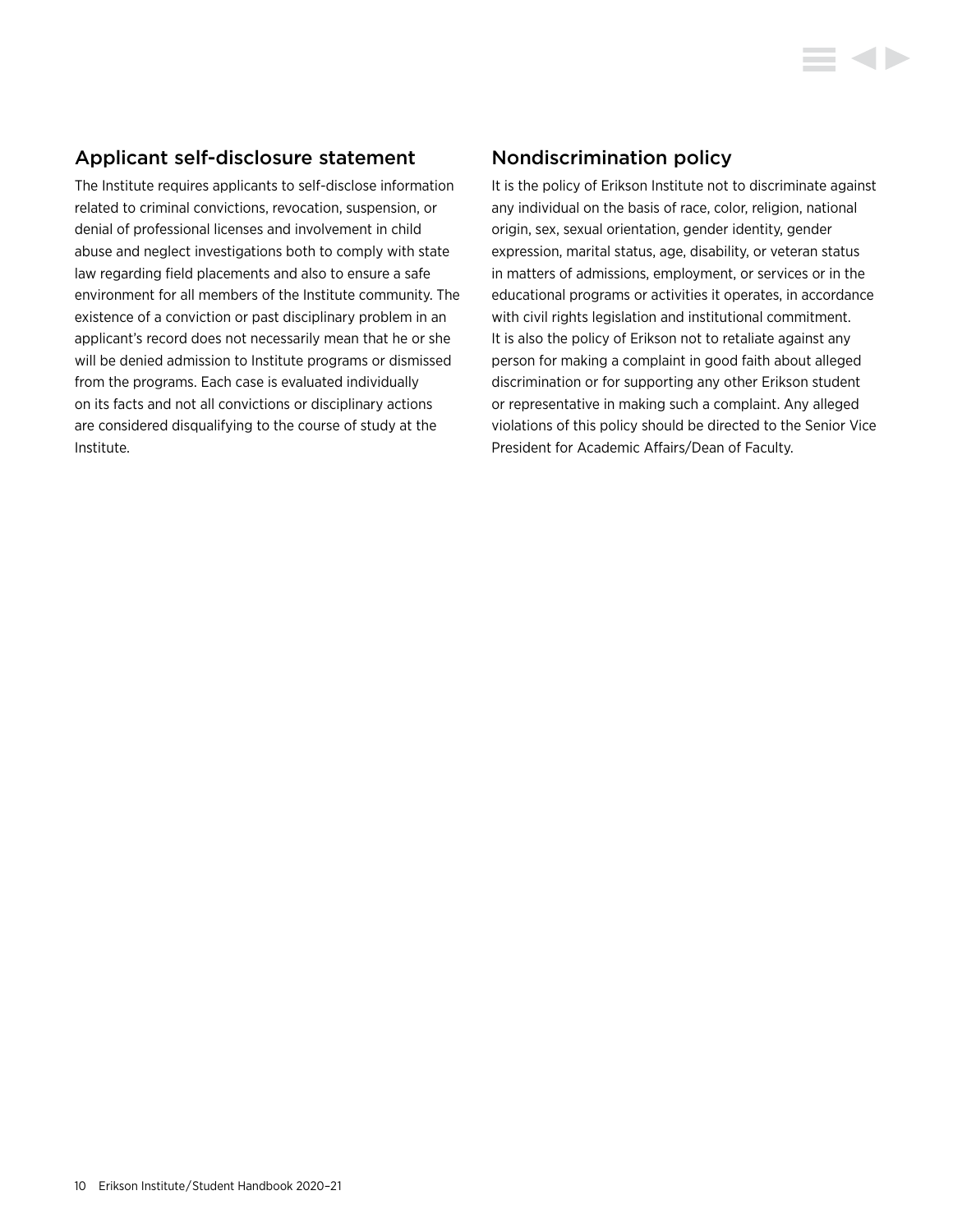## Applicant self-disclosure statement

The Institute requires applicants to self-disclose information related to criminal convictions, revocation, suspension, or denial of professional licenses and involvement in child abuse and neglect investigations both to comply with state law regarding field placements and also to ensure a safe environment for all members of the Institute community. The existence of a conviction or past disciplinary problem in an applicant's record does not necessarily mean that he or she will be denied admission to Institute programs or dismissed from the programs. Each case is evaluated individually on its facts and not all convictions or disciplinary actions are considered disqualifying to the course of study at the Institute.

## Nondiscrimination policy

It is the policy of Erikson Institute not to discriminate against any individual on the basis of race, color, religion, national origin, sex, sexual orientation, gender identity, gender expression, marital status, age, disability, or veteran status in matters of admissions, employment, or services or in the educational programs or activities it operates, in accordance with civil rights legislation and institutional commitment. It is also the policy of Erikson not to retaliate against any person for making a complaint in good faith about alleged discrimination or for supporting any other Erikson student or representative in making such a complaint. Any alleged violations of this policy should be directed to the Senior Vice President for Academic Affairs/Dean of Faculty.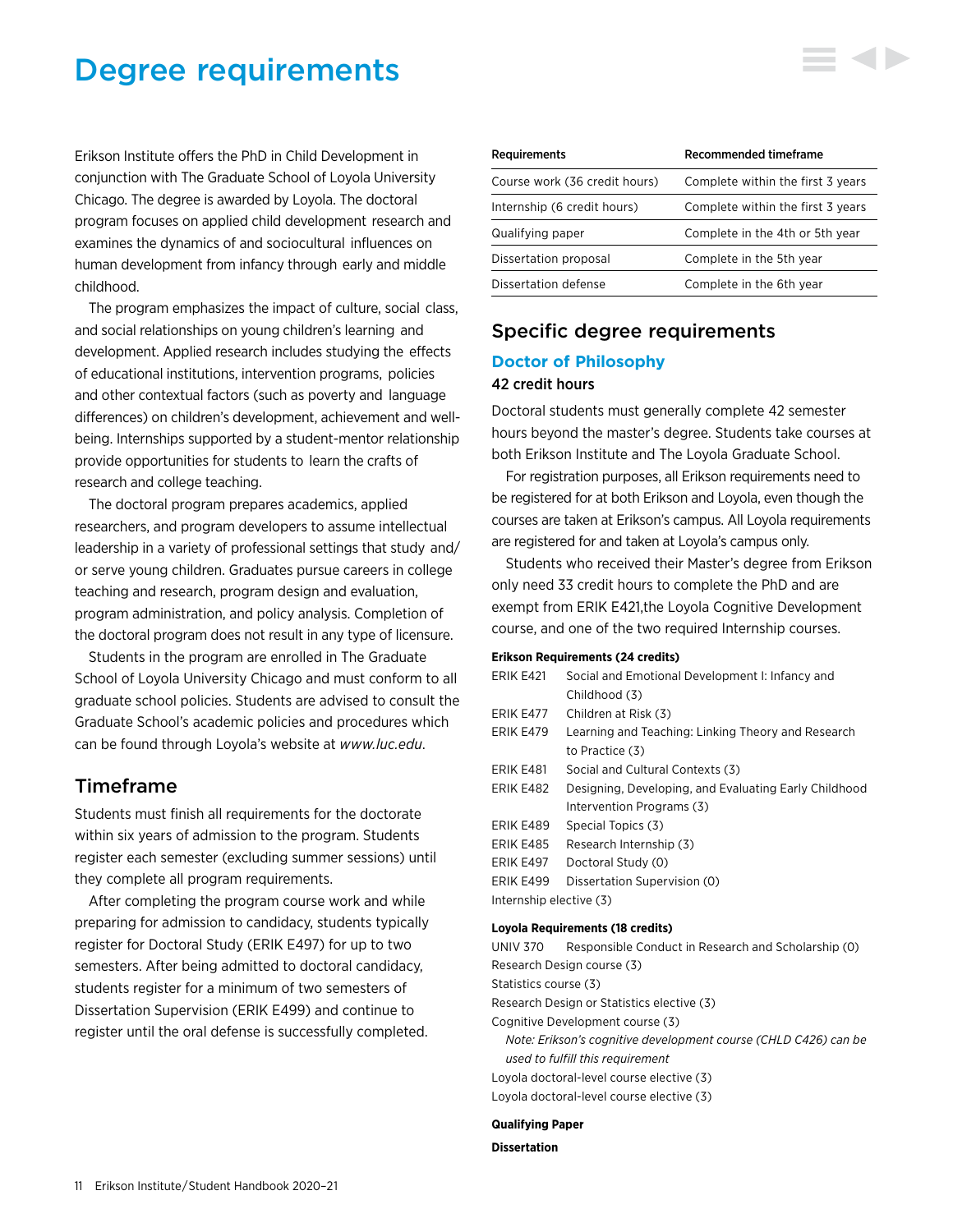# Degree requirements

Erikson Institute offers the PhD in Child Development in conjunction with The Graduate School of Loyola University Chicago. The degree is awarded by Loyola. The doctoral program focuses on applied child development research and examines the dynamics of and sociocultural influences on human development from infancy through early and middle childhood.

The program emphasizes the impact of culture, social class, and social relationships on young children's learning and development. Applied research includes studying the effects of educational institutions, intervention programs, policies and other contextual factors (such as poverty and language differences) on children's development, achievement and well-being. Internships supported by a student-mentor relationship provide opportunities for students to learn the crafts of research and college teaching.

The doctoral program prepares academics, applied researchers, and program developers to assume intellectual leadership in a variety of professional settings that study and/or serve young children. Graduates pursue careers in college teaching and research, program design and evaluation, program administration, and policy analysis. Completion of the doctoral program does not result in any type of licensure.

Students in the program are enrolled in The Graduate School of Loyola University Chicago and must conform to all graduate school policies. Students are advised to consult the Graduate School's academic policies and procedures which can be found through Loyola's website at *www.luc.edu*.

## Timeframe

Students must finish all requirements for the doctorate within six years of admission to the program. Students register each semester (excluding summer sessions) until they complete all program requirements.

After completing the program course work and while preparing for admission to candidacy, students typically register for Doctoral Study (ERIK E497) for up to two semesters. After being admitted to doctoral candidacy, students register for a minimum of two semesters of Dissertation Supervision (ERIK E499) and continue to register until the oral defense is successfully completed.

| Requirements | Recommended timeframe |
|---|---|
| Course work (36 credit hours) | Complete within the first 3 years |
| Internship (6 credit hours) | Complete within the first 3 years |
| Qualifying paper | Complete in the 4th or 5th year |
| Dissertation proposal | Complete in the 5th year |
| Dissertation defense | Complete in the 6th year |

## Specific degree requirements

### Doctor of Philosophy

**42 credit hours**

Doctoral students must generally complete 42 semester hours beyond the master's degree. Students take courses at both Erikson Institute and The Loyola Graduate School.

For registration purposes, all Erikson requirements need to be registered for at both Erikson and Loyola, even though the courses are taken at Erikson's campus. All Loyola requirements are registered for and taken at Loyola's campus only.

Students who received their Master's degree from Erikson only need 33 credit hours to complete the PhD and are exempt from ERIK E421,the Loyola Cognitive Development course, and one of the two required Internship courses.

**Erikson Requirements (24 credits)**

ERIK E421 Social and Emotional Development I: Infancy and Childhood (3)
ERIK E477 Children at Risk (3)
ERIK E479 Learning and Teaching: Linking Theory and Research to Practice (3)
ERIK E481 Social and Cultural Contexts (3)
ERIK E482 Designing, Developing, and Evaluating Early Childhood Intervention Programs (3)
ERIK E489 Special Topics (3)
ERIK E485 Research Internship (3)
ERIK E497 Doctoral Study (0)
ERIK E499 Dissertation Supervision (0)
Internship elective (3)

**Loyola Requirements (18 credits)**

UNIV 370 Responsible Conduct in Research and Scholarship (0)
Research Design course (3)
Statistics course (3)
Research Design or Statistics elective (3)
Cognitive Development course (3)
*Note: Erikson's cognitive development course (CHLD C426) can be used to fulfill this requirement*
Loyola doctoral-level course elective (3)
Loyola doctoral-level course elective (3)

**Qualifying Paper**

**Dissertation**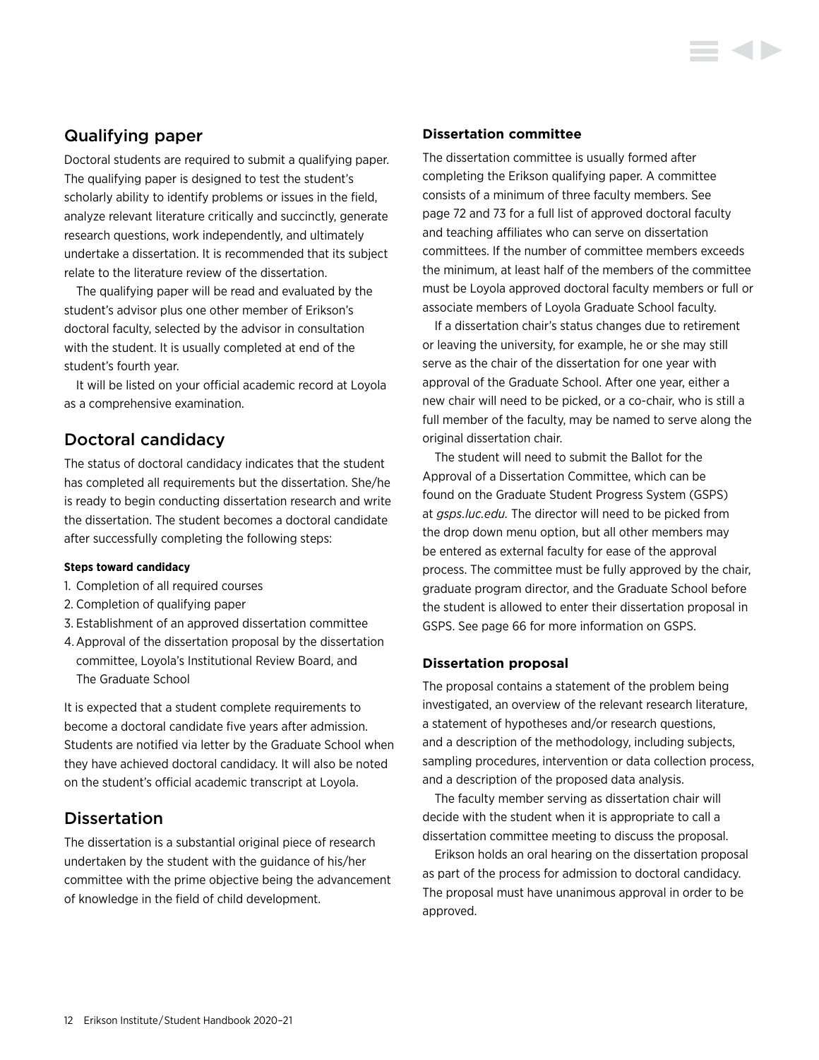## Qualifying paper

Doctoral students are required to submit a qualifying paper. The qualifying paper is designed to test the student's scholarly ability to identify problems or issues in the field, analyze relevant literature critically and succinctly, generate research questions, work independently, and ultimately undertake a dissertation. It is recommended that its subject relate to the literature review of the dissertation.

The qualifying paper will be read and evaluated by the student's advisor plus one other member of Erikson's doctoral faculty, selected by the advisor in consultation with the student. It is usually completed at end of the student's fourth year.

It will be listed on your official academic record at Loyola as a comprehensive examination.

## Doctoral candidacy

The status of doctoral candidacy indicates that the student has completed all requirements but the dissertation. She/he is ready to begin conducting dissertation research and write the dissertation. The student becomes a doctoral candidate after successfully completing the following steps:

**Steps toward candidacy**

1. Completion of all required courses
2. Completion of qualifying paper
3. Establishment of an approved dissertation committee
4. Approval of the dissertation proposal by the dissertation committee, Loyola's Institutional Review Board, and The Graduate School

It is expected that a student complete requirements to become a doctoral candidate five years after admission. Students are notified via letter by the Graduate School when they have achieved doctoral candidacy. It will also be noted on the student's official academic transcript at Loyola.

## Dissertation

The dissertation is a substantial original piece of research undertaken by the student with the guidance of his/her committee with the prime objective being the advancement of knowledge in the field of child development.

### Dissertation committee

The dissertation committee is usually formed after completing the Erikson qualifying paper. A committee consists of a minimum of three faculty members. See page 72 and 73 for a full list of approved doctoral faculty and teaching affiliates who can serve on dissertation committees. If the number of committee members exceeds the minimum, at least half of the members of the committee must be Loyola approved doctoral faculty members or full or associate members of Loyola Graduate School faculty.

If a dissertation chair's status changes due to retirement or leaving the university, for example, he or she may still serve as the chair of the dissertation for one year with approval of the Graduate School. After one year, either a new chair will need to be picked, or a co-chair, who is still a full member of the faculty, may be named to serve along the original dissertation chair.

The student will need to submit the Ballot for the Approval of a Dissertation Committee, which can be found on the Graduate Student Progress System (GSPS) at *gsps.luc.edu.* The director will need to be picked from the drop down menu option, but all other members may be entered as external faculty for ease of the approval process. The committee must be fully approved by the chair, graduate program director, and the Graduate School before the student is allowed to enter their dissertation proposal in GSPS. See page 66 for more information on GSPS.

### Dissertation proposal

The proposal contains a statement of the problem being investigated, an overview of the relevant research literature, a statement of hypotheses and/or research questions, and a description of the methodology, including subjects, sampling procedures, intervention or data collection process, and a description of the proposed data analysis.

The faculty member serving as dissertation chair will decide with the student when it is appropriate to call a dissertation committee meeting to discuss the proposal.

Erikson holds an oral hearing on the dissertation proposal as part of the process for admission to doctoral candidacy. The proposal must have unanimous approval in order to be approved.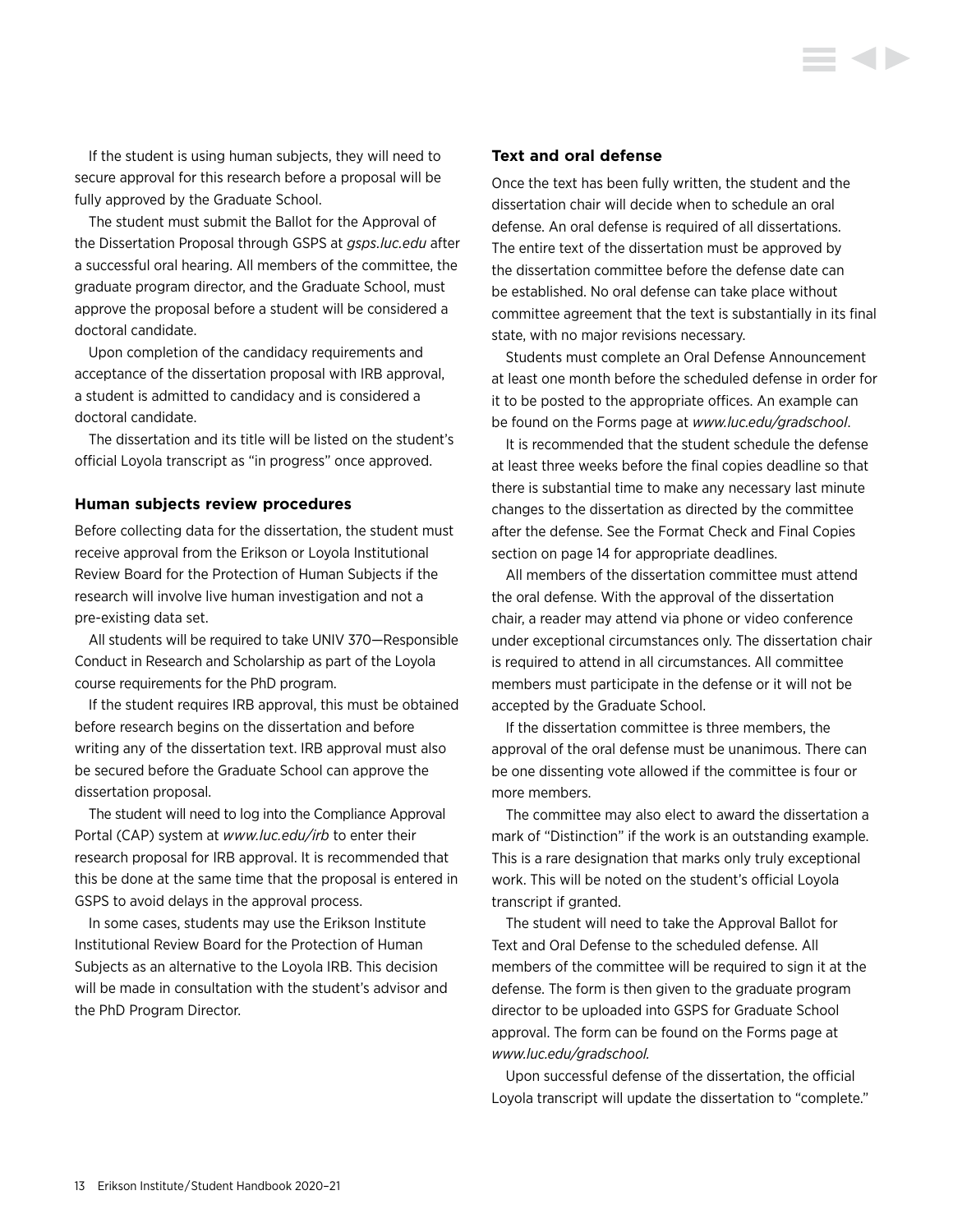If the student is using human subjects, they will need to secure approval for this research before a proposal will be fully approved by the Graduate School.

The student must submit the Ballot for the Approval of the Dissertation Proposal through GSPS at *gsps.luc.edu* after a successful oral hearing. All members of the committee, the graduate program director, and the Graduate School, must approve the proposal before a student will be considered a doctoral candidate.

Upon completion of the candidacy requirements and acceptance of the dissertation proposal with IRB approval, a student is admitted to candidacy and is considered a doctoral candidate.

The dissertation and its title will be listed on the student's official Loyola transcript as "in progress" once approved.

### Human subjects review procedures

Before collecting data for the dissertation, the student must receive approval from the Erikson or Loyola Institutional Review Board for the Protection of Human Subjects if the research will involve live human investigation and not a pre-existing data set.

All students will be required to take UNIV 370—Responsible Conduct in Research and Scholarship as part of the Loyola course requirements for the PhD program.

If the student requires IRB approval, this must be obtained before research begins on the dissertation and before writing any of the dissertation text. IRB approval must also be secured before the Graduate School can approve the dissertation proposal.

The student will need to log into the Compliance Approval Portal (CAP) system at *www.luc.edu/irb* to enter their research proposal for IRB approval. It is recommended that this be done at the same time that the proposal is entered in GSPS to avoid delays in the approval process.

In some cases, students may use the Erikson Institute Institutional Review Board for the Protection of Human Subjects as an alternative to the Loyola IRB. This decision will be made in consultation with the student's advisor and the PhD Program Director.

### Text and oral defense

Once the text has been fully written, the student and the dissertation chair will decide when to schedule an oral defense. An oral defense is required of all dissertations. The entire text of the dissertation must be approved by the dissertation committee before the defense date can be established. No oral defense can take place without committee agreement that the text is substantially in its final state, with no major revisions necessary.

Students must complete an Oral Defense Announcement at least one month before the scheduled defense in order for it to be posted to the appropriate offices. An example can be found on the Forms page at *www.luc.edu/gradschool*.

It is recommended that the student schedule the defense at least three weeks before the final copies deadline so that there is substantial time to make any necessary last minute changes to the dissertation as directed by the committee after the defense. See the Format Check and Final Copies section on page 14 for appropriate deadlines.

All members of the dissertation committee must attend the oral defense. With the approval of the dissertation chair, a reader may attend via phone or video conference under exceptional circumstances only. The dissertation chair is required to attend in all circumstances. All committee members must participate in the defense or it will not be accepted by the Graduate School.

If the dissertation committee is three members, the approval of the oral defense must be unanimous. There can be one dissenting vote allowed if the committee is four or more members.

The committee may also elect to award the dissertation a mark of "Distinction" if the work is an outstanding example. This is a rare designation that marks only truly exceptional work. This will be noted on the student's official Loyola transcript if granted.

The student will need to take the Approval Ballot for Text and Oral Defense to the scheduled defense. All members of the committee will be required to sign it at the defense. The form is then given to the graduate program director to be uploaded into GSPS for Graduate School approval. The form can be found on the Forms page at *www.luc.edu/gradschool.*

Upon successful defense of the dissertation, the official Loyola transcript will update the dissertation to "complete."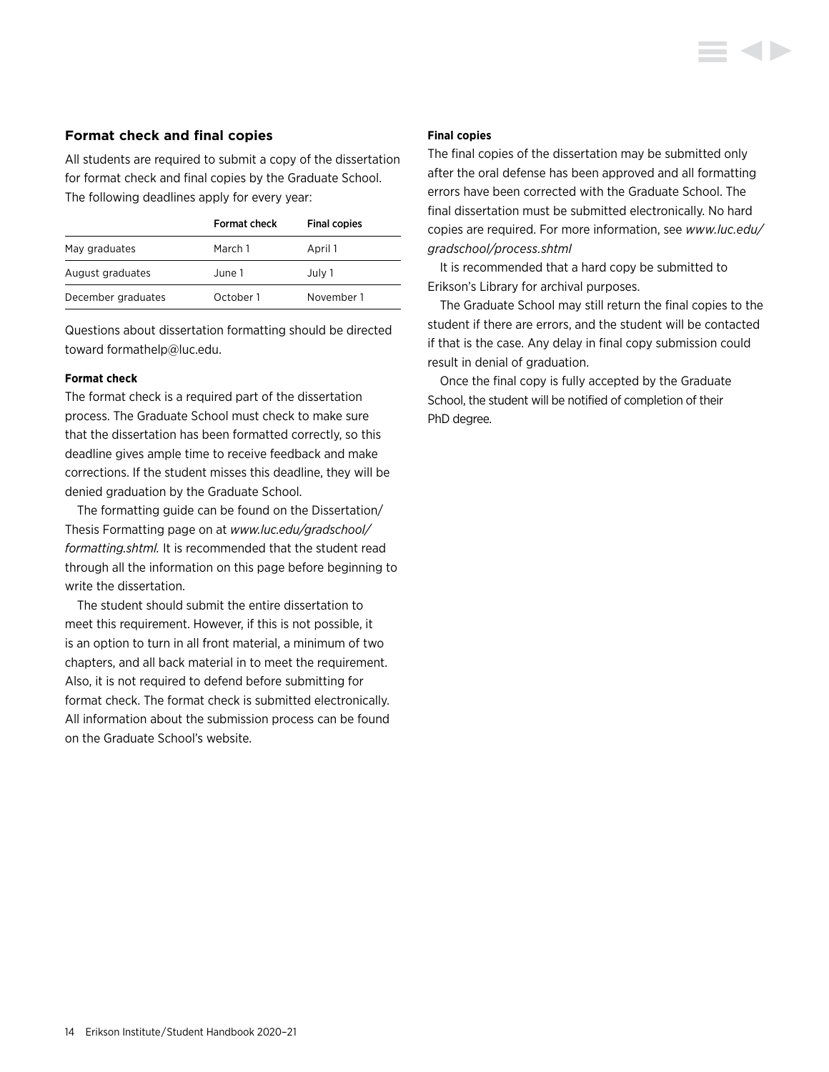## Format check and final copies

All students are required to submit a copy of the dissertation for format check and final copies by the Graduate School. The following deadlines apply for every year:

| | Format check | Final copies |
|---|---|---|
| May graduates | March 1 | April 1 |
| August graduates | June 1 | July 1 |
| December graduates | October 1 | November 1 |

Questions about dissertation formatting should be directed toward formathelp@luc.edu.

#### Format check

The format check is a required part of the dissertation process. The Graduate School must check to make sure that the dissertation has been formatted correctly, so this deadline gives ample time to receive feedback and make corrections. If the student misses this deadline, they will be denied graduation by the Graduate School.

The formatting guide can be found on the Dissertation/ Thesis Formatting page on at *www.luc.edu/gradschool/ formatting.shtml.* It is recommended that the student read through all the information on this page before beginning to write the dissertation.

The student should submit the entire dissertation to meet this requirement. However, if this is not possible, it is an option to turn in all front material, a minimum of two chapters, and all back material in to meet the requirement. Also, it is not required to defend before submitting for format check. The format check is submitted electronically. All information about the submission process can be found on the Graduate School's website.

#### Final copies

The final copies of the dissertation may be submitted only after the oral defense has been approved and all formatting errors have been corrected with the Graduate School. The final dissertation must be submitted electronically. No hard copies are required. For more information, see *www.luc.edu/ gradschool/process.shtml*

It is recommended that a hard copy be submitted to Erikson's Library for archival purposes.

The Graduate School may still return the final copies to the student if there are errors, and the student will be contacted if that is the case. Any delay in final copy submission could result in denial of graduation.

Once the final copy is fully accepted by the Graduate School, the student will be notified of completion of their PhD degree.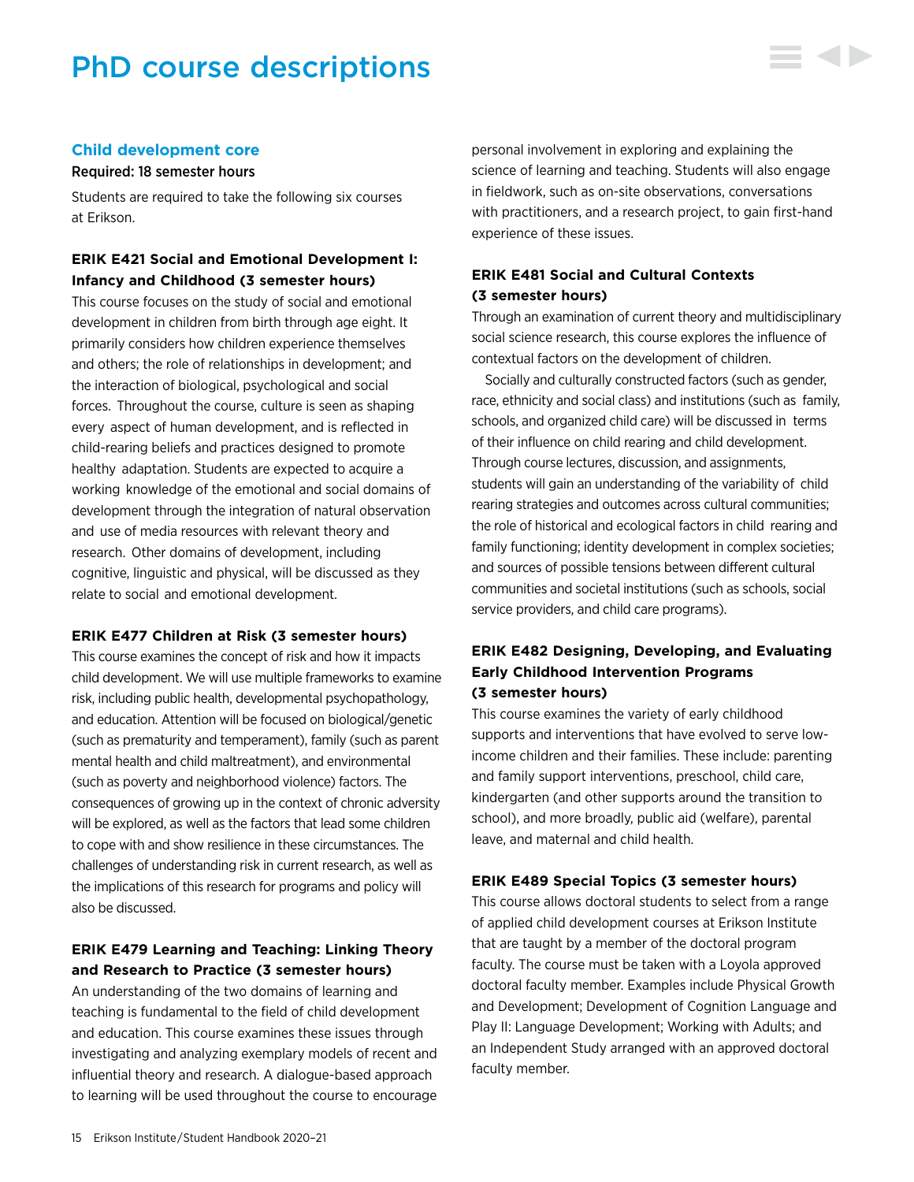# PhD course descriptions

## Child development core

**Required: 18 semester hours**

Students are required to take the following six courses at Erikson.

### ERIK E421 Social and Emotional Development I: Infancy and Childhood (3 semester hours)

This course focuses on the study of social and emotional development in children from birth through age eight. It primarily considers how children experience themselves and others; the role of relationships in development; and the interaction of biological, psychological and social forces. Throughout the course, culture is seen as shaping every aspect of human development, and is reflected in child-rearing beliefs and practices designed to promote healthy adaptation. Students are expected to acquire a working knowledge of the emotional and social domains of development through the integration of natural observation and use of media resources with relevant theory and research. Other domains of development, including cognitive, linguistic and physical, will be discussed as they relate to social and emotional development.

### ERIK E477 Children at Risk (3 semester hours)

This course examines the concept of risk and how it impacts child development. We will use multiple frameworks to examine risk, including public health, developmental psychopathology, and education. Attention will be focused on biological/genetic (such as prematurity and temperament), family (such as parent mental health and child maltreatment), and environmental (such as poverty and neighborhood violence) factors. The consequences of growing up in the context of chronic adversity will be explored, as well as the factors that lead some children to cope with and show resilience in these circumstances. The challenges of understanding risk in current research, as well as the implications of this research for programs and policy will also be discussed.

### ERIK E479 Learning and Teaching: Linking Theory and Research to Practice (3 semester hours)

An understanding of the two domains of learning and teaching is fundamental to the field of child development and education. This course examines these issues through investigating and analyzing exemplary models of recent and influential theory and research. A dialogue-based approach to learning will be used throughout the course to encourage personal involvement in exploring and explaining the science of learning and teaching. Students will also engage in fieldwork, such as on-site observations, conversations with practitioners, and a research project, to gain first-hand experience of these issues.

### ERIK E481 Social and Cultural Contexts (3 semester hours)

Through an examination of current theory and multidisciplinary social science research, this course explores the influence of contextual factors on the development of children.

Socially and culturally constructed factors (such as gender, race, ethnicity and social class) and institutions (such as family, schools, and organized child care) will be discussed in terms of their influence on child rearing and child development. Through course lectures, discussion, and assignments, students will gain an understanding of the variability of child rearing strategies and outcomes across cultural communities; the role of historical and ecological factors in child rearing and family functioning; identity development in complex societies; and sources of possible tensions between different cultural communities and societal institutions (such as schools, social service providers, and child care programs).

### ERIK E482 Designing, Developing, and Evaluating Early Childhood Intervention Programs (3 semester hours)

This course examines the variety of early childhood supports and interventions that have evolved to serve low-income children and their families. These include: parenting and family support interventions, preschool, child care, kindergarten (and other supports around the transition to school), and more broadly, public aid (welfare), parental leave, and maternal and child health.

### ERIK E489 Special Topics (3 semester hours)

This course allows doctoral students to select from a range of applied child development courses at Erikson Institute that are taught by a member of the doctoral program faculty. The course must be taken with a Loyola approved doctoral faculty member. Examples include Physical Growth and Development; Development of Cognition Language and Play II: Language Development; Working with Adults; and an Independent Study arranged with an approved doctoral faculty member.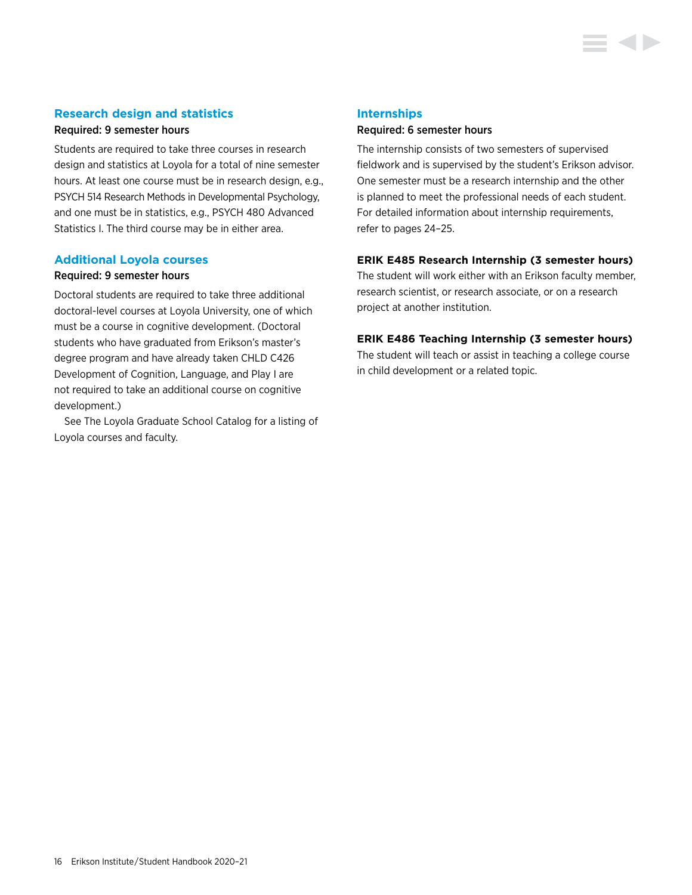### Research design and statistics

**Required: 9 semester hours**

Students are required to take three courses in research design and statistics at Loyola for a total of nine semester hours. At least one course must be in research design, e.g., PSYCH 514 Research Methods in Developmental Psychology, and one must be in statistics, e.g., PSYCH 480 Advanced Statistics I. The third course may be in either area.

### Additional Loyola courses

**Required: 9 semester hours**

Doctoral students are required to take three additional doctoral-level courses at Loyola University, one of which must be a course in cognitive development. (Doctoral students who have graduated from Erikson's master's degree program and have already taken CHLD C426 Development of Cognition, Language, and Play I are not required to take an additional course on cognitive development.)

See The Loyola Graduate School Catalog for a listing of Loyola courses and faculty.

### Internships

**Required: 6 semester hours**

The internship consists of two semesters of supervised fieldwork and is supervised by the student's Erikson advisor. One semester must be a research internship and the other is planned to meet the professional needs of each student. For detailed information about internship requirements, refer to pages 24–25.

**ERIK E485 Research Internship (3 semester hours)**

The student will work either with an Erikson faculty member, research scientist, or research associate, or on a research project at another institution.

**ERIK E486 Teaching Internship (3 semester hours)**

The student will teach or assist in teaching a college course in child development or a related topic.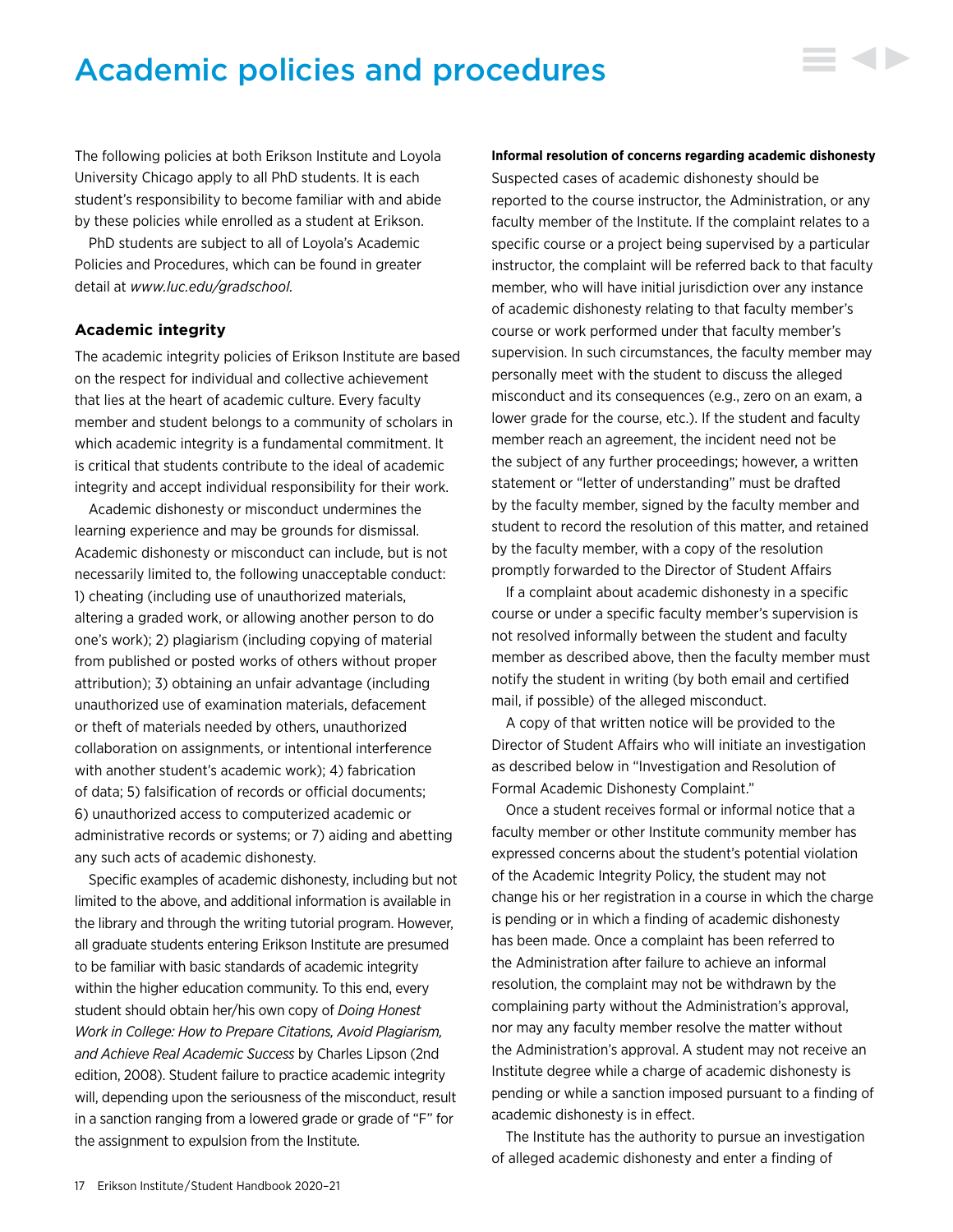# Academic policies and procedures

The following policies at both Erikson Institute and Loyola University Chicago apply to all PhD students. It is each student's responsibility to become familiar with and abide by these policies while enrolled as a student at Erikson.

PhD students are subject to all of Loyola's Academic Policies and Procedures, which can be found in greater detail at *www.luc.edu/gradschool.*

### Academic integrity

The academic integrity policies of Erikson Institute are based on the respect for individual and collective achievement that lies at the heart of academic culture. Every faculty member and student belongs to a community of scholars in which academic integrity is a fundamental commitment. It is critical that students contribute to the ideal of academic integrity and accept individual responsibility for their work.

Academic dishonesty or misconduct undermines the learning experience and may be grounds for dismissal. Academic dishonesty or misconduct can include, but is not necessarily limited to, the following unacceptable conduct: 1) cheating (including use of unauthorized materials, altering a graded work, or allowing another person to do one's work); 2) plagiarism (including copying of material from published or posted works of others without proper attribution); 3) obtaining an unfair advantage (including unauthorized use of examination materials, defacement or theft of materials needed by others, unauthorized collaboration on assignments, or intentional interference with another student's academic work); 4) fabrication of data; 5) falsification of records or official documents; 6) unauthorized access to computerized academic or administrative records or systems; or 7) aiding and abetting any such acts of academic dishonesty.

Specific examples of academic dishonesty, including but not limited to the above, and additional information is available in the library and through the writing tutorial program. However, all graduate students entering Erikson Institute are presumed to be familiar with basic standards of academic integrity within the higher education community. To this end, every student should obtain her/his own copy of *Doing Honest Work in College: How to Prepare Citations, Avoid Plagiarism, and Achieve Real Academic Success* by Charles Lipson (2nd edition, 2008). Student failure to practice academic integrity will, depending upon the seriousness of the misconduct, result in a sanction ranging from a lowered grade or grade of "F" for the assignment to expulsion from the Institute.

**Informal resolution of concerns regarding academic dishonesty**

Suspected cases of academic dishonesty should be reported to the course instructor, the Administration, or any faculty member of the Institute. If the complaint relates to a specific course or a project being supervised by a particular instructor, the complaint will be referred back to that faculty member, who will have initial jurisdiction over any instance of academic dishonesty relating to that faculty member's course or work performed under that faculty member's supervision. In such circumstances, the faculty member may personally meet with the student to discuss the alleged misconduct and its consequences (e.g., zero on an exam, a lower grade for the course, etc.). If the student and faculty member reach an agreement, the incident need not be the subject of any further proceedings; however, a written statement or "letter of understanding" must be drafted by the faculty member, signed by the faculty member and student to record the resolution of this matter, and retained by the faculty member, with a copy of the resolution promptly forwarded to the Director of Student Affairs

If a complaint about academic dishonesty in a specific course or under a specific faculty member's supervision is not resolved informally between the student and faculty member as described above, then the faculty member must notify the student in writing (by both email and certified mail, if possible) of the alleged misconduct.

A copy of that written notice will be provided to the Director of Student Affairs who will initiate an investigation as described below in "Investigation and Resolution of Formal Academic Dishonesty Complaint."

Once a student receives formal or informal notice that a faculty member or other Institute community member has expressed concerns about the student's potential violation of the Academic Integrity Policy, the student may not change his or her registration in a course in which the charge is pending or in which a finding of academic dishonesty has been made. Once a complaint has been referred to the Administration after failure to achieve an informal resolution, the complaint may not be withdrawn by the complaining party without the Administration's approval, nor may any faculty member resolve the matter without the Administration's approval. A student may not receive an Institute degree while a charge of academic dishonesty is pending or while a sanction imposed pursuant to a finding of academic dishonesty is in effect.

The Institute has the authority to pursue an investigation of alleged academic dishonesty and enter a finding of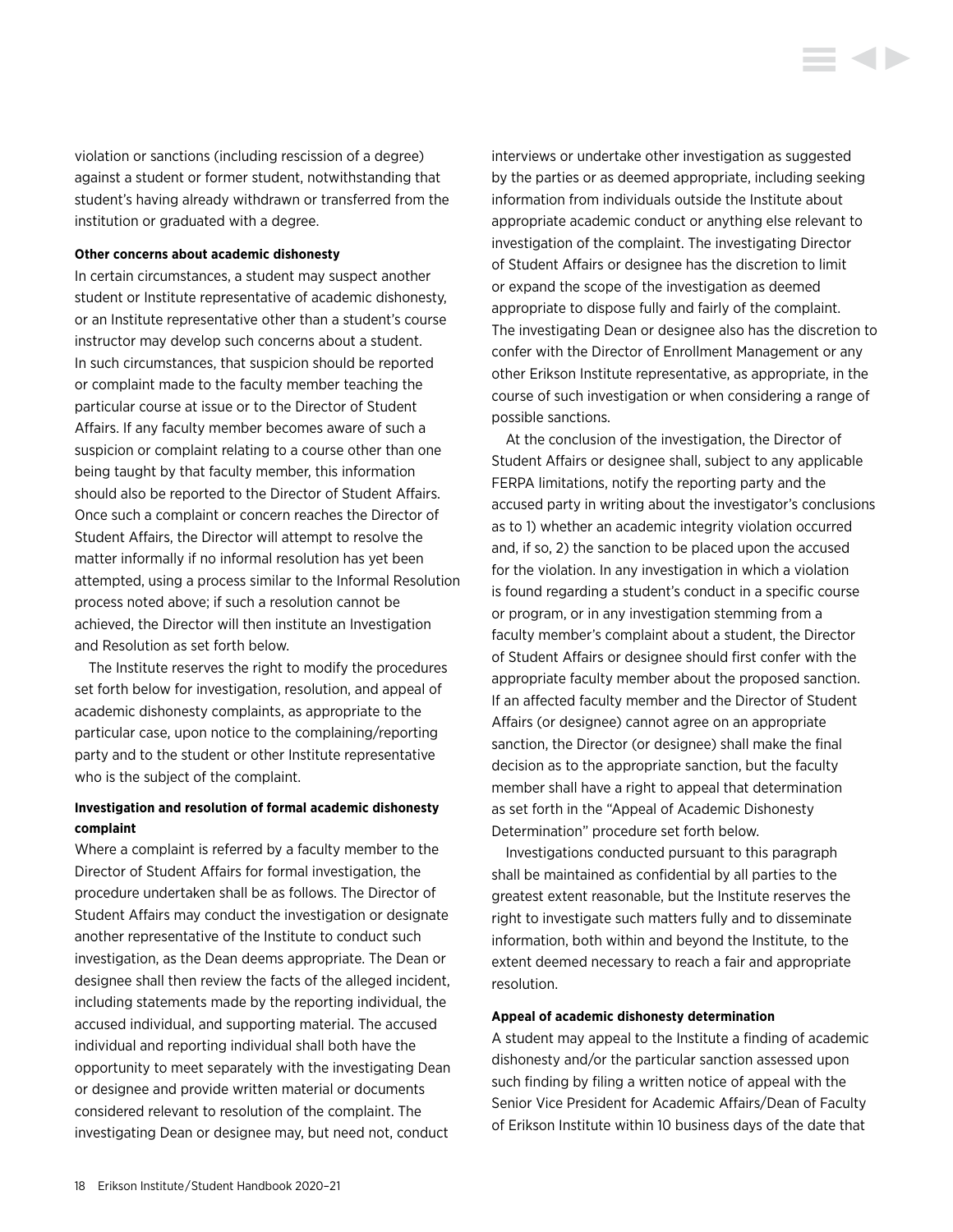violation or sanctions (including rescission of a degree) against a student or former student, notwithstanding that student's having already withdrawn or transferred from the institution or graduated with a degree.

**Other concerns about academic dishonesty**

In certain circumstances, a student may suspect another student or Institute representative of academic dishonesty, or an Institute representative other than a student's course instructor may develop such concerns about a student. In such circumstances, that suspicion should be reported or complaint made to the faculty member teaching the particular course at issue or to the Director of Student Affairs. If any faculty member becomes aware of such a suspicion or complaint relating to a course other than one being taught by that faculty member, this information should also be reported to the Director of Student Affairs. Once such a complaint or concern reaches the Director of Student Affairs, the Director will attempt to resolve the matter informally if no informal resolution has yet been attempted, using a process similar to the Informal Resolution process noted above; if such a resolution cannot be achieved, the Director will then institute an Investigation and Resolution as set forth below.

The Institute reserves the right to modify the procedures set forth below for investigation, resolution, and appeal of academic dishonesty complaints, as appropriate to the particular case, upon notice to the complaining/reporting party and to the student or other Institute representative who is the subject of the complaint.

**Investigation and resolution of formal academic dishonesty complaint**

Where a complaint is referred by a faculty member to the Director of Student Affairs for formal investigation, the procedure undertaken shall be as follows. The Director of Student Affairs may conduct the investigation or designate another representative of the Institute to conduct such investigation, as the Dean deems appropriate. The Dean or designee shall then review the facts of the alleged incident, including statements made by the reporting individual, the accused individual, and supporting material. The accused individual and reporting individual shall both have the opportunity to meet separately with the investigating Dean or designee and provide written material or documents considered relevant to resolution of the complaint. The investigating Dean or designee may, but need not, conduct interviews or undertake other investigation as suggested by the parties or as deemed appropriate, including seeking information from individuals outside the Institute about appropriate academic conduct or anything else relevant to investigation of the complaint. The investigating Director of Student Affairs or designee has the discretion to limit or expand the scope of the investigation as deemed appropriate to dispose fully and fairly of the complaint. The investigating Dean or designee also has the discretion to confer with the Director of Enrollment Management or any other Erikson Institute representative, as appropriate, in the course of such investigation or when considering a range of possible sanctions.

At the conclusion of the investigation, the Director of Student Affairs or designee shall, subject to any applicable FERPA limitations, notify the reporting party and the accused party in writing about the investigator's conclusions as to 1) whether an academic integrity violation occurred and, if so, 2) the sanction to be placed upon the accused for the violation. In any investigation in which a violation is found regarding a student's conduct in a specific course or program, or in any investigation stemming from a faculty member's complaint about a student, the Director of Student Affairs or designee should first confer with the appropriate faculty member about the proposed sanction. If an affected faculty member and the Director of Student Affairs (or designee) cannot agree on an appropriate sanction, the Director (or designee) shall make the final decision as to the appropriate sanction, but the faculty member shall have a right to appeal that determination as set forth in the "Appeal of Academic Dishonesty Determination" procedure set forth below.

Investigations conducted pursuant to this paragraph shall be maintained as confidential by all parties to the greatest extent reasonable, but the Institute reserves the right to investigate such matters fully and to disseminate information, both within and beyond the Institute, to the extent deemed necessary to reach a fair and appropriate resolution.

**Appeal of academic dishonesty determination**

A student may appeal to the Institute a finding of academic dishonesty and/or the particular sanction assessed upon such finding by filing a written notice of appeal with the Senior Vice President for Academic Affairs/Dean of Faculty of Erikson Institute within 10 business days of the date that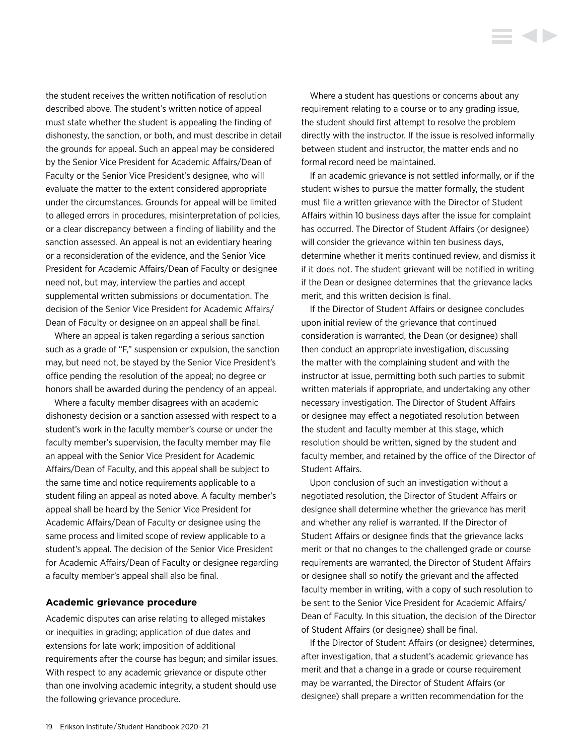the student receives the written notification of resolution described above. The student's written notice of appeal must state whether the student is appealing the finding of dishonesty, the sanction, or both, and must describe in detail the grounds for appeal. Such an appeal may be considered by the Senior Vice President for Academic Affairs/Dean of Faculty or the Senior Vice President's designee, who will evaluate the matter to the extent considered appropriate under the circumstances. Grounds for appeal will be limited to alleged errors in procedures, misinterpretation of policies, or a clear discrepancy between a finding of liability and the sanction assessed. An appeal is not an evidentiary hearing or a reconsideration of the evidence, and the Senior Vice President for Academic Affairs/Dean of Faculty or designee need not, but may, interview the parties and accept supplemental written submissions or documentation. The decision of the Senior Vice President for Academic Affairs/ Dean of Faculty or designee on an appeal shall be final.

Where an appeal is taken regarding a serious sanction such as a grade of "F," suspension or expulsion, the sanction may, but need not, be stayed by the Senior Vice President's office pending the resolution of the appeal; no degree or honors shall be awarded during the pendency of an appeal.

Where a faculty member disagrees with an academic dishonesty decision or a sanction assessed with respect to a student's work in the faculty member's course or under the faculty member's supervision, the faculty member may file an appeal with the Senior Vice President for Academic Affairs/Dean of Faculty, and this appeal shall be subject to the same time and notice requirements applicable to a student filing an appeal as noted above. A faculty member's appeal shall be heard by the Senior Vice President for Academic Affairs/Dean of Faculty or designee using the same process and limited scope of review applicable to a student's appeal. The decision of the Senior Vice President for Academic Affairs/Dean of Faculty or designee regarding a faculty member's appeal shall also be final.

### Academic grievance procedure

Academic disputes can arise relating to alleged mistakes or inequities in grading; application of due dates and extensions for late work; imposition of additional requirements after the course has begun; and similar issues. With respect to any academic grievance or dispute other than one involving academic integrity, a student should use the following grievance procedure.

Where a student has questions or concerns about any requirement relating to a course or to any grading issue, the student should first attempt to resolve the problem directly with the instructor. If the issue is resolved informally between student and instructor, the matter ends and no formal record need be maintained.

If an academic grievance is not settled informally, or if the student wishes to pursue the matter formally, the student must file a written grievance with the Director of Student Affairs within 10 business days after the issue for complaint has occurred. The Director of Student Affairs (or designee) will consider the grievance within ten business days, determine whether it merits continued review, and dismiss it if it does not. The student grievant will be notified in writing if the Dean or designee determines that the grievance lacks merit, and this written decision is final.

If the Director of Student Affairs or designee concludes upon initial review of the grievance that continued consideration is warranted, the Dean (or designee) shall then conduct an appropriate investigation, discussing the matter with the complaining student and with the instructor at issue, permitting both such parties to submit written materials if appropriate, and undertaking any other necessary investigation. The Director of Student Affairs or designee may effect a negotiated resolution between the student and faculty member at this stage, which resolution should be written, signed by the student and faculty member, and retained by the office of the Director of Student Affairs.

Upon conclusion of such an investigation without a negotiated resolution, the Director of Student Affairs or designee shall determine whether the grievance has merit and whether any relief is warranted. If the Director of Student Affairs or designee finds that the grievance lacks merit or that no changes to the challenged grade or course requirements are warranted, the Director of Student Affairs or designee shall so notify the grievant and the affected faculty member in writing, with a copy of such resolution to be sent to the Senior Vice President for Academic Affairs/ Dean of Faculty. In this situation, the decision of the Director of Student Affairs (or designee) shall be final.

If the Director of Student Affairs (or designee) determines, after investigation, that a student's academic grievance has merit and that a change in a grade or course requirement may be warranted, the Director of Student Affairs (or designee) shall prepare a written recommendation for the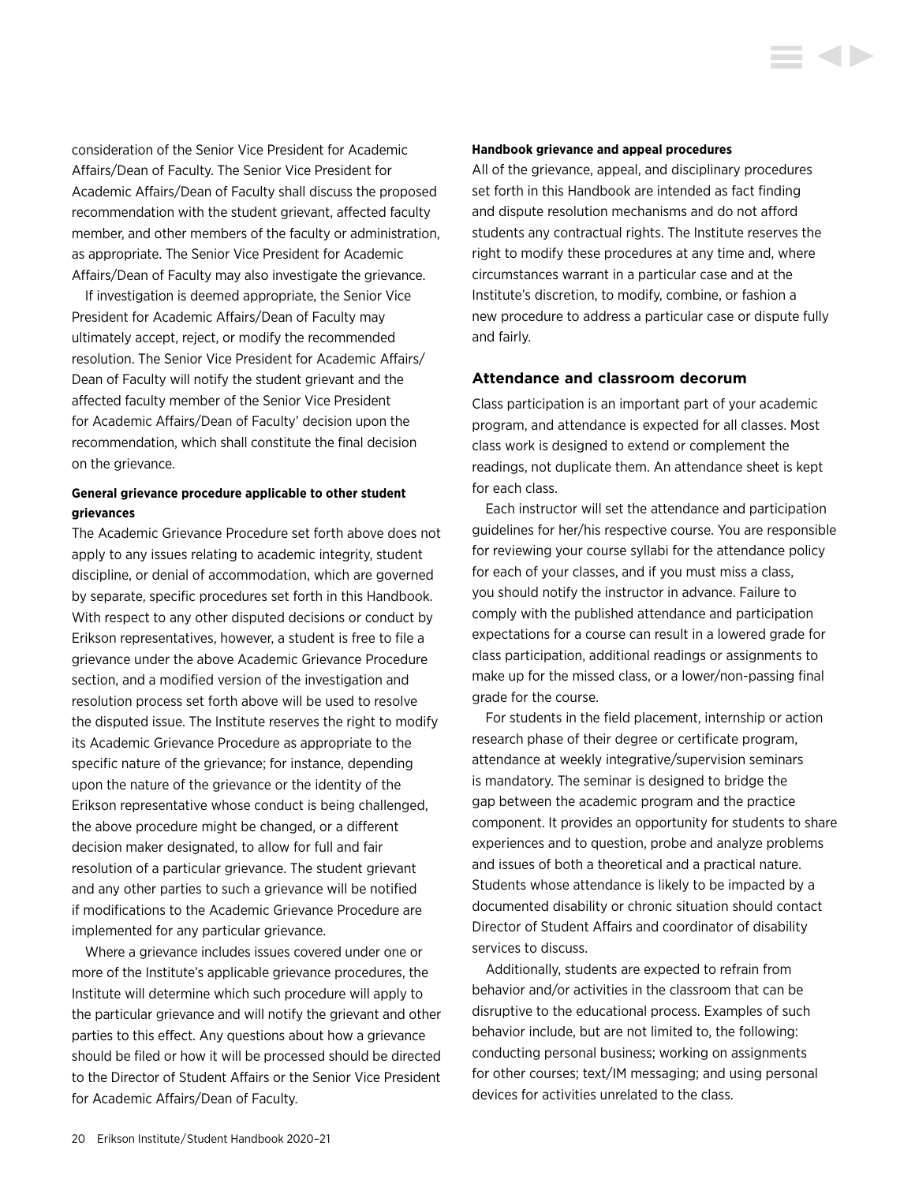consideration of the Senior Vice President for Academic Affairs/Dean of Faculty. The Senior Vice President for Academic Affairs/Dean of Faculty shall discuss the proposed recommendation with the student grievant, affected faculty member, and other members of the faculty or administration, as appropriate. The Senior Vice President for Academic Affairs/Dean of Faculty may also investigate the grievance.

If investigation is deemed appropriate, the Senior Vice President for Academic Affairs/Dean of Faculty may ultimately accept, reject, or modify the recommended resolution. The Senior Vice President for Academic Affairs/Dean of Faculty will notify the student grievant and the affected faculty member of the Senior Vice President for Academic Affairs/Dean of Faculty' decision upon the recommendation, which shall constitute the final decision on the grievance.

**General grievance procedure applicable to other student grievances**

The Academic Grievance Procedure set forth above does not apply to any issues relating to academic integrity, student discipline, or denial of accommodation, which are governed by separate, specific procedures set forth in this Handbook. With respect to any other disputed decisions or conduct by Erikson representatives, however, a student is free to file a grievance under the above Academic Grievance Procedure section, and a modified version of the investigation and resolution process set forth above will be used to resolve the disputed issue. The Institute reserves the right to modify its Academic Grievance Procedure as appropriate to the specific nature of the grievance; for instance, depending upon the nature of the grievance or the identity of the Erikson representative whose conduct is being challenged, the above procedure might be changed, or a different decision maker designated, to allow for full and fair resolution of a particular grievance. The student grievant and any other parties to such a grievance will be notified if modifications to the Academic Grievance Procedure are implemented for any particular grievance.

Where a grievance includes issues covered under one or more of the Institute's applicable grievance procedures, the Institute will determine which such procedure will apply to the particular grievance and will notify the grievant and other parties to this effect. Any questions about how a grievance should be filed or how it will be processed should be directed to the Director of Student Affairs or the Senior Vice President for Academic Affairs/Dean of Faculty.

**Handbook grievance and appeal procedures**

All of the grievance, appeal, and disciplinary procedures set forth in this Handbook are intended as fact finding and dispute resolution mechanisms and do not afford students any contractual rights. The Institute reserves the right to modify these procedures at any time and, where circumstances warrant in a particular case and at the Institute's discretion, to modify, combine, or fashion a new procedure to address a particular case or dispute fully and fairly.

### Attendance and classroom decorum

Class participation is an important part of your academic program, and attendance is expected for all classes. Most class work is designed to extend or complement the readings, not duplicate them. An attendance sheet is kept for each class.

Each instructor will set the attendance and participation guidelines for her/his respective course. You are responsible for reviewing your course syllabi for the attendance policy for each of your classes, and if you must miss a class, you should notify the instructor in advance. Failure to comply with the published attendance and participation expectations for a course can result in a lowered grade for class participation, additional readings or assignments to make up for the missed class, or a lower/non-passing final grade for the course.

For students in the field placement, internship or action research phase of their degree or certificate program, attendance at weekly integrative/supervision seminars is mandatory. The seminar is designed to bridge the gap between the academic program and the practice component. It provides an opportunity for students to share experiences and to question, probe and analyze problems and issues of both a theoretical and a practical nature. Students whose attendance is likely to be impacted by a documented disability or chronic situation should contact Director of Student Affairs and coordinator of disability services to discuss.

Additionally, students are expected to refrain from behavior and/or activities in the classroom that can be disruptive to the educational process. Examples of such behavior include, but are not limited to, the following: conducting personal business; working on assignments for other courses; text/IM messaging; and using personal devices for activities unrelated to the class.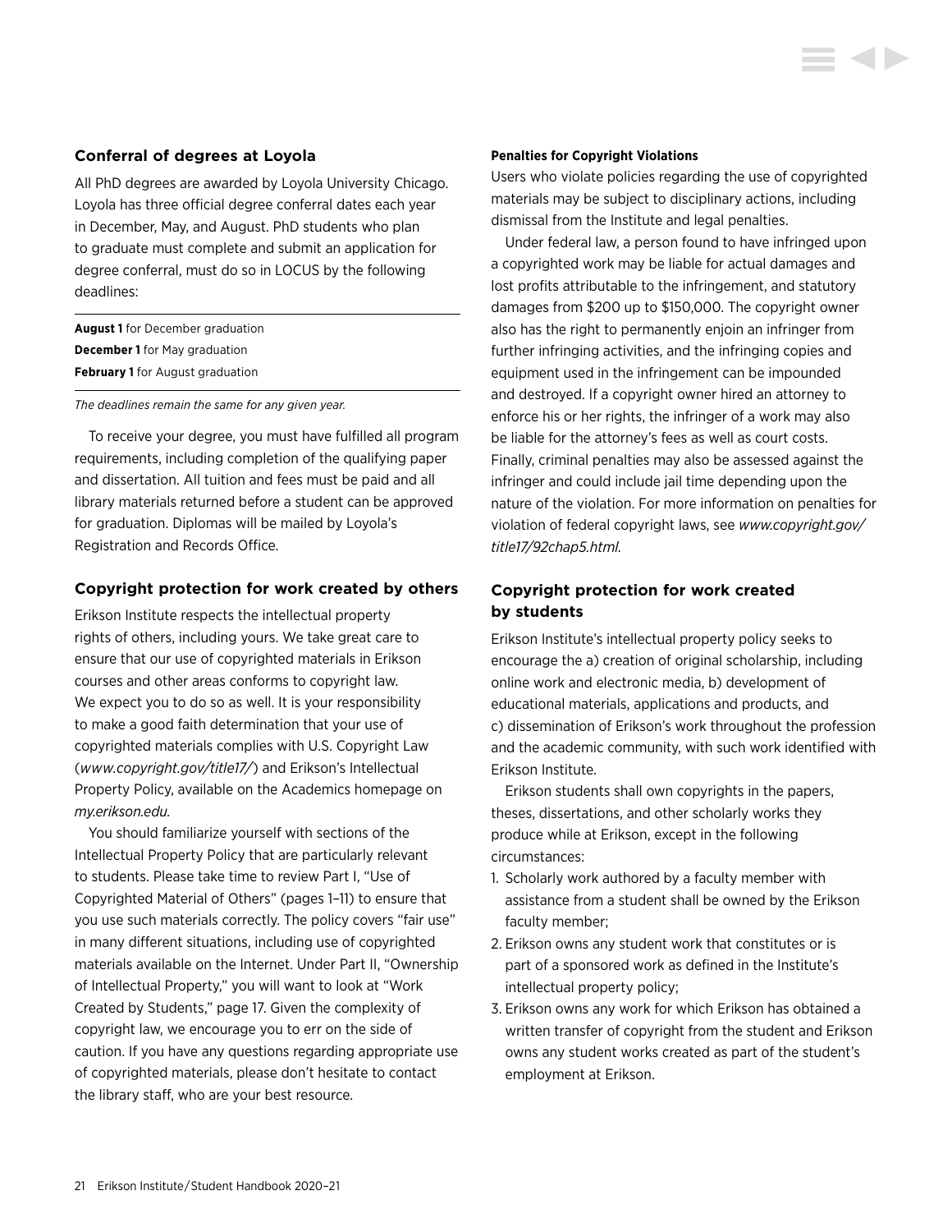## Conferral of degrees at Loyola

All PhD degrees are awarded by Loyola University Chicago. Loyola has three official degree conferral dates each year in December, May, and August. PhD students who plan to graduate must complete and submit an application for degree conferral, must do so in LOCUS by the following deadlines:

**August 1** for December graduation
**December 1** for May graduation
**February 1** for August graduation

*The deadlines remain the same for any given year.*

To receive your degree, you must have fulfilled all program requirements, including completion of the qualifying paper and dissertation. All tuition and fees must be paid and all library materials returned before a student can be approved for graduation. Diplomas will be mailed by Loyola's Registration and Records Office.

## Copyright protection for work created by others

Erikson Institute respects the intellectual property rights of others, including yours. We take great care to ensure that our use of copyrighted materials in Erikson courses and other areas conforms to copyright law. We expect you to do so as well. It is your responsibility to make a good faith determination that your use of copyrighted materials complies with U.S. Copyright Law (*www.copyright.gov/title17/*) and Erikson's Intellectual Property Policy, available on the Academics homepage on *my.erikson.edu.*

You should familiarize yourself with sections of the Intellectual Property Policy that are particularly relevant to students. Please take time to review Part I, "Use of Copyrighted Material of Others" (pages 1–11) to ensure that you use such materials correctly. The policy covers "fair use" in many different situations, including use of copyrighted materials available on the Internet. Under Part II, "Ownership of Intellectual Property," you will want to look at "Work Created by Students," page 17. Given the complexity of copyright law, we encourage you to err on the side of caution. If you have any questions regarding appropriate use of copyrighted materials, please don't hesitate to contact the library staff, who are your best resource.

### Penalties for Copyright Violations

Users who violate policies regarding the use of copyrighted materials may be subject to disciplinary actions, including dismissal from the Institute and legal penalties.

Under federal law, a person found to have infringed upon a copyrighted work may be liable for actual damages and lost profits attributable to the infringement, and statutory damages from $200 up to $150,000. The copyright owner also has the right to permanently enjoin an infringer from further infringing activities, and the infringing copies and equipment used in the infringement can be impounded and destroyed. If a copyright owner hired an attorney to enforce his or her rights, the infringer of a work may also be liable for the attorney's fees as well as court costs. Finally, criminal penalties may also be assessed against the infringer and could include jail time depending upon the nature of the violation. For more information on penalties for violation of federal copyright laws, see *www.copyright.gov/title17/92chap5.html.*

## Copyright protection for work created by students

Erikson Institute's intellectual property policy seeks to encourage the a) creation of original scholarship, including online work and electronic media, b) development of educational materials, applications and products, and c) dissemination of Erikson's work throughout the profession and the academic community, with such work identified with Erikson Institute.

Erikson students shall own copyrights in the papers, theses, dissertations, and other scholarly works they produce while at Erikson, except in the following circumstances:

1. Scholarly work authored by a faculty member with assistance from a student shall be owned by the Erikson faculty member;
2. Erikson owns any student work that constitutes or is part of a sponsored work as defined in the Institute's intellectual property policy;
3. Erikson owns any work for which Erikson has obtained a written transfer of copyright from the student and Erikson owns any student works created as part of the student's employment at Erikson.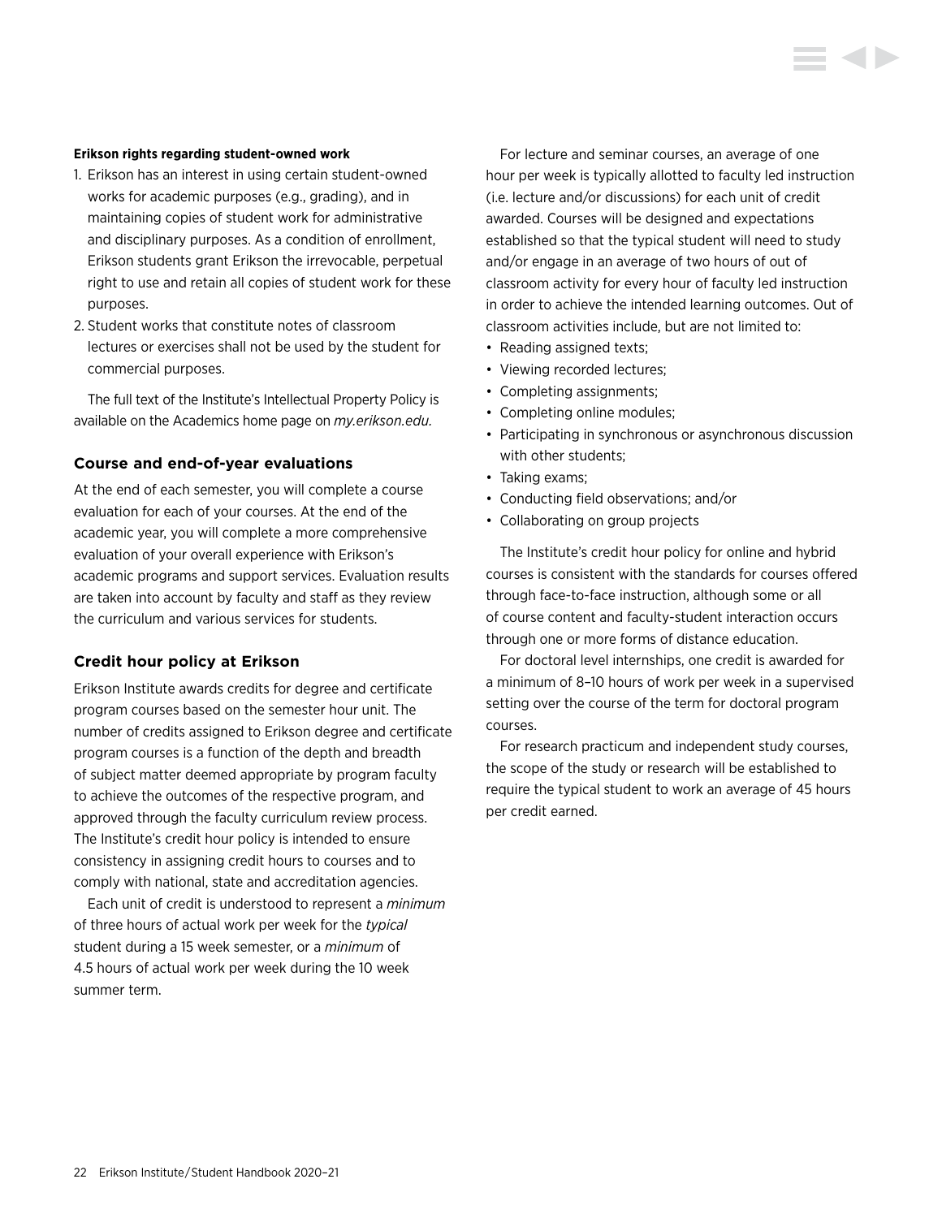**Erikson rights regarding student-owned work**

1. Erikson has an interest in using certain student-owned works for academic purposes (e.g., grading), and in maintaining copies of student work for administrative and disciplinary purposes. As a condition of enrollment, Erikson students grant Erikson the irrevocable, perpetual right to use and retain all copies of student work for these purposes.
2. Student works that constitute notes of classroom lectures or exercises shall not be used by the student for commercial purposes.

The full text of the Institute's Intellectual Property Policy is available on the Academics home page on *my.erikson.edu.*

### Course and end-of-year evaluations

At the end of each semester, you will complete a course evaluation for each of your courses. At the end of the academic year, you will complete a more comprehensive evaluation of your overall experience with Erikson's academic programs and support services. Evaluation results are taken into account by faculty and staff as they review the curriculum and various services for students.

### Credit hour policy at Erikson

Erikson Institute awards credits for degree and certificate program courses based on the semester hour unit. The number of credits assigned to Erikson degree and certificate program courses is a function of the depth and breadth of subject matter deemed appropriate by program faculty to achieve the outcomes of the respective program, and approved through the faculty curriculum review process. The Institute's credit hour policy is intended to ensure consistency in assigning credit hours to courses and to comply with national, state and accreditation agencies.

Each unit of credit is understood to represent a *minimum* of three hours of actual work per week for the *typical* student during a 15 week semester, or a *minimum* of 4.5 hours of actual work per week during the 10 week summer term.

For lecture and seminar courses, an average of one hour per week is typically allotted to faculty led instruction (i.e. lecture and/or discussions) for each unit of credit awarded. Courses will be designed and expectations established so that the typical student will need to study and/or engage in an average of two hours of out of classroom activity for every hour of faculty led instruction in order to achieve the intended learning outcomes. Out of classroom activities include, but are not limited to:

- Reading assigned texts;
- Viewing recorded lectures;
- Completing assignments;
- Completing online modules;
- Participating in synchronous or asynchronous discussion with other students;
- Taking exams;
- Conducting field observations; and/or
- Collaborating on group projects

The Institute's credit hour policy for online and hybrid courses is consistent with the standards for courses offered through face-to-face instruction, although some or all of course content and faculty-student interaction occurs through one or more forms of distance education.

For doctoral level internships, one credit is awarded for a minimum of 8–10 hours of work per week in a supervised setting over the course of the term for doctoral program courses.

For research practicum and independent study courses, the scope of the study or research will be established to require the typical student to work an average of 45 hours per credit earned.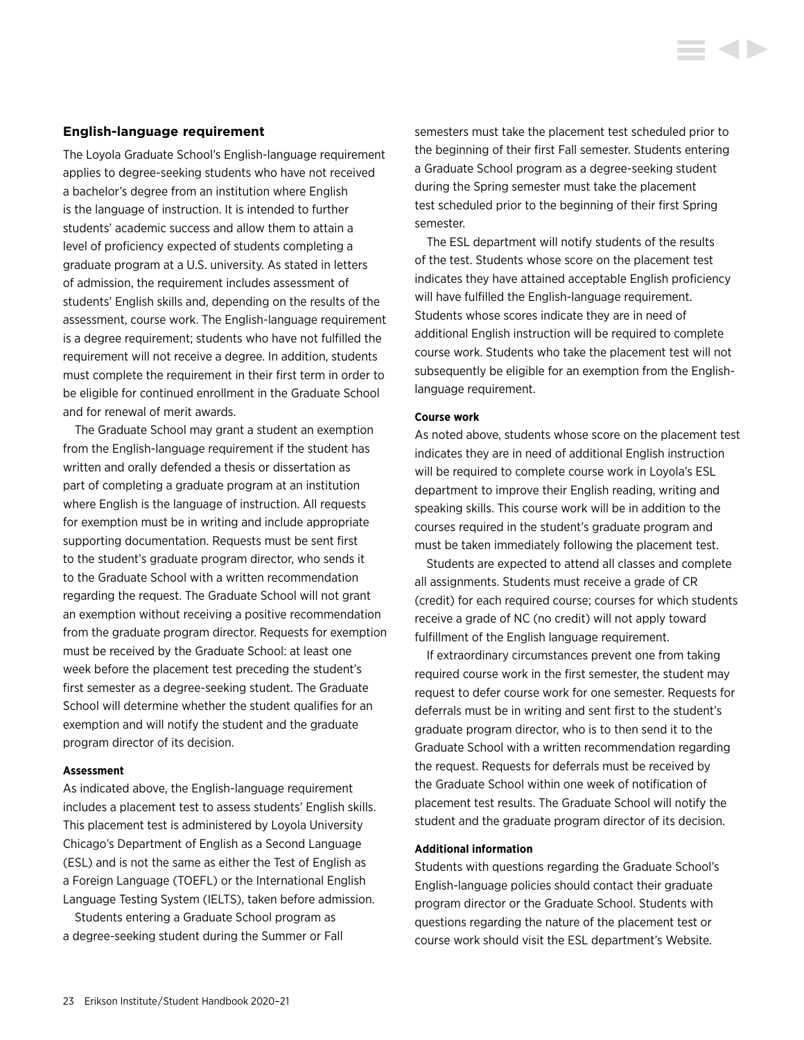## English-language requirement

The Loyola Graduate School's English-language requirement applies to degree-seeking students who have not received a bachelor's degree from an institution where English is the language of instruction. It is intended to further students' academic success and allow them to attain a level of proficiency expected of students completing a graduate program at a U.S. university. As stated in letters of admission, the requirement includes assessment of students' English skills and, depending on the results of the assessment, course work. The English-language requirement is a degree requirement; students who have not fulfilled the requirement will not receive a degree. In addition, students must complete the requirement in their first term in order to be eligible for continued enrollment in the Graduate School and for renewal of merit awards.

The Graduate School may grant a student an exemption from the English-language requirement if the student has written and orally defended a thesis or dissertation as part of completing a graduate program at an institution where English is the language of instruction. All requests for exemption must be in writing and include appropriate supporting documentation. Requests must be sent first to the student's graduate program director, who sends it to the Graduate School with a written recommendation regarding the request. The Graduate School will not grant an exemption without receiving a positive recommendation from the graduate program director. Requests for exemption must be received by the Graduate School: at least one week before the placement test preceding the student's first semester as a degree-seeking student. The Graduate School will determine whether the student qualifies for an exemption and will notify the student and the graduate program director of its decision.

#### Assessment

As indicated above, the English-language requirement includes a placement test to assess students' English skills. This placement test is administered by Loyola University Chicago's Department of English as a Second Language (ESL) and is not the same as either the Test of English as a Foreign Language (TOEFL) or the International English Language Testing System (IELTS), taken before admission.

Students entering a Graduate School program as a degree-seeking student during the Summer or Fall semesters must take the placement test scheduled prior to the beginning of their first Fall semester. Students entering a Graduate School program as a degree-seeking student during the Spring semester must take the placement test scheduled prior to the beginning of their first Spring semester.

The ESL department will notify students of the results of the test. Students whose score on the placement test indicates they have attained acceptable English proficiency will have fulfilled the English-language requirement. Students whose scores indicate they are in need of additional English instruction will be required to complete course work. Students who take the placement test will not subsequently be eligible for an exemption from the English-language requirement.

#### Course work

As noted above, students whose score on the placement test indicates they are in need of additional English instruction will be required to complete course work in Loyola's ESL department to improve their English reading, writing and speaking skills. This course work will be in addition to the courses required in the student's graduate program and must be taken immediately following the placement test.

Students are expected to attend all classes and complete all assignments. Students must receive a grade of CR (credit) for each required course; courses for which students receive a grade of NC (no credit) will not apply toward fulfillment of the English language requirement.

If extraordinary circumstances prevent one from taking required course work in the first semester, the student may request to defer course work for one semester. Requests for deferrals must be in writing and sent first to the student's graduate program director, who is to then send it to the Graduate School with a written recommendation regarding the request. Requests for deferrals must be received by the Graduate School within one week of notification of placement test results. The Graduate School will notify the student and the graduate program director of its decision.

#### Additional information

Students with questions regarding the Graduate School's English-language policies should contact their graduate program director or the Graduate School. Students with questions regarding the nature of the placement test or course work should visit the ESL department's Website.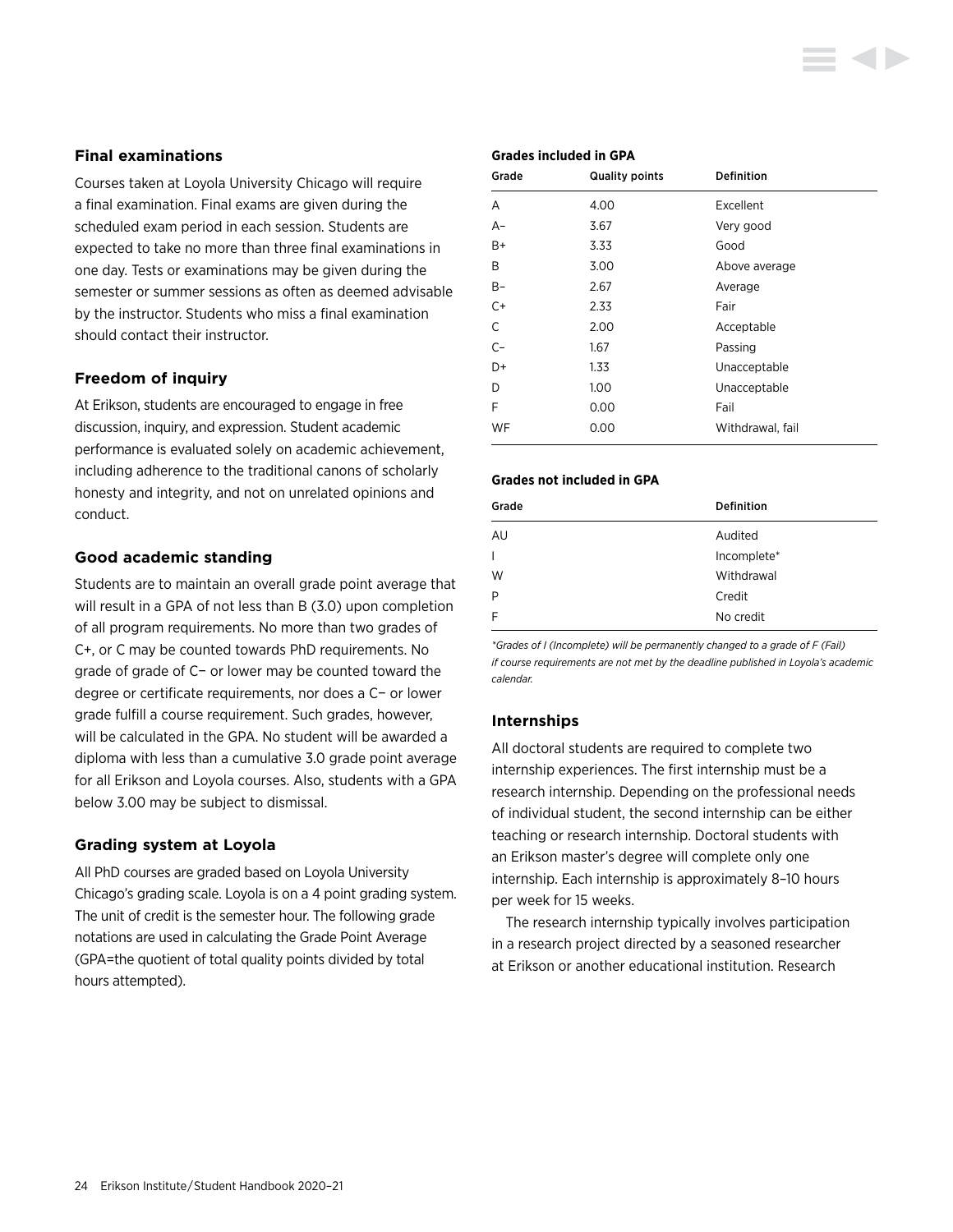## Final examinations

Courses taken at Loyola University Chicago will require a final examination. Final exams are given during the scheduled exam period in each session. Students are expected to take no more than three final examinations in one day. Tests or examinations may be given during the semester or summer sessions as often as deemed advisable by the instructor. Students who miss a final examination should contact their instructor.

## Freedom of inquiry

At Erikson, students are encouraged to engage in free discussion, inquiry, and expression. Student academic performance is evaluated solely on academic achievement, including adherence to the traditional canons of scholarly honesty and integrity, and not on unrelated opinions and conduct.

## Good academic standing

Students are to maintain an overall grade point average that will result in a GPA of not less than B (3.0) upon completion of all program requirements. No more than two grades of C+, or C may be counted towards PhD requirements. No grade of grade of C– or lower may be counted toward the degree or certificate requirements, nor does a C– or lower grade fulfill a course requirement. Such grades, however, will be calculated in the GPA. No student will be awarded a diploma with less than a cumulative 3.0 grade point average for all Erikson and Loyola courses. Also, students with a GPA below 3.00 may be subject to dismissal.

## Grading system at Loyola

All PhD courses are graded based on Loyola University Chicago's grading scale. Loyola is on a 4 point grading system. The unit of credit is the semester hour. The following grade notations are used in calculating the Grade Point Average (GPA=the quotient of total quality points divided by total hours attempted).

**Grades included in GPA**

| Grade | Quality points | Definition |
|---|---|---|
| A | 4.00 | Excellent |
| A– | 3.67 | Very good |
| B+ | 3.33 | Good |
| B | 3.00 | Above average |
| B– | 2.67 | Average |
| C+ | 2.33 | Fair |
| C | 2.00 | Acceptable |
| C– | 1.67 | Passing |
| D+ | 1.33 | Unacceptable |
| D | 1.00 | Unacceptable |
| F | 0.00 | Fail |
| WF | 0.00 | Withdrawal, fail |

**Grades not included in GPA**

| Grade | Definition |
|---|---|
| AU | Audited |
| I | Incomplete* |
| W | Withdrawal |
| P | Credit |
| F | No credit |

*\*Grades of I (Incomplete) will be permanently changed to a grade of F (Fail) if course requirements are not met by the deadline published in Loyola's academic calendar.*

## Internships

All doctoral students are required to complete two internship experiences. The first internship must be a research internship. Depending on the professional needs of individual student, the second internship can be either teaching or research internship. Doctoral students with an Erikson master's degree will complete only one internship. Each internship is approximately 8–10 hours per week for 15 weeks.

The research internship typically involves participation in a research project directed by a seasoned researcher at Erikson or another educational institution. Research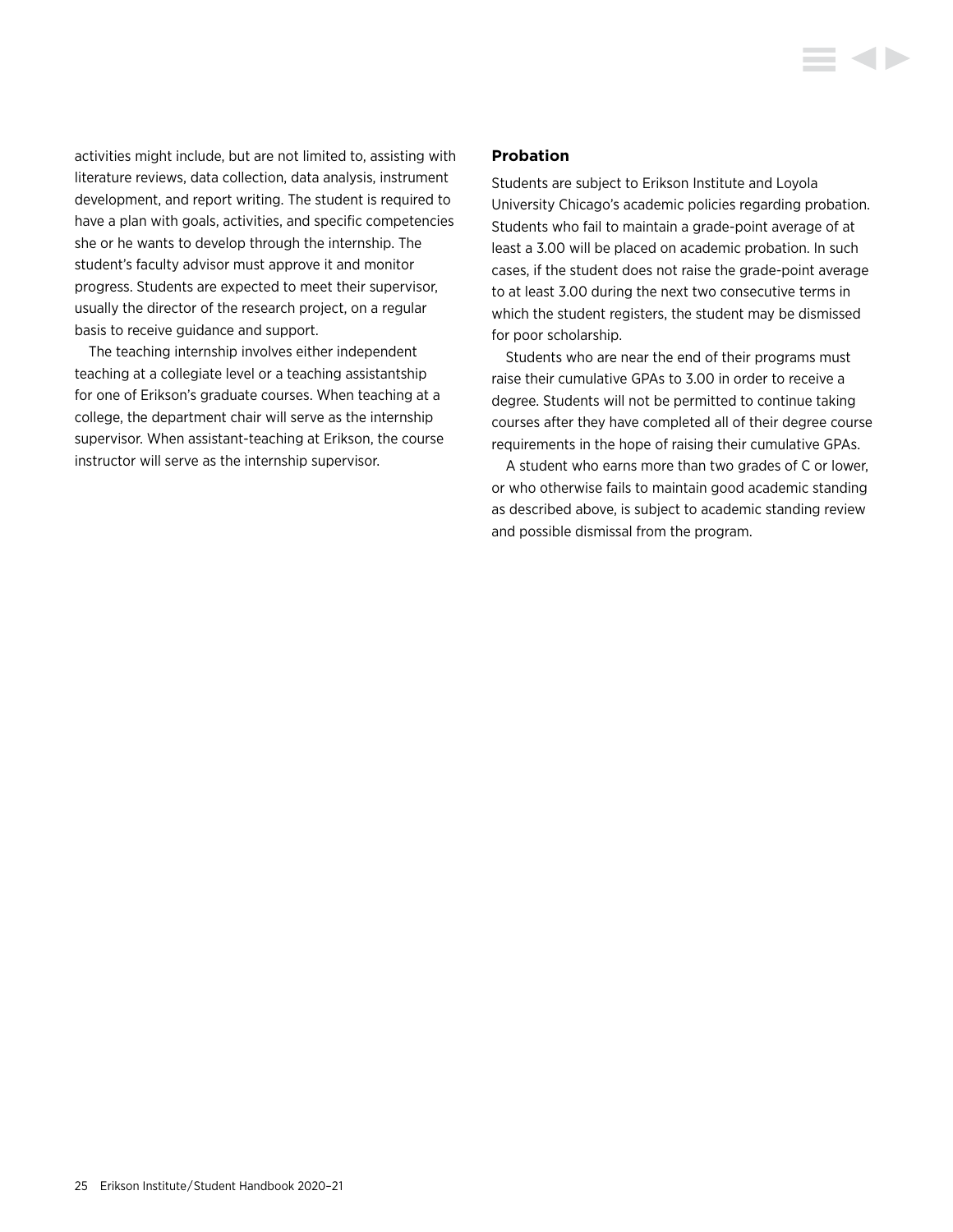activities might include, but are not limited to, assisting with literature reviews, data collection, data analysis, instrument development, and report writing. The student is required to have a plan with goals, activities, and specific competencies she or he wants to develop through the internship. The student's faculty advisor must approve it and monitor progress. Students are expected to meet their supervisor, usually the director of the research project, on a regular basis to receive guidance and support.

The teaching internship involves either independent teaching at a collegiate level or a teaching assistantship for one of Erikson's graduate courses. When teaching at a college, the department chair will serve as the internship supervisor. When assistant-teaching at Erikson, the course instructor will serve as the internship supervisor.

**Probation**

Students are subject to Erikson Institute and Loyola University Chicago's academic policies regarding probation. Students who fail to maintain a grade-point average of at least a 3.00 will be placed on academic probation. In such cases, if the student does not raise the grade-point average to at least 3.00 during the next two consecutive terms in which the student registers, the student may be dismissed for poor scholarship.

Students who are near the end of their programs must raise their cumulative GPAs to 3.00 in order to receive a degree. Students will not be permitted to continue taking courses after they have completed all of their degree course requirements in the hope of raising their cumulative GPAs.

A student who earns more than two grades of C or lower, or who otherwise fails to maintain good academic standing as described above, is subject to academic standing review and possible dismissal from the program.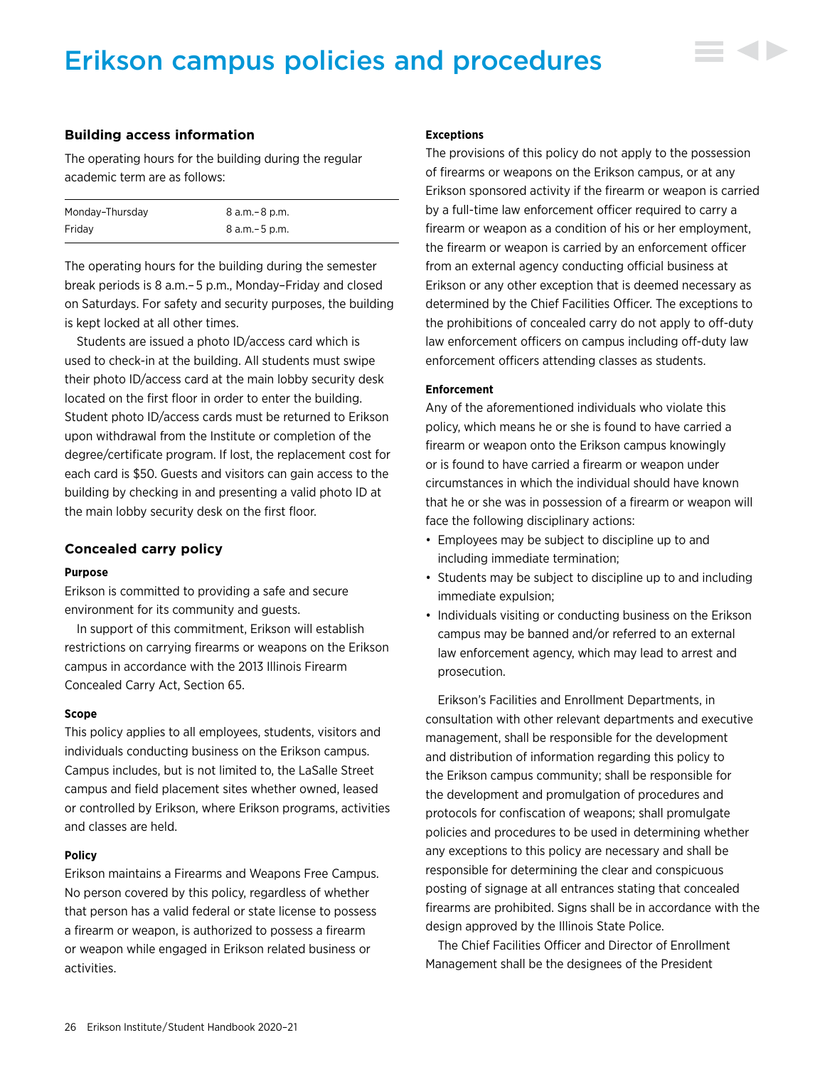# Erikson campus policies and procedures

## Building access information

The operating hours for the building during the regular academic term are as follows:

| | |
|---|---|
| Monday–Thursday | 8 a.m.–8 p.m. |
| Friday | 8 a.m.–5 p.m. |

The operating hours for the building during the semester break periods is 8 a.m.–5 p.m., Monday–Friday and closed on Saturdays. For safety and security purposes, the building is kept locked at all other times.

Students are issued a photo ID/access card which is used to check-in at the building. All students must swipe their photo ID/access card at the main lobby security desk located on the first floor in order to enter the building. Student photo ID/access cards must be returned to Erikson upon withdrawal from the Institute or completion of the degree/certificate program. If lost, the replacement cost for each card is $50. Guests and visitors can gain access to the building by checking in and presenting a valid photo ID at the main lobby security desk on the first floor.

## Concealed carry policy

### Purpose

Erikson is committed to providing a safe and secure environment for its community and guests.

In support of this commitment, Erikson will establish restrictions on carrying firearms or weapons on the Erikson campus in accordance with the 2013 Illinois Firearm Concealed Carry Act, Section 65.

### Scope

This policy applies to all employees, students, visitors and individuals conducting business on the Erikson campus. Campus includes, but is not limited to, the LaSalle Street campus and field placement sites whether owned, leased or controlled by Erikson, where Erikson programs, activities and classes are held.

### Policy

Erikson maintains a Firearms and Weapons Free Campus. No person covered by this policy, regardless of whether that person has a valid federal or state license to possess a firearm or weapon, is authorized to possess a firearm or weapon while engaged in Erikson related business or activities.

### Exceptions

The provisions of this policy do not apply to the possession of firearms or weapons on the Erikson campus, or at any Erikson sponsored activity if the firearm or weapon is carried by a full-time law enforcement officer required to carry a firearm or weapon as a condition of his or her employment, the firearm or weapon is carried by an enforcement officer from an external agency conducting official business at Erikson or any other exception that is deemed necessary as determined by the Chief Facilities Officer. The exceptions to the prohibitions of concealed carry do not apply to off-duty law enforcement officers on campus including off-duty law enforcement officers attending classes as students.

### Enforcement

Any of the aforementioned individuals who violate this policy, which means he or she is found to have carried a firearm or weapon onto the Erikson campus knowingly or is found to have carried a firearm or weapon under circumstances in which the individual should have known that he or she was in possession of a firearm or weapon will face the following disciplinary actions:

- Employees may be subject to discipline up to and including immediate termination;
- Students may be subject to discipline up to and including immediate expulsion;
- Individuals visiting or conducting business on the Erikson campus may be banned and/or referred to an external law enforcement agency, which may lead to arrest and prosecution.

Erikson's Facilities and Enrollment Departments, in consultation with other relevant departments and executive management, shall be responsible for the development and distribution of information regarding this policy to the Erikson campus community; shall be responsible for the development and promulgation of procedures and protocols for confiscation of weapons; shall promulgate policies and procedures to be used in determining whether any exceptions to this policy are necessary and shall be responsible for determining the clear and conspicuous posting of signage at all entrances stating that concealed firearms are prohibited. Signs shall be in accordance with the design approved by the Illinois State Police.

The Chief Facilities Officer and Director of Enrollment Management shall be the designees of the President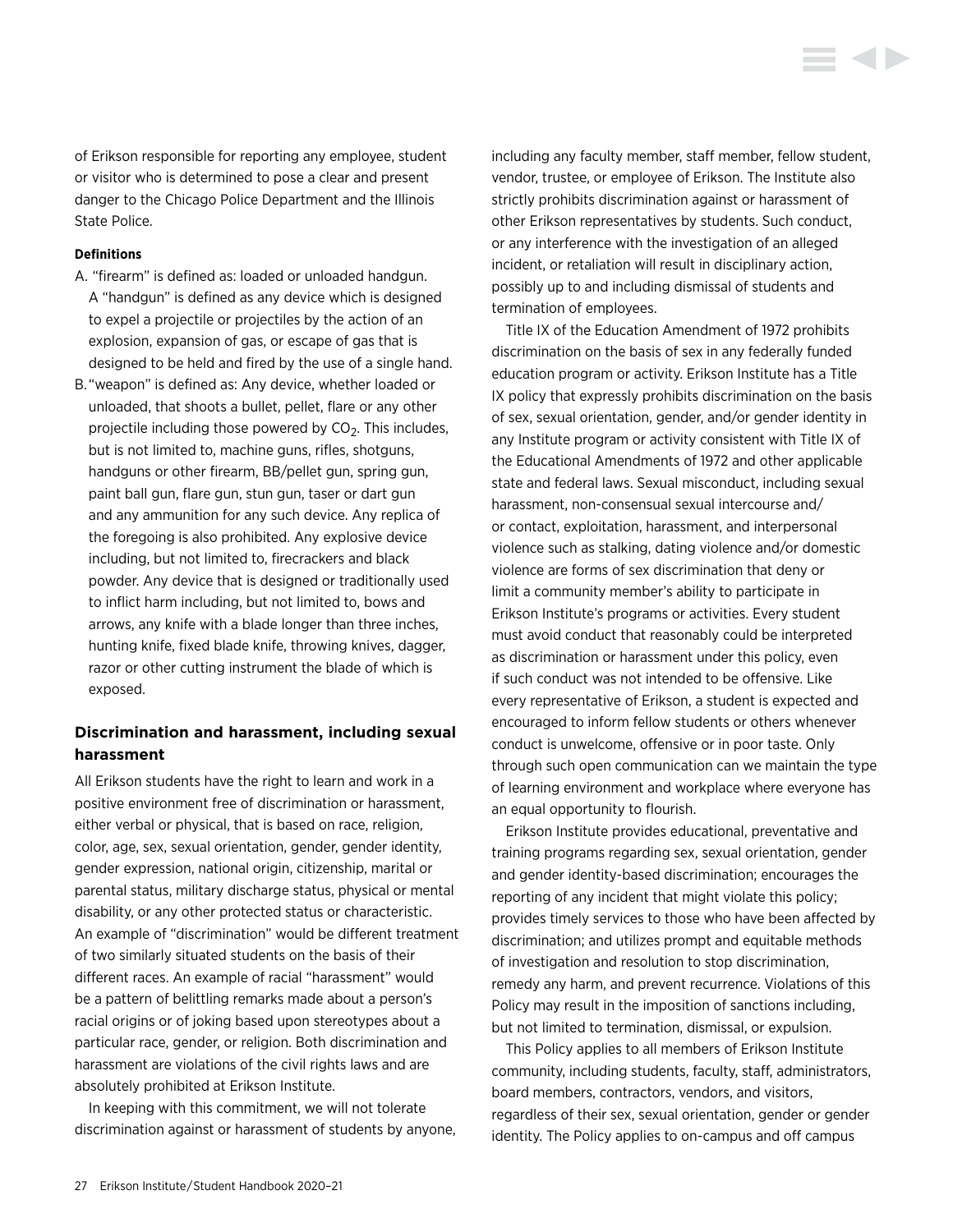of Erikson responsible for reporting any employee, student or visitor who is determined to pose a clear and present danger to the Chicago Police Department and the Illinois State Police.

**Definitions**

A. "firearm" is defined as: loaded or unloaded handgun. A "handgun" is defined as any device which is designed to expel a projectile or projectiles by the action of an explosion, expansion of gas, or escape of gas that is designed to be held and fired by the use of a single hand.

B. "weapon" is defined as: Any device, whether loaded or unloaded, that shoots a bullet, pellet, flare or any other projectile including those powered by $CO_2$. This includes, but is not limited to, machine guns, rifles, shotguns, handguns or other firearm, BB/pellet gun, spring gun, paint ball gun, flare gun, stun gun, taser or dart gun and any ammunition for any such device. Any replica of the foregoing is also prohibited. Any explosive device including, but not limited to, firecrackers and black powder. Any device that is designed or traditionally used to inflict harm including, but not limited to, bows and arrows, any knife with a blade longer than three inches, hunting knife, fixed blade knife, throwing knives, dagger, razor or other cutting instrument the blade of which is exposed.

### Discrimination and harassment, including sexual harassment

All Erikson students have the right to learn and work in a positive environment free of discrimination or harassment, either verbal or physical, that is based on race, religion, color, age, sex, sexual orientation, gender, gender identity, gender expression, national origin, citizenship, marital or parental status, military discharge status, physical or mental disability, or any other protected status or characteristic. An example of "discrimination" would be different treatment of two similarly situated students on the basis of their different races. An example of racial "harassment" would be a pattern of belittling remarks made about a person's racial origins or of joking based upon stereotypes about a particular race, gender, or religion. Both discrimination and harassment are violations of the civil rights laws and are absolutely prohibited at Erikson Institute.

In keeping with this commitment, we will not tolerate discrimination against or harassment of students by anyone, including any faculty member, staff member, fellow student, vendor, trustee, or employee of Erikson. The Institute also strictly prohibits discrimination against or harassment of other Erikson representatives by students. Such conduct, or any interference with the investigation of an alleged incident, or retaliation will result in disciplinary action, possibly up to and including dismissal of students and termination of employees.

Title IX of the Education Amendment of 1972 prohibits discrimination on the basis of sex in any federally funded education program or activity. Erikson Institute has a Title IX policy that expressly prohibits discrimination on the basis of sex, sexual orientation, gender, and/or gender identity in any Institute program or activity consistent with Title IX of the Educational Amendments of 1972 and other applicable state and federal laws. Sexual misconduct, including sexual harassment, non-consensual sexual intercourse and/or contact, exploitation, harassment, and interpersonal violence such as stalking, dating violence and/or domestic violence are forms of sex discrimination that deny or limit a community member's ability to participate in Erikson Institute's programs or activities. Every student must avoid conduct that reasonably could be interpreted as discrimination or harassment under this policy, even if such conduct was not intended to be offensive. Like every representative of Erikson, a student is expected and encouraged to inform fellow students or others whenever conduct is unwelcome, offensive or in poor taste. Only through such open communication can we maintain the type of learning environment and workplace where everyone has an equal opportunity to flourish.

Erikson Institute provides educational, preventative and training programs regarding sex, sexual orientation, gender and gender identity-based discrimination; encourages the reporting of any incident that might violate this policy; provides timely services to those who have been affected by discrimination; and utilizes prompt and equitable methods of investigation and resolution to stop discrimination, remedy any harm, and prevent recurrence. Violations of this Policy may result in the imposition of sanctions including, but not limited to termination, dismissal, or expulsion.

This Policy applies to all members of Erikson Institute community, including students, faculty, staff, administrators, board members, contractors, vendors, and visitors, regardless of their sex, sexual orientation, gender or gender identity. The Policy applies to on-campus and off campus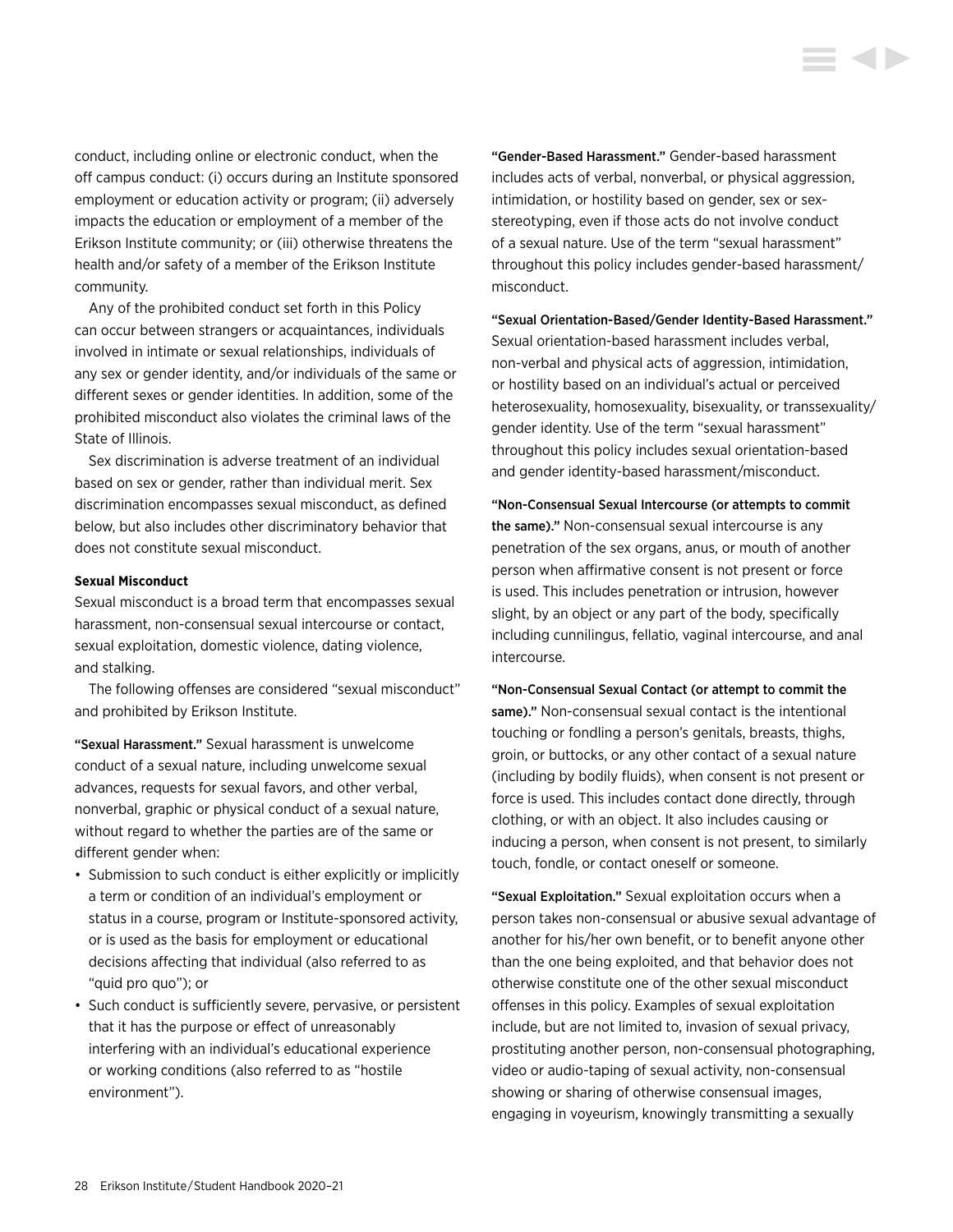conduct, including online or electronic conduct, when the off campus conduct: (i) occurs during an Institute sponsored employment or education activity or program; (ii) adversely impacts the education or employment of a member of the Erikson Institute community; or (iii) otherwise threatens the health and/or safety of a member of the Erikson Institute community.

Any of the prohibited conduct set forth in this Policy can occur between strangers or acquaintances, individuals involved in intimate or sexual relationships, individuals of any sex or gender identity, and/or individuals of the same or different sexes or gender identities. In addition, some of the prohibited misconduct also violates the criminal laws of the State of Illinois.

Sex discrimination is adverse treatment of an individual based on sex or gender, rather than individual merit. Sex discrimination encompasses sexual misconduct, as defined below, but also includes other discriminatory behavior that does not constitute sexual misconduct.

**Sexual Misconduct**

Sexual misconduct is a broad term that encompasses sexual harassment, non-consensual sexual intercourse or contact, sexual exploitation, domestic violence, dating violence, and stalking.

The following offenses are considered "sexual misconduct" and prohibited by Erikson Institute.

**"Sexual Harassment."** Sexual harassment is unwelcome conduct of a sexual nature, including unwelcome sexual advances, requests for sexual favors, and other verbal, nonverbal, graphic or physical conduct of a sexual nature, without regard to whether the parties are of the same or different gender when:

- Submission to such conduct is either explicitly or implicitly a term or condition of an individual's employment or status in a course, program or Institute-sponsored activity, or is used as the basis for employment or educational decisions affecting that individual (also referred to as "quid pro quo"); or
- Such conduct is sufficiently severe, pervasive, or persistent that it has the purpose or effect of unreasonably interfering with an individual's educational experience or working conditions (also referred to as "hostile environment").

**"Gender-Based Harassment."** Gender-based harassment includes acts of verbal, nonverbal, or physical aggression, intimidation, or hostility based on gender, sex or sex-stereotyping, even if those acts do not involve conduct of a sexual nature. Use of the term "sexual harassment" throughout this policy includes gender-based harassment/misconduct.

**"Sexual Orientation-Based/Gender Identity-Based Harassment."** Sexual orientation-based harassment includes verbal, non-verbal and physical acts of aggression, intimidation, or hostility based on an individual's actual or perceived heterosexuality, homosexuality, bisexuality, or transsexuality/gender identity. Use of the term "sexual harassment" throughout this policy includes sexual orientation-based and gender identity-based harassment/misconduct.

**"Non-Consensual Sexual Intercourse (or attempts to commit the same)."** Non-consensual sexual intercourse is any penetration of the sex organs, anus, or mouth of another person when affirmative consent is not present or force is used. This includes penetration or intrusion, however slight, by an object or any part of the body, specifically including cunnilingus, fellatio, vaginal intercourse, and anal intercourse.

**"Non-Consensual Sexual Contact (or attempt to commit the same)."** Non-consensual sexual contact is the intentional touching or fondling a person's genitals, breasts, thighs, groin, or buttocks, or any other contact of a sexual nature (including by bodily fluids), when consent is not present or force is used. This includes contact done directly, through clothing, or with an object. It also includes causing or inducing a person, when consent is not present, to similarly touch, fondle, or contact oneself or someone.

**"Sexual Exploitation."** Sexual exploitation occurs when a person takes non-consensual or abusive sexual advantage of another for his/her own benefit, or to benefit anyone other than the one being exploited, and that behavior does not otherwise constitute one of the other sexual misconduct offenses in this policy. Examples of sexual exploitation include, but are not limited to, invasion of sexual privacy, prostituting another person, non-consensual photographing, video or audio-taping of sexual activity, non-consensual showing or sharing of otherwise consensual images, engaging in voyeurism, knowingly transmitting a sexually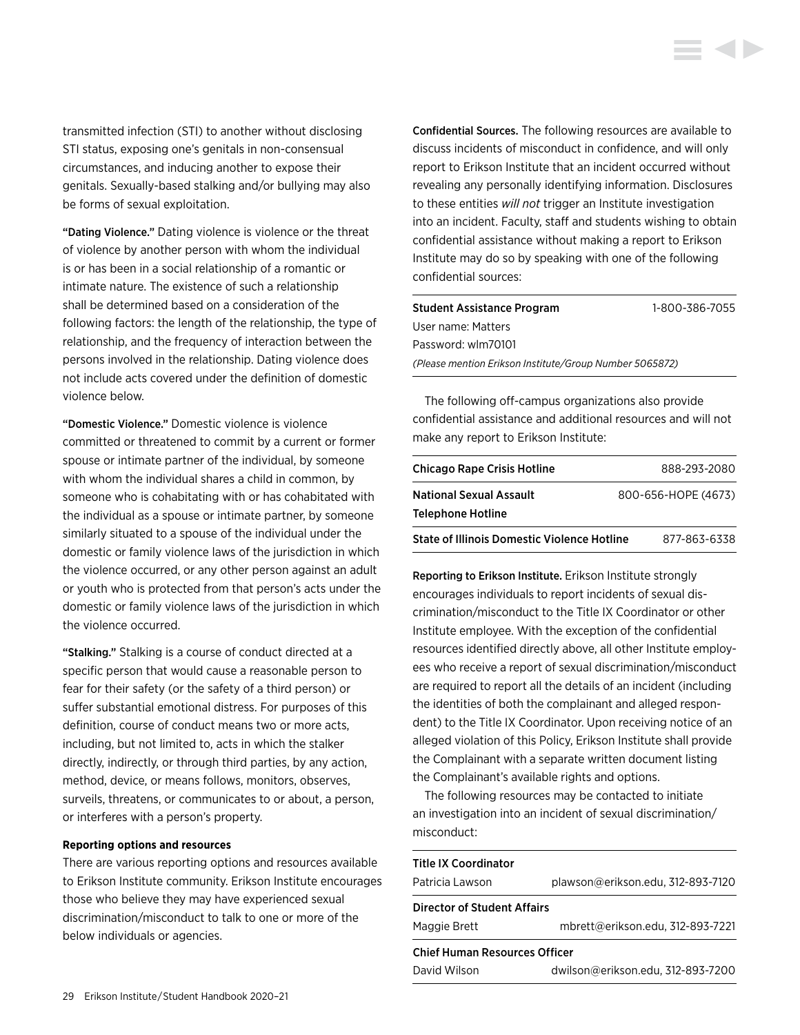transmitted infection (STI) to another without disclosing STI status, exposing one's genitals in non-consensual circumstances, and inducing another to expose their genitals. Sexually-based stalking and/or bullying may also be forms of sexual exploitation.

**"Dating Violence."** Dating violence is violence or the threat of violence by another person with whom the individual is or has been in a social relationship of a romantic or intimate nature. The existence of such a relationship shall be determined based on a consideration of the following factors: the length of the relationship, the type of relationship, and the frequency of interaction between the persons involved in the relationship. Dating violence does not include acts covered under the definition of domestic violence below.

**"Domestic Violence."** Domestic violence is violence committed or threatened to commit by a current or former spouse or intimate partner of the individual, by someone with whom the individual shares a child in common, by someone who is cohabitating with or has cohabitated with the individual as a spouse or intimate partner, by someone similarly situated to a spouse of the individual under the domestic or family violence laws of the jurisdiction in which the violence occurred, or any other person against an adult or youth who is protected from that person's acts under the domestic or family violence laws of the jurisdiction in which the violence occurred.

**"Stalking."** Stalking is a course of conduct directed at a specific person that would cause a reasonable person to fear for their safety (or the safety of a third person) or suffer substantial emotional distress. For purposes of this definition, course of conduct means two or more acts, including, but not limited to, acts in which the stalker directly, indirectly, or through third parties, by any action, method, device, or means follows, monitors, observes, surveils, threatens, or communicates to or about, a person, or interferes with a person's property.

#### Reporting options and resources

There are various reporting options and resources available to Erikson Institute community. Erikson Institute encourages those who believe they may have experienced sexual discrimination/misconduct to talk to one or more of the below individuals or agencies.

**Confidential Sources.** The following resources are available to discuss incidents of misconduct in confidence, and will only report to Erikson Institute that an incident occurred without revealing any personally identifying information. Disclosures to these entities *will not* trigger an Institute investigation into an incident. Faculty, staff and students wishing to obtain confidential assistance without making a report to Erikson Institute may do so by speaking with one of the following confidential sources:

| **Student Assistance Program** | 1-800-386-7055 |
|---|---|
| User name: Matters | |
| Password: wlm70101 | |
| *(Please mention Erikson Institute/Group Number 5065872)* | |

The following off-campus organizations also provide confidential assistance and additional resources and will not make any report to Erikson Institute:

| | |
|---|---|
| **Chicago Rape Crisis Hotline** | 888-293-2080 |
| **National Sexual Assault Telephone Hotline** | 800-656-HOPE (4673) |
| **State of Illinois Domestic Violence Hotline** | 877-863-6338 |

**Reporting to Erikson Institute.** Erikson Institute strongly encourages individuals to report incidents of sexual discrimination/misconduct to the Title IX Coordinator or other Institute employee. With the exception of the confidential resources identified directly above, all other Institute employees who receive a report of sexual discrimination/misconduct are required to report all the details of an incident (including the identities of both the complainant and alleged respondent) to the Title IX Coordinator. Upon receiving notice of an alleged violation of this Policy, Erikson Institute shall provide the Complainant with a separate written document listing the Complainant's available rights and options.

The following resources may be contacted to initiate an investigation into an incident of sexual discrimination/misconduct:

| | |
|---|---|
| **Title IX Coordinator** | |
| Patricia Lawson | plawson@erikson.edu, 312-893-7120 |
| **Director of Student Affairs** | |
| Maggie Brett | mbrett@erikson.edu, 312-893-7221 |
| **Chief Human Resources Officer** | |
| David Wilson | dwilson@erikson.edu, 312-893-7200 |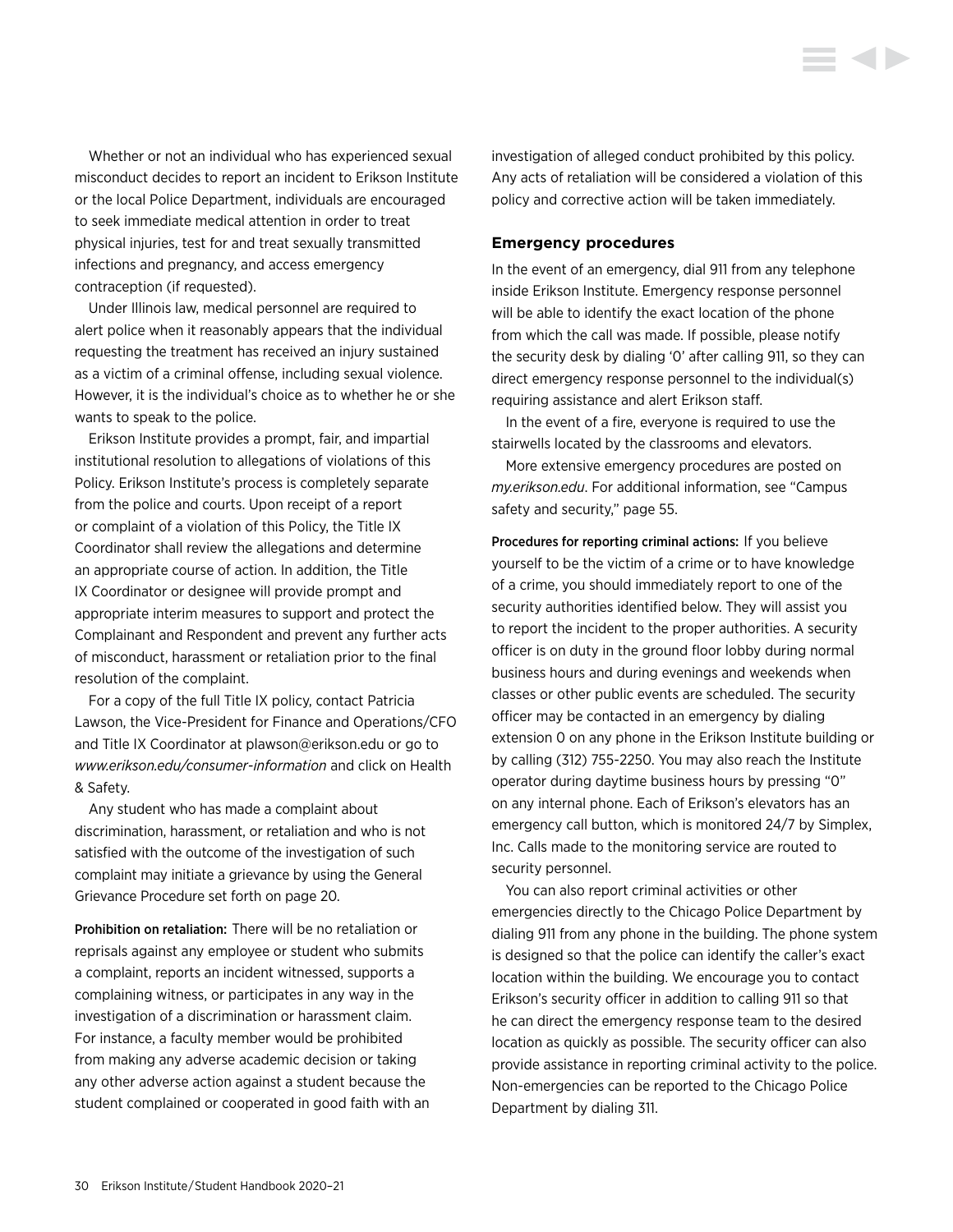Whether or not an individual who has experienced sexual misconduct decides to report an incident to Erikson Institute or the local Police Department, individuals are encouraged to seek immediate medical attention in order to treat physical injuries, test for and treat sexually transmitted infections and pregnancy, and access emergency contraception (if requested).

Under Illinois law, medical personnel are required to alert police when it reasonably appears that the individual requesting the treatment has received an injury sustained as a victim of a criminal offense, including sexual violence. However, it is the individual's choice as to whether he or she wants to speak to the police.

Erikson Institute provides a prompt, fair, and impartial institutional resolution to allegations of violations of this Policy. Erikson Institute's process is completely separate from the police and courts. Upon receipt of a report or complaint of a violation of this Policy, the Title IX Coordinator shall review the allegations and determine an appropriate course of action. In addition, the Title IX Coordinator or designee will provide prompt and appropriate interim measures to support and protect the Complainant and Respondent and prevent any further acts of misconduct, harassment or retaliation prior to the final resolution of the complaint.

For a copy of the full Title IX policy, contact Patricia Lawson, the Vice-President for Finance and Operations/CFO and Title IX Coordinator at plawson@erikson.edu or go to *www.erikson.edu/consumer-information* and click on Health & Safety.

Any student who has made a complaint about discrimination, harassment, or retaliation and who is not satisfied with the outcome of the investigation of such complaint may initiate a grievance by using the General Grievance Procedure set forth on page 20.

**Prohibition on retaliation:** There will be no retaliation or reprisals against any employee or student who submits a complaint, reports an incident witnessed, supports a complaining witness, or participates in any way in the investigation of a discrimination or harassment claim. For instance, a faculty member would be prohibited from making any adverse academic decision or taking any other adverse action against a student because the student complained or cooperated in good faith with an investigation of alleged conduct prohibited by this policy. Any acts of retaliation will be considered a violation of this policy and corrective action will be taken immediately.

### Emergency procedures

In the event of an emergency, dial 911 from any telephone inside Erikson Institute. Emergency response personnel will be able to identify the exact location of the phone from which the call was made. If possible, please notify the security desk by dialing '0' after calling 911, so they can direct emergency response personnel to the individual(s) requiring assistance and alert Erikson staff.

In the event of a fire, everyone is required to use the stairwells located by the classrooms and elevators.

More extensive emergency procedures are posted on *my.erikson.edu*. For additional information, see "Campus safety and security," page 55.

**Procedures for reporting criminal actions:** If you believe yourself to be the victim of a crime or to have knowledge of a crime, you should immediately report to one of the security authorities identified below. They will assist you to report the incident to the proper authorities. A security officer is on duty in the ground floor lobby during normal business hours and during evenings and weekends when classes or other public events are scheduled. The security officer may be contacted in an emergency by dialing extension 0 on any phone in the Erikson Institute building or by calling (312) 755-2250. You may also reach the Institute operator during daytime business hours by pressing "0" on any internal phone. Each of Erikson's elevators has an emergency call button, which is monitored 24/7 by Simplex, Inc. Calls made to the monitoring service are routed to security personnel.

You can also report criminal activities or other emergencies directly to the Chicago Police Department by dialing 911 from any phone in the building. The phone system is designed so that the police can identify the caller's exact location within the building. We encourage you to contact Erikson's security officer in addition to calling 911 so that he can direct the emergency response team to the desired location as quickly as possible. The security officer can also provide assistance in reporting criminal activity to the police. Non-emergencies can be reported to the Chicago Police Department by dialing 311.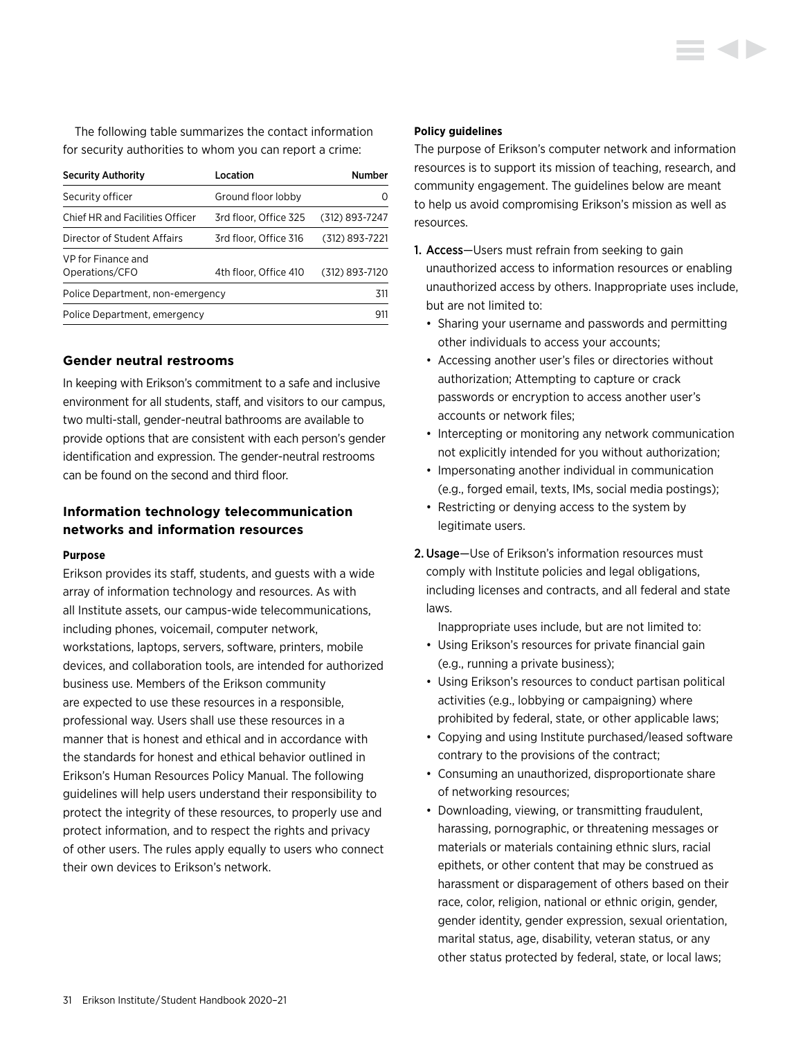The following table summarizes the contact information for security authorities to whom you can report a crime:

| Security Authority | Location | Number |
|---|---|---|
| Security officer | Ground floor lobby | 0 |
| Chief HR and Facilities Officer | 3rd floor, Office 325 | (312) 893-7247 |
| Director of Student Affairs | 3rd floor, Office 316 | (312) 893-7221 |
| VP for Finance and Operations/CFO | 4th floor, Office 410 | (312) 893-7120 |
| Police Department, non-emergency | | 311 |
| Police Department, emergency | | 911 |

## Gender neutral restrooms

In keeping with Erikson's commitment to a safe and inclusive environment for all students, staff, and visitors to our campus, two multi-stall, gender-neutral bathrooms are available to provide options that are consistent with each person's gender identification and expression. The gender-neutral restrooms can be found on the second and third floor.

## Information technology telecommunication networks and information resources

#### Purpose

Erikson provides its staff, students, and guests with a wide array of information technology and resources. As with all Institute assets, our campus-wide telecommunications, including phones, voicemail, computer network, workstations, laptops, servers, software, printers, mobile devices, and collaboration tools, are intended for authorized business use. Members of the Erikson community are expected to use these resources in a responsible, professional way. Users shall use these resources in a manner that is honest and ethical and in accordance with the standards for honest and ethical behavior outlined in Erikson's Human Resources Policy Manual. The following guidelines will help users understand their responsibility to protect the integrity of these resources, to properly use and protect information, and to respect the rights and privacy of other users. The rules apply equally to users who connect their own devices to Erikson's network.

#### Policy guidelines

The purpose of Erikson's computer network and information resources is to support its mission of teaching, research, and community engagement. The guidelines below are meant to help us avoid compromising Erikson's mission as well as resources.

1. **Access**—Users must refrain from seeking to gain unauthorized access to information resources or enabling unauthorized access by others. Inappropriate uses include, but are not limited to:
   - Sharing your username and passwords and permitting other individuals to access your accounts;
   - Accessing another user's files or directories without authorization; Attempting to capture or crack passwords or encryption to access another user's accounts or network files;
   - Intercepting or monitoring any network communication not explicitly intended for you without authorization;
   - Impersonating another individual in communication (e.g., forged email, texts, IMs, social media postings);
   - Restricting or denying access to the system by legitimate users.
2. **Usage**—Use of Erikson's information resources must comply with Institute policies and legal obligations, including licenses and contracts, and all federal and state laws.

   Inappropriate uses include, but are not limited to:
   - Using Erikson's resources for private financial gain (e.g., running a private business);
   - Using Erikson's resources to conduct partisan political activities (e.g., lobbying or campaigning) where prohibited by federal, state, or other applicable laws;
   - Copying and using Institute purchased/leased software contrary to the provisions of the contract;
   - Consuming an unauthorized, disproportionate share of networking resources;
   - Downloading, viewing, or transmitting fraudulent, harassing, pornographic, or threatening messages or materials or materials containing ethnic slurs, racial epithets, or other content that may be construed as harassment or disparagement of others based on their race, color, religion, national or ethnic origin, gender, gender identity, gender expression, sexual orientation, marital status, age, disability, veteran status, or any other status protected by federal, state, or local laws;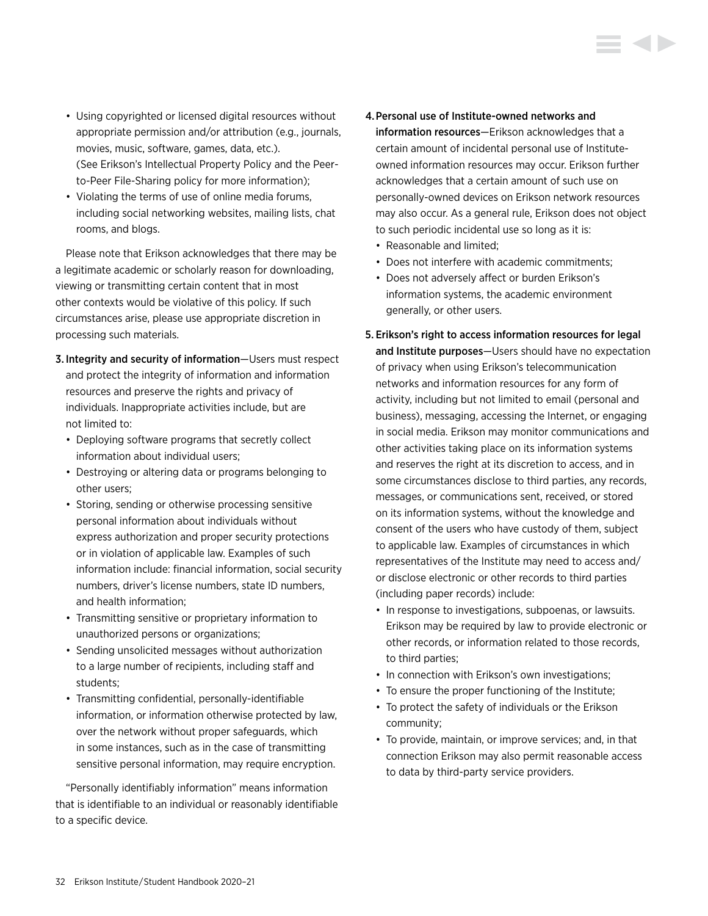- Using copyrighted or licensed digital resources without appropriate permission and/or attribution (e.g., journals, movies, music, software, games, data, etc.). (See Erikson's Intellectual Property Policy and the Peer-to-Peer File-Sharing policy for more information);
- Violating the terms of use of online media forums, including social networking websites, mailing lists, chat rooms, and blogs.

Please note that Erikson acknowledges that there may be a legitimate academic or scholarly reason for downloading, viewing or transmitting certain content that in most other contexts would be violative of this policy. If such circumstances arise, please use appropriate discretion in processing such materials.

3. **Integrity and security of information**—Users must respect and protect the integrity of information and information resources and preserve the rights and privacy of individuals. Inappropriate activities include, but are not limited to:
   - Deploying software programs that secretly collect information about individual users;
   - Destroying or altering data or programs belonging to other users;
   - Storing, sending or otherwise processing sensitive personal information about individuals without express authorization and proper security protections or in violation of applicable law. Examples of such information include: financial information, social security numbers, driver's license numbers, state ID numbers, and health information;
   - Transmitting sensitive or proprietary information to unauthorized persons or organizations;
   - Sending unsolicited messages without authorization to a large number of recipients, including staff and students;
   - Transmitting confidential, personally-identifiable information, or information otherwise protected by law, over the network without proper safeguards, which in some instances, such as in the case of transmitting sensitive personal information, may require encryption.

"Personally identifiably information" means information that is identifiable to an individual or reasonably identifiable to a specific device.

4. **Personal use of Institute-owned networks and information resources**—Erikson acknowledges that a certain amount of incidental personal use of Institute-owned information resources may occur. Erikson further acknowledges that a certain amount of such use on personally-owned devices on Erikson network resources may also occur. As a general rule, Erikson does not object to such periodic incidental use so long as it is:
   - Reasonable and limited;
   - Does not interfere with academic commitments;
   - Does not adversely affect or burden Erikson's information systems, the academic environment generally, or other users.

5. **Erikson's right to access information resources for legal and Institute purposes**—Users should have no expectation of privacy when using Erikson's telecommunication networks and information resources for any form of activity, including but not limited to email (personal and business), messaging, accessing the Internet, or engaging in social media. Erikson may monitor communications and other activities taking place on its information systems and reserves the right at its discretion to access, and in some circumstances disclose to third parties, any records, messages, or communications sent, received, or stored on its information systems, without the knowledge and consent of the users who have custody of them, subject to applicable law. Examples of circumstances in which representatives of the Institute may need to access and/or disclose electronic or other records to third parties (including paper records) include:
   - In response to investigations, subpoenas, or lawsuits. Erikson may be required by law to provide electronic or other records, or information related to those records, to third parties;
   - In connection with Erikson's own investigations;
   - To ensure the proper functioning of the Institute;
   - To protect the safety of individuals or the Erikson community;
   - To provide, maintain, or improve services; and, in that connection Erikson may also permit reasonable access to data by third-party service providers.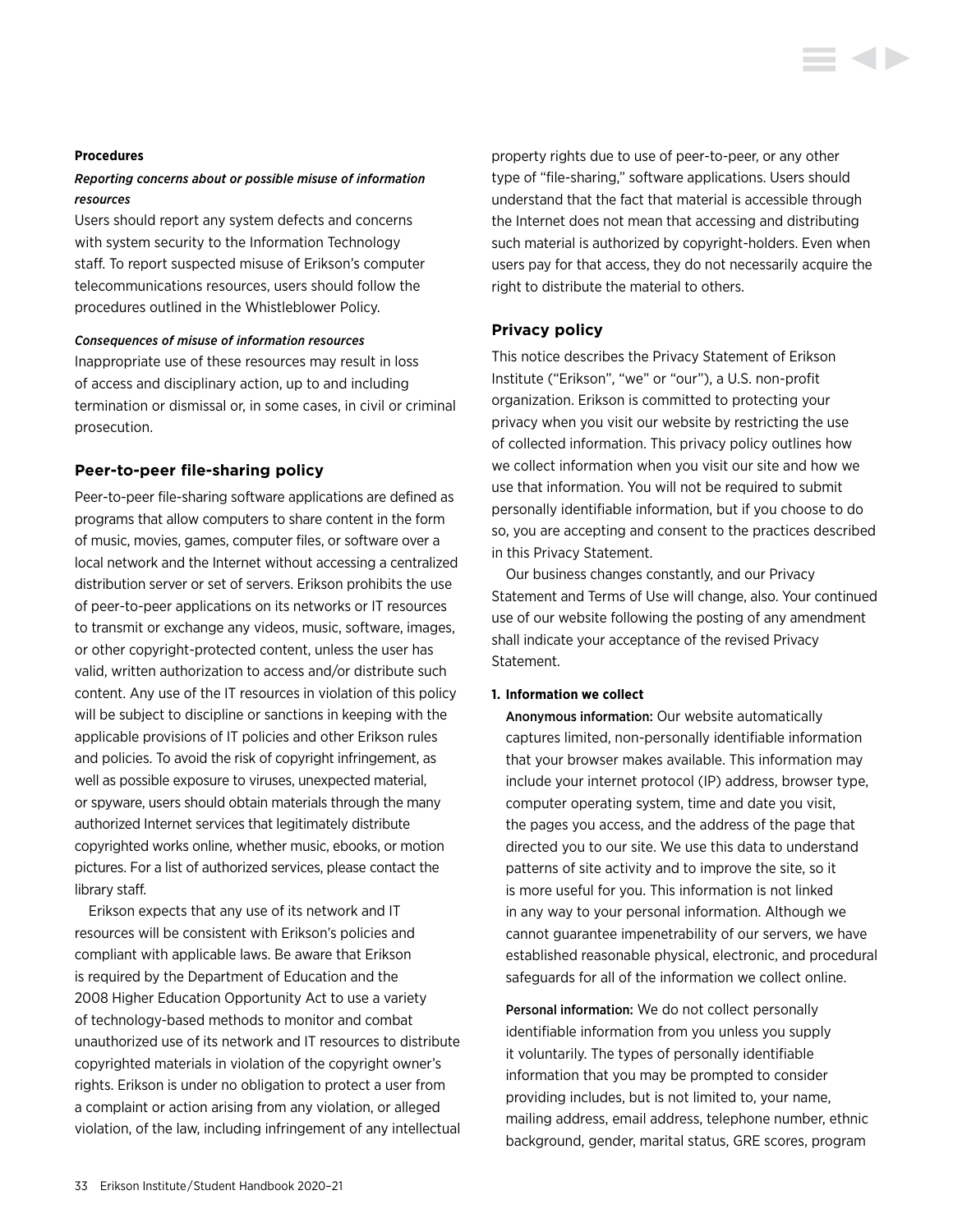**Procedures**

***Reporting concerns about or possible misuse of information resources***

Users should report any system defects and concerns with system security to the Information Technology staff. To report suspected misuse of Erikson's computer telecommunications resources, users should follow the procedures outlined in the Whistleblower Policy.

***Consequences of misuse of information resources***

Inappropriate use of these resources may result in loss of access and disciplinary action, up to and including termination or dismissal or, in some cases, in civil or criminal prosecution.

### Peer-to-peer file-sharing policy

Peer-to-peer file-sharing software applications are defined as programs that allow computers to share content in the form of music, movies, games, computer files, or software over a local network and the Internet without accessing a centralized distribution server or set of servers. Erikson prohibits the use of peer-to-peer applications on its networks or IT resources to transmit or exchange any videos, music, software, images, or other copyright-protected content, unless the user has valid, written authorization to access and/or distribute such content. Any use of the IT resources in violation of this policy will be subject to discipline or sanctions in keeping with the applicable provisions of IT policies and other Erikson rules and policies. To avoid the risk of copyright infringement, as well as possible exposure to viruses, unexpected material, or spyware, users should obtain materials through the many authorized Internet services that legitimately distribute copyrighted works online, whether music, ebooks, or motion pictures. For a list of authorized services, please contact the library staff.

Erikson expects that any use of its network and IT resources will be consistent with Erikson's policies and compliant with applicable laws. Be aware that Erikson is required by the Department of Education and the 2008 Higher Education Opportunity Act to use a variety of technology-based methods to monitor and combat unauthorized use of its network and IT resources to distribute copyrighted materials in violation of the copyright owner's rights. Erikson is under no obligation to protect a user from a complaint or action arising from any violation, or alleged violation, of the law, including infringement of any intellectual property rights due to use of peer-to-peer, or any other type of "file-sharing," software applications. Users should understand that the fact that material is accessible through the Internet does not mean that accessing and distributing such material is authorized by copyright-holders. Even when users pay for that access, they do not necessarily acquire the right to distribute the material to others.

### Privacy policy

This notice describes the Privacy Statement of Erikson Institute ("Erikson", "we" or "our"), a U.S. non-profit organization. Erikson is committed to protecting your privacy when you visit our website by restricting the use of collected information. This privacy policy outlines how we collect information when you visit our site and how we use that information. You will not be required to submit personally identifiable information, but if you choose to do so, you are accepting and consent to the practices described in this Privacy Statement.

Our business changes constantly, and our Privacy Statement and Terms of Use will change, also. Your continued use of our website following the posting of any amendment shall indicate your acceptance of the revised Privacy Statement.

**1. Information we collect**

Anonymous information: Our website automatically captures limited, non-personally identifiable information that your browser makes available. This information may include your internet protocol (IP) address, browser type, computer operating system, time and date you visit, the pages you access, and the address of the page that directed you to our site. We use this data to understand patterns of site activity and to improve the site, so it is more useful for you. This information is not linked in any way to your personal information. Although we cannot guarantee impenetrability of our servers, we have established reasonable physical, electronic, and procedural safeguards for all of the information we collect online.

Personal information: We do not collect personally identifiable information from you unless you supply it voluntarily. The types of personally identifiable information that you may be prompted to consider providing includes, but is not limited to, your name, mailing address, email address, telephone number, ethnic background, gender, marital status, GRE scores, program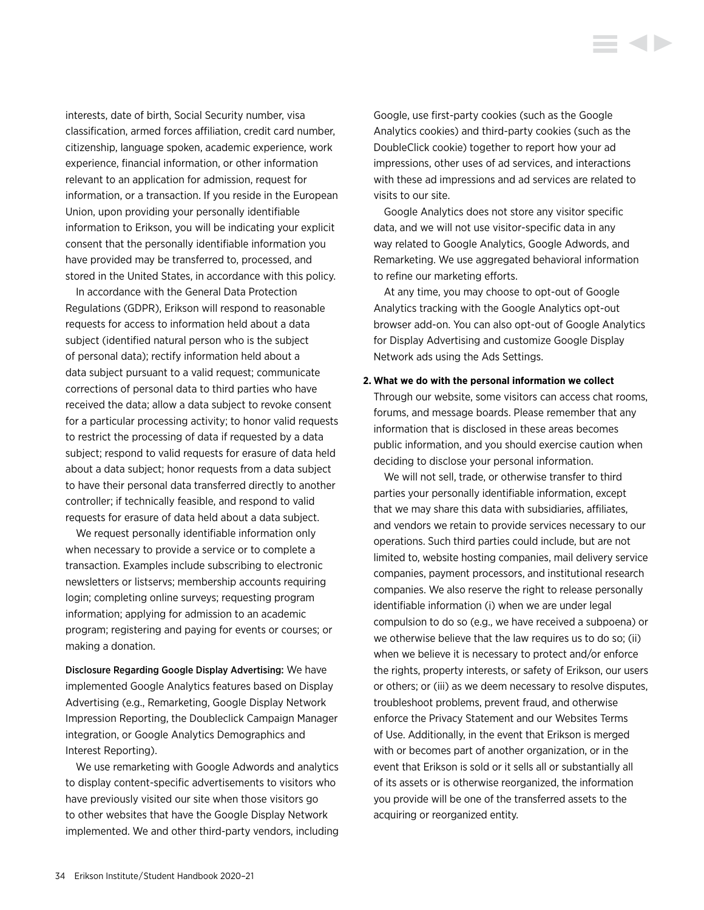interests, date of birth, Social Security number, visa classification, armed forces affiliation, credit card number, citizenship, language spoken, academic experience, work experience, financial information, or other information relevant to an application for admission, request for information, or a transaction. If you reside in the European Union, upon providing your personally identifiable information to Erikson, you will be indicating your explicit consent that the personally identifiable information you have provided may be transferred to, processed, and stored in the United States, in accordance with this policy.

In accordance with the General Data Protection Regulations (GDPR), Erikson will respond to reasonable requests for access to information held about a data subject (identified natural person who is the subject of personal data); rectify information held about a data subject pursuant to a valid request; communicate corrections of personal data to third parties who have received the data; allow a data subject to revoke consent for a particular processing activity; to honor valid requests to restrict the processing of data if requested by a data subject; respond to valid requests for erasure of data held about a data subject; honor requests from a data subject to have their personal data transferred directly to another controller; if technically feasible, and respond to valid requests for erasure of data held about a data subject.

We request personally identifiable information only when necessary to provide a service or to complete a transaction. Examples include subscribing to electronic newsletters or listservs; membership accounts requiring login; completing online surveys; requesting program information; applying for admission to an academic program; registering and paying for events or courses; or making a donation.

Disclosure Regarding Google Display Advertising: We have implemented Google Analytics features based on Display Advertising (e.g., Remarketing, Google Display Network Impression Reporting, the Doubleclick Campaign Manager integration, or Google Analytics Demographics and Interest Reporting).

We use remarketing with Google Adwords and analytics to display content-specific advertisements to visitors who have previously visited our site when those visitors go to other websites that have the Google Display Network implemented. We and other third-party vendors, including Google, use first-party cookies (such as the Google Analytics cookies) and third-party cookies (such as the DoubleClick cookie) together to report how your ad impressions, other uses of ad services, and interactions with these ad impressions and ad services are related to visits to our site.

Google Analytics does not store any visitor specific data, and we will not use visitor-specific data in any way related to Google Analytics, Google Adwords, and Remarketing. We use aggregated behavioral information to refine our marketing efforts.

At any time, you may choose to opt-out of Google Analytics tracking with the Google Analytics opt-out browser add-on. You can also opt-out of Google Analytics for Display Advertising and customize Google Display Network ads using the Ads Settings.

**2. What we do with the personal information we collect**

Through our website, some visitors can access chat rooms, forums, and message boards. Please remember that any information that is disclosed in these areas becomes public information, and you should exercise caution when deciding to disclose your personal information.

We will not sell, trade, or otherwise transfer to third parties your personally identifiable information, except that we may share this data with subsidiaries, affiliates, and vendors we retain to provide services necessary to our operations. Such third parties could include, but are not limited to, website hosting companies, mail delivery service companies, payment processors, and institutional research companies. We also reserve the right to release personally identifiable information (i) when we are under legal compulsion to do so (e.g., we have received a subpoena) or we otherwise believe that the law requires us to do so; (ii) when we believe it is necessary to protect and/or enforce the rights, property interests, or safety of Erikson, our users or others; or (iii) as we deem necessary to resolve disputes, troubleshoot problems, prevent fraud, and otherwise enforce the Privacy Statement and our Websites Terms of Use. Additionally, in the event that Erikson is merged with or becomes part of another organization, or in the event that Erikson is sold or it sells all or substantially all of its assets or is otherwise reorganized, the information you provide will be one of the transferred assets to the acquiring or reorganized entity.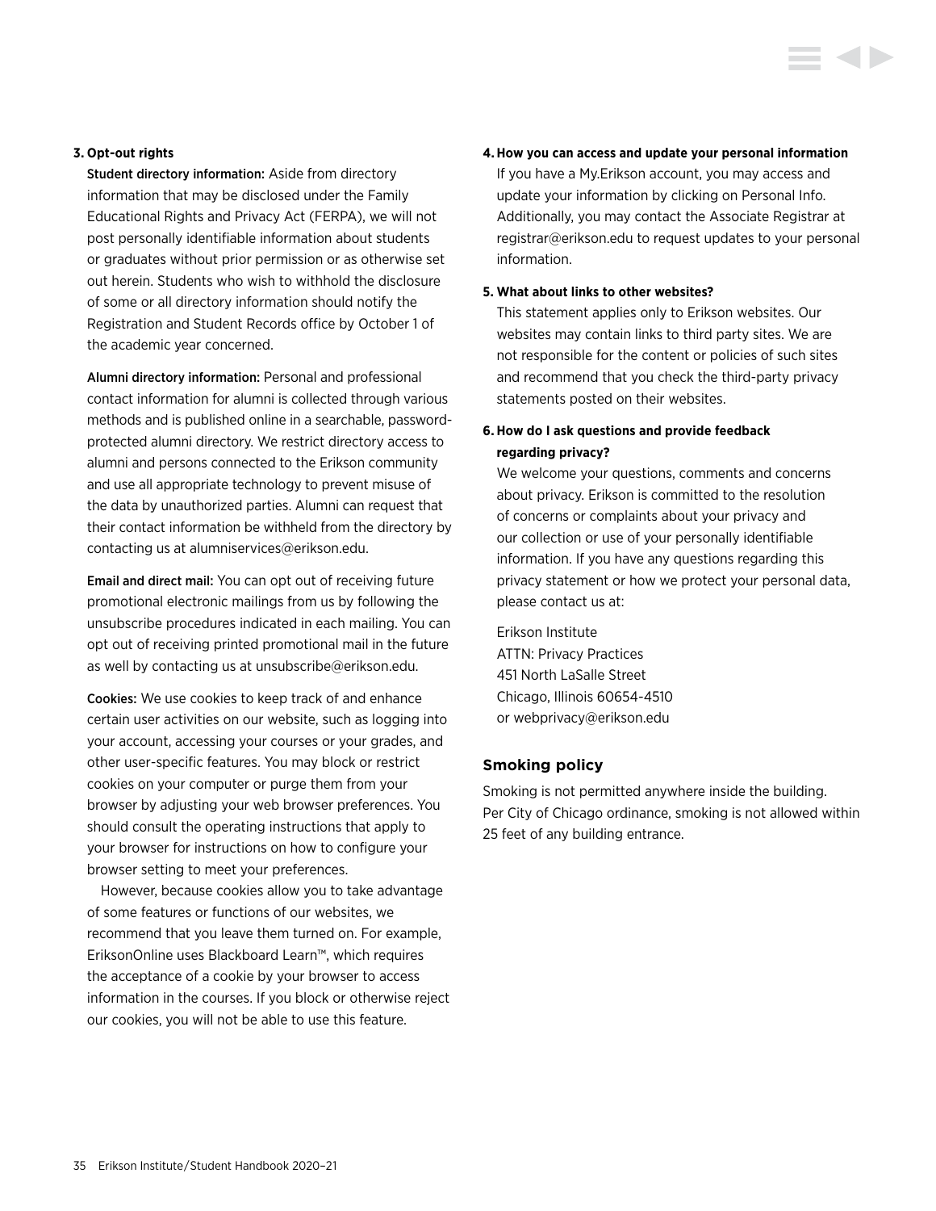**3. Opt-out rights**

**Student directory information:** Aside from directory information that may be disclosed under the Family Educational Rights and Privacy Act (FERPA), we will not post personally identifiable information about students or graduates without prior permission or as otherwise set out herein. Students who wish to withhold the disclosure of some or all directory information should notify the Registration and Student Records office by October 1 of the academic year concerned.

**Alumni directory information:** Personal and professional contact information for alumni is collected through various methods and is published online in a searchable, password-protected alumni directory. We restrict directory access to alumni and persons connected to the Erikson community and use all appropriate technology to prevent misuse of the data by unauthorized parties. Alumni can request that their contact information be withheld from the directory by contacting us at alumniservices@erikson.edu.

**Email and direct mail:** You can opt out of receiving future promotional electronic mailings from us by following the unsubscribe procedures indicated in each mailing. You can opt out of receiving printed promotional mail in the future as well by contacting us at unsubscribe@erikson.edu.

**Cookies:** We use cookies to keep track of and enhance certain user activities on our website, such as logging into your account, accessing your courses or your grades, and other user-specific features. You may block or restrict cookies on your computer or purge them from your browser by adjusting your web browser preferences. You should consult the operating instructions that apply to your browser for instructions on how to configure your browser setting to meet your preferences.

However, because cookies allow you to take advantage of some features or functions of our websites, we recommend that you leave them turned on. For example, EriksonOnline uses Blackboard Learn™, which requires the acceptance of a cookie by your browser to access information in the courses. If you block or otherwise reject our cookies, you will not be able to use this feature.

**4. How you can access and update your personal information**

If you have a My.Erikson account, you may access and update your information by clicking on Personal Info. Additionally, you may contact the Associate Registrar at registrar@erikson.edu to request updates to your personal information.

**5. What about links to other websites?**

This statement applies only to Erikson websites. Our websites may contain links to third party sites. We are not responsible for the content or policies of such sites and recommend that you check the third-party privacy statements posted on their websites.

**6. How do I ask questions and provide feedback regarding privacy?**

We welcome your questions, comments and concerns about privacy. Erikson is committed to the resolution of concerns or complaints about your privacy and our collection or use of your personally identifiable information. If you have any questions regarding this privacy statement or how we protect your personal data, please contact us at:

Erikson Institute
ATTN: Privacy Practices
451 North LaSalle Street
Chicago, Illinois 60654-4510
or webprivacy@erikson.edu

## Smoking policy

Smoking is not permitted anywhere inside the building. Per City of Chicago ordinance, smoking is not allowed within 25 feet of any building entrance.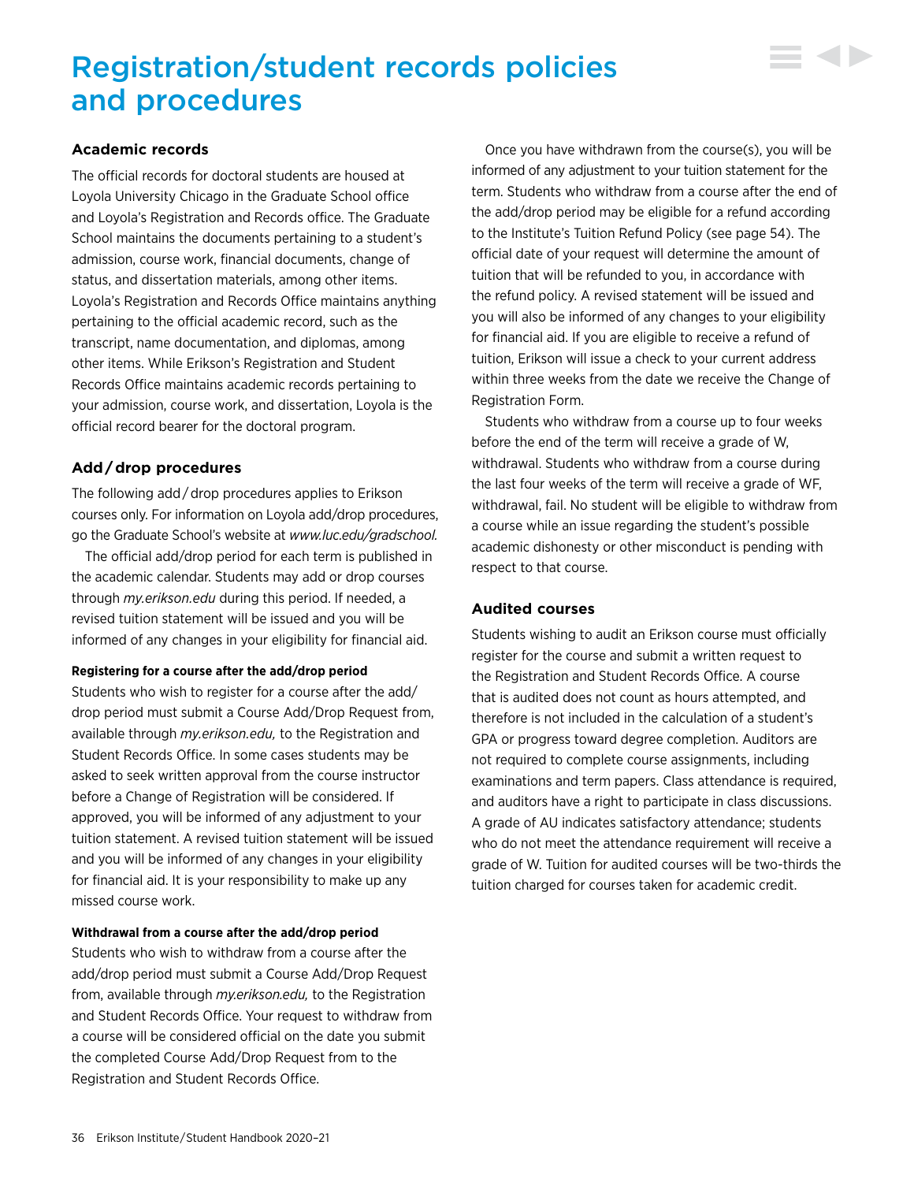# Registration/student records policies and procedures

### Academic records

The official records for doctoral students are housed at Loyola University Chicago in the Graduate School office and Loyola's Registration and Records office. The Graduate School maintains the documents pertaining to a student's admission, course work, financial documents, change of status, and dissertation materials, among other items. Loyola's Registration and Records Office maintains anything pertaining to the official academic record, such as the transcript, name documentation, and diplomas, among other items. While Erikson's Registration and Student Records Office maintains academic records pertaining to your admission, course work, and dissertation, Loyola is the official record bearer for the doctoral program.

### Add / drop procedures

The following add / drop procedures applies to Erikson courses only. For information on Loyola add/drop procedures, go the Graduate School's website at *www.luc.edu/gradschool.*

The official add/drop period for each term is published in the academic calendar. Students may add or drop courses through *my.erikson.edu* during this period. If needed, a revised tuition statement will be issued and you will be informed of any changes in your eligibility for financial aid.

#### Registering for a course after the add/drop period

Students who wish to register for a course after the add/drop period must submit a Course Add/Drop Request from, available through *my.erikson.edu,* to the Registration and Student Records Office. In some cases students may be asked to seek written approval from the course instructor before a Change of Registration will be considered. If approved, you will be informed of any adjustment to your tuition statement. A revised tuition statement will be issued and you will be informed of any changes in your eligibility for financial aid. It is your responsibility to make up any missed course work.

#### Withdrawal from a course after the add/drop period

Students who wish to withdraw from a course after the add/drop period must submit a Course Add/Drop Request from, available through *my.erikson.edu,* to the Registration and Student Records Office. Your request to withdraw from a course will be considered official on the date you submit the completed Course Add/Drop Request from to the Registration and Student Records Office.

Once you have withdrawn from the course(s), you will be informed of any adjustment to your tuition statement for the term. Students who withdraw from a course after the end of the add/drop period may be eligible for a refund according to the Institute's Tuition Refund Policy (see page 54). The official date of your request will determine the amount of tuition that will be refunded to you, in accordance with the refund policy. A revised statement will be issued and you will also be informed of any changes to your eligibility for financial aid. If you are eligible to receive a refund of tuition, Erikson will issue a check to your current address within three weeks from the date we receive the Change of Registration Form.

Students who withdraw from a course up to four weeks before the end of the term will receive a grade of W, withdrawal. Students who withdraw from a course during the last four weeks of the term will receive a grade of WF, withdrawal, fail. No student will be eligible to withdraw from a course while an issue regarding the student's possible academic dishonesty or other misconduct is pending with respect to that course.

### Audited courses

Students wishing to audit an Erikson course must officially register for the course and submit a written request to the Registration and Student Records Office. A course that is audited does not count as hours attempted, and therefore is not included in the calculation of a student's GPA or progress toward degree completion. Auditors are not required to complete course assignments, including examinations and term papers. Class attendance is required, and auditors have a right to participate in class discussions. A grade of AU indicates satisfactory attendance; students who do not meet the attendance requirement will receive a grade of W. Tuition for audited courses will be two-thirds the tuition charged for courses taken for academic credit.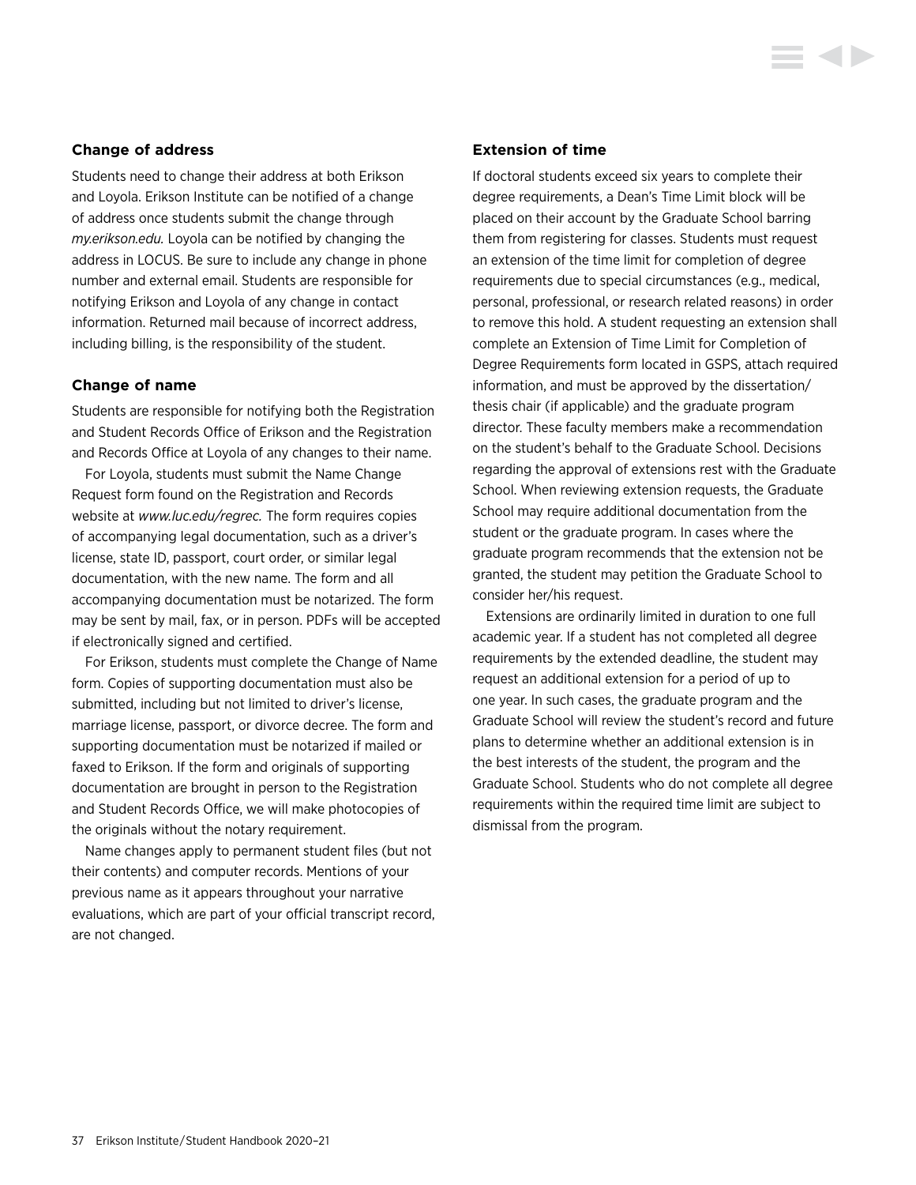### Change of address

Students need to change their address at both Erikson and Loyola. Erikson Institute can be notified of a change of address once students submit the change through *my.erikson.edu.* Loyola can be notified by changing the address in LOCUS. Be sure to include any change in phone number and external email. Students are responsible for notifying Erikson and Loyola of any change in contact information. Returned mail because of incorrect address, including billing, is the responsibility of the student.

### Change of name

Students are responsible for notifying both the Registration and Student Records Office of Erikson and the Registration and Records Office at Loyola of any changes to their name.

For Loyola, students must submit the Name Change Request form found on the Registration and Records website at *www.luc.edu/regrec.* The form requires copies of accompanying legal documentation, such as a driver's license, state ID, passport, court order, or similar legal documentation, with the new name. The form and all accompanying documentation must be notarized. The form may be sent by mail, fax, or in person. PDFs will be accepted if electronically signed and certified.

For Erikson, students must complete the Change of Name form. Copies of supporting documentation must also be submitted, including but not limited to driver's license, marriage license, passport, or divorce decree. The form and supporting documentation must be notarized if mailed or faxed to Erikson. If the form and originals of supporting documentation are brought in person to the Registration and Student Records Office, we will make photocopies of the originals without the notary requirement.

Name changes apply to permanent student files (but not their contents) and computer records. Mentions of your previous name as it appears throughout your narrative evaluations, which are part of your official transcript record, are not changed.

### Extension of time

If doctoral students exceed six years to complete their degree requirements, a Dean's Time Limit block will be placed on their account by the Graduate School barring them from registering for classes. Students must request an extension of the time limit for completion of degree requirements due to special circumstances (e.g., medical, personal, professional, or research related reasons) in order to remove this hold. A student requesting an extension shall complete an Extension of Time Limit for Completion of Degree Requirements form located in GSPS, attach required information, and must be approved by the dissertation/thesis chair (if applicable) and the graduate program director. These faculty members make a recommendation on the student's behalf to the Graduate School. Decisions regarding the approval of extensions rest with the Graduate School. When reviewing extension requests, the Graduate School may require additional documentation from the student or the graduate program. In cases where the graduate program recommends that the extension not be granted, the student may petition the Graduate School to consider her/his request.

Extensions are ordinarily limited in duration to one full academic year. If a student has not completed all degree requirements by the extended deadline, the student may request an additional extension for a period of up to one year. In such cases, the graduate program and the Graduate School will review the student's record and future plans to determine whether an additional extension is in the best interests of the student, the program and the Graduate School. Students who do not complete all degree requirements within the required time limit are subject to dismissal from the program.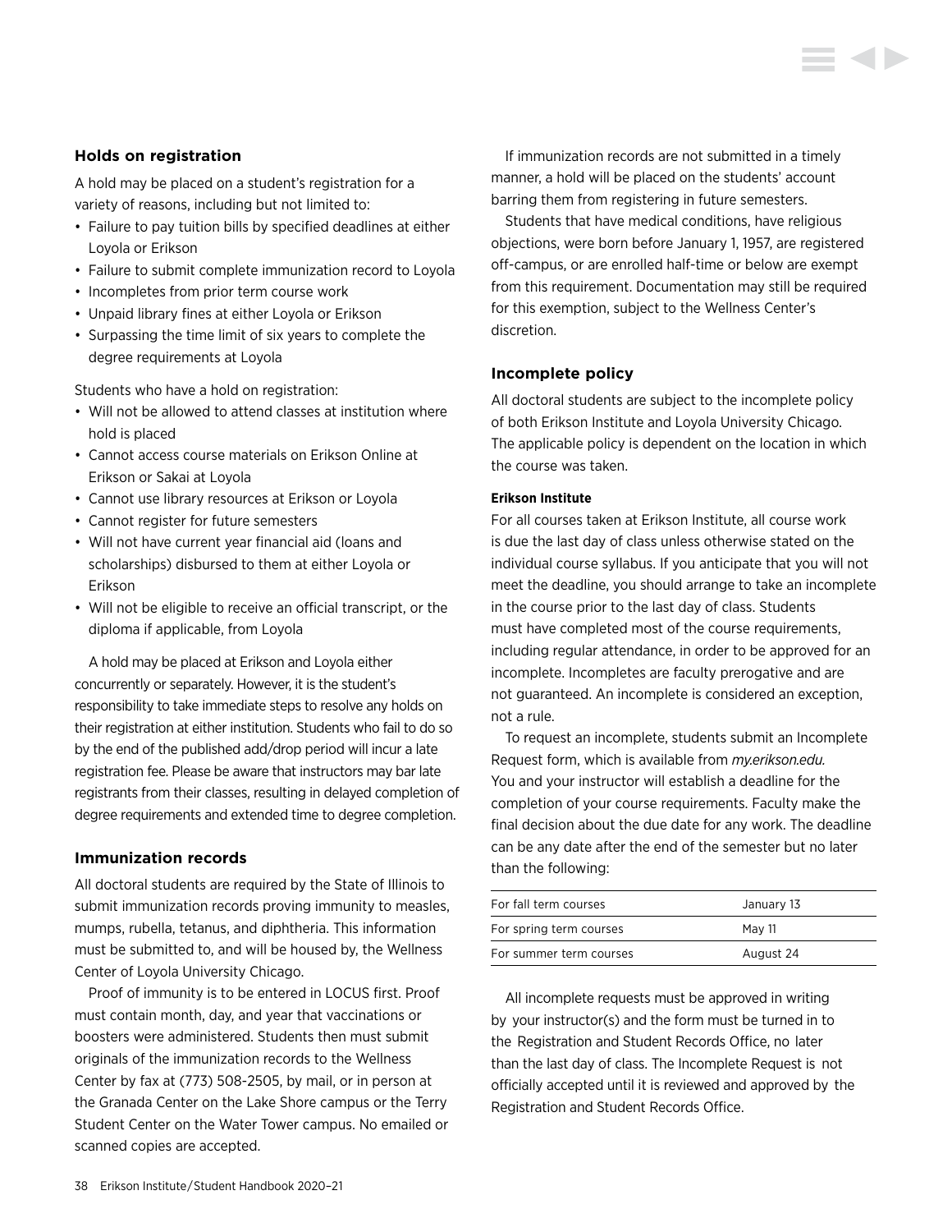## Holds on registration

A hold may be placed on a student's registration for a variety of reasons, including but not limited to:

- Failure to pay tuition bills by specified deadlines at either Loyola or Erikson
- Failure to submit complete immunization record to Loyola
- Incompletes from prior term course work
- Unpaid library fines at either Loyola or Erikson
- Surpassing the time limit of six years to complete the degree requirements at Loyola

Students who have a hold on registration:

- Will not be allowed to attend classes at institution where hold is placed
- Cannot access course materials on Erikson Online at Erikson or Sakai at Loyola
- Cannot use library resources at Erikson or Loyola
- Cannot register for future semesters
- Will not have current year financial aid (loans and scholarships) disbursed to them at either Loyola or Erikson
- Will not be eligible to receive an official transcript, or the diploma if applicable, from Loyola

A hold may be placed at Erikson and Loyola either concurrently or separately. However, it is the student's responsibility to take immediate steps to resolve any holds on their registration at either institution. Students who fail to do so by the end of the published add/drop period will incur a late registration fee. Please be aware that instructors may bar late registrants from their classes, resulting in delayed completion of degree requirements and extended time to degree completion.

## Immunization records

All doctoral students are required by the State of Illinois to submit immunization records proving immunity to measles, mumps, rubella, tetanus, and diphtheria. This information must be submitted to, and will be housed by, the Wellness Center of Loyola University Chicago.

Proof of immunity is to be entered in LOCUS first. Proof must contain month, day, and year that vaccinations or boosters were administered. Students then must submit originals of the immunization records to the Wellness Center by fax at (773) 508-2505, by mail, or in person at the Granada Center on the Lake Shore campus or the Terry Student Center on the Water Tower campus. No emailed or scanned copies are accepted.

If immunization records are not submitted in a timely manner, a hold will be placed on the students' account barring them from registering in future semesters.

Students that have medical conditions, have religious objections, were born before January 1, 1957, are registered off-campus, or are enrolled half-time or below are exempt from this requirement. Documentation may still be required for this exemption, subject to the Wellness Center's discretion.

## Incomplete policy

All doctoral students are subject to the incomplete policy of both Erikson Institute and Loyola University Chicago. The applicable policy is dependent on the location in which the course was taken.

### Erikson Institute

For all courses taken at Erikson Institute, all course work is due the last day of class unless otherwise stated on the individual course syllabus. If you anticipate that you will not meet the deadline, you should arrange to take an incomplete in the course prior to the last day of class. Students must have completed most of the course requirements, including regular attendance, in order to be approved for an incomplete. Incompletes are faculty prerogative and are not guaranteed. An incomplete is considered an exception, not a rule.

To request an incomplete, students submit an Incomplete Request form, which is available from *my.erikson.edu.* You and your instructor will establish a deadline for the completion of your course requirements. Faculty make the final decision about the due date for any work. The deadline can be any date after the end of the semester but no later than the following:

| | |
|---|---|
| For fall term courses | January 13 |
| For spring term courses | May 11 |
| For summer term courses | August 24 |

All incomplete requests must be approved in writing by your instructor(s) and the form must be turned in to the Registration and Student Records Office, no later than the last day of class. The Incomplete Request is not officially accepted until it is reviewed and approved by the Registration and Student Records Office.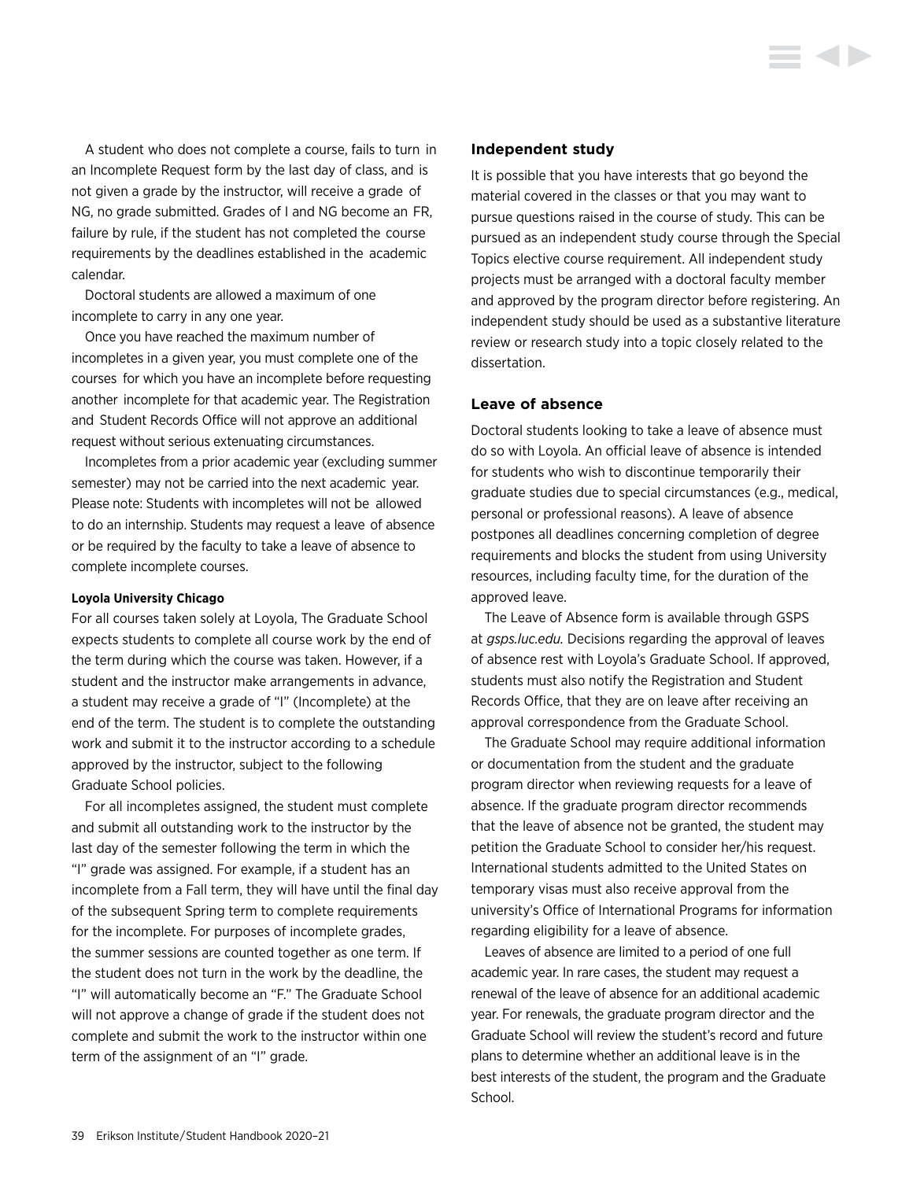A student who does not complete a course, fails to turn in an Incomplete Request form by the last day of class, and is not given a grade by the instructor, will receive a grade of NG, no grade submitted. Grades of I and NG become an FR, failure by rule, if the student has not completed the course requirements by the deadlines established in the academic calendar.

Doctoral students are allowed a maximum of one incomplete to carry in any one year.

Once you have reached the maximum number of incompletes in a given year, you must complete one of the courses for which you have an incomplete before requesting another incomplete for that academic year. The Registration and Student Records Office will not approve an additional request without serious extenuating circumstances.

Incompletes from a prior academic year (excluding summer semester) may not be carried into the next academic year. Please note: Students with incompletes will not be allowed to do an internship. Students may request a leave of absence or be required by the faculty to take a leave of absence to complete incomplete courses.

#### Loyola University Chicago

For all courses taken solely at Loyola, The Graduate School expects students to complete all course work by the end of the term during which the course was taken. However, if a student and the instructor make arrangements in advance, a student may receive a grade of "I" (Incomplete) at the end of the term. The student is to complete the outstanding work and submit it to the instructor according to a schedule approved by the instructor, subject to the following Graduate School policies.

For all incompletes assigned, the student must complete and submit all outstanding work to the instructor by the last day of the semester following the term in which the "I" grade was assigned. For example, if a student has an incomplete from a Fall term, they will have until the final day of the subsequent Spring term to complete requirements for the incomplete. For purposes of incomplete grades, the summer sessions are counted together as one term. If the student does not turn in the work by the deadline, the "I" will automatically become an "F." The Graduate School will not approve a change of grade if the student does not complete and submit the work to the instructor within one term of the assignment of an "I" grade.

### Independent study

It is possible that you have interests that go beyond the material covered in the classes or that you may want to pursue questions raised in the course of study. This can be pursued as an independent study course through the Special Topics elective course requirement. All independent study projects must be arranged with a doctoral faculty member and approved by the program director before registering. An independent study should be used as a substantive literature review or research study into a topic closely related to the dissertation.

### Leave of absence

Doctoral students looking to take a leave of absence must do so with Loyola. An official leave of absence is intended for students who wish to discontinue temporarily their graduate studies due to special circumstances (e.g., medical, personal or professional reasons). A leave of absence postpones all deadlines concerning completion of degree requirements and blocks the student from using University resources, including faculty time, for the duration of the approved leave.

The Leave of Absence form is available through GSPS at *gsps.luc.edu.* Decisions regarding the approval of leaves of absence rest with Loyola's Graduate School. If approved, students must also notify the Registration and Student Records Office, that they are on leave after receiving an approval correspondence from the Graduate School.

The Graduate School may require additional information or documentation from the student and the graduate program director when reviewing requests for a leave of absence. If the graduate program director recommends that the leave of absence not be granted, the student may petition the Graduate School to consider her/his request. International students admitted to the United States on temporary visas must also receive approval from the university's Office of International Programs for information regarding eligibility for a leave of absence.

Leaves of absence are limited to a period of one full academic year. In rare cases, the student may request a renewal of the leave of absence for an additional academic year. For renewals, the graduate program director and the Graduate School will review the student's record and future plans to determine whether an additional leave is in the best interests of the student, the program and the Graduate School.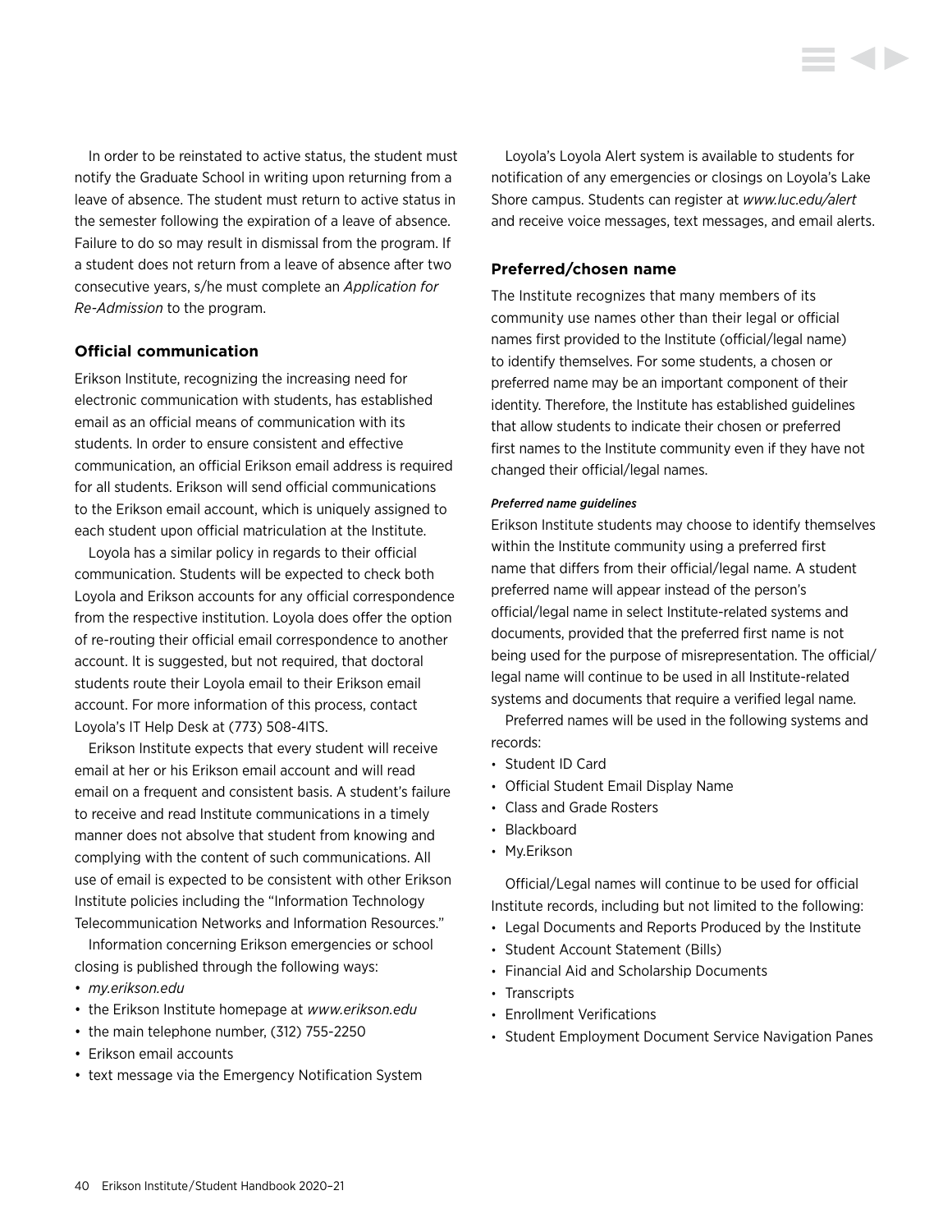In order to be reinstated to active status, the student must notify the Graduate School in writing upon returning from a leave of absence. The student must return to active status in the semester following the expiration of a leave of absence. Failure to do so may result in dismissal from the program. If a student does not return from a leave of absence after two consecutive years, s/he must complete an *Application for Re-Admission* to the program.

### Official communication

Erikson Institute, recognizing the increasing need for electronic communication with students, has established email as an official means of communication with its students. In order to ensure consistent and effective communication, an official Erikson email address is required for all students. Erikson will send official communications to the Erikson email account, which is uniquely assigned to each student upon official matriculation at the Institute.

Loyola has a similar policy in regards to their official communication. Students will be expected to check both Loyola and Erikson accounts for any official correspondence from the respective institution. Loyola does offer the option of re-routing their official email correspondence to another account. It is suggested, but not required, that doctoral students route their Loyola email to their Erikson email account. For more information of this process, contact Loyola's IT Help Desk at (773) 508-4ITS.

Erikson Institute expects that every student will receive email at her or his Erikson email account and will read email on a frequent and consistent basis. A student's failure to receive and read Institute communications in a timely manner does not absolve that student from knowing and complying with the content of such communications. All use of email is expected to be consistent with other Erikson Institute policies including the "Information Technology Telecommunication Networks and Information Resources."

Information concerning Erikson emergencies or school closing is published through the following ways:

- *my.erikson.edu*
- the Erikson Institute homepage at *www.erikson.edu*
- the main telephone number, (312) 755-2250
- Erikson email accounts
- text message via the Emergency Notification System

Loyola's Loyola Alert system is available to students for notification of any emergencies or closings on Loyola's Lake Shore campus. Students can register at *www.luc.edu/alert* and receive voice messages, text messages, and email alerts.

### Preferred/chosen name

The Institute recognizes that many members of its community use names other than their legal or official names first provided to the Institute (official/legal name) to identify themselves. For some students, a chosen or preferred name may be an important component of their identity. Therefore, the Institute has established guidelines that allow students to indicate their chosen or preferred first names to the Institute community even if they have not changed their official/legal names.

#### *Preferred name guidelines*

Erikson Institute students may choose to identify themselves within the Institute community using a preferred first name that differs from their official/legal name. A student preferred name will appear instead of the person's official/legal name in select Institute-related systems and documents, provided that the preferred first name is not being used for the purpose of misrepresentation. The official/legal name will continue to be used in all Institute-related systems and documents that require a verified legal name.

Preferred names will be used in the following systems and records:

- Student ID Card
- Official Student Email Display Name
- Class and Grade Rosters
- Blackboard
- My.Erikson

Official/Legal names will continue to be used for official Institute records, including but not limited to the following:

- Legal Documents and Reports Produced by the Institute
- Student Account Statement (Bills)
- Financial Aid and Scholarship Documents
- Transcripts
- Enrollment Verifications
- Student Employment Document Service Navigation Panes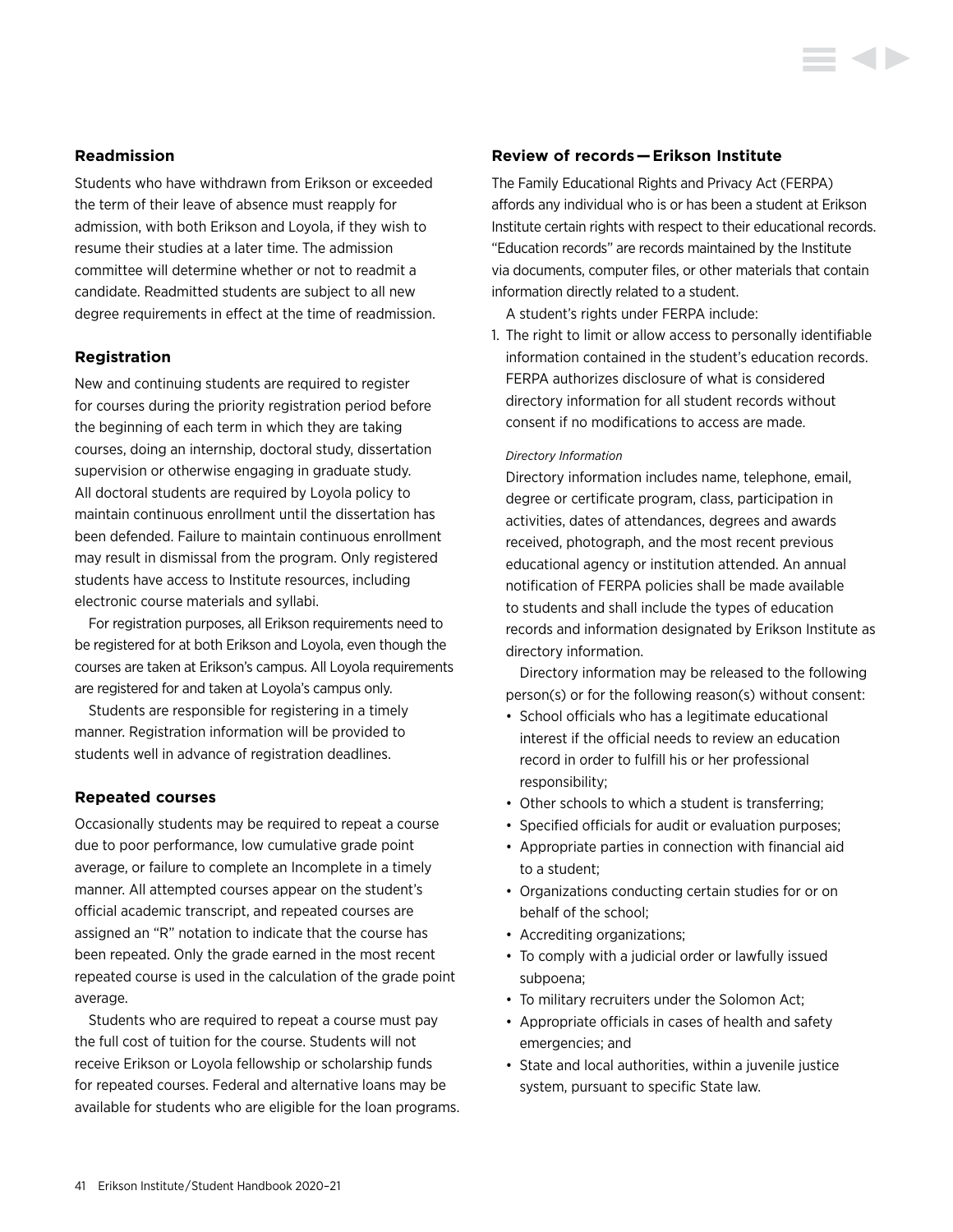### Readmission

Students who have withdrawn from Erikson or exceeded the term of their leave of absence must reapply for admission, with both Erikson and Loyola, if they wish to resume their studies at a later time. The admission committee will determine whether or not to readmit a candidate. Readmitted students are subject to all new degree requirements in effect at the time of readmission.

### Registration

New and continuing students are required to register for courses during the priority registration period before the beginning of each term in which they are taking courses, doing an internship, doctoral study, dissertation supervision or otherwise engaging in graduate study. All doctoral students are required by Loyola policy to maintain continuous enrollment until the dissertation has been defended. Failure to maintain continuous enrollment may result in dismissal from the program. Only registered students have access to Institute resources, including electronic course materials and syllabi.

For registration purposes, all Erikson requirements need to be registered for at both Erikson and Loyola, even though the courses are taken at Erikson's campus. All Loyola requirements are registered for and taken at Loyola's campus only.

Students are responsible for registering in a timely manner. Registration information will be provided to students well in advance of registration deadlines.

### Repeated courses

Occasionally students may be required to repeat a course due to poor performance, low cumulative grade point average, or failure to complete an Incomplete in a timely manner. All attempted courses appear on the student's official academic transcript, and repeated courses are assigned an "R" notation to indicate that the course has been repeated. Only the grade earned in the most recent repeated course is used in the calculation of the grade point average.

Students who are required to repeat a course must pay the full cost of tuition for the course. Students will not receive Erikson or Loyola fellowship or scholarship funds for repeated courses. Federal and alternative loans may be available for students who are eligible for the loan programs.

### Review of records — Erikson Institute

The Family Educational Rights and Privacy Act (FERPA) affords any individual who is or has been a student at Erikson Institute certain rights with respect to their educational records. "Education records" are records maintained by the Institute via documents, computer files, or other materials that contain information directly related to a student.

A student's rights under FERPA include:

1. The right to limit or allow access to personally identifiable information contained in the student's education records. FERPA authorizes disclosure of what is considered directory information for all student records without consent if no modifications to access are made.

   *Directory Information*

   Directory information includes name, telephone, email, degree or certificate program, class, participation in activities, dates of attendances, degrees and awards received, photograph, and the most recent previous educational agency or institution attended. An annual notification of FERPA policies shall be made available to students and shall include the types of education records and information designated by Erikson Institute as directory information.

   Directory information may be released to the following person(s) or for the following reason(s) without consent:

   - School officials who has a legitimate educational interest if the official needs to review an education record in order to fulfill his or her professional responsibility;
   - Other schools to which a student is transferring;
   - Specified officials for audit or evaluation purposes;
   - Appropriate parties in connection with financial aid to a student;
   - Organizations conducting certain studies for or on behalf of the school;
   - Accrediting organizations;
   - To comply with a judicial order or lawfully issued subpoena;
   - To military recruiters under the Solomon Act;
   - Appropriate officials in cases of health and safety emergencies; and
   - State and local authorities, within a juvenile justice system, pursuant to specific State law.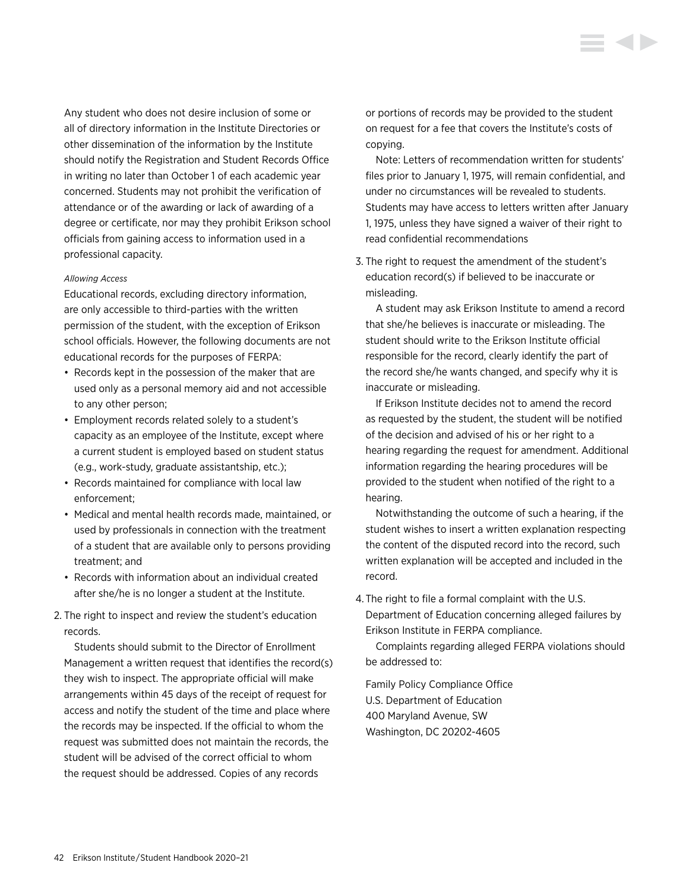Any student who does not desire inclusion of some or all of directory information in the Institute Directories or other dissemination of the information by the Institute should notify the Registration and Student Records Office in writing no later than October 1 of each academic year concerned. Students may not prohibit the verification of attendance or of the awarding or lack of awarding of a degree or certificate, nor may they prohibit Erikson school officials from gaining access to information used in a professional capacity.

*Allowing Access*

Educational records, excluding directory information, are only accessible to third-parties with the written permission of the student, with the exception of Erikson school officials. However, the following documents are not educational records for the purposes of FERPA:

- Records kept in the possession of the maker that are used only as a personal memory aid and not accessible to any other person;
- Employment records related solely to a student's capacity as an employee of the Institute, except where a current student is employed based on student status (e.g., work-study, graduate assistantship, etc.);
- Records maintained for compliance with local law enforcement;
- Medical and mental health records made, maintained, or used by professionals in connection with the treatment of a student that are available only to persons providing treatment; and
- Records with information about an individual created after she/he is no longer a student at the Institute.

2. The right to inspect and review the student's education records.

   Students should submit to the Director of Enrollment Management a written request that identifies the record(s) they wish to inspect. The appropriate official will make arrangements within 45 days of the receipt of request for access and notify the student of the time and place where the records may be inspected. If the official to whom the request was submitted does not maintain the records, the student will be advised of the correct official to whom the request should be addressed. Copies of any records or portions of records may be provided to the student on request for a fee that covers the Institute's costs of copying.

   Note: Letters of recommendation written for students' files prior to January 1, 1975, will remain confidential, and under no circumstances will be revealed to students. Students may have access to letters written after January 1, 1975, unless they have signed a waiver of their right to read confidential recommendations

3. The right to request the amendment of the student's education record(s) if believed to be inaccurate or misleading.

   A student may ask Erikson Institute to amend a record that she/he believes is inaccurate or misleading. The student should write to the Erikson Institute official responsible for the record, clearly identify the part of the record she/he wants changed, and specify why it is inaccurate or misleading.

   If Erikson Institute decides not to amend the record as requested by the student, the student will be notified of the decision and advised of his or her right to a hearing regarding the request for amendment. Additional information regarding the hearing procedures will be provided to the student when notified of the right to a hearing.

   Notwithstanding the outcome of such a hearing, if the student wishes to insert a written explanation respecting the content of the disputed record into the record, such written explanation will be accepted and included in the record.

4. The right to file a formal complaint with the U.S. Department of Education concerning alleged failures by Erikson Institute in FERPA compliance.

   Complaints regarding alleged FERPA violations should be addressed to:

   Family Policy Compliance Office
   U.S. Department of Education
   400 Maryland Avenue, SW
   Washington, DC 20202-4605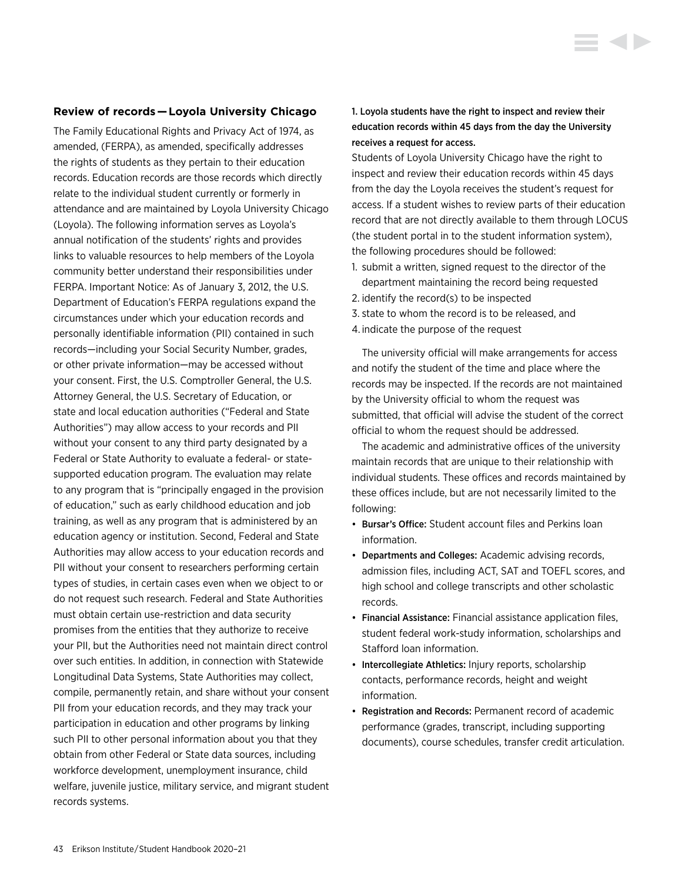### Review of records — Loyola University Chicago

The Family Educational Rights and Privacy Act of 1974, as amended, (FERPA), as amended, specifically addresses the rights of students as they pertain to their education records. Education records are those records which directly relate to the individual student currently or formerly in attendance and are maintained by Loyola University Chicago (Loyola). The following information serves as Loyola's annual notification of the students' rights and provides links to valuable resources to help members of the Loyola community better understand their responsibilities under FERPA. Important Notice: As of January 3, 2012, the U.S. Department of Education's FERPA regulations expand the circumstances under which your education records and personally identifiable information (PII) contained in such records—including your Social Security Number, grades, or other private information—may be accessed without your consent. First, the U.S. Comptroller General, the U.S. Attorney General, the U.S. Secretary of Education, or state and local education authorities ("Federal and State Authorities") may allow access to your records and PII without your consent to any third party designated by a Federal or State Authority to evaluate a federal- or state-supported education program. The evaluation may relate to any program that is "principally engaged in the provision of education," such as early childhood education and job training, as well as any program that is administered by an education agency or institution. Second, Federal and State Authorities may allow access to your education records and PII without your consent to researchers performing certain types of studies, in certain cases even when we object to or do not request such research. Federal and State Authorities must obtain certain use-restriction and data security promises from the entities that they authorize to receive your PII, but the Authorities need not maintain direct control over such entities. In addition, in connection with Statewide Longitudinal Data Systems, State Authorities may collect, compile, permanently retain, and share without your consent PII from your education records, and they may track your participation in education and other programs by linking such PII to other personal information about you that they obtain from other Federal or State data sources, including workforce development, unemployment insurance, child welfare, juvenile justice, military service, and migrant student records systems.

**1. Loyola students have the right to inspect and review their education records within 45 days from the day the University receives a request for access.**

Students of Loyola University Chicago have the right to inspect and review their education records within 45 days from the day the Loyola receives the student's request for access. If a student wishes to review parts of their education record that are not directly available to them through LOCUS (the student portal in to the student information system), the following procedures should be followed:

1. submit a written, signed request to the director of the department maintaining the record being requested
2. identify the record(s) to be inspected
3. state to whom the record is to be released, and
4. indicate the purpose of the request

The university official will make arrangements for access and notify the student of the time and place where the records may be inspected. If the records are not maintained by the University official to whom the request was submitted, that official will advise the student of the correct official to whom the request should be addressed.

The academic and administrative offices of the university maintain records that are unique to their relationship with individual students. These offices and records maintained by these offices include, but are not necessarily limited to the following:

- **Bursar's Office:** Student account files and Perkins loan information.
- **Departments and Colleges:** Academic advising records, admission files, including ACT, SAT and TOEFL scores, and high school and college transcripts and other scholastic records.
- **Financial Assistance:** Financial assistance application files, student federal work-study information, scholarships and Stafford loan information.
- **Intercollegiate Athletics:** Injury reports, scholarship contacts, performance records, height and weight information.
- **Registration and Records:** Permanent record of academic performance (grades, transcript, including supporting documents), course schedules, transfer credit articulation.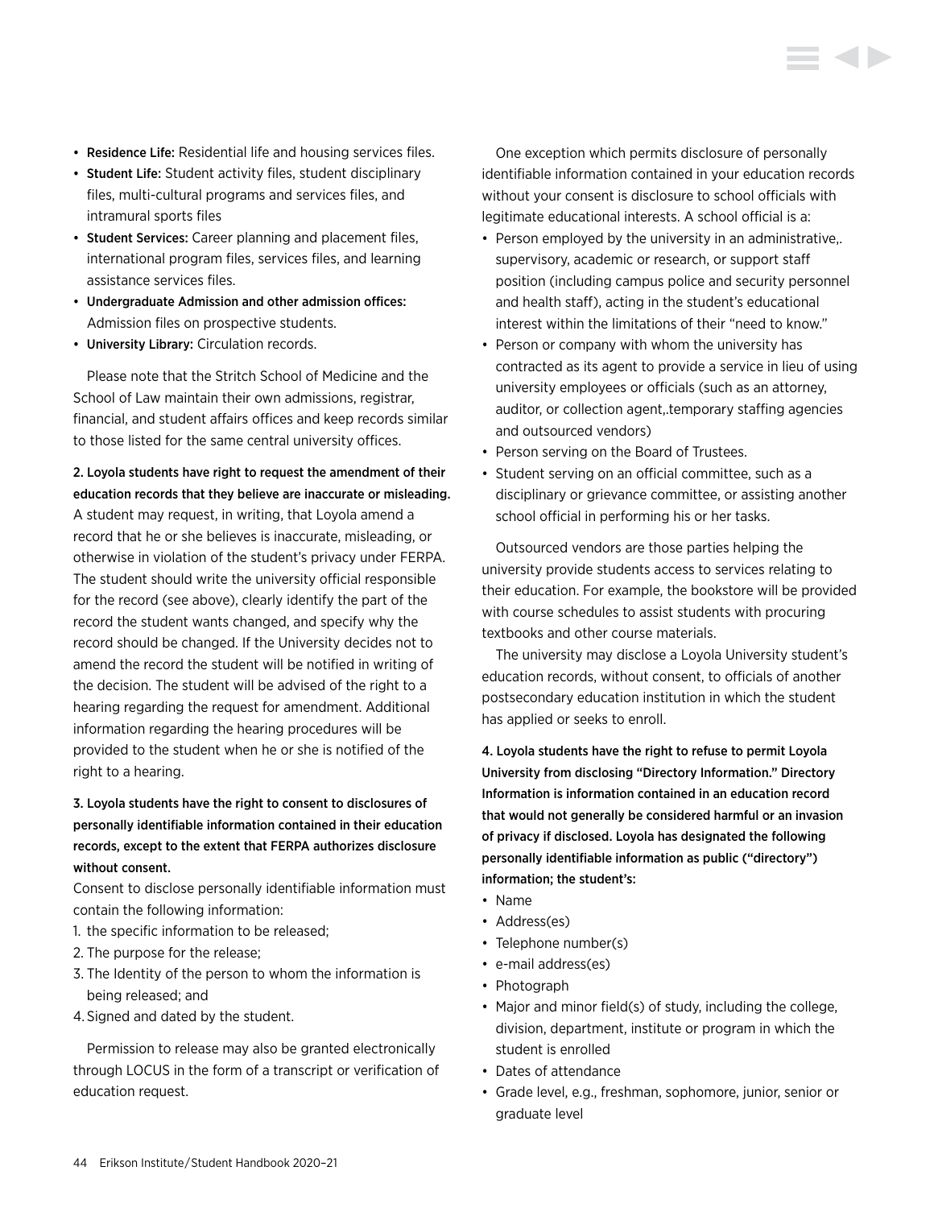- **Residence Life:** Residential life and housing services files.
- **Student Life:** Student activity files, student disciplinary files, multi-cultural programs and services files, and intramural sports files
- **Student Services:** Career planning and placement files, international program files, services files, and learning assistance services files.
- **Undergraduate Admission and other admission offices:** Admission files on prospective students.
- **University Library:** Circulation records.

Please note that the Stritch School of Medicine and the School of Law maintain their own admissions, registrar, financial, and student affairs offices and keep records similar to those listed for the same central university offices.

**2. Loyola students have right to request the amendment of their education records that they believe are inaccurate or misleading.** A student may request, in writing, that Loyola amend a record that he or she believes is inaccurate, misleading, or otherwise in violation of the student's privacy under FERPA. The student should write the university official responsible for the record (see above), clearly identify the part of the record the student wants changed, and specify why the record should be changed. If the University decides not to amend the record the student will be notified in writing of the decision. The student will be advised of the right to a hearing regarding the request for amendment. Additional information regarding the hearing procedures will be provided to the student when he or she is notified of the right to a hearing.

**3. Loyola students have the right to consent to disclosures of personally identifiable information contained in their education records, except to the extent that FERPA authorizes disclosure without consent.**

Consent to disclose personally identifiable information must contain the following information:

1. the specific information to be released;
2. The purpose for the release;
3. The Identity of the person to whom the information is being released; and
4. Signed and dated by the student.

Permission to release may also be granted electronically through LOCUS in the form of a transcript or verification of education request.

One exception which permits disclosure of personally identifiable information contained in your education records without your consent is disclosure to school officials with legitimate educational interests. A school official is a:

- Person employed by the university in an administrative,. supervisory, academic or research, or support staff position (including campus police and security personnel and health staff), acting in the student's educational interest within the limitations of their "need to know."
- Person or company with whom the university has contracted as its agent to provide a service in lieu of using university employees or officials (such as an attorney, auditor, or collection agent,.temporary staffing agencies and outsourced vendors)
- Person serving on the Board of Trustees.
- Student serving on an official committee, such as a disciplinary or grievance committee, or assisting another school official in performing his or her tasks.

Outsourced vendors are those parties helping the university provide students access to services relating to their education. For example, the bookstore will be provided with course schedules to assist students with procuring textbooks and other course materials.

The university may disclose a Loyola University student's education records, without consent, to officials of another postsecondary education institution in which the student has applied or seeks to enroll.

**4. Loyola students have the right to refuse to permit Loyola University from disclosing "Directory Information." Directory Information is information contained in an education record that would not generally be considered harmful or an invasion of privacy if disclosed. Loyola has designated the following personally identifiable information as public ("directory") information; the student's:**

- Name
- Address(es)
- Telephone number(s)
- e-mail address(es)
- Photograph
- Major and minor field(s) of study, including the college, division, department, institute or program in which the student is enrolled
- Dates of attendance
- Grade level, e.g., freshman, sophomore, junior, senior or graduate level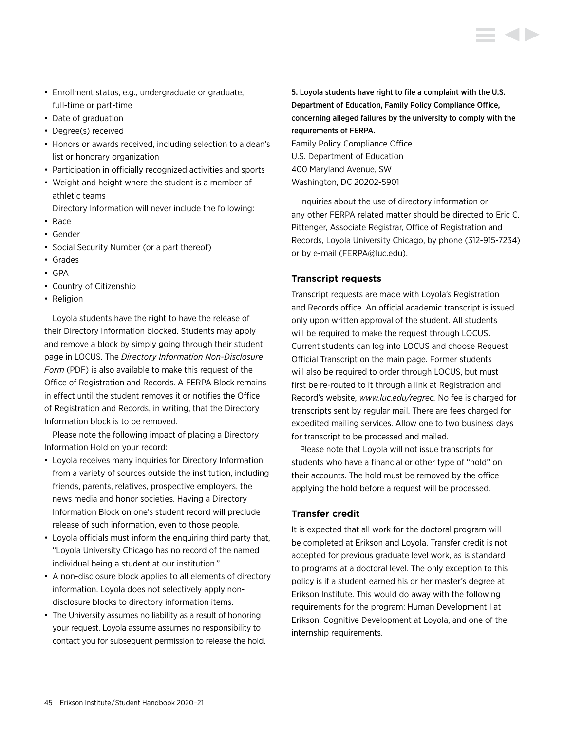- Enrollment status, e.g., undergraduate or graduate, full-time or part-time
- Date of graduation
- Degree(s) received
- Honors or awards received, including selection to a dean's list or honorary organization
- Participation in officially recognized activities and sports
- Weight and height where the student is a member of athletic teams

Directory Information will never include the following:

- Race
- Gender
- Social Security Number (or a part thereof)
- Grades
- GPA
- Country of Citizenship
- Religion

Loyola students have the right to have the release of their Directory Information blocked. Students may apply and remove a block by simply going through their student page in LOCUS. The *Directory Information Non-Disclosure Form* (PDF) is also available to make this request of the Office of Registration and Records. A FERPA Block remains in effect until the student removes it or notifies the Office of Registration and Records, in writing, that the Directory Information block is to be removed.

Please note the following impact of placing a Directory Information Hold on your record:

- Loyola receives many inquiries for Directory Information from a variety of sources outside the institution, including friends, parents, relatives, prospective employers, the news media and honor societies. Having a Directory Information Block on one's student record will preclude release of such information, even to those people.
- Loyola officials must inform the enquiring third party that, "Loyola University Chicago has no record of the named individual being a student at our institution."
- A non-disclosure block applies to all elements of directory information. Loyola does not selectively apply non-disclosure blocks to directory information items.
- The University assumes no liability as a result of honoring your request. Loyola assume assumes no responsibility to contact you for subsequent permission to release the hold.

**5. Loyola students have right to file a complaint with the U.S. Department of Education, Family Policy Compliance Office, concerning alleged failures by the university to comply with the requirements of FERPA.**

Family Policy Compliance Office
U.S. Department of Education
400 Maryland Avenue, SW
Washington, DC 20202-5901

Inquiries about the use of directory information or any other FERPA related matter should be directed to Eric C. Pittenger, Associate Registrar, Office of Registration and Records, Loyola University Chicago, by phone (312-915-7234) or by e-mail (FERPA@luc.edu).

### Transcript requests

Transcript requests are made with Loyola's Registration and Records office. An official academic transcript is issued only upon written approval of the student. All students will be required to make the request through LOCUS. Current students can log into LOCUS and choose Request Official Transcript on the main page. Former students will also be required to order through LOCUS, but must first be re-routed to it through a link at Registration and Record's website, *www.luc.edu/regrec.* No fee is charged for transcripts sent by regular mail. There are fees charged for expedited mailing services. Allow one to two business days for transcript to be processed and mailed.

Please note that Loyola will not issue transcripts for students who have a financial or other type of "hold" on their accounts. The hold must be removed by the office applying the hold before a request will be processed.

### Transfer credit

It is expected that all work for the doctoral program will be completed at Erikson and Loyola. Transfer credit is not accepted for previous graduate level work, as is standard to programs at a doctoral level. The only exception to this policy is if a student earned his or her master's degree at Erikson Institute. This would do away with the following requirements for the program: Human Development I at Erikson, Cognitive Development at Loyola, and one of the internship requirements.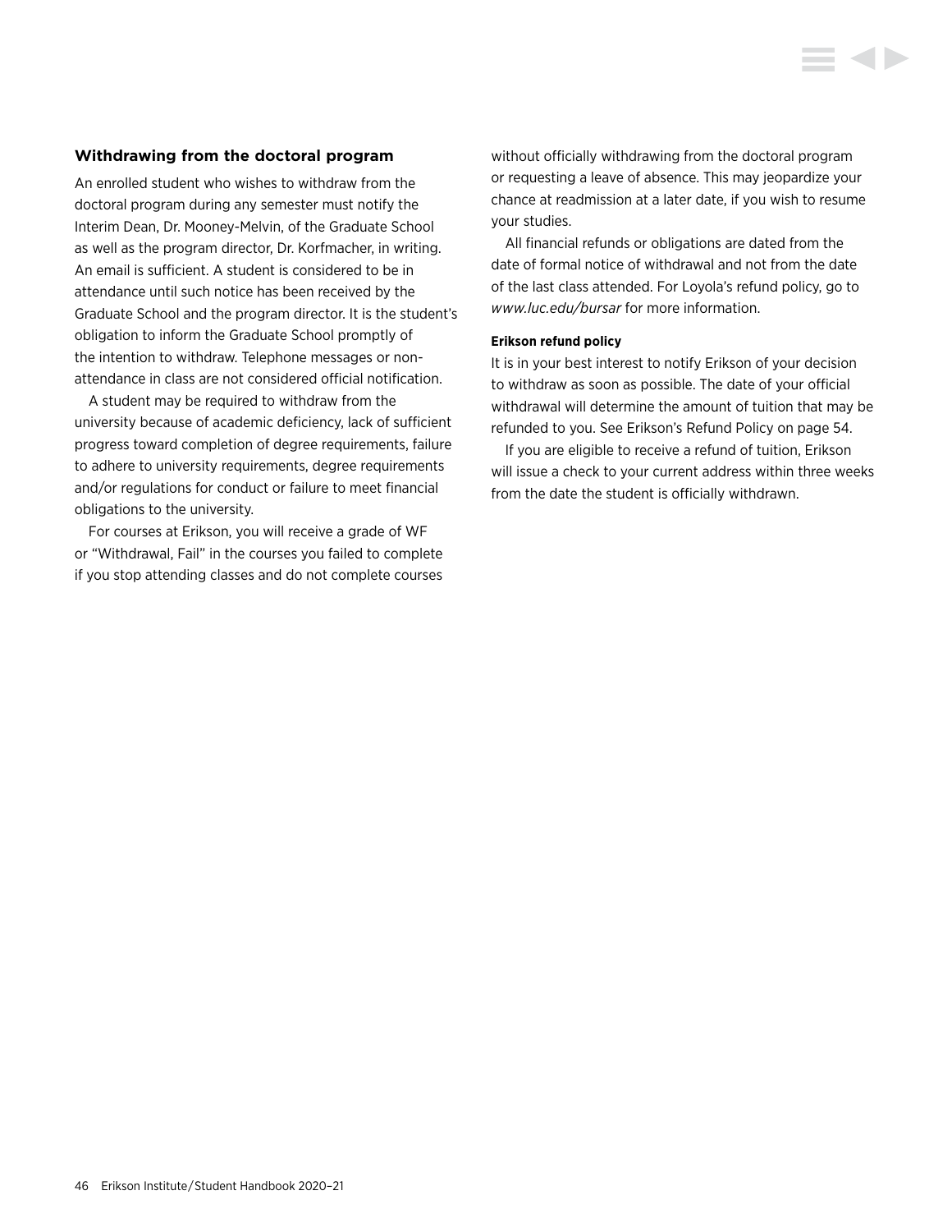### Withdrawing from the doctoral program

An enrolled student who wishes to withdraw from the doctoral program during any semester must notify the Interim Dean, Dr. Mooney-Melvin, of the Graduate School as well as the program director, Dr. Korfmacher, in writing. An email is sufficient. A student is considered to be in attendance until such notice has been received by the Graduate School and the program director. It is the student's obligation to inform the Graduate School promptly of the intention to withdraw. Telephone messages or non-attendance in class are not considered official notification.

A student may be required to withdraw from the university because of academic deficiency, lack of sufficient progress toward completion of degree requirements, failure to adhere to university requirements, degree requirements and/or regulations for conduct or failure to meet financial obligations to the university.

For courses at Erikson, you will receive a grade of WF or "Withdrawal, Fail" in the courses you failed to complete if you stop attending classes and do not complete courses without officially withdrawing from the doctoral program or requesting a leave of absence. This may jeopardize your chance at readmission at a later date, if you wish to resume your studies.

All financial refunds or obligations are dated from the date of formal notice of withdrawal and not from the date of the last class attended. For Loyola's refund policy, go to *www.luc.edu/bursar* for more information.

#### Erikson refund policy

It is in your best interest to notify Erikson of your decision to withdraw as soon as possible. The date of your official withdrawal will determine the amount of tuition that may be refunded to you. See Erikson's Refund Policy on page 54.

If you are eligible to receive a refund of tuition, Erikson will issue a check to your current address within three weeks from the date the student is officially withdrawn.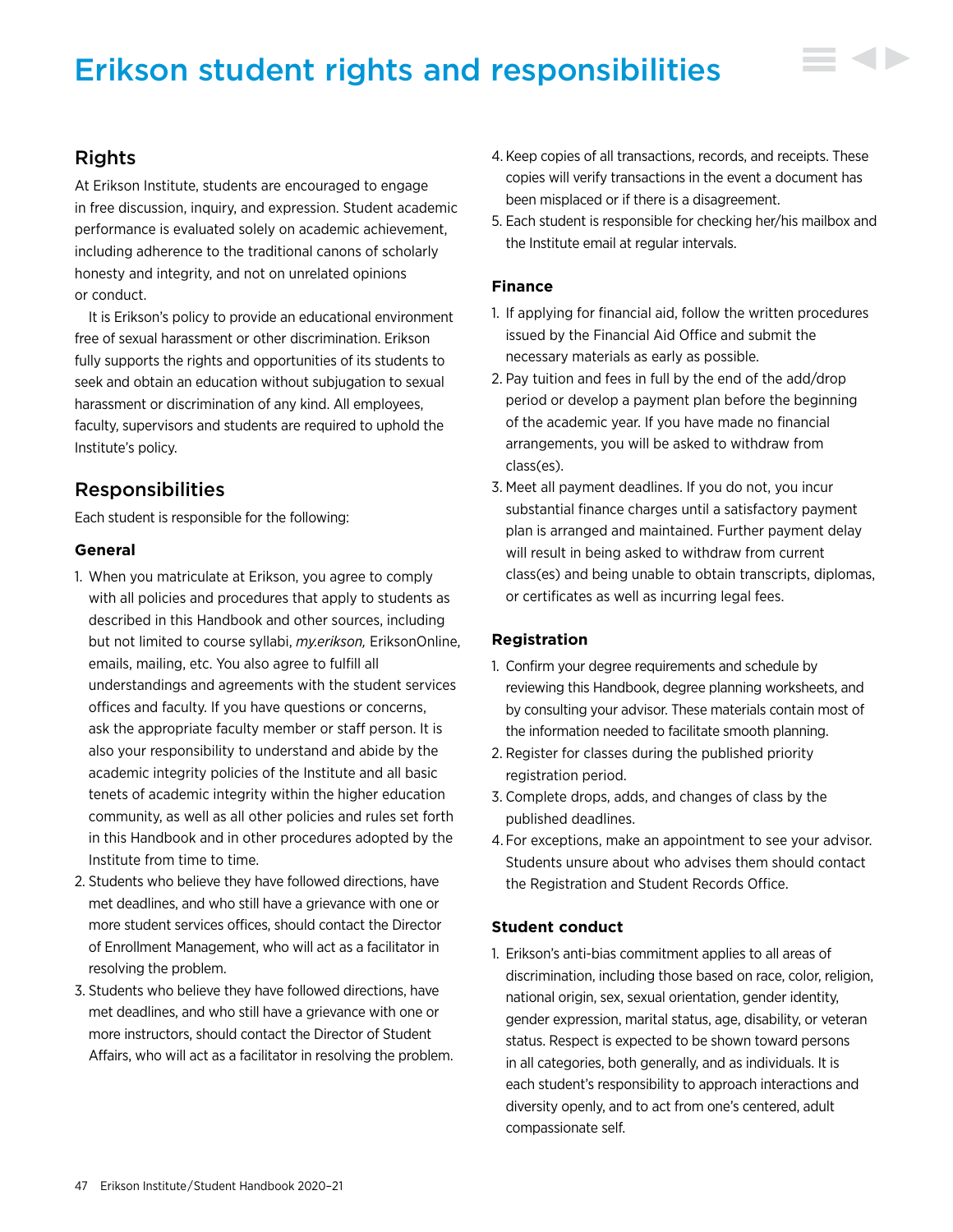# Erikson student rights and responsibilities

## Rights

At Erikson Institute, students are encouraged to engage in free discussion, inquiry, and expression. Student academic performance is evaluated solely on academic achievement, including adherence to the traditional canons of scholarly honesty and integrity, and not on unrelated opinions or conduct.

It is Erikson's policy to provide an educational environment free of sexual harassment or other discrimination. Erikson fully supports the rights and opportunities of its students to seek and obtain an education without subjugation to sexual harassment or discrimination of any kind. All employees, faculty, supervisors and students are required to uphold the Institute's policy.

## Responsibilities

Each student is responsible for the following:

### General

1. When you matriculate at Erikson, you agree to comply with all policies and procedures that apply to students as described in this Handbook and other sources, including but not limited to course syllabi, *my.erikson,* EriksonOnline, emails, mailing, etc. You also agree to fulfill all understandings and agreements with the student services offices and faculty. If you have questions or concerns, ask the appropriate faculty member or staff person. It is also your responsibility to understand and abide by the academic integrity policies of the Institute and all basic tenets of academic integrity within the higher education community, as well as all other policies and rules set forth in this Handbook and in other procedures adopted by the Institute from time to time.
2. Students who believe they have followed directions, have met deadlines, and who still have a grievance with one or more student services offices, should contact the Director of Enrollment Management, who will act as a facilitator in resolving the problem.
3. Students who believe they have followed directions, have met deadlines, and who still have a grievance with one or more instructors, should contact the Director of Student Affairs, who will act as a facilitator in resolving the problem.
4. Keep copies of all transactions, records, and receipts. These copies will verify transactions in the event a document has been misplaced or if there is a disagreement.
5. Each student is responsible for checking her/his mailbox and the Institute email at regular intervals.

### Finance

1. If applying for financial aid, follow the written procedures issued by the Financial Aid Office and submit the necessary materials as early as possible.
2. Pay tuition and fees in full by the end of the add/drop period or develop a payment plan before the beginning of the academic year. If you have made no financial arrangements, you will be asked to withdraw from class(es).
3. Meet all payment deadlines. If you do not, you incur substantial finance charges until a satisfactory payment plan is arranged and maintained. Further payment delay will result in being asked to withdraw from current class(es) and being unable to obtain transcripts, diplomas, or certificates as well as incurring legal fees.

### Registration

1. Confirm your degree requirements and schedule by reviewing this Handbook, degree planning worksheets, and by consulting your advisor. These materials contain most of the information needed to facilitate smooth planning.
2. Register for classes during the published priority registration period.
3. Complete drops, adds, and changes of class by the published deadlines.
4. For exceptions, make an appointment to see your advisor. Students unsure about who advises them should contact the Registration and Student Records Office.

### Student conduct

1. Erikson's anti-bias commitment applies to all areas of discrimination, including those based on race, color, religion, national origin, sex, sexual orientation, gender identity, gender expression, marital status, age, disability, or veteran status. Respect is expected to be shown toward persons in all categories, both generally, and as individuals. It is each student's responsibility to approach interactions and diversity openly, and to act from one's centered, adult compassionate self.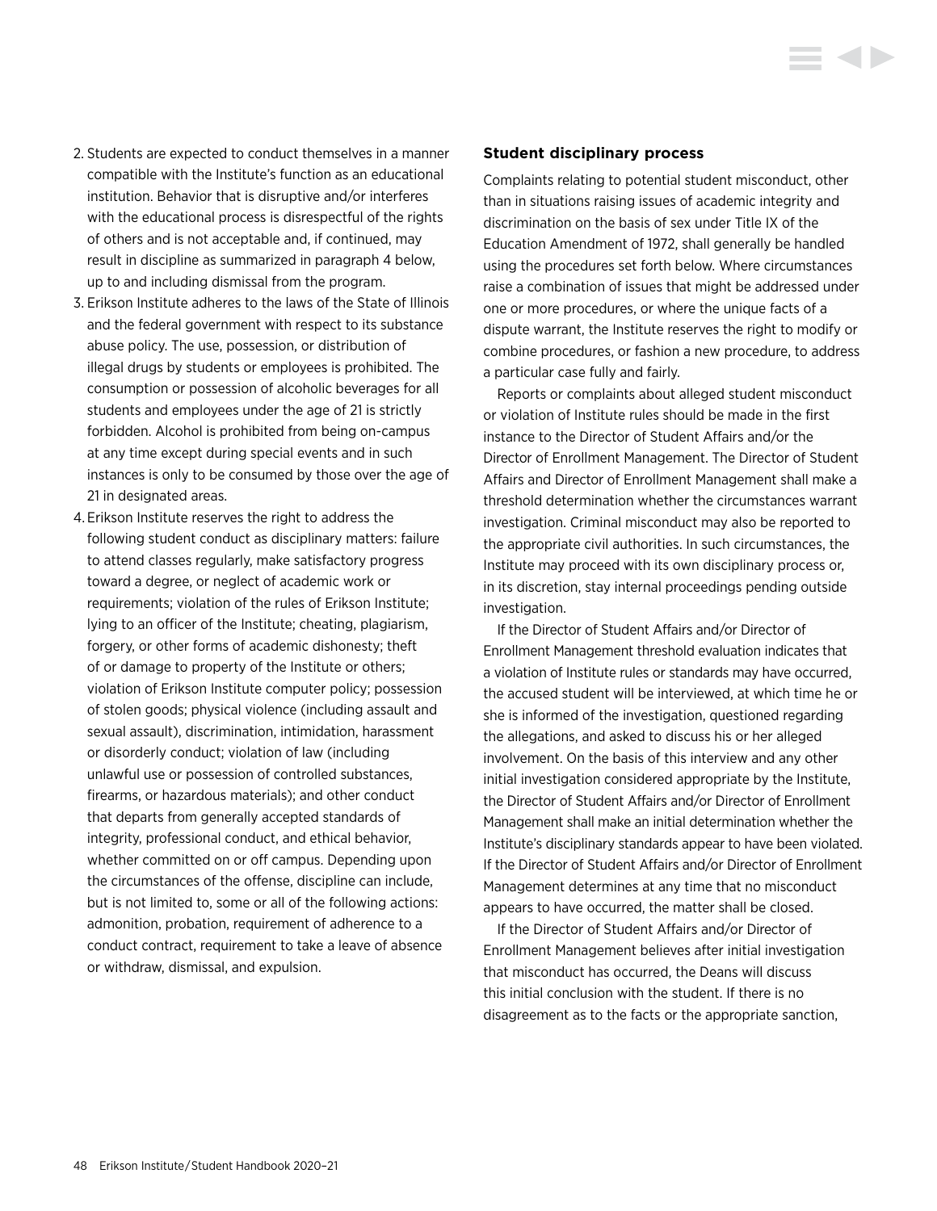2. Students are expected to conduct themselves in a manner compatible with the Institute's function as an educational institution. Behavior that is disruptive and/or interferes with the educational process is disrespectful of the rights of others and is not acceptable and, if continued, may result in discipline as summarized in paragraph 4 below, up to and including dismissal from the program.
3. Erikson Institute adheres to the laws of the State of Illinois and the federal government with respect to its substance abuse policy. The use, possession, or distribution of illegal drugs by students or employees is prohibited. The consumption or possession of alcoholic beverages for all students and employees under the age of 21 is strictly forbidden. Alcohol is prohibited from being on-campus at any time except during special events and in such instances is only to be consumed by those over the age of 21 in designated areas.
4. Erikson Institute reserves the right to address the following student conduct as disciplinary matters: failure to attend classes regularly, make satisfactory progress toward a degree, or neglect of academic work or requirements; violation of the rules of Erikson Institute; lying to an officer of the Institute; cheating, plagiarism, forgery, or other forms of academic dishonesty; theft of or damage to property of the Institute or others; violation of Erikson Institute computer policy; possession of stolen goods; physical violence (including assault and sexual assault), discrimination, intimidation, harassment or disorderly conduct; violation of law (including unlawful use or possession of controlled substances, firearms, or hazardous materials); and other conduct that departs from generally accepted standards of integrity, professional conduct, and ethical behavior, whether committed on or off campus. Depending upon the circumstances of the offense, discipline can include, but is not limited to, some or all of the following actions: admonition, probation, requirement of adherence to a conduct contract, requirement to take a leave of absence or withdraw, dismissal, and expulsion.

### Student disciplinary process

Complaints relating to potential student misconduct, other than in situations raising issues of academic integrity and discrimination on the basis of sex under Title IX of the Education Amendment of 1972, shall generally be handled using the procedures set forth below. Where circumstances raise a combination of issues that might be addressed under one or more procedures, or where the unique facts of a dispute warrant, the Institute reserves the right to modify or combine procedures, or fashion a new procedure, to address a particular case fully and fairly.

Reports or complaints about alleged student misconduct or violation of Institute rules should be made in the first instance to the Director of Student Affairs and/or the Director of Enrollment Management. The Director of Student Affairs and Director of Enrollment Management shall make a threshold determination whether the circumstances warrant investigation. Criminal misconduct may also be reported to the appropriate civil authorities. In such circumstances, the Institute may proceed with its own disciplinary process or, in its discretion, stay internal proceedings pending outside investigation.

If the Director of Student Affairs and/or Director of Enrollment Management threshold evaluation indicates that a violation of Institute rules or standards may have occurred, the accused student will be interviewed, at which time he or she is informed of the investigation, questioned regarding the allegations, and asked to discuss his or her alleged involvement. On the basis of this interview and any other initial investigation considered appropriate by the Institute, the Director of Student Affairs and/or Director of Enrollment Management shall make an initial determination whether the Institute's disciplinary standards appear to have been violated. If the Director of Student Affairs and/or Director of Enrollment Management determines at any time that no misconduct appears to have occurred, the matter shall be closed.

If the Director of Student Affairs and/or Director of Enrollment Management believes after initial investigation that misconduct has occurred, the Deans will discuss this initial conclusion with the student. If there is no disagreement as to the facts or the appropriate sanction,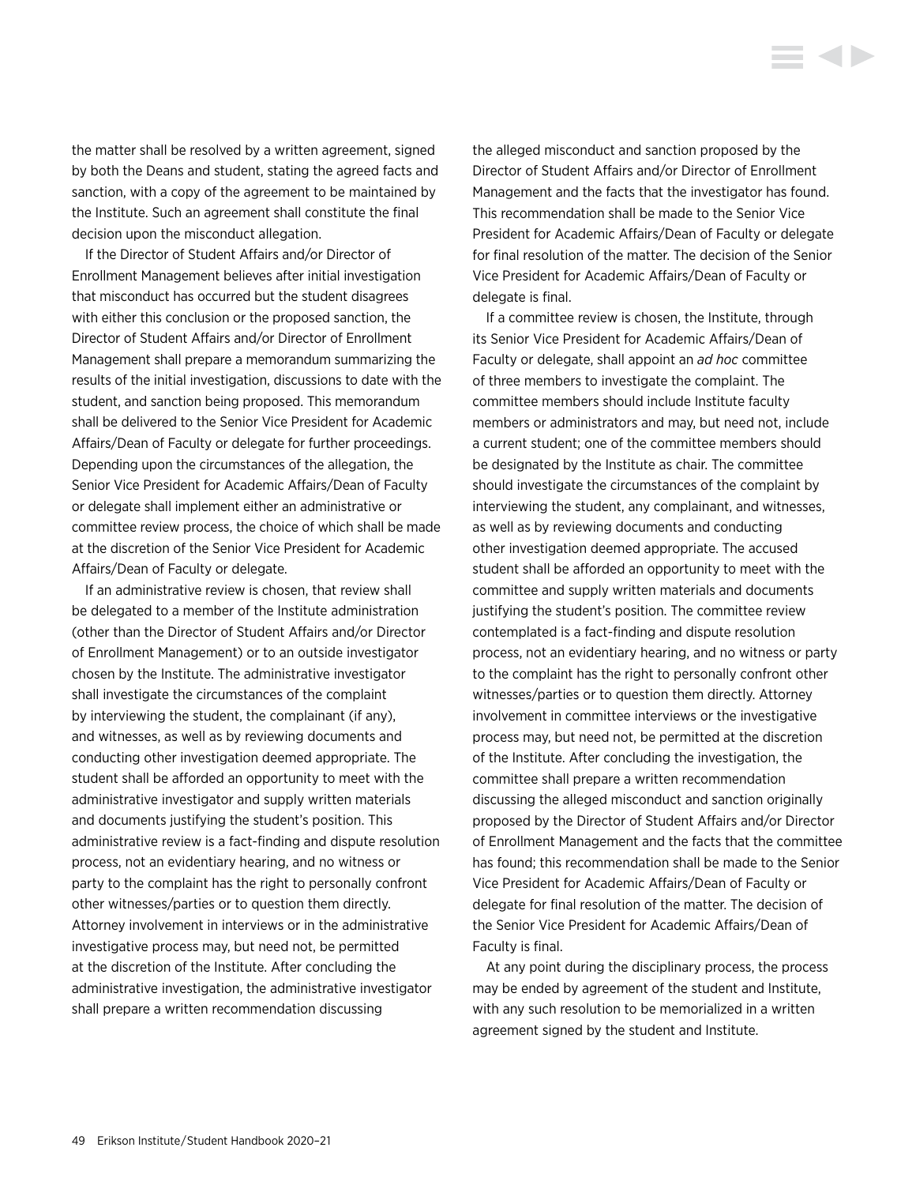the matter shall be resolved by a written agreement, signed by both the Deans and student, stating the agreed facts and sanction, with a copy of the agreement to be maintained by the Institute. Such an agreement shall constitute the final decision upon the misconduct allegation.

If the Director of Student Affairs and/or Director of Enrollment Management believes after initial investigation that misconduct has occurred but the student disagrees with either this conclusion or the proposed sanction, the Director of Student Affairs and/or Director of Enrollment Management shall prepare a memorandum summarizing the results of the initial investigation, discussions to date with the student, and sanction being proposed. This memorandum shall be delivered to the Senior Vice President for Academic Affairs/Dean of Faculty or delegate for further proceedings. Depending upon the circumstances of the allegation, the Senior Vice President for Academic Affairs/Dean of Faculty or delegate shall implement either an administrative or committee review process, the choice of which shall be made at the discretion of the Senior Vice President for Academic Affairs/Dean of Faculty or delegate.

If an administrative review is chosen, that review shall be delegated to a member of the Institute administration (other than the Director of Student Affairs and/or Director of Enrollment Management) or to an outside investigator chosen by the Institute. The administrative investigator shall investigate the circumstances of the complaint by interviewing the student, the complainant (if any), and witnesses, as well as by reviewing documents and conducting other investigation deemed appropriate. The student shall be afforded an opportunity to meet with the administrative investigator and supply written materials and documents justifying the student's position. This administrative review is a fact-finding and dispute resolution process, not an evidentiary hearing, and no witness or party to the complaint has the right to personally confront other witnesses/parties or to question them directly. Attorney involvement in interviews or in the administrative investigative process may, but need not, be permitted at the discretion of the Institute. After concluding the administrative investigation, the administrative investigator shall prepare a written recommendation discussing the alleged misconduct and sanction proposed by the Director of Student Affairs and/or Director of Enrollment Management and the facts that the investigator has found. This recommendation shall be made to the Senior Vice President for Academic Affairs/Dean of Faculty or delegate for final resolution of the matter. The decision of the Senior Vice President for Academic Affairs/Dean of Faculty or delegate is final.

If a committee review is chosen, the Institute, through its Senior Vice President for Academic Affairs/Dean of Faculty or delegate, shall appoint an *ad hoc* committee of three members to investigate the complaint. The committee members should include Institute faculty members or administrators and may, but need not, include a current student; one of the committee members should be designated by the Institute as chair. The committee should investigate the circumstances of the complaint by interviewing the student, any complainant, and witnesses, as well as by reviewing documents and conducting other investigation deemed appropriate. The accused student shall be afforded an opportunity to meet with the committee and supply written materials and documents justifying the student's position. The committee review contemplated is a fact-finding and dispute resolution process, not an evidentiary hearing, and no witness or party to the complaint has the right to personally confront other witnesses/parties or to question them directly. Attorney involvement in committee interviews or the investigative process may, but need not, be permitted at the discretion of the Institute. After concluding the investigation, the committee shall prepare a written recommendation discussing the alleged misconduct and sanction originally proposed by the Director of Student Affairs and/or Director of Enrollment Management and the facts that the committee has found; this recommendation shall be made to the Senior Vice President for Academic Affairs/Dean of Faculty or delegate for final resolution of the matter. The decision of the Senior Vice President for Academic Affairs/Dean of Faculty is final.

At any point during the disciplinary process, the process may be ended by agreement of the student and Institute, with any such resolution to be memorialized in a written agreement signed by the student and Institute.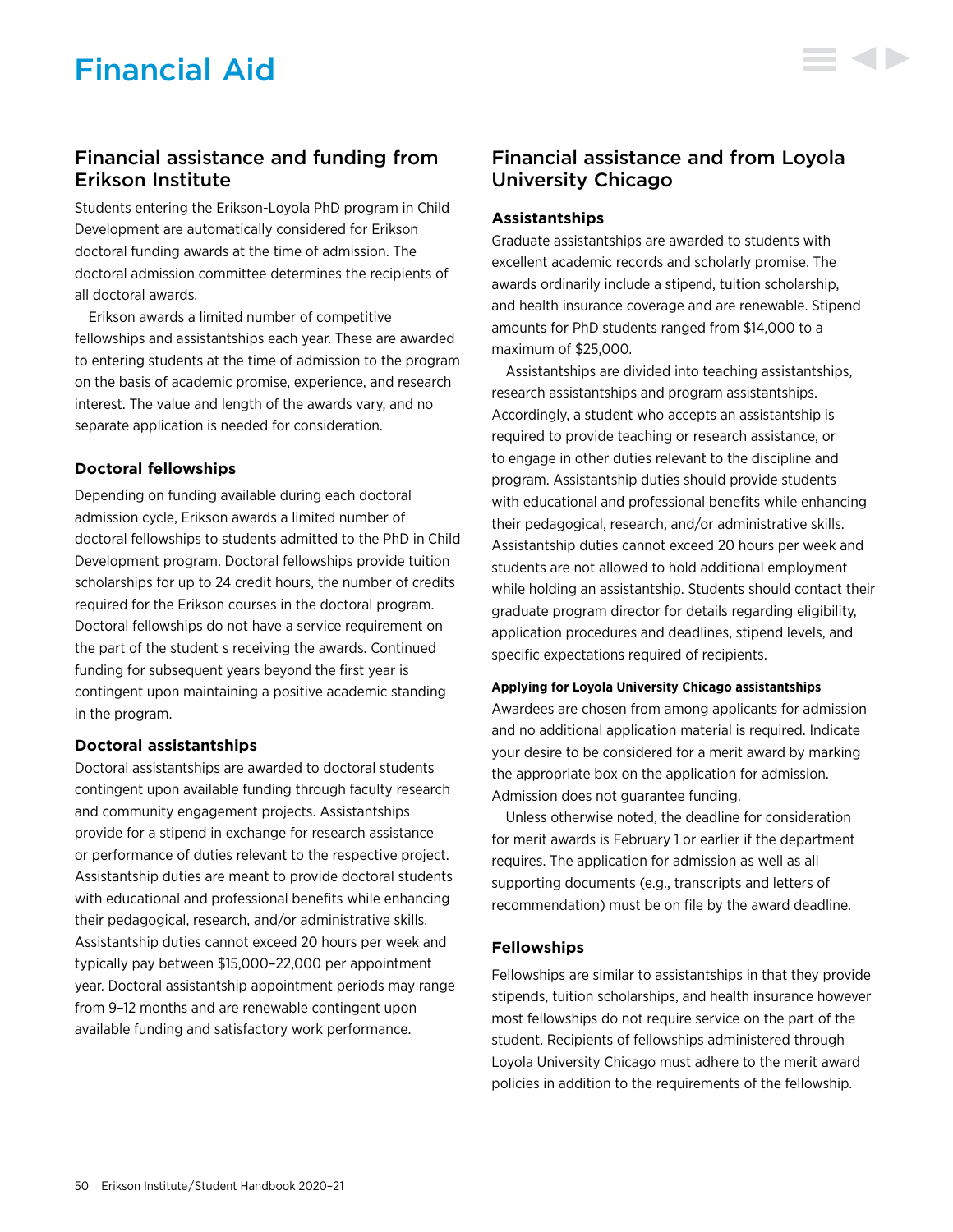# Financial Aid

## Financial assistance and funding from Erikson Institute

Students entering the Erikson-Loyola PhD program in Child Development are automatically considered for Erikson doctoral funding awards at the time of admission. The doctoral admission committee determines the recipients of all doctoral awards.

Erikson awards a limited number of competitive fellowships and assistantships each year. These are awarded to entering students at the time of admission to the program on the basis of academic promise, experience, and research interest. The value and length of the awards vary, and no separate application is needed for consideration.

### Doctoral fellowships

Depending on funding available during each doctoral admission cycle, Erikson awards a limited number of doctoral fellowships to students admitted to the PhD in Child Development program. Doctoral fellowships provide tuition scholarships for up to 24 credit hours, the number of credits required for the Erikson courses in the doctoral program. Doctoral fellowships do not have a service requirement on the part of the student s receiving the awards. Continued funding for subsequent years beyond the first year is contingent upon maintaining a positive academic standing in the program.

### Doctoral assistantships

Doctoral assistantships are awarded to doctoral students contingent upon available funding through faculty research and community engagement projects. Assistantships provide for a stipend in exchange for research assistance or performance of duties relevant to the respective project. Assistantship duties are meant to provide doctoral students with educational and professional benefits while enhancing their pedagogical, research, and/or administrative skills. Assistantship duties cannot exceed 20 hours per week and typically pay between $15,000–22,000 per appointment year. Doctoral assistantship appointment periods may range from 9–12 months and are renewable contingent upon available funding and satisfactory work performance.

## Financial assistance and from Loyola University Chicago

### Assistantships

Graduate assistantships are awarded to students with excellent academic records and scholarly promise. The awards ordinarily include a stipend, tuition scholarship, and health insurance coverage and are renewable. Stipend amounts for PhD students ranged from $14,000 to a maximum of $25,000.

Assistantships are divided into teaching assistantships, research assistantships and program assistantships. Accordingly, a student who accepts an assistantship is required to provide teaching or research assistance, or to engage in other duties relevant to the discipline and program. Assistantship duties should provide students with educational and professional benefits while enhancing their pedagogical, research, and/or administrative skills. Assistantship duties cannot exceed 20 hours per week and students are not allowed to hold additional employment while holding an assistantship. Students should contact their graduate program director for details regarding eligibility, application procedures and deadlines, stipend levels, and specific expectations required of recipients.

#### Applying for Loyola University Chicago assistantships

Awardees are chosen from among applicants for admission and no additional application material is required. Indicate your desire to be considered for a merit award by marking the appropriate box on the application for admission. Admission does not guarantee funding.

Unless otherwise noted, the deadline for consideration for merit awards is February 1 or earlier if the department requires. The application for admission as well as all supporting documents (e.g., transcripts and letters of recommendation) must be on file by the award deadline.

### Fellowships

Fellowships are similar to assistantships in that they provide stipends, tuition scholarships, and health insurance however most fellowships do not require service on the part of the student. Recipients of fellowships administered through Loyola University Chicago must adhere to the merit award policies in addition to the requirements of the fellowship.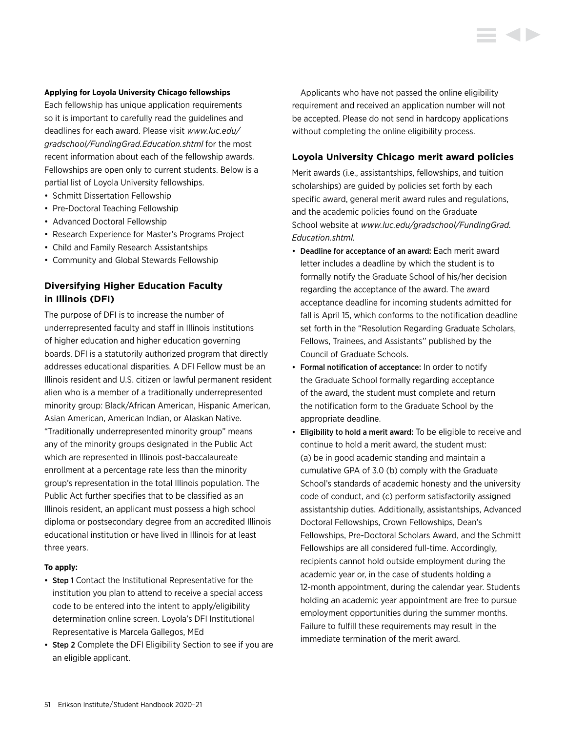**Applying for Loyola University Chicago fellowships**

Each fellowship has unique application requirements so it is important to carefully read the guidelines and deadlines for each award. Please visit *www.luc.edu/gradschool/FundingGrad.Education.shtml* for the most recent information about each of the fellowship awards. Fellowships are open only to current students. Below is a partial list of Loyola University fellowships.

- Schmitt Dissertation Fellowship
- Pre-Doctoral Teaching Fellowship
- Advanced Doctoral Fellowship
- Research Experience for Master's Programs Project
- Child and Family Research Assistantships
- Community and Global Stewards Fellowship

## Diversifying Higher Education Faculty in Illinois (DFI)

The purpose of DFI is to increase the number of underrepresented faculty and staff in Illinois institutions of higher education and higher education governing boards. DFI is a statutorily authorized program that directly addresses educational disparities. A DFI Fellow must be an Illinois resident and U.S. citizen or lawful permanent resident alien who is a member of a traditionally underrepresented minority group: Black/African American, Hispanic American, Asian American, American Indian, or Alaskan Native. "Traditionally underrepresented minority group" means any of the minority groups designated in the Public Act which are represented in Illinois post-baccalaureate enrollment at a percentage rate less than the minority group's representation in the total Illinois population. The Public Act further specifies that to be classified as an Illinois resident, an applicant must possess a high school diploma or postsecondary degree from an accredited Illinois educational institution or have lived in Illinois for at least three years.

**To apply:**

- **Step 1** Contact the Institutional Representative for the institution you plan to attend to receive a special access code to be entered into the intent to apply/eligibility determination online screen. Loyola's DFI Institutional Representative is Marcela Gallegos, MEd
- **Step 2** Complete the DFI Eligibility Section to see if you are an eligible applicant.

Applicants who have not passed the online eligibility requirement and received an application number will not be accepted. Please do not send in hardcopy applications without completing the online eligibility process.

## Loyola University Chicago merit award policies

Merit awards (i.e., assistantships, fellowships, and tuition scholarships) are guided by policies set forth by each specific award, general merit award rules and regulations, and the academic policies found on the Graduate School website at *www.luc.edu/gradschool/FundingGrad.Education.shtml.*

- **Deadline for acceptance of an award:** Each merit award letter includes a deadline by which the student is to formally notify the Graduate School of his/her decision regarding the acceptance of the award. The award acceptance deadline for incoming students admitted for fall is April 15, which conforms to the notification deadline set forth in the "Resolution Regarding Graduate Scholars, Fellows, Trainees, and Assistants" published by the Council of Graduate Schools.
- **Formal notification of acceptance:** In order to notify the Graduate School formally regarding acceptance of the award, the student must complete and return the notification form to the Graduate School by the appropriate deadline.
- **Eligibility to hold a merit award:** To be eligible to receive and continue to hold a merit award, the student must: (a) be in good academic standing and maintain a cumulative GPA of 3.0 (b) comply with the Graduate School's standards of academic honesty and the university code of conduct, and (c) perform satisfactorily assigned assistantship duties. Additionally, assistantships, Advanced Doctoral Fellowships, Crown Fellowships, Dean's Fellowships, Pre-Doctoral Scholars Award, and the Schmitt Fellowships are all considered full-time. Accordingly, recipients cannot hold outside employment during the academic year or, in the case of students holding a 12-month appointment, during the calendar year. Students holding an academic year appointment are free to pursue employment opportunities during the summer months. Failure to fulfill these requirements may result in the immediate termination of the merit award.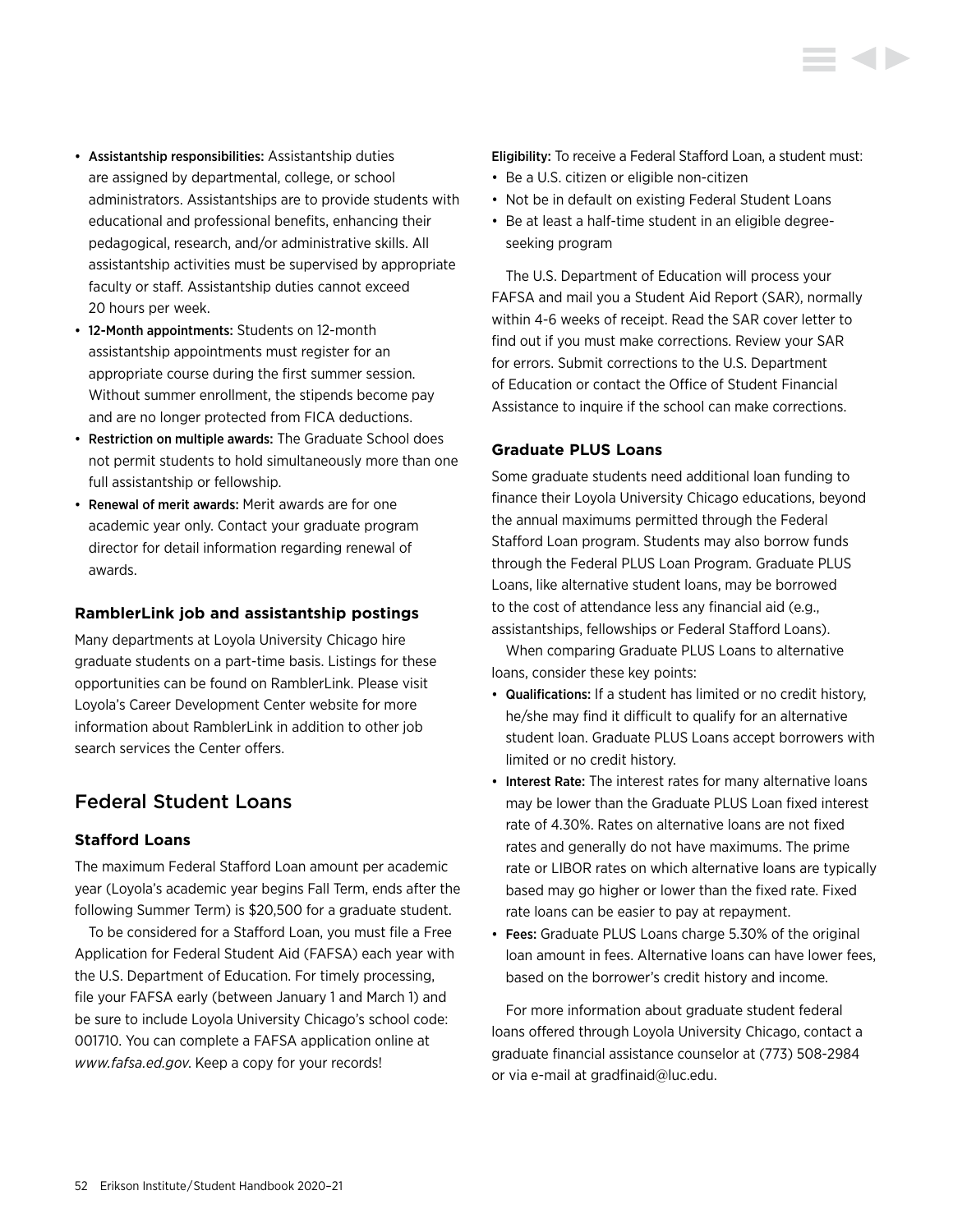- **Assistantship responsibilities:** Assistantship duties are assigned by departmental, college, or school administrators. Assistantships are to provide students with educational and professional benefits, enhancing their pedagogical, research, and/or administrative skills. All assistantship activities must be supervised by appropriate faculty or staff. Assistantship duties cannot exceed 20 hours per week.
- **12-Month appointments:** Students on 12-month assistantship appointments must register for an appropriate course during the first summer session. Without summer enrollment, the stipends become pay and are no longer protected from FICA deductions.
- **Restriction on multiple awards:** The Graduate School does not permit students to hold simultaneously more than one full assistantship or fellowship.
- **Renewal of merit awards:** Merit awards are for one academic year only. Contact your graduate program director for detail information regarding renewal of awards.

### RamblerLink job and assistantship postings

Many departments at Loyola University Chicago hire graduate students on a part-time basis. Listings for these opportunities can be found on RamblerLink. Please visit Loyola's Career Development Center website for more information about RamblerLink in addition to other job search services the Center offers.

## Federal Student Loans

### Stafford Loans

The maximum Federal Stafford Loan amount per academic year (Loyola's academic year begins Fall Term, ends after the following Summer Term) is $20,500 for a graduate student.

To be considered for a Stafford Loan, you must file a Free Application for Federal Student Aid (FAFSA) each year with the U.S. Department of Education. For timely processing, file your FAFSA early (between January 1 and March 1) and be sure to include Loyola University Chicago's school code: 001710. You can complete a FAFSA application online at *www.fafsa.ed.gov*. Keep a copy for your records!

**Eligibility:** To receive a Federal Stafford Loan, a student must:

- Be a U.S. citizen or eligible non-citizen
- Not be in default on existing Federal Student Loans
- Be at least a half-time student in an eligible degree-seeking program

The U.S. Department of Education will process your FAFSA and mail you a Student Aid Report (SAR), normally within 4-6 weeks of receipt. Read the SAR cover letter to find out if you must make corrections. Review your SAR for errors. Submit corrections to the U.S. Department of Education or contact the Office of Student Financial Assistance to inquire if the school can make corrections.

### Graduate PLUS Loans

Some graduate students need additional loan funding to finance their Loyola University Chicago educations, beyond the annual maximums permitted through the Federal Stafford Loan program. Students may also borrow funds through the Federal PLUS Loan Program. Graduate PLUS Loans, like alternative student loans, may be borrowed to the cost of attendance less any financial aid (e.g., assistantships, fellowships or Federal Stafford Loans).

When comparing Graduate PLUS Loans to alternative loans, consider these key points:

- **Qualifications:** If a student has limited or no credit history, he/she may find it difficult to qualify for an alternative student loan. Graduate PLUS Loans accept borrowers with limited or no credit history.
- **Interest Rate:** The interest rates for many alternative loans may be lower than the Graduate PLUS Loan fixed interest rate of 4.30%. Rates on alternative loans are not fixed rates and generally do not have maximums. The prime rate or LIBOR rates on which alternative loans are typically based may go higher or lower than the fixed rate. Fixed rate loans can be easier to pay at repayment.
- **Fees:** Graduate PLUS Loans charge 5.30% of the original loan amount in fees. Alternative loans can have lower fees, based on the borrower's credit history and income.

For more information about graduate student federal loans offered through Loyola University Chicago, contact a graduate financial assistance counselor at (773) 508-2984 or via e-mail at gradfinaid@luc.edu.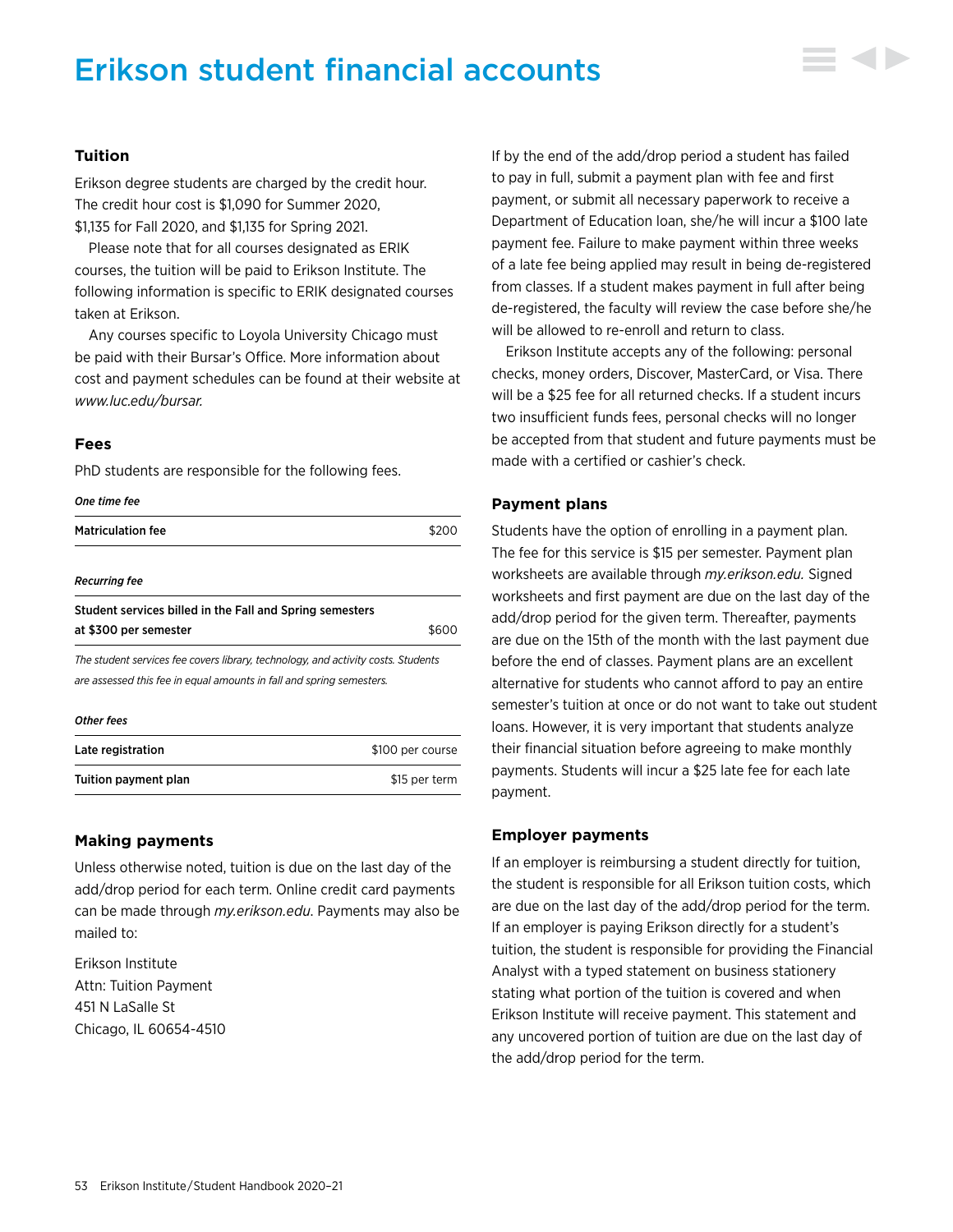# Erikson student financial accounts

### Tuition

Erikson degree students are charged by the credit hour. The credit hour cost is $1,090 for Summer 2020, $1,135 for Fall 2020, and $1,135 for Spring 2021.

Please note that for all courses designated as ERIK courses, the tuition will be paid to Erikson Institute. The following information is specific to ERIK designated courses taken at Erikson.

Any courses specific to Loyola University Chicago must be paid with their Bursar's Office. More information about cost and payment schedules can be found at their website at *www.luc.edu/bursar.*

### Fees

PhD students are responsible for the following fees.

***One time fee***

| | |
|---|---|
| **Matriculation fee** | $200 |

***Recurring fee***

| | |
|---|---|
| **Student services billed in the Fall and Spring semesters at $300 per semester** | $600 |

*The student services fee covers library, technology, and activity costs. Students are assessed this fee in equal amounts in fall and spring semesters.*

***Other fees***

| | |
|---|---|
| **Late registration** | $100 per course |
| **Tuition payment plan** | $15 per term |

### Making payments

Unless otherwise noted, tuition is due on the last day of the add/drop period for each term. Online credit card payments can be made through *my.erikson.edu.* Payments may also be mailed to:

Erikson Institute
Attn: Tuition Payment
451 N LaSalle St
Chicago, IL 60654-4510

If by the end of the add/drop period a student has failed to pay in full, submit a payment plan with fee and first payment, or submit all necessary paperwork to receive a Department of Education loan, she/he will incur a $100 late payment fee. Failure to make payment within three weeks of a late fee being applied may result in being de-registered from classes. If a student makes payment in full after being de-registered, the faculty will review the case before she/he will be allowed to re-enroll and return to class.

Erikson Institute accepts any of the following: personal checks, money orders, Discover, MasterCard, or Visa. There will be a $25 fee for all returned checks. If a student incurs two insufficient funds fees, personal checks will no longer be accepted from that student and future payments must be made with a certified or cashier's check.

### Payment plans

Students have the option of enrolling in a payment plan. The fee for this service is $15 per semester. Payment plan worksheets are available through *my.erikson.edu.* Signed worksheets and first payment are due on the last day of the add/drop period for the given term. Thereafter, payments are due on the 15th of the month with the last payment due before the end of classes. Payment plans are an excellent alternative for students who cannot afford to pay an entire semester's tuition at once or do not want to take out student loans. However, it is very important that students analyze their financial situation before agreeing to make monthly payments. Students will incur a $25 late fee for each late payment.

### Employer payments

If an employer is reimbursing a student directly for tuition, the student is responsible for all Erikson tuition costs, which are due on the last day of the add/drop period for the term. If an employer is paying Erikson directly for a student's tuition, the student is responsible for providing the Financial Analyst with a typed statement on business stationery stating what portion of the tuition is covered and when Erikson Institute will receive payment. This statement and any uncovered portion of tuition are due on the last day of the add/drop period for the term.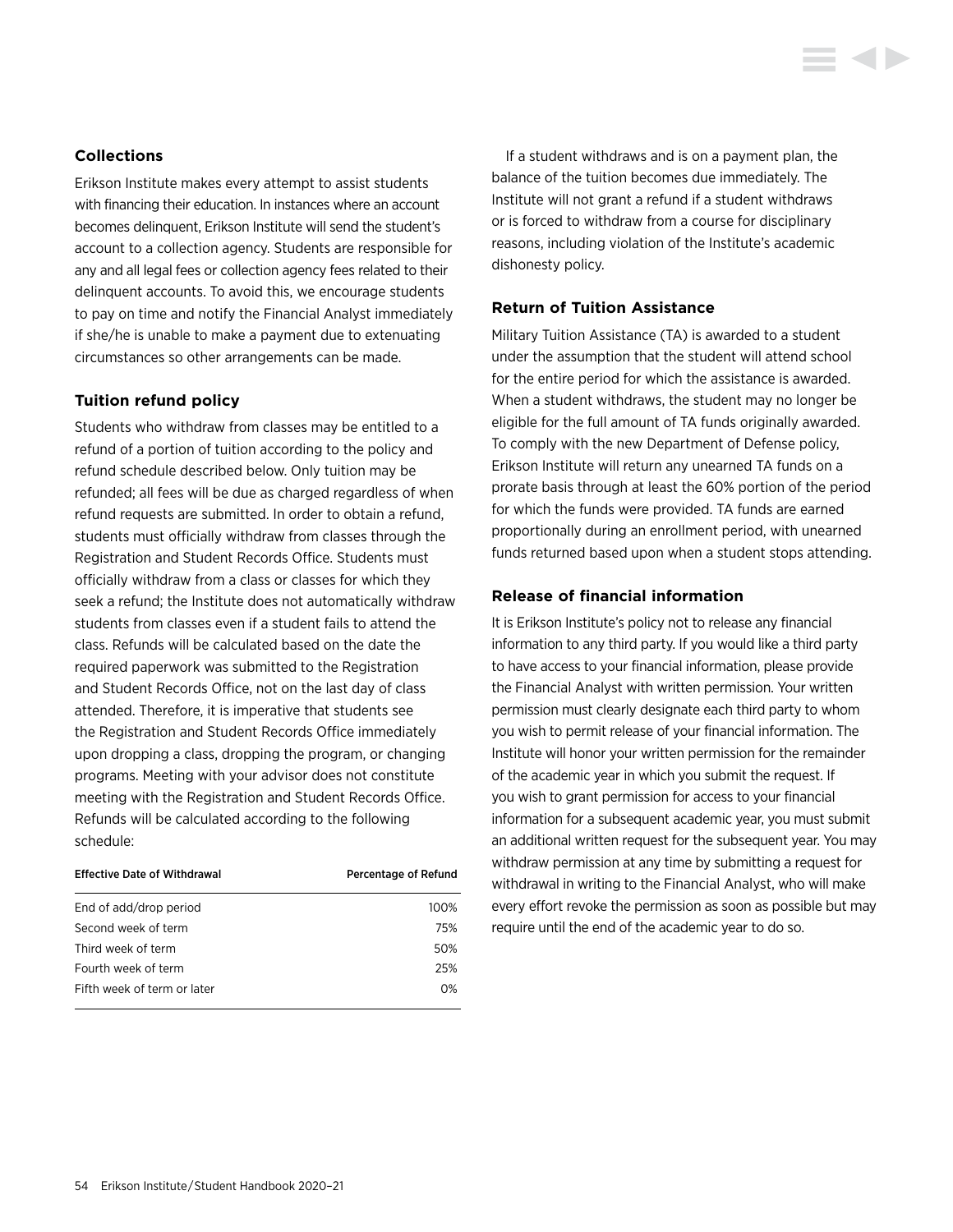### Collections

Erikson Institute makes every attempt to assist students with financing their education. In instances where an account becomes delinquent, Erikson Institute will send the student's account to a collection agency. Students are responsible for any and all legal fees or collection agency fees related to their delinquent accounts. To avoid this, we encourage students to pay on time and notify the Financial Analyst immediately if she/he is unable to make a payment due to extenuating circumstances so other arrangements can be made.

### Tuition refund policy

Students who withdraw from classes may be entitled to a refund of a portion of tuition according to the policy and refund schedule described below. Only tuition may be refunded; all fees will be due as charged regardless of when refund requests are submitted. In order to obtain a refund, students must officially withdraw from classes through the Registration and Student Records Office. Students must officially withdraw from a class or classes for which they seek a refund; the Institute does not automatically withdraw students from classes even if a student fails to attend the class. Refunds will be calculated based on the date the required paperwork was submitted to the Registration and Student Records Office, not on the last day of class attended. Therefore, it is imperative that students see the Registration and Student Records Office immediately upon dropping a class, dropping the program, or changing programs. Meeting with your advisor does not constitute meeting with the Registration and Student Records Office. Refunds will be calculated according to the following schedule:

| Effective Date of Withdrawal | Percentage of Refund |
|---|---|
| End of add/drop period | 100% |
| Second week of term | 75% |
| Third week of term | 50% |
| Fourth week of term | 25% |
| Fifth week of term or later | 0% |

If a student withdraws and is on a payment plan, the balance of the tuition becomes due immediately. The Institute will not grant a refund if a student withdraws or is forced to withdraw from a course for disciplinary reasons, including violation of the Institute's academic dishonesty policy.

### Return of Tuition Assistance

Military Tuition Assistance (TA) is awarded to a student under the assumption that the student will attend school for the entire period for which the assistance is awarded. When a student withdraws, the student may no longer be eligible for the full amount of TA funds originally awarded. To comply with the new Department of Defense policy, Erikson Institute will return any unearned TA funds on a prorate basis through at least the 60% portion of the period for which the funds were provided. TA funds are earned proportionally during an enrollment period, with unearned funds returned based upon when a student stops attending.

### Release of financial information

It is Erikson Institute's policy not to release any financial information to any third party. If you would like a third party to have access to your financial information, please provide the Financial Analyst with written permission. Your written permission must clearly designate each third party to whom you wish to permit release of your financial information. The Institute will honor your written permission for the remainder of the academic year in which you submit the request. If you wish to grant permission for access to your financial information for a subsequent academic year, you must submit an additional written request for the subsequent year. You may withdraw permission at any time by submitting a request for withdrawal in writing to the Financial Analyst, who will make every effort revoke the permission as soon as possible but may require until the end of the academic year to do so.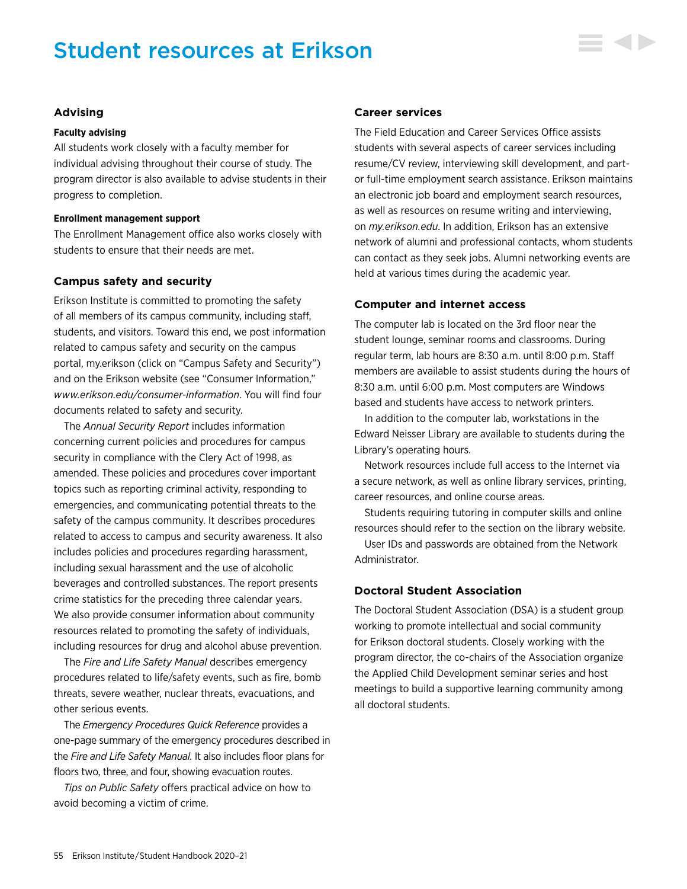# Student resources at Erikson

## Advising

### Faculty advising

All students work closely with a faculty member for individual advising throughout their course of study. The program director is also available to advise students in their progress to completion.

### Enrollment management support

The Enrollment Management office also works closely with students to ensure that their needs are met.

## Campus safety and security

Erikson Institute is committed to promoting the safety of all members of its campus community, including staff, students, and visitors. Toward this end, we post information related to campus safety and security on the campus portal, my.erikson (click on "Campus Safety and Security") and on the Erikson website (see "Consumer Information," *www.erikson.edu/consumer-information*. You will find four documents related to safety and security.

The *Annual Security Report* includes information concerning current policies and procedures for campus security in compliance with the Clery Act of 1998, as amended. These policies and procedures cover important topics such as reporting criminal activity, responding to emergencies, and communicating potential threats to the safety of the campus community. It describes procedures related to access to campus and security awareness. It also includes policies and procedures regarding harassment, including sexual harassment and the use of alcoholic beverages and controlled substances. The report presents crime statistics for the preceding three calendar years. We also provide consumer information about community resources related to promoting the safety of individuals, including resources for drug and alcohol abuse prevention.

The *Fire and Life Safety Manual* describes emergency procedures related to life/safety events, such as fire, bomb threats, severe weather, nuclear threats, evacuations, and other serious events.

The *Emergency Procedures Quick Reference* provides a one-page summary of the emergency procedures described in the *Fire and Life Safety Manual.* It also includes floor plans for floors two, three, and four, showing evacuation routes.

*Tips on Public Safety* offers practical advice on how to avoid becoming a victim of crime.

## Career services

The Field Education and Career Services Office assists students with several aspects of career services including resume/CV review, interviewing skill development, and part- or full-time employment search assistance. Erikson maintains an electronic job board and employment search resources, as well as resources on resume writing and interviewing, on *my.erikson.edu*. In addition, Erikson has an extensive network of alumni and professional contacts, whom students can contact as they seek jobs. Alumni networking events are held at various times during the academic year.

## Computer and internet access

The computer lab is located on the 3rd floor near the student lounge, seminar rooms and classrooms. During regular term, lab hours are 8:30 a.m. until 8:00 p.m. Staff members are available to assist students during the hours of 8:30 a.m. until 6:00 p.m. Most computers are Windows based and students have access to network printers.

In addition to the computer lab, workstations in the Edward Neisser Library are available to students during the Library's operating hours.

Network resources include full access to the Internet via a secure network, as well as online library services, printing, career resources, and online course areas.

Students requiring tutoring in computer skills and online resources should refer to the section on the library website.

User IDs and passwords are obtained from the Network Administrator.

## Doctoral Student Association

The Doctoral Student Association (DSA) is a student group working to promote intellectual and social community for Erikson doctoral students. Closely working with the program director, the co-chairs of the Association organize the Applied Child Development seminar series and host meetings to build a supportive learning community among all doctoral students.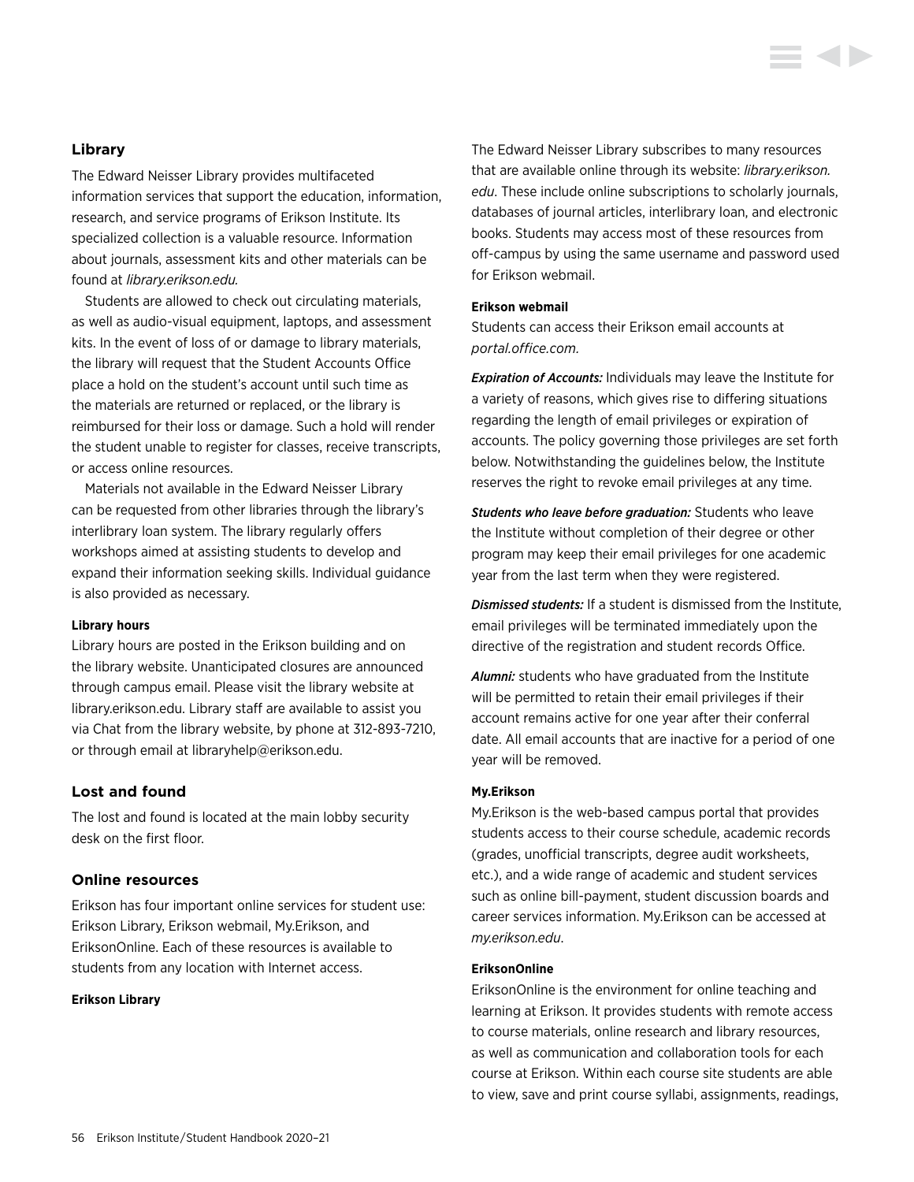## Library

The Edward Neisser Library provides multifaceted information services that support the education, information, research, and service programs of Erikson Institute. Its specialized collection is a valuable resource. Information about journals, assessment kits and other materials can be found at *library.erikson.edu.*

Students are allowed to check out circulating materials, as well as audio-visual equipment, laptops, and assessment kits. In the event of loss of or damage to library materials, the library will request that the Student Accounts Office place a hold on the student's account until such time as the materials are returned or replaced, or the library is reimbursed for their loss or damage. Such a hold will render the student unable to register for classes, receive transcripts, or access online resources.

Materials not available in the Edward Neisser Library can be requested from other libraries through the library's interlibrary loan system. The library regularly offers workshops aimed at assisting students to develop and expand their information seeking skills. Individual guidance is also provided as necessary.

#### Library hours

Library hours are posted in the Erikson building and on the library website. Unanticipated closures are announced through campus email. Please visit the library website at library.erikson.edu. Library staff are available to assist you via Chat from the library website, by phone at 312-893-7210, or through email at libraryhelp@erikson.edu.

## Lost and found

The lost and found is located at the main lobby security desk on the first floor.

## Online resources

Erikson has four important online services for student use: Erikson Library, Erikson webmail, My.Erikson, and EriksonOnline. Each of these resources is available to students from any location with Internet access.

#### Erikson Library

The Edward Neisser Library subscribes to many resources that are available online through its website: *library.erikson.edu*. These include online subscriptions to scholarly journals, databases of journal articles, interlibrary loan, and electronic books. Students may access most of these resources from off-campus by using the same username and password used for Erikson webmail.

#### Erikson webmail

Students can access their Erikson email accounts at *portal.office.com.*

***Expiration of Accounts:*** Individuals may leave the Institute for a variety of reasons, which gives rise to differing situations regarding the length of email privileges or expiration of accounts. The policy governing those privileges are set forth below. Notwithstanding the guidelines below, the Institute reserves the right to revoke email privileges at any time.

***Students who leave before graduation:*** Students who leave the Institute without completion of their degree or other program may keep their email privileges for one academic year from the last term when they were registered.

***Dismissed students:*** If a student is dismissed from the Institute, email privileges will be terminated immediately upon the directive of the registration and student records Office.

***Alumni:*** students who have graduated from the Institute will be permitted to retain their email privileges if their account remains active for one year after their conferral date. All email accounts that are inactive for a period of one year will be removed.

#### My.Erikson

My.Erikson is the web-based campus portal that provides students access to their course schedule, academic records (grades, unofficial transcripts, degree audit worksheets, etc.), and a wide range of academic and student services such as online bill-payment, student discussion boards and career services information. My.Erikson can be accessed at *my.erikson.edu*.

#### EriksonOnline

EriksonOnline is the environment for online teaching and learning at Erikson. It provides students with remote access to course materials, online research and library resources, as well as communication and collaboration tools for each course at Erikson. Within each course site students are able to view, save and print course syllabi, assignments, readings,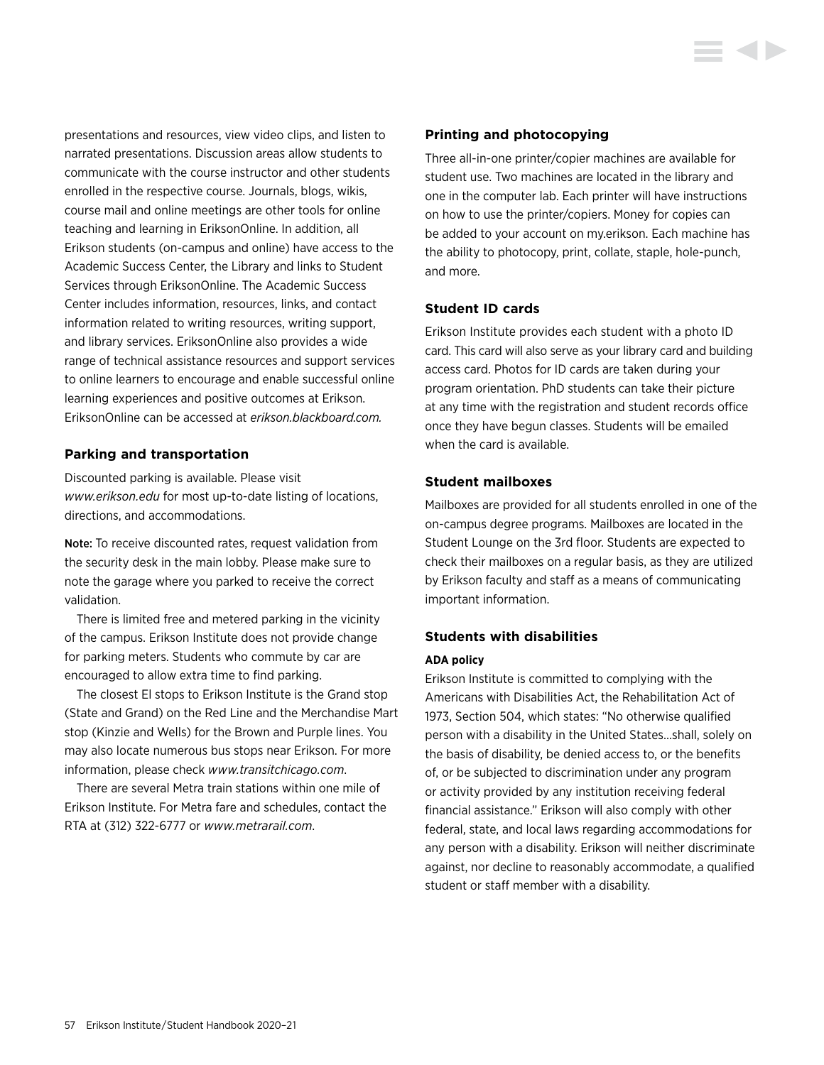presentations and resources, view video clips, and listen to narrated presentations. Discussion areas allow students to communicate with the course instructor and other students enrolled in the respective course. Journals, blogs, wikis, course mail and online meetings are other tools for online teaching and learning in EriksonOnline. In addition, all Erikson students (on-campus and online) have access to the Academic Success Center, the Library and links to Student Services through EriksonOnline. The Academic Success Center includes information, resources, links, and contact information related to writing resources, writing support, and library services. EriksonOnline also provides a wide range of technical assistance resources and support services to online learners to encourage and enable successful online learning experiences and positive outcomes at Erikson. EriksonOnline can be accessed at *erikson.blackboard.com.*

### Parking and transportation

Discounted parking is available. Please visit *www.erikson.edu* for most up-to-date listing of locations, directions, and accommodations.

**Note:** To receive discounted rates, request validation from the security desk in the main lobby. Please make sure to note the garage where you parked to receive the correct validation.

There is limited free and metered parking in the vicinity of the campus. Erikson Institute does not provide change for parking meters. Students who commute by car are encouraged to allow extra time to find parking.

The closest El stops to Erikson Institute is the Grand stop (State and Grand) on the Red Line and the Merchandise Mart stop (Kinzie and Wells) for the Brown and Purple lines. You may also locate numerous bus stops near Erikson. For more information, please check *www.transitchicago.com*.

There are several Metra train stations within one mile of Erikson Institute. For Metra fare and schedules, contact the RTA at (312) 322-6777 or *www.metrarail.com*.

### Printing and photocopying

Three all-in-one printer/copier machines are available for student use. Two machines are located in the library and one in the computer lab. Each printer will have instructions on how to use the printer/copiers. Money for copies can be added to your account on my.erikson. Each machine has the ability to photocopy, print, collate, staple, hole-punch, and more.

### Student ID cards

Erikson Institute provides each student with a photo ID card. This card will also serve as your library card and building access card. Photos for ID cards are taken during your program orientation. PhD students can take their picture at any time with the registration and student records office once they have begun classes. Students will be emailed when the card is available.

### Student mailboxes

Mailboxes are provided for all students enrolled in one of the on-campus degree programs. Mailboxes are located in the Student Lounge on the 3rd floor. Students are expected to check their mailboxes on a regular basis, as they are utilized by Erikson faculty and staff as a means of communicating important information.

### Students with disabilities

#### ADA policy

Erikson Institute is committed to complying with the Americans with Disabilities Act, the Rehabilitation Act of 1973, Section 504, which states: "No otherwise qualified person with a disability in the United States…shall, solely on the basis of disability, be denied access to, or the benefits of, or be subjected to discrimination under any program or activity provided by any institution receiving federal financial assistance." Erikson will also comply with other federal, state, and local laws regarding accommodations for any person with a disability. Erikson will neither discriminate against, nor decline to reasonably accommodate, a qualified student or staff member with a disability.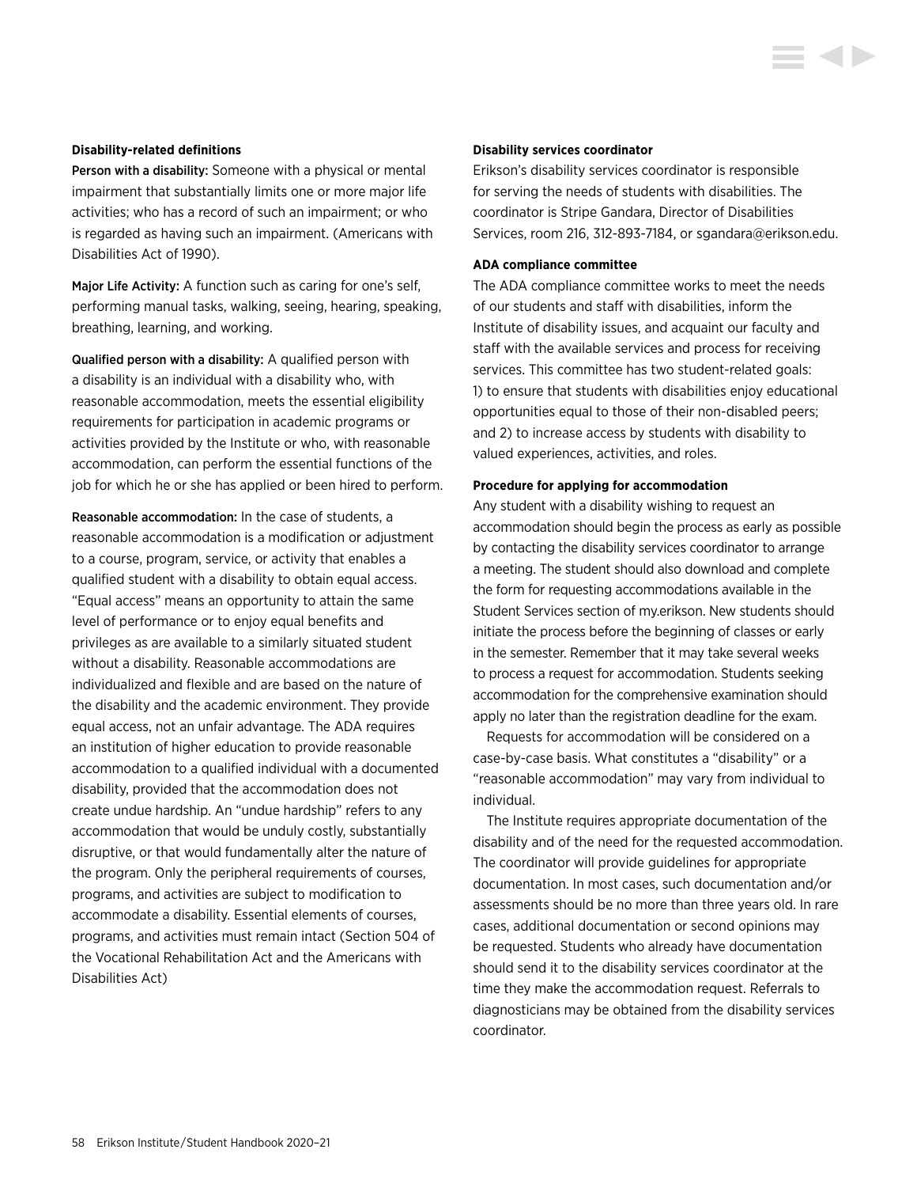### Disability-related definitions

**Person with a disability:** Someone with a physical or mental impairment that substantially limits one or more major life activities; who has a record of such an impairment; or who is regarded as having such an impairment. (Americans with Disabilities Act of 1990).

**Major Life Activity:** A function such as caring for one's self, performing manual tasks, walking, seeing, hearing, speaking, breathing, learning, and working.

**Qualified person with a disability:** A qualified person with a disability is an individual with a disability who, with reasonable accommodation, meets the essential eligibility requirements for participation in academic programs or activities provided by the Institute or who, with reasonable accommodation, can perform the essential functions of the job for which he or she has applied or been hired to perform.

**Reasonable accommodation:** In the case of students, a reasonable accommodation is a modification or adjustment to a course, program, service, or activity that enables a qualified student with a disability to obtain equal access. "Equal access" means an opportunity to attain the same level of performance or to enjoy equal benefits and privileges as are available to a similarly situated student without a disability. Reasonable accommodations are individualized and flexible and are based on the nature of the disability and the academic environment. They provide equal access, not an unfair advantage. The ADA requires an institution of higher education to provide reasonable accommodation to a qualified individual with a documented disability, provided that the accommodation does not create undue hardship. An "undue hardship" refers to any accommodation that would be unduly costly, substantially disruptive, or that would fundamentally alter the nature of the program. Only the peripheral requirements of courses, programs, and activities are subject to modification to accommodate a disability. Essential elements of courses, programs, and activities must remain intact (Section 504 of the Vocational Rehabilitation Act and the Americans with Disabilities Act)

### Disability services coordinator

Erikson's disability services coordinator is responsible for serving the needs of students with disabilities. The coordinator is Stripe Gandara, Director of Disabilities Services, room 216, 312-893-7184, or sgandara@erikson.edu.

### ADA compliance committee

The ADA compliance committee works to meet the needs of our students and staff with disabilities, inform the Institute of disability issues, and acquaint our faculty and staff with the available services and process for receiving services. This committee has two student-related goals: 1) to ensure that students with disabilities enjoy educational opportunities equal to those of their non-disabled peers; and 2) to increase access by students with disability to valued experiences, activities, and roles.

### Procedure for applying for accommodation

Any student with a disability wishing to request an accommodation should begin the process as early as possible by contacting the disability services coordinator to arrange a meeting. The student should also download and complete the form for requesting accommodations available in the Student Services section of my.erikson. New students should initiate the process before the beginning of classes or early in the semester. Remember that it may take several weeks to process a request for accommodation. Students seeking accommodation for the comprehensive examination should apply no later than the registration deadline for the exam.

Requests for accommodation will be considered on a case-by-case basis. What constitutes a "disability" or a "reasonable accommodation" may vary from individual to individual.

The Institute requires appropriate documentation of the disability and of the need for the requested accommodation. The coordinator will provide guidelines for appropriate documentation. In most cases, such documentation and/or assessments should be no more than three years old. In rare cases, additional documentation or second opinions may be requested. Students who already have documentation should send it to the disability services coordinator at the time they make the accommodation request. Referrals to diagnosticians may be obtained from the disability services coordinator.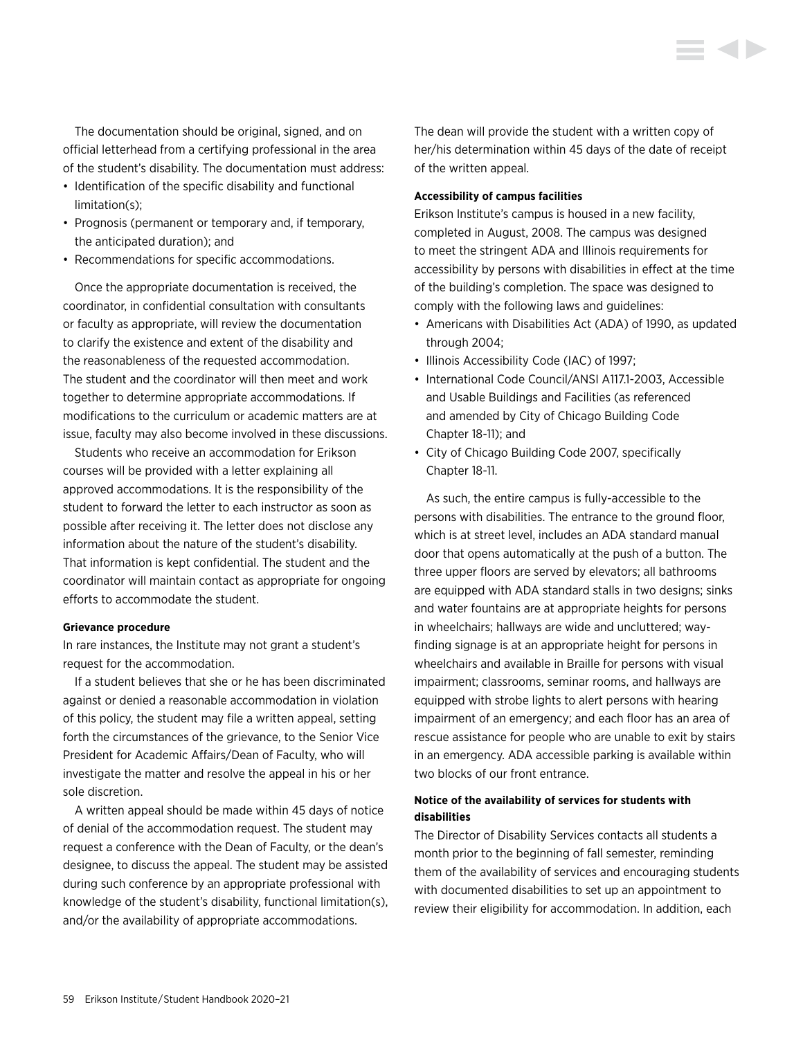The documentation should be original, signed, and on official letterhead from a certifying professional in the area of the student's disability. The documentation must address:

- Identification of the specific disability and functional limitation(s);
- Prognosis (permanent or temporary and, if temporary, the anticipated duration); and
- Recommendations for specific accommodations.

Once the appropriate documentation is received, the coordinator, in confidential consultation with consultants or faculty as appropriate, will review the documentation to clarify the existence and extent of the disability and the reasonableness of the requested accommodation. The student and the coordinator will then meet and work together to determine appropriate accommodations. If modifications to the curriculum or academic matters are at issue, faculty may also become involved in these discussions.

Students who receive an accommodation for Erikson courses will be provided with a letter explaining all approved accommodations. It is the responsibility of the student to forward the letter to each instructor as soon as possible after receiving it. The letter does not disclose any information about the nature of the student's disability. That information is kept confidential. The student and the coordinator will maintain contact as appropriate for ongoing efforts to accommodate the student.

**Grievance procedure**

In rare instances, the Institute may not grant a student's request for the accommodation.

If a student believes that she or he has been discriminated against or denied a reasonable accommodation in violation of this policy, the student may file a written appeal, setting forth the circumstances of the grievance, to the Senior Vice President for Academic Affairs/Dean of Faculty, who will investigate the matter and resolve the appeal in his or her sole discretion.

A written appeal should be made within 45 days of notice of denial of the accommodation request. The student may request a conference with the Dean of Faculty, or the dean's designee, to discuss the appeal. The student may be assisted during such conference by an appropriate professional with knowledge of the student's disability, functional limitation(s), and/or the availability of appropriate accommodations.

The dean will provide the student with a written copy of her/his determination within 45 days of the date of receipt of the written appeal.

**Accessibility of campus facilities**

Erikson Institute's campus is housed in a new facility, completed in August, 2008. The campus was designed to meet the stringent ADA and Illinois requirements for accessibility by persons with disabilities in effect at the time of the building's completion. The space was designed to comply with the following laws and guidelines:

- Americans with Disabilities Act (ADA) of 1990, as updated through 2004;
- Illinois Accessibility Code (IAC) of 1997;
- International Code Council/ANSI A117.1-2003, Accessible and Usable Buildings and Facilities (as referenced and amended by City of Chicago Building Code Chapter 18-11); and
- City of Chicago Building Code 2007, specifically Chapter 18-11.

As such, the entire campus is fully-accessible to the persons with disabilities. The entrance to the ground floor, which is at street level, includes an ADA standard manual door that opens automatically at the push of a button. The three upper floors are served by elevators; all bathrooms are equipped with ADA standard stalls in two designs; sinks and water fountains are at appropriate heights for persons in wheelchairs; hallways are wide and uncluttered; way-finding signage is at an appropriate height for persons in wheelchairs and available in Braille for persons with visual impairment; classrooms, seminar rooms, and hallways are equipped with strobe lights to alert persons with hearing impairment of an emergency; and each floor has an area of rescue assistance for people who are unable to exit by stairs in an emergency. ADA accessible parking is available within two blocks of our front entrance.

**Notice of the availability of services for students with disabilities**

The Director of Disability Services contacts all students a month prior to the beginning of fall semester, reminding them of the availability of services and encouraging students with documented disabilities to set up an appointment to review their eligibility for accommodation. In addition, each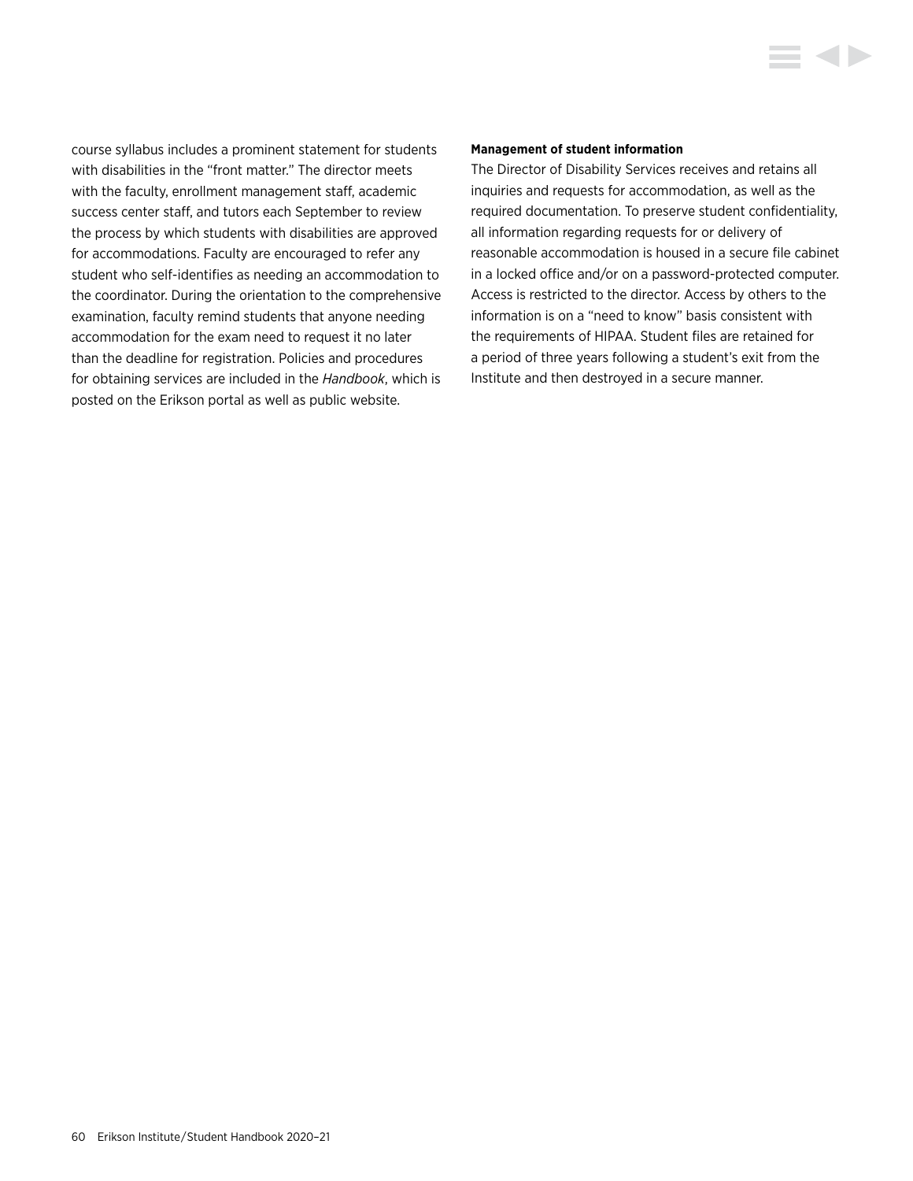course syllabus includes a prominent statement for students with disabilities in the "front matter." The director meets with the faculty, enrollment management staff, academic success center staff, and tutors each September to review the process by which students with disabilities are approved for accommodations. Faculty are encouraged to refer any student who self-identifies as needing an accommodation to the coordinator. During the orientation to the comprehensive examination, faculty remind students that anyone needing accommodation for the exam need to request it no later than the deadline for registration. Policies and procedures for obtaining services are included in the *Handbook*, which is posted on the Erikson portal as well as public website.

**Management of student information**

The Director of Disability Services receives and retains all inquiries and requests for accommodation, as well as the required documentation. To preserve student confidentiality, all information regarding requests for or delivery of reasonable accommodation is housed in a secure file cabinet in a locked office and/or on a password-protected computer. Access is restricted to the director. Access by others to the information is on a "need to know" basis consistent with the requirements of HIPAA. Student files are retained for a period of three years following a student's exit from the Institute and then destroyed in a secure manner.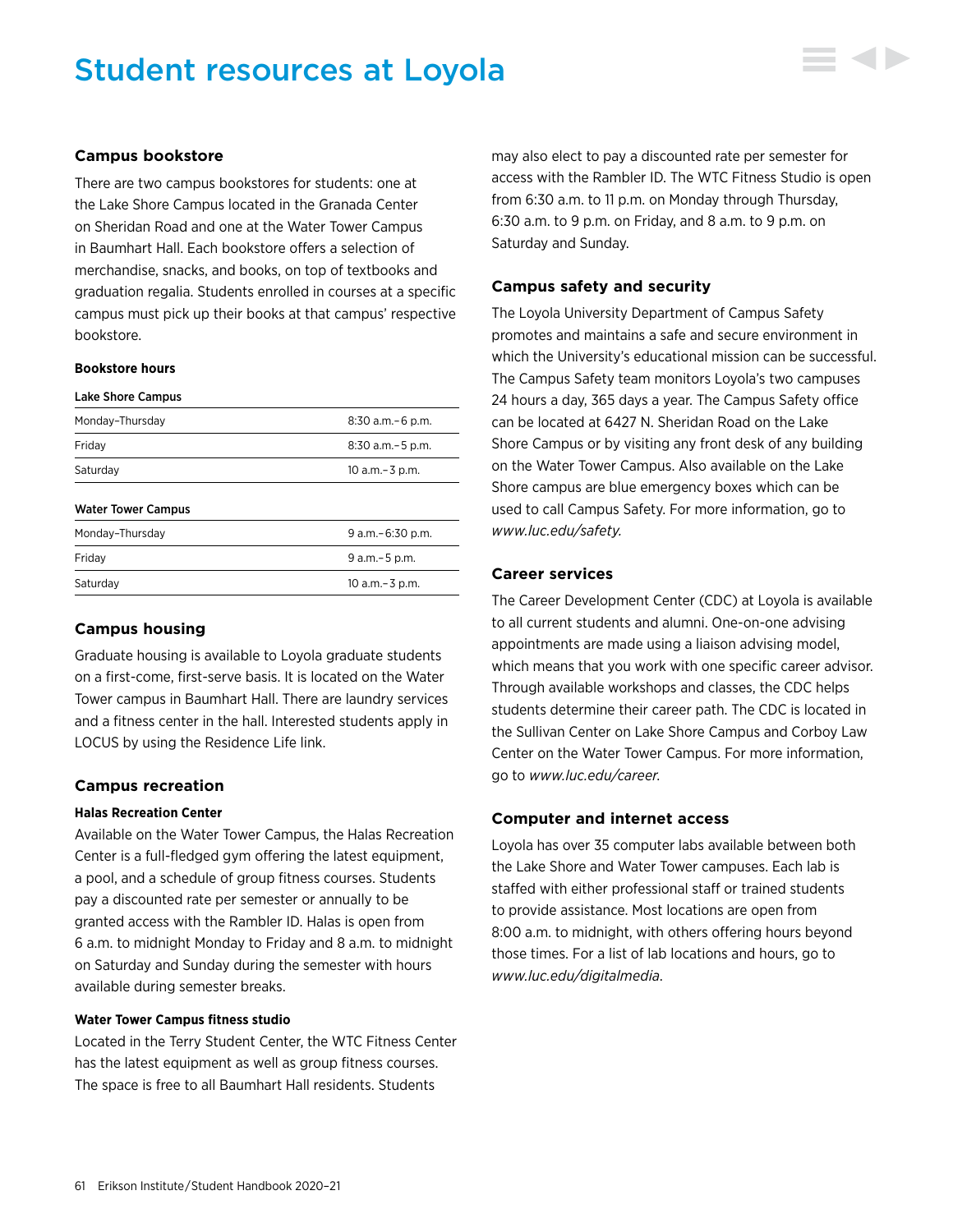# Student resources at Loyola

## Campus bookstore

There are two campus bookstores for students: one at the Lake Shore Campus located in the Granada Center on Sheridan Road and one at the Water Tower Campus in Baumhart Hall. Each bookstore offers a selection of merchandise, snacks, and books, on top of textbooks and graduation regalia. Students enrolled in courses at a specific campus must pick up their books at that campus' respective bookstore.

#### Bookstore hours

| Lake Shore Campus | |
|---|---|
| Monday–Thursday | 8:30 a.m.–6 p.m. |
| Friday | 8:30 a.m.–5 p.m. |
| Saturday | 10 a.m.–3 p.m. |

| Water Tower Campus | |
|---|---|
| Monday–Thursday | 9 a.m.–6:30 p.m. |
| Friday | 9 a.m.–5 p.m. |
| Saturday | 10 a.m.–3 p.m. |

## Campus housing

Graduate housing is available to Loyola graduate students on a first-come, first-serve basis. It is located on the Water Tower campus in Baumhart Hall. There are laundry services and a fitness center in the hall. Interested students apply in LOCUS by using the Residence Life link.

## Campus recreation

#### Halas Recreation Center

Available on the Water Tower Campus, the Halas Recreation Center is a full-fledged gym offering the latest equipment, a pool, and a schedule of group fitness courses. Students pay a discounted rate per semester or annually to be granted access with the Rambler ID. Halas is open from 6 a.m. to midnight Monday to Friday and 8 a.m. to midnight on Saturday and Sunday during the semester with hours available during semester breaks.

#### Water Tower Campus fitness studio

Located in the Terry Student Center, the WTC Fitness Center has the latest equipment as well as group fitness courses. The space is free to all Baumhart Hall residents. Students may also elect to pay a discounted rate per semester for access with the Rambler ID. The WTC Fitness Studio is open from 6:30 a.m. to 11 p.m. on Monday through Thursday, 6:30 a.m. to 9 p.m. on Friday, and 8 a.m. to 9 p.m. on Saturday and Sunday.

## Campus safety and security

The Loyola University Department of Campus Safety promotes and maintains a safe and secure environment in which the University's educational mission can be successful. The Campus Safety team monitors Loyola's two campuses 24 hours a day, 365 days a year. The Campus Safety office can be located at 6427 N. Sheridan Road on the Lake Shore Campus or by visiting any front desk of any building on the Water Tower Campus. Also available on the Lake Shore campus are blue emergency boxes which can be used to call Campus Safety. For more information, go to *www.luc.edu/safety.*

## Career services

The Career Development Center (CDC) at Loyola is available to all current students and alumni. One-on-one advising appointments are made using a liaison advising model, which means that you work with one specific career advisor. Through available workshops and classes, the CDC helps students determine their career path. The CDC is located in the Sullivan Center on Lake Shore Campus and Corboy Law Center on the Water Tower Campus. For more information, go to *www.luc.edu/career.*

## Computer and internet access

Loyola has over 35 computer labs available between both the Lake Shore and Water Tower campuses. Each lab is staffed with either professional staff or trained students to provide assistance. Most locations are open from 8:00 a.m. to midnight, with others offering hours beyond those times. For a list of lab locations and hours, go to *www.luc.edu/digitalmedia.*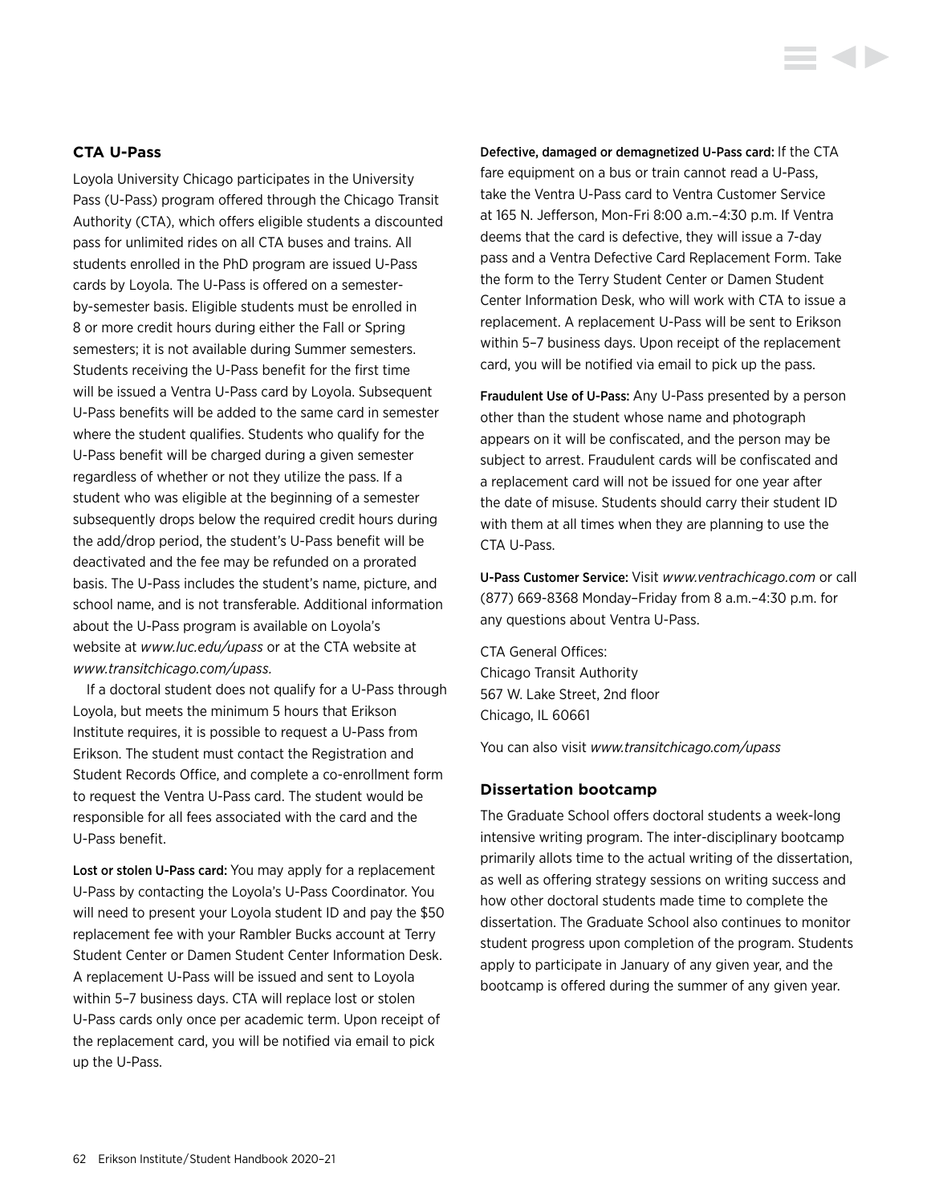### CTA U-Pass

Loyola University Chicago participates in the University Pass (U-Pass) program offered through the Chicago Transit Authority (CTA), which offers eligible students a discounted pass for unlimited rides on all CTA buses and trains. All students enrolled in the PhD program are issued U-Pass cards by Loyola. The U-Pass is offered on a semester-by-semester basis. Eligible students must be enrolled in 8 or more credit hours during either the Fall or Spring semesters; it is not available during Summer semesters. Students receiving the U-Pass benefit for the first time will be issued a Ventra U-Pass card by Loyola. Subsequent U-Pass benefits will be added to the same card in semester where the student qualifies. Students who qualify for the U-Pass benefit will be charged during a given semester regardless of whether or not they utilize the pass. If a student who was eligible at the beginning of a semester subsequently drops below the required credit hours during the add/drop period, the student's U-Pass benefit will be deactivated and the fee may be refunded on a prorated basis. The U-Pass includes the student's name, picture, and school name, and is not transferable. Additional information about the U-Pass program is available on Loyola's website at *www.luc.edu/upass* or at the CTA website at *www.transitchicago.com/upass*.

If a doctoral student does not qualify for a U-Pass through Loyola, but meets the minimum 5 hours that Erikson Institute requires, it is possible to request a U-Pass from Erikson. The student must contact the Registration and Student Records Office, and complete a co-enrollment form to request the Ventra U-Pass card. The student would be responsible for all fees associated with the card and the U-Pass benefit.

**Lost or stolen U-Pass card:** You may apply for a replacement U-Pass by contacting the Loyola's U-Pass Coordinator. You will need to present your Loyola student ID and pay the $50 replacement fee with your Rambler Bucks account at Terry Student Center or Damen Student Center Information Desk. A replacement U-Pass will be issued and sent to Loyola within 5–7 business days. CTA will replace lost or stolen U-Pass cards only once per academic term. Upon receipt of the replacement card, you will be notified via email to pick up the U-Pass.

**Defective, damaged or demagnetized U-Pass card:** If the CTA fare equipment on a bus or train cannot read a U-Pass, take the Ventra U-Pass card to Ventra Customer Service at 165 N. Jefferson, Mon-Fri 8:00 a.m.–4:30 p.m. If Ventra deems that the card is defective, they will issue a 7-day pass and a Ventra Defective Card Replacement Form. Take the form to the Terry Student Center or Damen Student Center Information Desk, who will work with CTA to issue a replacement. A replacement U-Pass will be sent to Erikson within 5–7 business days. Upon receipt of the replacement card, you will be notified via email to pick up the pass.

**Fraudulent Use of U-Pass:** Any U-Pass presented by a person other than the student whose name and photograph appears on it will be confiscated, and the person may be subject to arrest. Fraudulent cards will be confiscated and a replacement card will not be issued for one year after the date of misuse. Students should carry their student ID with them at all times when they are planning to use the CTA U-Pass.

**U-Pass Customer Service:** Visit *www.ventrachicago.com* or call (877) 669-8368 Monday–Friday from 8 a.m.–4:30 p.m. for any questions about Ventra U-Pass.

CTA General Offices:
Chicago Transit Authority
567 W. Lake Street, 2nd floor
Chicago, IL 60661

You can also visit *www.transitchicago.com/upass*

### Dissertation bootcamp

The Graduate School offers doctoral students a week-long intensive writing program. The inter-disciplinary bootcamp primarily allots time to the actual writing of the dissertation, as well as offering strategy sessions on writing success and how other doctoral students made time to complete the dissertation. The Graduate School also continues to monitor student progress upon completion of the program. Students apply to participate in January of any given year, and the bootcamp is offered during the summer of any given year.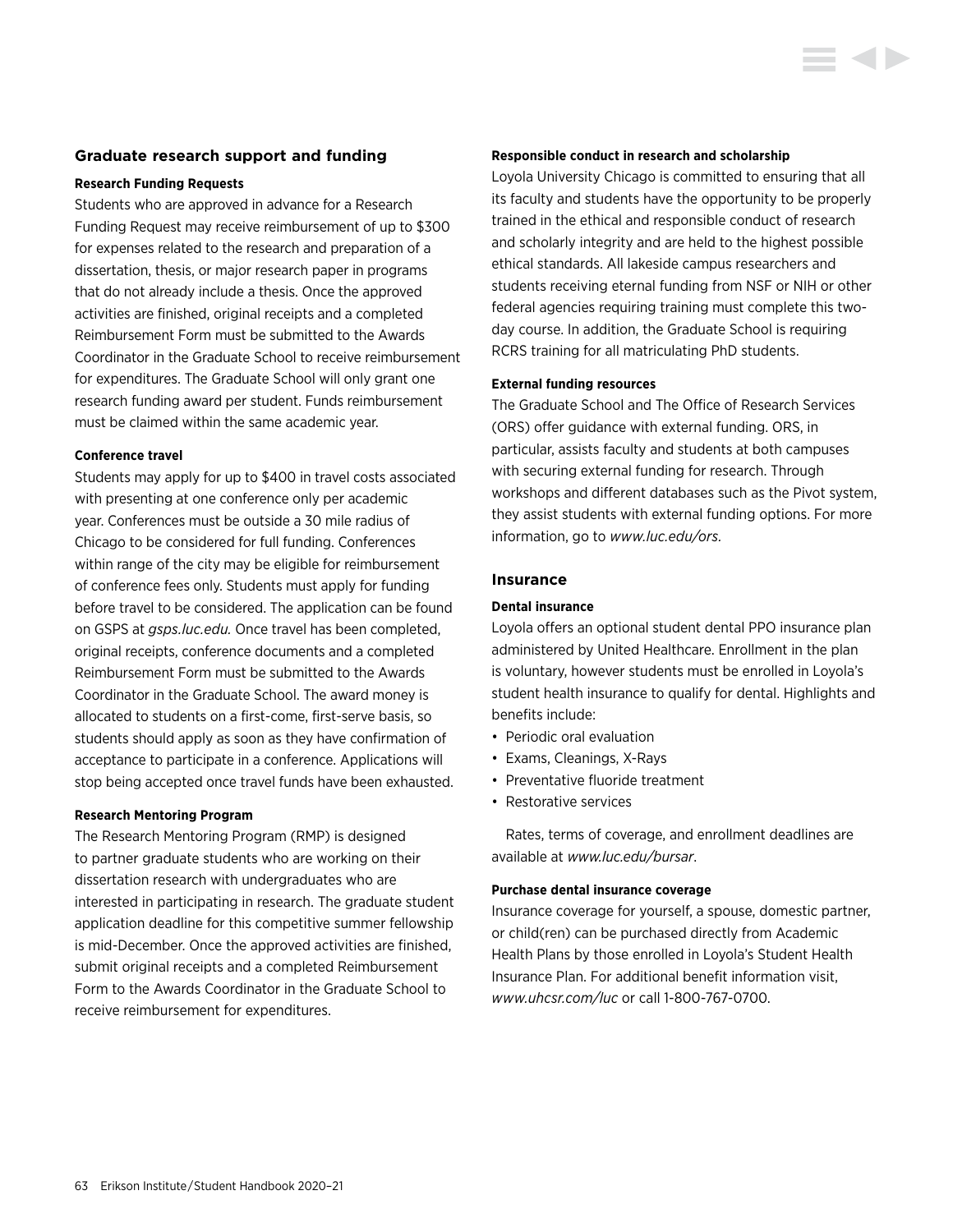## Graduate research support and funding

### Research Funding Requests

Students who are approved in advance for a Research Funding Request may receive reimbursement of up to $300 for expenses related to the research and preparation of a dissertation, thesis, or major research paper in programs that do not already include a thesis. Once the approved activities are finished, original receipts and a completed Reimbursement Form must be submitted to the Awards Coordinator in the Graduate School to receive reimbursement for expenditures. The Graduate School will only grant one research funding award per student. Funds reimbursement must be claimed within the same academic year.

### Conference travel

Students may apply for up to $400 in travel costs associated with presenting at one conference only per academic year. Conferences must be outside a 30 mile radius of Chicago to be considered for full funding. Conferences within range of the city may be eligible for reimbursement of conference fees only. Students must apply for funding before travel to be considered. The application can be found on GSPS at *gsps.luc.edu.* Once travel has been completed, original receipts, conference documents and a completed Reimbursement Form must be submitted to the Awards Coordinator in the Graduate School. The award money is allocated to students on a first-come, first-serve basis, so students should apply as soon as they have confirmation of acceptance to participate in a conference. Applications will stop being accepted once travel funds have been exhausted.

### Research Mentoring Program

The Research Mentoring Program (RMP) is designed to partner graduate students who are working on their dissertation research with undergraduates who are interested in participating in research. The graduate student application deadline for this competitive summer fellowship is mid-December. Once the approved activities are finished, submit original receipts and a completed Reimbursement Form to the Awards Coordinator in the Graduate School to receive reimbursement for expenditures.

### Responsible conduct in research and scholarship

Loyola University Chicago is committed to ensuring that all its faculty and students have the opportunity to be properly trained in the ethical and responsible conduct of research and scholarly integrity and are held to the highest possible ethical standards. All lakeside campus researchers and students receiving eternal funding from NSF or NIH or other federal agencies requiring training must complete this two-day course. In addition, the Graduate School is requiring RCRS training for all matriculating PhD students.

### External funding resources

The Graduate School and The Office of Research Services (ORS) offer guidance with external funding. ORS, in particular, assists faculty and students at both campuses with securing external funding for research. Through workshops and different databases such as the Pivot system, they assist students with external funding options. For more information, go to *www.luc.edu/ors*.

## Insurance

### Dental insurance

Loyola offers an optional student dental PPO insurance plan administered by United Healthcare. Enrollment in the plan is voluntary, however students must be enrolled in Loyola's student health insurance to qualify for dental. Highlights and benefits include:

- Periodic oral evaluation
- Exams, Cleanings, X-Rays
- Preventative fluoride treatment
- Restorative services

Rates, terms of coverage, and enrollment deadlines are available at *www.luc.edu/bursar*.

### Purchase dental insurance coverage

Insurance coverage for yourself, a spouse, domestic partner, or child(ren) can be purchased directly from Academic Health Plans by those enrolled in Loyola's Student Health Insurance Plan. For additional benefit information visit, *www.uhcsr.com/luc* or call 1-800-767-0700.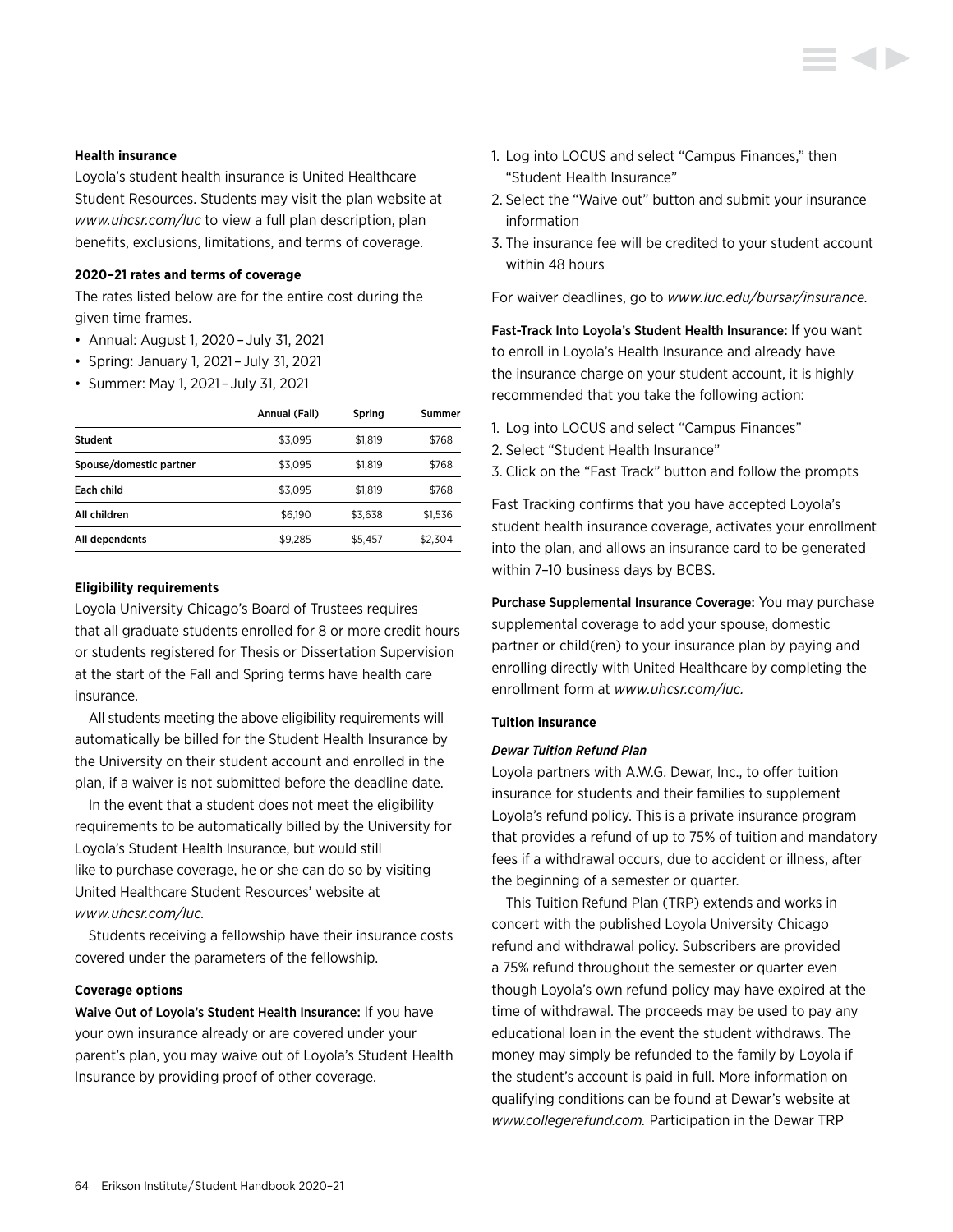**Health insurance**

Loyola's student health insurance is United Healthcare Student Resources. Students may visit the plan website at *www.uhcsr.com/luc* to view a full plan description, plan benefits, exclusions, limitations, and terms of coverage.

**2020–21 rates and terms of coverage**

The rates listed below are for the entire cost during the given time frames.

- Annual: August 1, 2020 – July 31, 2021
- Spring: January 1, 2021 – July 31, 2021
- Summer: May 1, 2021 – July 31, 2021

| | Annual (Fall) | Spring | Summer |
|---|---|---|---|
| Student | $3,095 | $1,819 | $768 |
| Spouse/domestic partner | $3,095 | $1,819 | $768 |
| Each child | $3,095 | $1,819 | $768 |
| All children | $6,190 | $3,638 | $1,536 |
| All dependents | $9,285 | $5,457 | $2,304 |

**Eligibility requirements**

Loyola University Chicago's Board of Trustees requires that all graduate students enrolled for 8 or more credit hours or students registered for Thesis or Dissertation Supervision at the start of the Fall and Spring terms have health care insurance.

All students meeting the above eligibility requirements will automatically be billed for the Student Health Insurance by the University on their student account and enrolled in the plan, if a waiver is not submitted before the deadline date.

In the event that a student does not meet the eligibility requirements to be automatically billed by the University for Loyola's Student Health Insurance, but would still like to purchase coverage, he or she can do so by visiting United Healthcare Student Resources' website at *www.uhcsr.com/luc.*

Students receiving a fellowship have their insurance costs covered under the parameters of the fellowship.

**Coverage options**

Waive Out of Loyola's Student Health Insurance: If you have your own insurance already or are covered under your parent's plan, you may waive out of Loyola's Student Health Insurance by providing proof of other coverage.

1. Log into LOCUS and select "Campus Finances," then "Student Health Insurance"
2. Select the "Waive out" button and submit your insurance information
3. The insurance fee will be credited to your student account within 48 hours

For waiver deadlines, go to *www.luc.edu/bursar/insurance.*

Fast-Track Into Loyola's Student Health Insurance: If you want to enroll in Loyola's Health Insurance and already have the insurance charge on your student account, it is highly recommended that you take the following action:

1. Log into LOCUS and select "Campus Finances"
2. Select "Student Health Insurance"
3. Click on the "Fast Track" button and follow the prompts

Fast Tracking confirms that you have accepted Loyola's student health insurance coverage, activates your enrollment into the plan, and allows an insurance card to be generated within 7–10 business days by BCBS.

Purchase Supplemental Insurance Coverage: You may purchase supplemental coverage to add your spouse, domestic partner or child(ren) to your insurance plan by paying and enrolling directly with United Healthcare by completing the enrollment form at *www.uhcsr.com/luc.*

**Tuition insurance**

***Dewar Tuition Refund Plan***

Loyola partners with A.W.G. Dewar, Inc., to offer tuition insurance for students and their families to supplement Loyola's refund policy. This is a private insurance program that provides a refund of up to 75% of tuition and mandatory fees if a withdrawal occurs, due to accident or illness, after the beginning of a semester or quarter.

This Tuition Refund Plan (TRP) extends and works in concert with the published Loyola University Chicago refund and withdrawal policy. Subscribers are provided a 75% refund throughout the semester or quarter even though Loyola's own refund policy may have expired at the time of withdrawal. The proceeds may be used to pay any educational loan in the event the student withdraws. The money may simply be refunded to the family by Loyola if the student's account is paid in full. More information on qualifying conditions can be found at Dewar's website at *www.collegerefund.com.* Participation in the Dewar TRP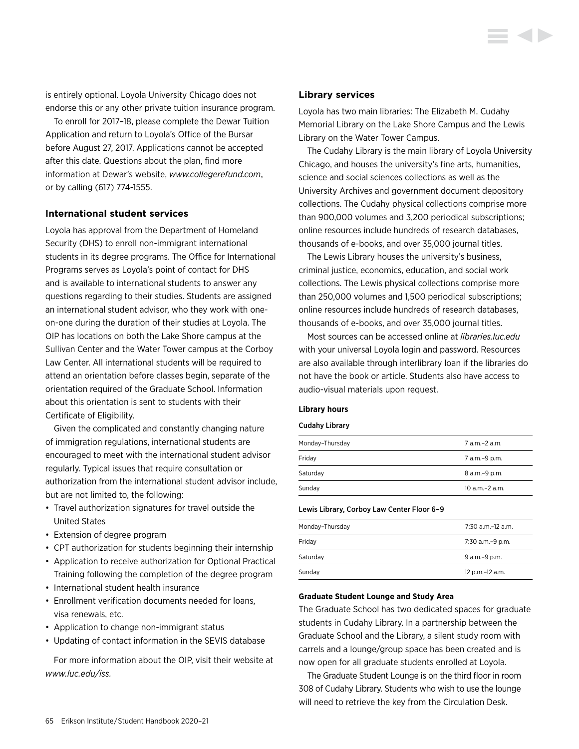is entirely optional. Loyola University Chicago does not endorse this or any other private tuition insurance program.

To enroll for 2017–18, please complete the Dewar Tuition Application and return to Loyola's Office of the Bursar before August 27, 2017. Applications cannot be accepted after this date. Questions about the plan, find more information at Dewar's website, *www.collegerefund.com*, or by calling (617) 774-1555.

### International student services

Loyola has approval from the Department of Homeland Security (DHS) to enroll non-immigrant international students in its degree programs. The Office for International Programs serves as Loyola's point of contact for DHS and is available to international students to answer any questions regarding to their studies. Students are assigned an international student advisor, who they work with one-on-one during the duration of their studies at Loyola. The OIP has locations on both the Lake Shore campus at the Sullivan Center and the Water Tower campus at the Corboy Law Center. All international students will be required to attend an orientation before classes begin, separate of the orientation required of the Graduate School. Information about this orientation is sent to students with their Certificate of Eligibility.

Given the complicated and constantly changing nature of immigration regulations, international students are encouraged to meet with the international student advisor regularly. Typical issues that require consultation or authorization from the international student advisor include, but are not limited to, the following:

- Travel authorization signatures for travel outside the United States
- Extension of degree program
- CPT authorization for students beginning their internship
- Application to receive authorization for Optional Practical Training following the completion of the degree program
- International student health insurance
- Enrollment verification documents needed for loans, visa renewals, etc.
- Application to change non-immigrant status
- Updating of contact information in the SEVIS database

For more information about the OIP, visit their website at *www.luc.edu/iss.*

### Library services

Loyola has two main libraries: The Elizabeth M. Cudahy Memorial Library on the Lake Shore Campus and the Lewis Library on the Water Tower Campus.

The Cudahy Library is the main library of Loyola University Chicago, and houses the university's fine arts, humanities, science and social sciences collections as well as the University Archives and government document depository collections. The Cudahy physical collections comprise more than 900,000 volumes and 3,200 periodical subscriptions; online resources include hundreds of research databases, thousands of e-books, and over 35,000 journal titles.

The Lewis Library houses the university's business, criminal justice, economics, education, and social work collections. The Lewis physical collections comprise more than 250,000 volumes and 1,500 periodical subscriptions; online resources include hundreds of research databases, thousands of e-books, and over 35,000 journal titles.

Most sources can be accessed online at *libraries.luc.edu* with your universal Loyola login and password. Resources are also available through interlibrary loan if the libraries do not have the book or article. Students also have access to audio-visual materials upon request.

#### Library hours

**Cudahy Library**

| Day | Hours |
|---|---|
| Monday–Thursday | 7 a.m.–2 a.m. |
| Friday | 7 a.m.–9 p.m. |
| Saturday | 8 a.m.–9 p.m. |
| Sunday | 10 a.m.–2 a.m. |

**Lewis Library, Corboy Law Center Floor 6–9**

| Day | Hours |
|---|---|
| Monday–Thursday | 7:30 a.m.–12 a.m. |
| Friday | 7:30 a.m.–9 p.m. |
| Saturday | 9 a.m.–9 p.m. |
| Sunday | 12 p.m.–12 a.m. |

#### Graduate Student Lounge and Study Area

The Graduate School has two dedicated spaces for graduate students in Cudahy Library. In a partnership between the Graduate School and the Library, a silent study room with carrels and a lounge/group space has been created and is now open for all graduate students enrolled at Loyola.

The Graduate Student Lounge is on the third floor in room 308 of Cudahy Library. Students who wish to use the lounge will need to retrieve the key from the Circulation Desk.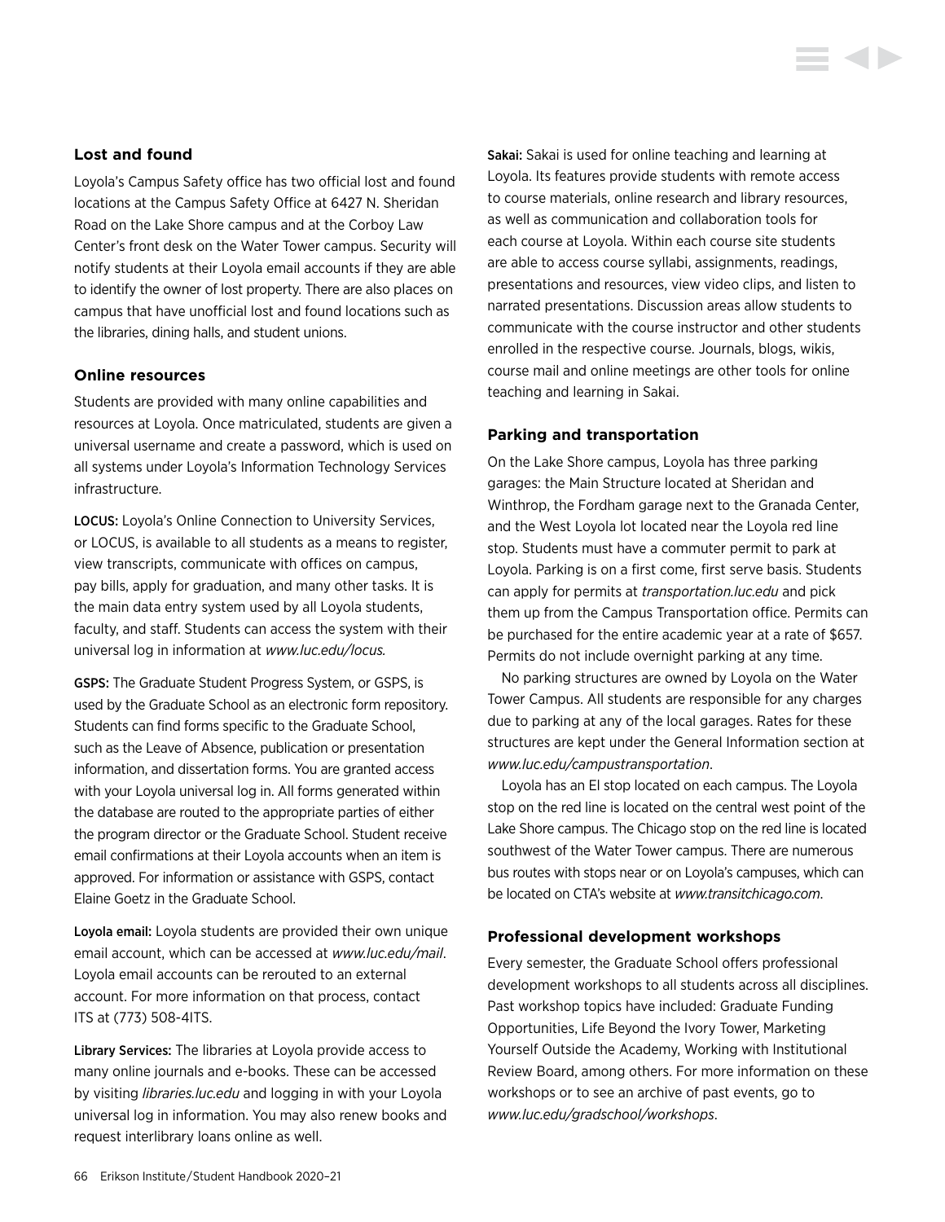### Lost and found

Loyola's Campus Safety office has two official lost and found locations at the Campus Safety Office at 6427 N. Sheridan Road on the Lake Shore campus and at the Corboy Law Center's front desk on the Water Tower campus. Security will notify students at their Loyola email accounts if they are able to identify the owner of lost property. There are also places on campus that have unofficial lost and found locations such as the libraries, dining halls, and student unions.

### Online resources

Students are provided with many online capabilities and resources at Loyola. Once matriculated, students are given a universal username and create a password, which is used on all systems under Loyola's Information Technology Services infrastructure.

**LOCUS:** Loyola's Online Connection to University Services, or LOCUS, is available to all students as a means to register, view transcripts, communicate with offices on campus, pay bills, apply for graduation, and many other tasks. It is the main data entry system used by all Loyola students, faculty, and staff. Students can access the system with their universal log in information at *www.luc.edu/locus.*

**GSPS:** The Graduate Student Progress System, or GSPS, is used by the Graduate School as an electronic form repository. Students can find forms specific to the Graduate School, such as the Leave of Absence, publication or presentation information, and dissertation forms. You are granted access with your Loyola universal log in. All forms generated within the database are routed to the appropriate parties of either the program director or the Graduate School. Student receive email confirmations at their Loyola accounts when an item is approved. For information or assistance with GSPS, contact Elaine Goetz in the Graduate School.

**Loyola email:** Loyola students are provided their own unique email account, which can be accessed at *www.luc.edu/mail*. Loyola email accounts can be rerouted to an external account. For more information on that process, contact ITS at (773) 508-4ITS.

**Library Services:** The libraries at Loyola provide access to many online journals and e-books. These can be accessed by visiting *libraries.luc.edu* and logging in with your Loyola universal log in information. You may also renew books and request interlibrary loans online as well.

**Sakai:** Sakai is used for online teaching and learning at Loyola. Its features provide students with remote access to course materials, online research and library resources, as well as communication and collaboration tools for each course at Loyola. Within each course site students are able to access course syllabi, assignments, readings, presentations and resources, view video clips, and listen to narrated presentations. Discussion areas allow students to communicate with the course instructor and other students enrolled in the respective course. Journals, blogs, wikis, course mail and online meetings are other tools for online teaching and learning in Sakai.

### Parking and transportation

On the Lake Shore campus, Loyola has three parking garages: the Main Structure located at Sheridan and Winthrop, the Fordham garage next to the Granada Center, and the West Loyola lot located near the Loyola red line stop. Students must have a commuter permit to park at Loyola. Parking is on a first come, first serve basis. Students can apply for permits at *transportation.luc.edu* and pick them up from the Campus Transportation office. Permits can be purchased for the entire academic year at a rate of $657. Permits do not include overnight parking at any time.

No parking structures are owned by Loyola on the Water Tower Campus. All students are responsible for any charges due to parking at any of the local garages. Rates for these structures are kept under the General Information section at *www.luc.edu/campustransportation*.

Loyola has an El stop located on each campus. The Loyola stop on the red line is located on the central west point of the Lake Shore campus. The Chicago stop on the red line is located southwest of the Water Tower campus. There are numerous bus routes with stops near or on Loyola's campuses, which can be located on CTA's website at *www.transitchicago.com*.

### Professional development workshops

Every semester, the Graduate School offers professional development workshops to all students across all disciplines. Past workshop topics have included: Graduate Funding Opportunities, Life Beyond the Ivory Tower, Marketing Yourself Outside the Academy, Working with Institutional Review Board, among others. For more information on these workshops or to see an archive of past events, go to *www.luc.edu/gradschool/workshops*.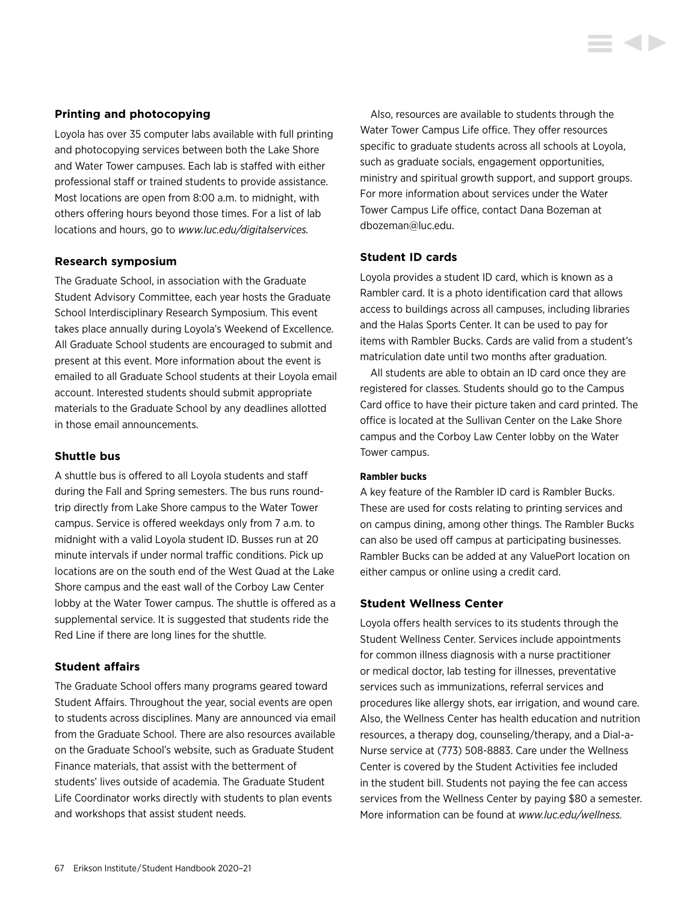### Printing and photocopying

Loyola has over 35 computer labs available with full printing and photocopying services between both the Lake Shore and Water Tower campuses. Each lab is staffed with either professional staff or trained students to provide assistance. Most locations are open from 8:00 a.m. to midnight, with others offering hours beyond those times. For a list of lab locations and hours, go to *www.luc.edu/digitalservices.*

### Research symposium

The Graduate School, in association with the Graduate Student Advisory Committee, each year hosts the Graduate School Interdisciplinary Research Symposium. This event takes place annually during Loyola's Weekend of Excellence. All Graduate School students are encouraged to submit and present at this event. More information about the event is emailed to all Graduate School students at their Loyola email account. Interested students should submit appropriate materials to the Graduate School by any deadlines allotted in those email announcements.

### Shuttle bus

A shuttle bus is offered to all Loyola students and staff during the Fall and Spring semesters. The bus runs round-trip directly from Lake Shore campus to the Water Tower campus. Service is offered weekdays only from 7 a.m. to midnight with a valid Loyola student ID. Busses run at 20 minute intervals if under normal traffic conditions. Pick up locations are on the south end of the West Quad at the Lake Shore campus and the east wall of the Corboy Law Center lobby at the Water Tower campus. The shuttle is offered as a supplemental service. It is suggested that students ride the Red Line if there are long lines for the shuttle.

### Student affairs

The Graduate School offers many programs geared toward Student Affairs. Throughout the year, social events are open to students across disciplines. Many are announced via email from the Graduate School. There are also resources available on the Graduate School's website, such as Graduate Student Finance materials, that assist with the betterment of students' lives outside of academia. The Graduate Student Life Coordinator works directly with students to plan events and workshops that assist student needs.

Also, resources are available to students through the Water Tower Campus Life office. They offer resources specific to graduate students across all schools at Loyola, such as graduate socials, engagement opportunities, ministry and spiritual growth support, and support groups. For more information about services under the Water Tower Campus Life office, contact Dana Bozeman at dbozeman@luc.edu.

### Student ID cards

Loyola provides a student ID card, which is known as a Rambler card. It is a photo identification card that allows access to buildings across all campuses, including libraries and the Halas Sports Center. It can be used to pay for items with Rambler Bucks. Cards are valid from a student's matriculation date until two months after graduation.

All students are able to obtain an ID card once they are registered for classes. Students should go to the Campus Card office to have their picture taken and card printed. The office is located at the Sullivan Center on the Lake Shore campus and the Corboy Law Center lobby on the Water Tower campus.

#### Rambler bucks

A key feature of the Rambler ID card is Rambler Bucks. These are used for costs relating to printing services and on campus dining, among other things. The Rambler Bucks can also be used off campus at participating businesses. Rambler Bucks can be added at any ValuePort location on either campus or online using a credit card.

### Student Wellness Center

Loyola offers health services to its students through the Student Wellness Center. Services include appointments for common illness diagnosis with a nurse practitioner or medical doctor, lab testing for illnesses, preventative services such as immunizations, referral services and procedures like allergy shots, ear irrigation, and wound care. Also, the Wellness Center has health education and nutrition resources, a therapy dog, counseling/therapy, and a Dial-a-Nurse service at (773) 508-8883. Care under the Wellness Center is covered by the Student Activities fee included in the student bill. Students not paying the fee can access services from the Wellness Center by paying $80 a semester. More information can be found at *www.luc.edu/wellness.*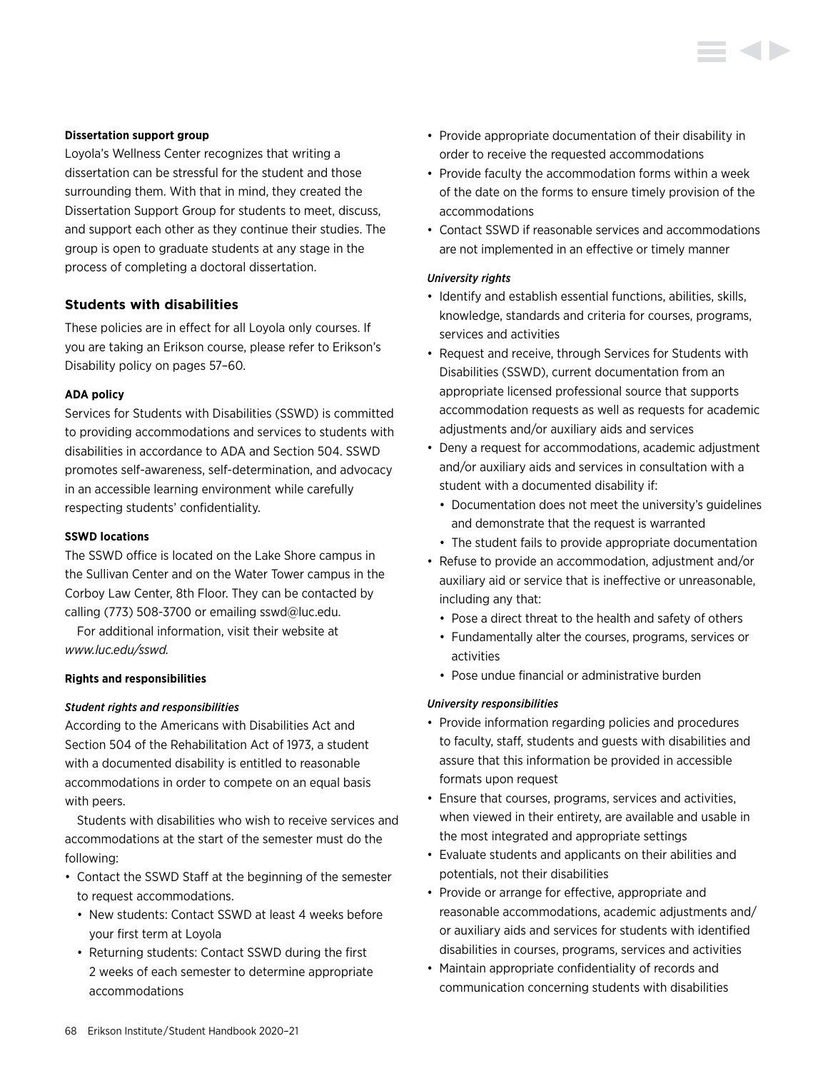#### Dissertation support group

Loyola's Wellness Center recognizes that writing a dissertation can be stressful for the student and those surrounding them. With that in mind, they created the Dissertation Support Group for students to meet, discuss, and support each other as they continue their studies. The group is open to graduate students at any stage in the process of completing a doctoral dissertation.

### Students with disabilities

These policies are in effect for all Loyola only courses. If you are taking an Erikson course, please refer to Erikson's Disability policy on pages 57–60.

#### ADA policy

Services for Students with Disabilities (SSWD) is committed to providing accommodations and services to students with disabilities in accordance to ADA and Section 504. SSWD promotes self-awareness, self-determination, and advocacy in an accessible learning environment while carefully respecting students' confidentiality.

#### SSWD locations

The SSWD office is located on the Lake Shore campus in the Sullivan Center and on the Water Tower campus in the Corboy Law Center, 8th Floor. They can be contacted by calling (773) 508-3700 or emailing sswd@luc.edu.

For additional information, visit their website at *www.luc.edu/sswd.*

#### Rights and responsibilities

***Student rights and responsibilities***

According to the Americans with Disabilities Act and Section 504 of the Rehabilitation Act of 1973, a student with a documented disability is entitled to reasonable accommodations in order to compete on an equal basis with peers.

Students with disabilities who wish to receive services and accommodations at the start of the semester must do the following:

- Contact the SSWD Staff at the beginning of the semester to request accommodations.
  - New students: Contact SSWD at least 4 weeks before your first term at Loyola
  - Returning students: Contact SSWD during the first 2 weeks of each semester to determine appropriate accommodations
- Provide appropriate documentation of their disability in order to receive the requested accommodations
- Provide faculty the accommodation forms within a week of the date on the forms to ensure timely provision of the accommodations
- Contact SSWD if reasonable services and accommodations are not implemented in an effective or timely manner

***University rights***

- Identify and establish essential functions, abilities, skills, knowledge, standards and criteria for courses, programs, services and activities
- Request and receive, through Services for Students with Disabilities (SSWD), current documentation from an appropriate licensed professional source that supports accommodation requests as well as requests for academic adjustments and/or auxiliary aids and services
- Deny a request for accommodations, academic adjustment and/or auxiliary aids and services in consultation with a student with a documented disability if:
  - Documentation does not meet the university's guidelines and demonstrate that the request is warranted
  - The student fails to provide appropriate documentation
- Refuse to provide an accommodation, adjustment and/or auxiliary aid or service that is ineffective or unreasonable, including any that:
  - Pose a direct threat to the health and safety of others
  - Fundamentally alter the courses, programs, services or activities
  - Pose undue financial or administrative burden

***University responsibilities***

- Provide information regarding policies and procedures to faculty, staff, students and guests with disabilities and assure that this information be provided in accessible formats upon request
- Ensure that courses, programs, services and activities, when viewed in their entirety, are available and usable in the most integrated and appropriate settings
- Evaluate students and applicants on their abilities and potentials, not their disabilities
- Provide or arrange for effective, appropriate and reasonable accommodations, academic adjustments and/or auxiliary aids and services for students with identified disabilities in courses, programs, services and activities
- Maintain appropriate confidentiality of records and communication concerning students with disabilities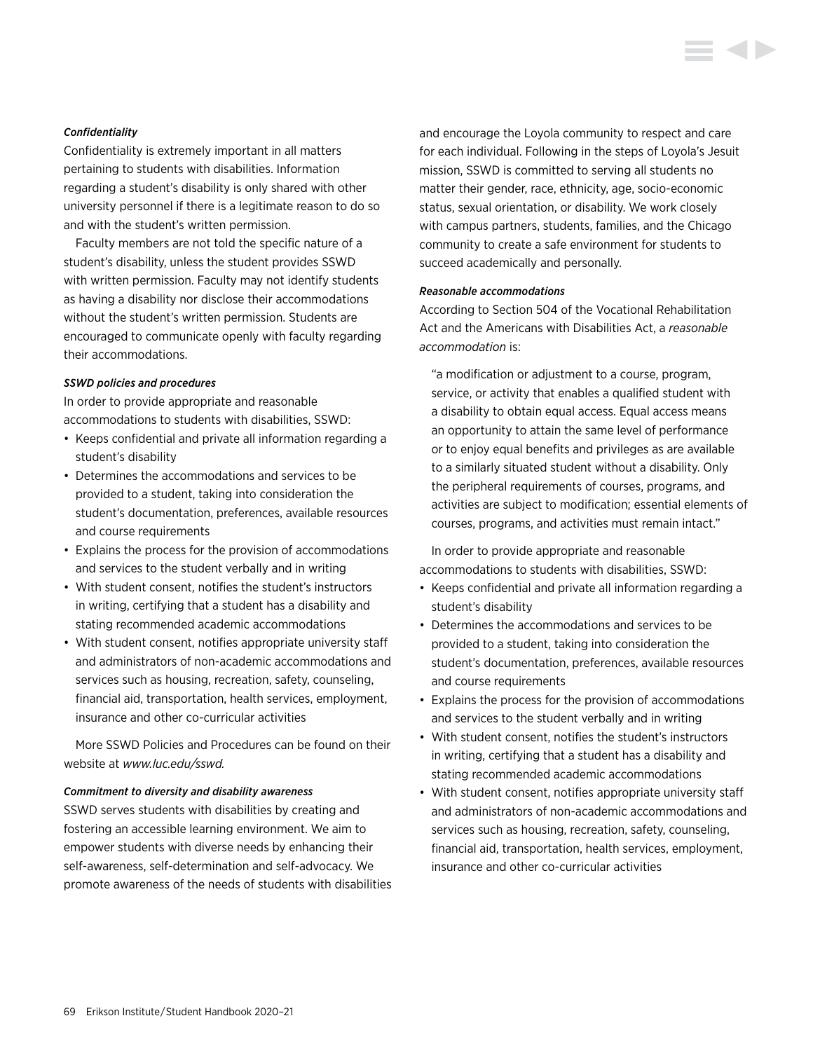***Confidentiality***

Confidentiality is extremely important in all matters pertaining to students with disabilities. Information regarding a student's disability is only shared with other university personnel if there is a legitimate reason to do so and with the student's written permission.

Faculty members are not told the specific nature of a student's disability, unless the student provides SSWD with written permission. Faculty may not identify students as having a disability nor disclose their accommodations without the student's written permission. Students are encouraged to communicate openly with faculty regarding their accommodations.

***SSWD policies and procedures***

In order to provide appropriate and reasonable accommodations to students with disabilities, SSWD:

- Keeps confidential and private all information regarding a student's disability
- Determines the accommodations and services to be provided to a student, taking into consideration the student's documentation, preferences, available resources and course requirements
- Explains the process for the provision of accommodations and services to the student verbally and in writing
- With student consent, notifies the student's instructors in writing, certifying that a student has a disability and stating recommended academic accommodations
- With student consent, notifies appropriate university staff and administrators of non-academic accommodations and services such as housing, recreation, safety, counseling, financial aid, transportation, health services, employment, insurance and other co-curricular activities

More SSWD Policies and Procedures can be found on their website at *www.luc.edu/sswd.*

***Commitment to diversity and disability awareness***

SSWD serves students with disabilities by creating and fostering an accessible learning environment. We aim to empower students with diverse needs by enhancing their self-awareness, self-determination and self-advocacy. We promote awareness of the needs of students with disabilities and encourage the Loyola community to respect and care for each individual. Following in the steps of Loyola's Jesuit mission, SSWD is committed to serving all students no matter their gender, race, ethnicity, age, socio-economic status, sexual orientation, or disability. We work closely with campus partners, students, families, and the Chicago community to create a safe environment for students to succeed academically and personally.

***Reasonable accommodations***

According to Section 504 of the Vocational Rehabilitation Act and the Americans with Disabilities Act, a *reasonable accommodation* is:

> "a modification or adjustment to a course, program, service, or activity that enables a qualified student with a disability to obtain equal access. Equal access means an opportunity to attain the same level of performance or to enjoy equal benefits and privileges as are available to a similarly situated student without a disability. Only the peripheral requirements of courses, programs, and activities are subject to modification; essential elements of courses, programs, and activities must remain intact."

In order to provide appropriate and reasonable accommodations to students with disabilities, SSWD:

- Keeps confidential and private all information regarding a student's disability
- Determines the accommodations and services to be provided to a student, taking into consideration the student's documentation, preferences, available resources and course requirements
- Explains the process for the provision of accommodations and services to the student verbally and in writing
- With student consent, notifies the student's instructors in writing, certifying that a student has a disability and stating recommended academic accommodations
- With student consent, notifies appropriate university staff and administrators of non-academic accommodations and services such as housing, recreation, safety, counseling, financial aid, transportation, health services, employment, insurance and other co-curricular activities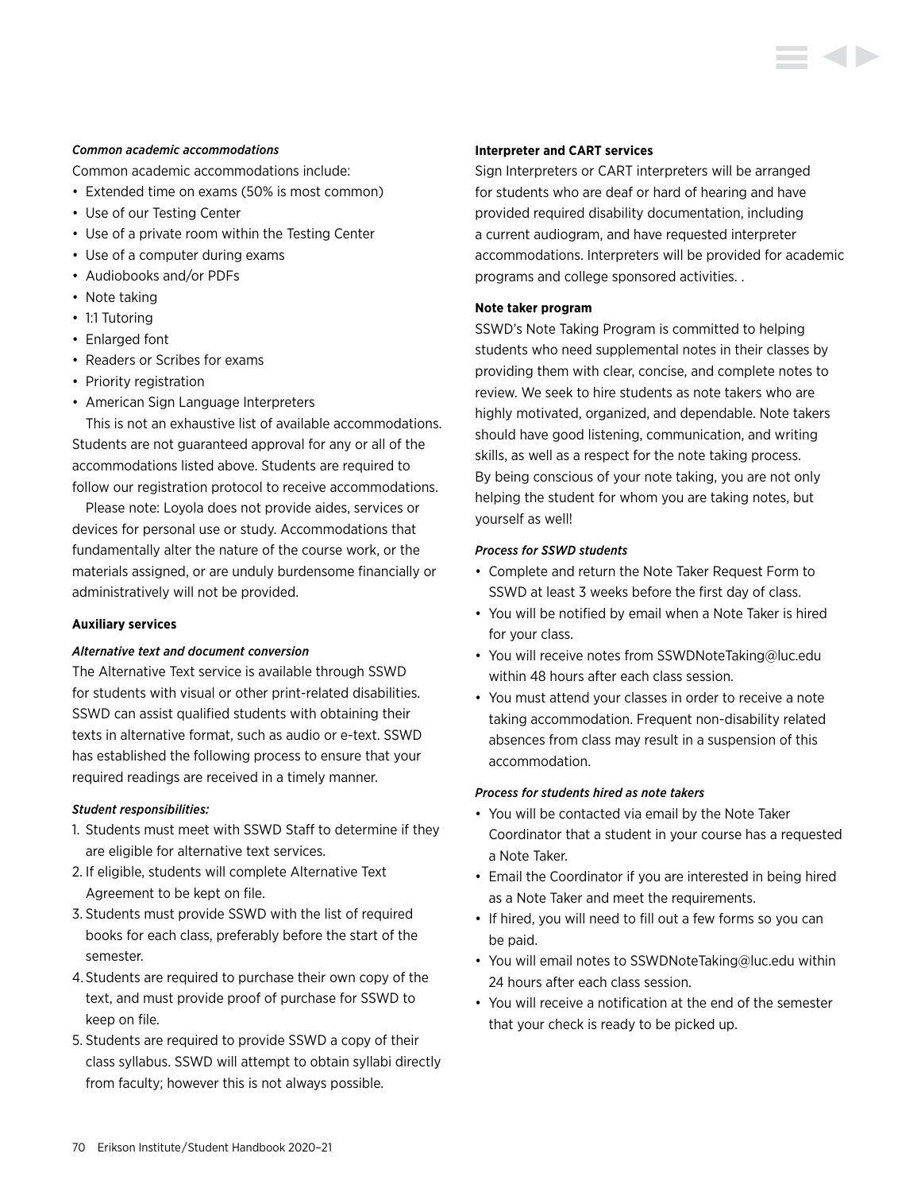*Common academic accommodations*

Common academic accommodations include:

- Extended time on exams (50% is most common)
- Use of our Testing Center
- Use of a private room within the Testing Center
- Use of a computer during exams
- Audiobooks and/or PDFs
- Note taking
- 1:1 Tutoring
- Enlarged font
- Readers or Scribes for exams
- Priority registration
- American Sign Language Interpreters

This is not an exhaustive list of available accommodations. Students are not guaranteed approval for any or all of the accommodations listed above. Students are required to follow our registration protocol to receive accommodations.

Please note: Loyola does not provide aides, services or devices for personal use or study. Accommodations that fundamentally alter the nature of the course work, or the materials assigned, or are unduly burdensome financially or administratively will not be provided.

**Auxiliary services**

*Alternative text and document conversion*

The Alternative Text service is available through SSWD for students with visual or other print-related disabilities. SSWD can assist qualified students with obtaining their texts in alternative format, such as audio or e-text. SSWD has established the following process to ensure that your required readings are received in a timely manner.

*Student responsibilities:*

1. Students must meet with SSWD Staff to determine if they are eligible for alternative text services.
2. If eligible, students will complete Alternative Text Agreement to be kept on file.
3. Students must provide SSWD with the list of required books for each class, preferably before the start of the semester.
4. Students are required to purchase their own copy of the text, and must provide proof of purchase for SSWD to keep on file.
5. Students are required to provide SSWD a copy of their class syllabus. SSWD will attempt to obtain syllabi directly from faculty; however this is not always possible.

**Interpreter and CART services**

Sign Interpreters or CART interpreters will be arranged for students who are deaf or hard of hearing and have provided required disability documentation, including a current audiogram, and have requested interpreter accommodations. Interpreters will be provided for academic programs and college sponsored activities. .

**Note taker program**

SSWD's Note Taking Program is committed to helping students who need supplemental notes in their classes by providing them with clear, concise, and complete notes to review. We seek to hire students as note takers who are highly motivated, organized, and dependable. Note takers should have good listening, communication, and writing skills, as well as a respect for the note taking process. By being conscious of your note taking, you are not only helping the student for whom you are taking notes, but yourself as well!

*Process for SSWD students*

- Complete and return the Note Taker Request Form to SSWD at least 3 weeks before the first day of class.
- You will be notified by email when a Note Taker is hired for your class.
- You will receive notes from SSWDNoteTaking@luc.edu within 48 hours after each class session.
- You must attend your classes in order to receive a note taking accommodation. Frequent non-disability related absences from class may result in a suspension of this accommodation.

*Process for students hired as note takers*

- You will be contacted via email by the Note Taker Coordinator that a student in your course has a requested a Note Taker.
- Email the Coordinator if you are interested in being hired as a Note Taker and meet the requirements.
- If hired, you will need to fill out a few forms so you can be paid.
- You will email notes to SSWDNoteTaking@luc.edu within 24 hours after each class session.
- You will receive a notification at the end of the semester that your check is ready to be picked up.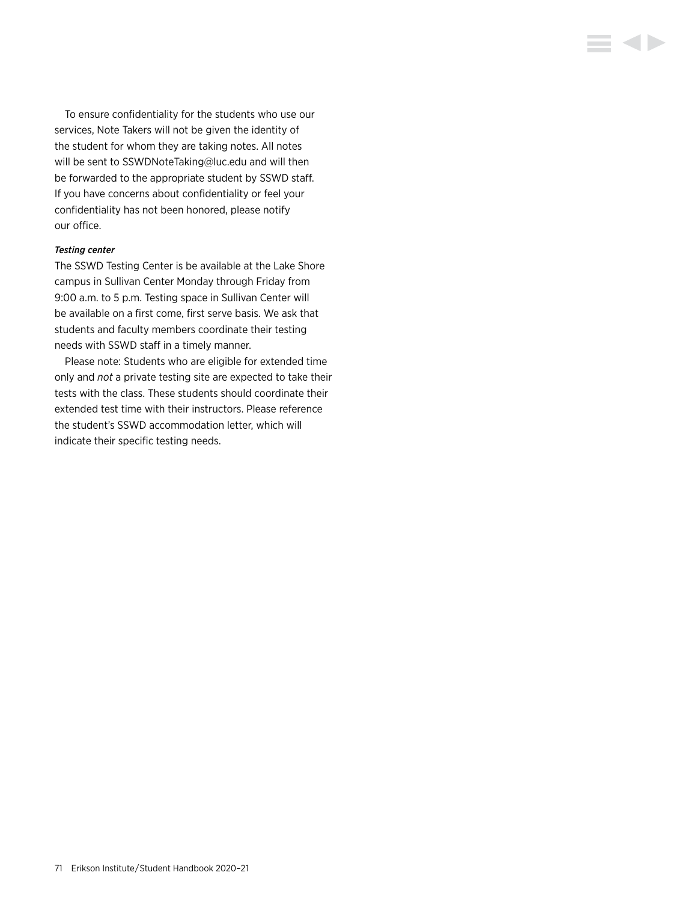To ensure confidentiality for the students who use our services, Note Takers will not be given the identity of the student for whom they are taking notes. All notes will be sent to SSWDNoteTaking@luc.edu and will then be forwarded to the appropriate student by SSWD staff. If you have concerns about confidentiality or feel your confidentiality has not been honored, please notify our office.

*Testing center*

The SSWD Testing Center is be available at the Lake Shore campus in Sullivan Center Monday through Friday from 9:00 a.m. to 5 p.m. Testing space in Sullivan Center will be available on a first come, first serve basis. We ask that students and faculty members coordinate their testing needs with SSWD staff in a timely manner.

Please note: Students who are eligible for extended time only and *not* a private testing site are expected to take their tests with the class. These students should coordinate their extended test time with their instructors. Please reference the student's SSWD accommodation letter, which will indicate their specific testing needs.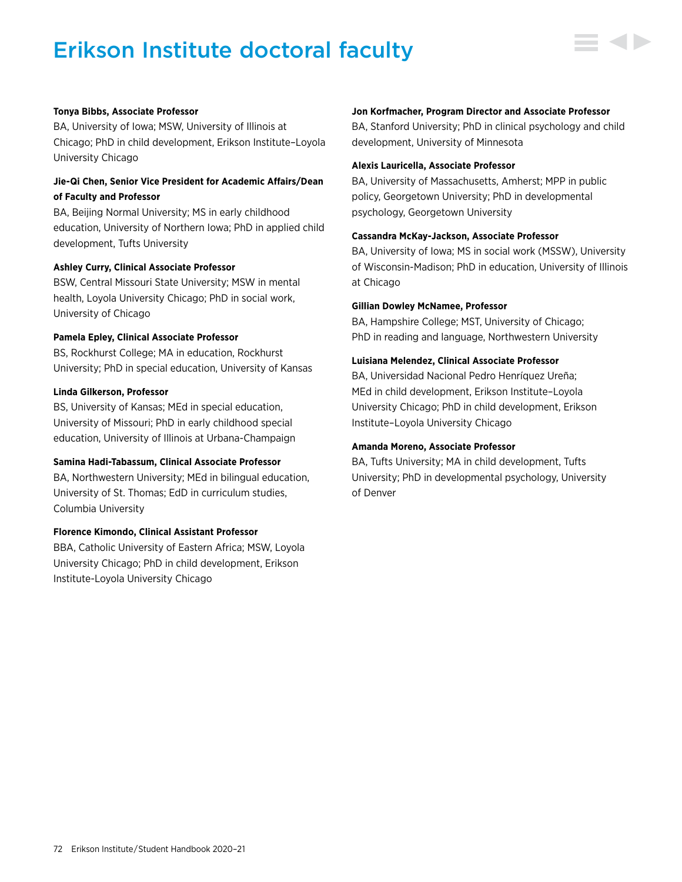# Erikson Institute doctoral faculty

**Tonya Bibbs, Associate Professor**
BA, University of Iowa; MSW, University of Illinois at Chicago; PhD in child development, Erikson Institute–Loyola University Chicago

**Jie-Qi Chen, Senior Vice President for Academic Affairs/Dean of Faculty and Professor**
BA, Beijing Normal University; MS in early childhood education, University of Northern Iowa; PhD in applied child development, Tufts University

**Ashley Curry, Clinical Associate Professor**
BSW, Central Missouri State University; MSW in mental health, Loyola University Chicago; PhD in social work, University of Chicago

**Pamela Epley, Clinical Associate Professor**
BS, Rockhurst College; MA in education, Rockhurst University; PhD in special education, University of Kansas

**Linda Gilkerson, Professor**
BS, University of Kansas; MEd in special education, University of Missouri; PhD in early childhood special education, University of Illinois at Urbana-Champaign

**Samina Hadi-Tabassum, Clinical Associate Professor**
BA, Northwestern University; MEd in bilingual education, University of St. Thomas; EdD in curriculum studies, Columbia University

**Florence Kimondo, Clinical Assistant Professor**
BBA, Catholic University of Eastern Africa; MSW, Loyola University Chicago; PhD in child development, Erikson Institute-Loyola University Chicago

**Jon Korfmacher, Program Director and Associate Professor**
BA, Stanford University; PhD in clinical psychology and child development, University of Minnesota

**Alexis Lauricella, Associate Professor**
BA, University of Massachusetts, Amherst; MPP in public policy, Georgetown University; PhD in developmental psychology, Georgetown University

**Cassandra McKay-Jackson, Associate Professor**
BA, University of Iowa; MS in social work (MSSW), University of Wisconsin-Madison; PhD in education, University of Illinois at Chicago

**Gillian Dowley McNamee, Professor**
BA, Hampshire College; MST, University of Chicago; PhD in reading and language, Northwestern University

**Luisiana Melendez, Clinical Associate Professor**
BA, Universidad Nacional Pedro Henríquez Ureña; MEd in child development, Erikson Institute–Loyola University Chicago; PhD in child development, Erikson Institute–Loyola University Chicago

**Amanda Moreno, Associate Professor**
BA, Tufts University; MA in child development, Tufts University; PhD in developmental psychology, University of Denver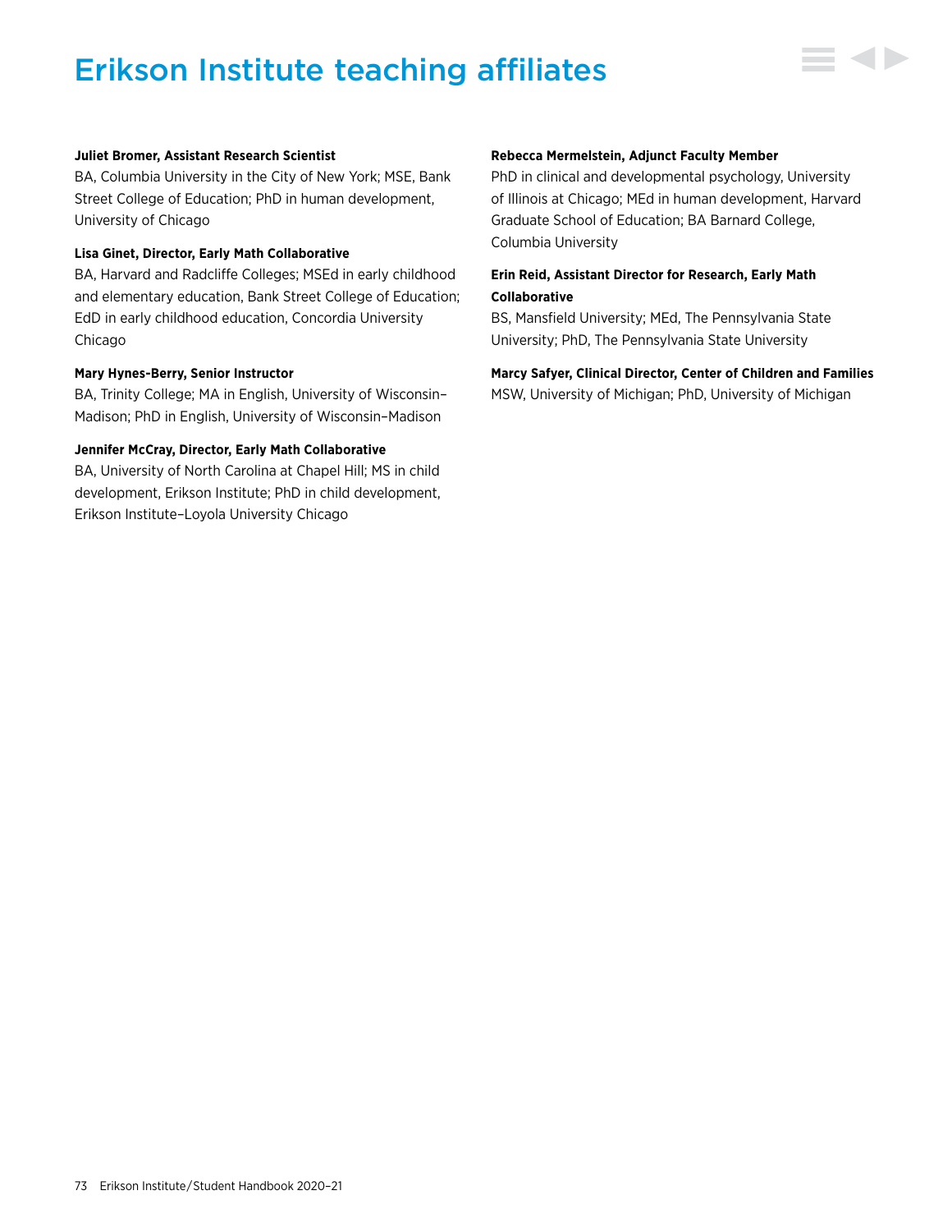# Erikson Institute teaching affiliates

**Juliet Bromer, Assistant Research Scientist**
BA, Columbia University in the City of New York; MSE, Bank Street College of Education; PhD in human development, University of Chicago

**Lisa Ginet, Director, Early Math Collaborative**
BA, Harvard and Radcliffe Colleges; MSEd in early childhood and elementary education, Bank Street College of Education; EdD in early childhood education, Concordia University Chicago

**Mary Hynes-Berry, Senior Instructor**
BA, Trinity College; MA in English, University of Wisconsin–Madison; PhD in English, University of Wisconsin–Madison

**Jennifer McCray, Director, Early Math Collaborative**
BA, University of North Carolina at Chapel Hill; MS in child development, Erikson Institute; PhD in child development, Erikson Institute–Loyola University Chicago

**Rebecca Mermelstein, Adjunct Faculty Member**
PhD in clinical and developmental psychology, University of Illinois at Chicago; MEd in human development, Harvard Graduate School of Education; BA Barnard College, Columbia University

**Erin Reid, Assistant Director for Research, Early Math Collaborative**
BS, Mansfield University; MEd, The Pennsylvania State University; PhD, The Pennsylvania State University

**Marcy Safyer, Clinical Director, Center of Children and Families**
MSW, University of Michigan; PhD, University of Michigan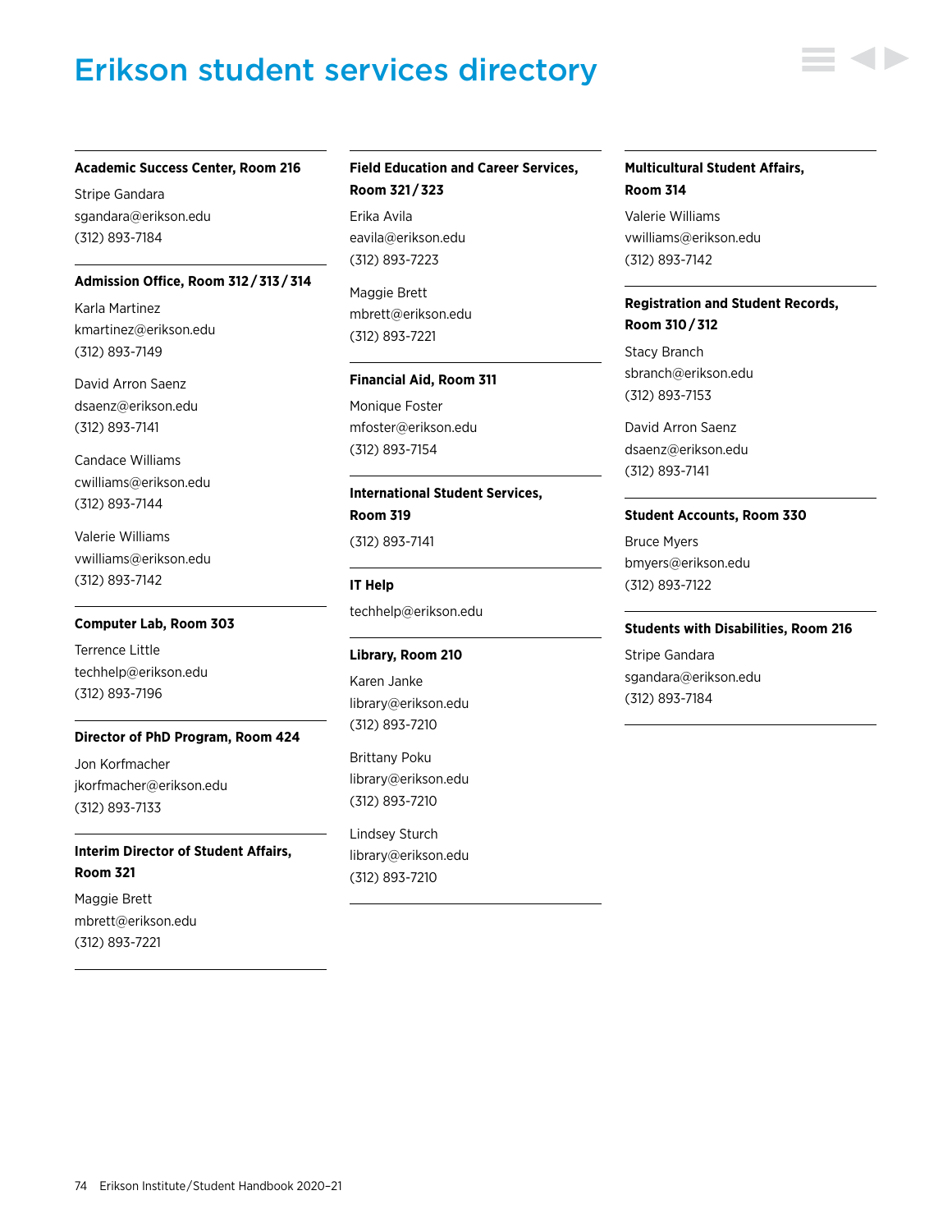# Erikson student services directory

**Academic Success Center, Room 216**

Stripe Gandara
sgandara@erikson.edu
(312) 893-7184

**Admission Office, Room 312 / 313 / 314**

Karla Martinez
kmartinez@erikson.edu
(312) 893-7149

David Arron Saenz
dsaenz@erikson.edu
(312) 893-7141

Candace Williams
cwilliams@erikson.edu
(312) 893-7144

Valerie Williams
vwilliams@erikson.edu
(312) 893-7142

**Computer Lab, Room 303**

Terrence Little
techhelp@erikson.edu
(312) 893-7196

**Director of PhD Program, Room 424**

Jon Korfmacher
jkorfmacher@erikson.edu
(312) 893-7133

**Interim Director of Student Affairs, Room 321**

Maggie Brett
mbrett@erikson.edu
(312) 893-7221

**Field Education and Career Services, Room 321 / 323**

Erika Avila
eavila@erikson.edu
(312) 893-7223

Maggie Brett
mbrett@erikson.edu
(312) 893-7221

**Financial Aid, Room 311**

Monique Foster
mfoster@erikson.edu
(312) 893-7154

**International Student Services, Room 319**

(312) 893-7141

**IT Help**

techhelp@erikson.edu

**Library, Room 210**

Karen Janke
library@erikson.edu
(312) 893-7210

Brittany Poku
library@erikson.edu
(312) 893-7210

Lindsey Sturch
library@erikson.edu
(312) 893-7210

**Multicultural Student Affairs, Room 314**

Valerie Williams
vwilliams@erikson.edu
(312) 893-7142

**Registration and Student Records, Room 310 / 312**

Stacy Branch
sbranch@erikson.edu
(312) 893-7153

David Arron Saenz
dsaenz@erikson.edu
(312) 893-7141

**Student Accounts, Room 330**

Bruce Myers
bmyers@erikson.edu
(312) 893-7122

**Students with Disabilities, Room 216**

Stripe Gandara
sgandara@erikson.edu
(312) 893-7184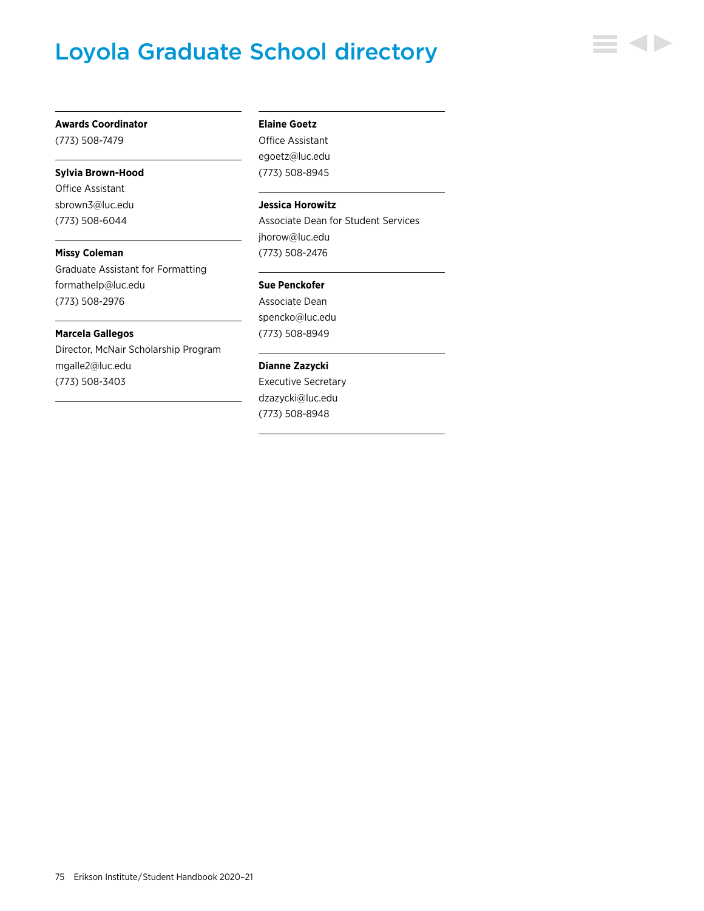# Loyola Graduate School directory

**Awards Coordinator**
(773) 508-7479

**Sylvia Brown-Hood**
Office Assistant
sbrown3@luc.edu
(773) 508-6044

**Missy Coleman**
Graduate Assistant for Formatting
formathelp@luc.edu
(773) 508-2976

**Marcela Gallegos**
Director, McNair Scholarship Program
mgalle2@luc.edu
(773) 508-3403

**Elaine Goetz**
Office Assistant
egoetz@luc.edu
(773) 508-8945

**Jessica Horowitz**
Associate Dean for Student Services
jhorow@luc.edu
(773) 508-2476

**Sue Penckofer**
Associate Dean
spencko@luc.edu
(773) 508-8949

**Dianne Zazycki**
Executive Secretary
dzazycki@luc.edu
(773) 508-8948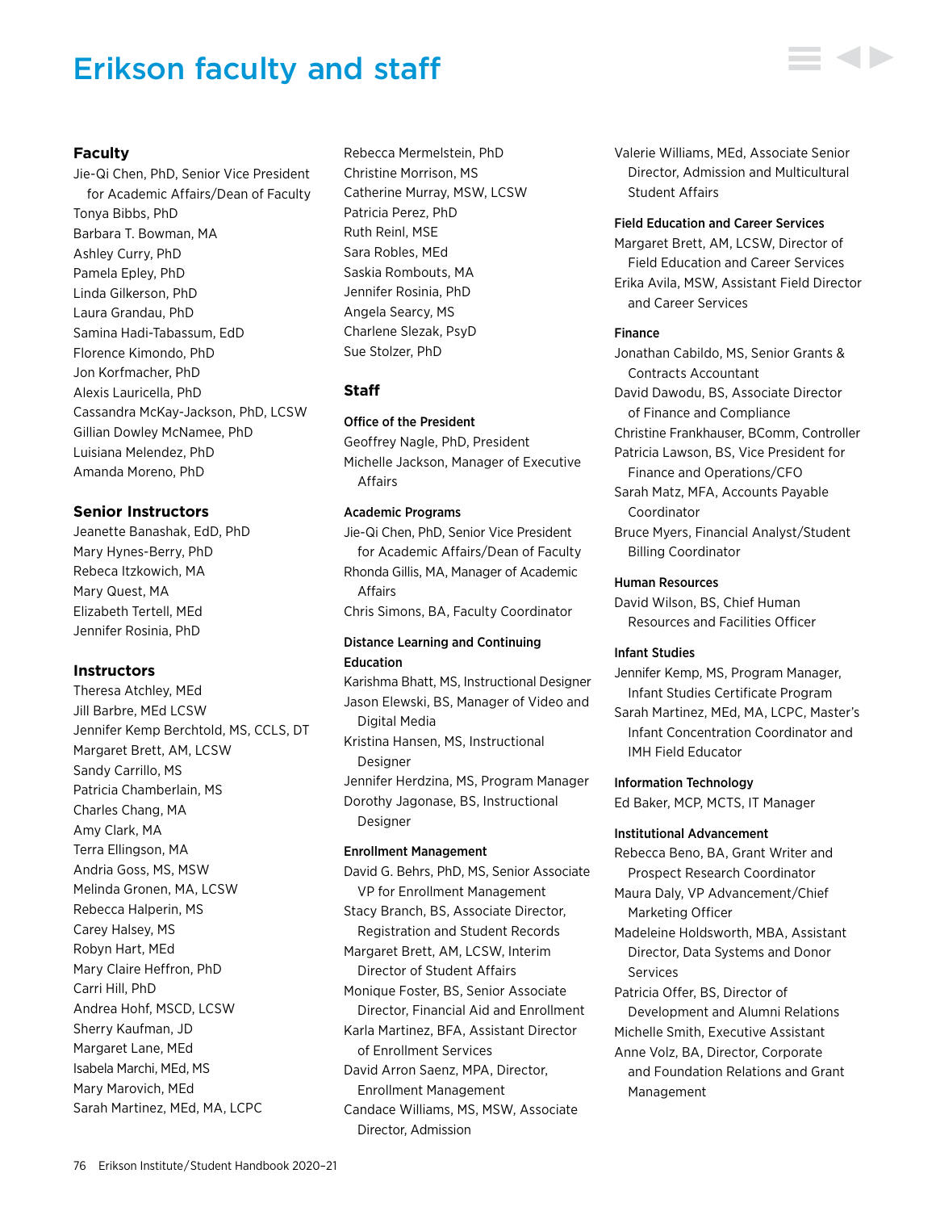# Erikson faculty and staff

## Faculty

Jie-Qi Chen, PhD, Senior Vice President for Academic Affairs/Dean of Faculty
Tonya Bibbs, PhD
Barbara T. Bowman, MA
Ashley Curry, PhD
Pamela Epley, PhD
Linda Gilkerson, PhD
Laura Grandau, PhD
Samina Hadi-Tabassum, EdD
Florence Kimondo, PhD
Jon Korfmacher, PhD
Alexis Lauricella, PhD
Cassandra McKay-Jackson, PhD, LCSW
Gillian Dowley McNamee, PhD
Luisiana Melendez, PhD
Amanda Moreno, PhD
Rebecca Mermelstein, PhD
Christine Morrison, MS
Catherine Murray, MSW, LCSW
Patricia Perez, PhD
Ruth Reinl, MSE
Sara Robles, MEd
Saskia Rombouts, MA
Jennifer Rosinia, PhD
Angela Searcy, MS
Charlene Slezak, PsyD
Sue Stolzer, PhD

## Senior Instructors

Jeanette Banashak, EdD, PhD
Mary Hynes-Berry, PhD
Rebeca Itzkowich, MA
Mary Quest, MA
Elizabeth Tertell, MEd
Jennifer Rosinia, PhD

## Instructors

Theresa Atchley, MEd
Jill Barbre, MEd LCSW
Jennifer Kemp Berchtold, MS, CCLS, DT
Margaret Brett, AM, LCSW
Sandy Carrillo, MS
Patricia Chamberlain, MS
Charles Chang, MA
Amy Clark, MA
Terra Ellingson, MA
Andria Goss, MS, MSW
Melinda Gronen, MA, LCSW
Rebecca Halperin, MS
Carey Halsey, MS
Robyn Hart, MEd
Mary Claire Heffron, PhD
Carri Hill, PhD
Andrea Hohf, MSCD, LCSW
Sherry Kaufman, JD
Margaret Lane, MEd
Isabela Marchi, MEd, MS
Mary Marovich, MEd
Sarah Martinez, MEd, MA, LCPC

## Staff

### Office of the President

Geoffrey Nagle, PhD, President
Michelle Jackson, Manager of Executive Affairs

### Academic Programs

Jie-Qi Chen, PhD, Senior Vice President for Academic Affairs/Dean of Faculty
Rhonda Gillis, MA, Manager of Academic Affairs
Chris Simons, BA, Faculty Coordinator

### Distance Learning and Continuing Education

Karishma Bhatt, MS, Instructional Designer
Jason Elewski, BS, Manager of Video and Digital Media
Kristina Hansen, MS, Instructional Designer
Jennifer Herdzina, MS, Program Manager
Dorothy Jagonase, BS, Instructional Designer

### Enrollment Management

David G. Behrs, PhD, MS, Senior Associate VP for Enrollment Management
Stacy Branch, BS, Associate Director, Registration and Student Records
Margaret Brett, AM, LCSW, Interim Director of Student Affairs
Monique Foster, BS, Senior Associate Director, Financial Aid and Enrollment
Karla Martinez, BFA, Assistant Director of Enrollment Services
David Arron Saenz, MPA, Director, Enrollment Management
Candace Williams, MS, MSW, Associate Director, Admission
Valerie Williams, MEd, Associate Senior Director, Admission and Multicultural Student Affairs

### Field Education and Career Services

Margaret Brett, AM, LCSW, Director of Field Education and Career Services
Erika Avila, MSW, Assistant Field Director and Career Services

### Finance

Jonathan Cabildo, MS, Senior Grants & Contracts Accountant
David Dawodu, BS, Associate Director of Finance and Compliance
Christine Frankhauser, BComm, Controller
Patricia Lawson, BS, Vice President for Finance and Operations/CFO
Sarah Matz, MFA, Accounts Payable Coordinator
Bruce Myers, Financial Analyst/Student Billing Coordinator

### Human Resources

David Wilson, BS, Chief Human Resources and Facilities Officer

### Infant Studies

Jennifer Kemp, MS, Program Manager, Infant Studies Certificate Program
Sarah Martinez, MEd, MA, LCPC, Master's Infant Concentration Coordinator and IMH Field Educator

### Information Technology

Ed Baker, MCP, MCTS, IT Manager

### Institutional Advancement

Rebecca Beno, BA, Grant Writer and Prospect Research Coordinator
Maura Daly, VP Advancement/Chief Marketing Officer
Madeleine Holdsworth, MBA, Assistant Director, Data Systems and Donor Services
Patricia Offer, BS, Director of Development and Alumni Relations
Michelle Smith, Executive Assistant
Anne Volz, BA, Director, Corporate and Foundation Relations and Grant Management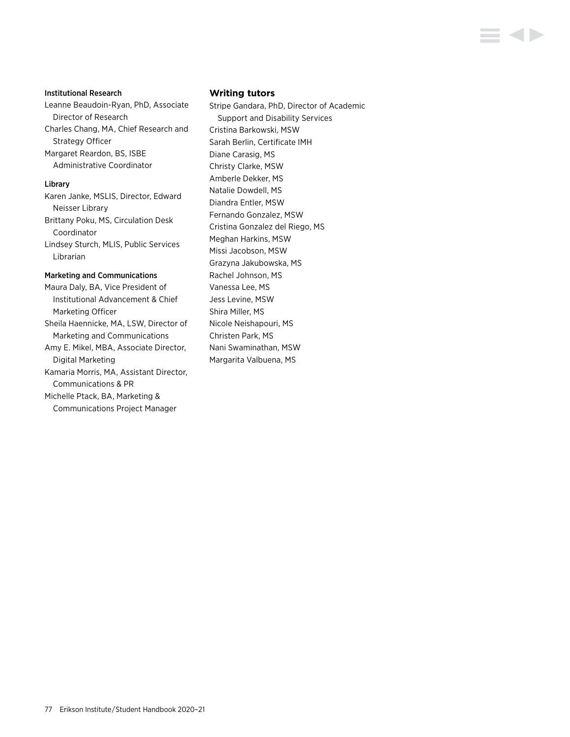### Institutional Research

Leanne Beaudoin-Ryan, PhD, Associate Director of Research

Charles Chang, MA, Chief Research and Strategy Officer

Margaret Reardon, BS, ISBE Administrative Coordinator

### Library

Karen Janke, MSLIS, Director, Edward Neisser Library

Brittany Poku, MS, Circulation Desk Coordinator

Lindsey Sturch, MLIS, Public Services Librarian

### Marketing and Communications

Maura Daly, BA, Vice President of Institutional Advancement & Chief Marketing Officer

Sheila Haennicke, MA, LSW, Director of Marketing and Communications

Amy E. Mikel, MBA, Associate Director, Digital Marketing

Kamaria Morris, MA, Assistant Director, Communications & PR

Michelle Ptack, BA, Marketing & Communications Project Manager

## Writing tutors

Stripe Gandara, PhD, Director of Academic Support and Disability Services

Cristina Barkowski, MSW

Sarah Berlin, Certificate IMH

Diane Carasig, MS

Christy Clarke, MSW

Amberle Dekker, MS

Natalie Dowdell, MS

Diandra Entler, MSW

Fernando Gonzalez, MSW

Cristina Gonzalez del Riego, MS

Meghan Harkins, MSW

Missi Jacobson, MSW

Grazyna Jakubowska, MS

Rachel Johnson, MS

Vanessa Lee, MS

Jess Levine, MSW

Shira Miller, MS

Nicole Neishapouri, MS

Christen Park, MS

Nani Swaminathan, MSW

Margarita Valbuena, MS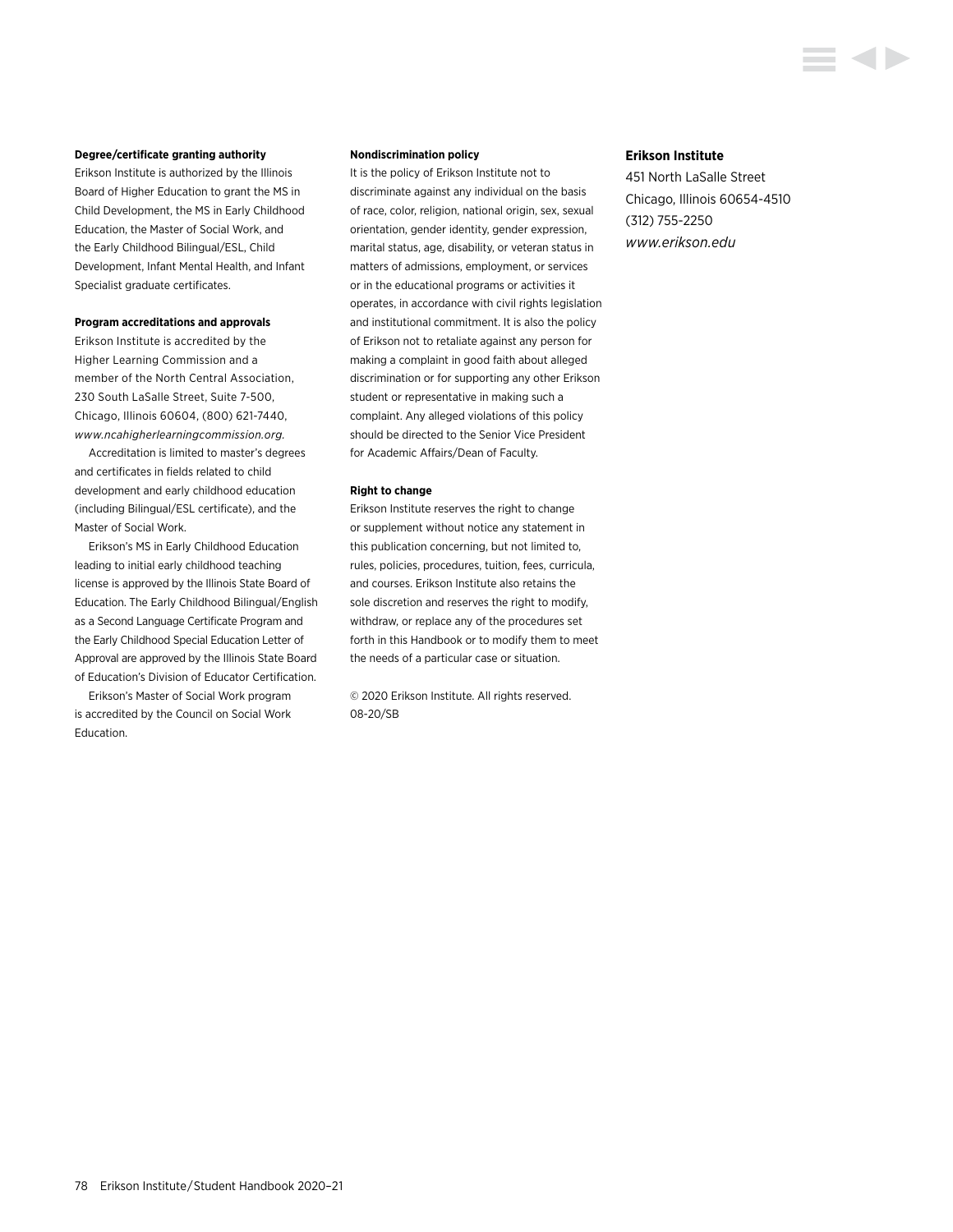**Degree/certificate granting authority**

Erikson Institute is authorized by the Illinois Board of Higher Education to grant the MS in Child Development, the MS in Early Childhood Education, the Master of Social Work, and the Early Childhood Bilingual/ESL, Child Development, Infant Mental Health, and Infant Specialist graduate certificates.

**Program accreditations and approvals**

Erikson Institute is accredited by the Higher Learning Commission and a member of the North Central Association, 230 South LaSalle Street, Suite 7-500, Chicago, Illinois 60604, (800) 621-7440, *www.ncahigherlearningcommission.org.*

Accreditation is limited to master's degrees and certificates in fields related to child development and early childhood education (including Bilingual/ESL certificate), and the Master of Social Work.

Erikson's MS in Early Childhood Education leading to initial early childhood teaching license is approved by the Illinois State Board of Education. The Early Childhood Bilingual/English as a Second Language Certificate Program and the Early Childhood Special Education Letter of Approval are approved by the Illinois State Board of Education's Division of Educator Certification.

Erikson's Master of Social Work program is accredited by the Council on Social Work Education.

**Nondiscrimination policy**

It is the policy of Erikson Institute not to discriminate against any individual on the basis of race, color, religion, national origin, sex, sexual orientation, gender identity, gender expression, marital status, age, disability, or veteran status in matters of admissions, employment, or services or in the educational programs or activities it operates, in accordance with civil rights legislation and institutional commitment. It is also the policy of Erikson not to retaliate against any person for making a complaint in good faith about alleged discrimination or for supporting any other Erikson student or representative in making such a complaint. Any alleged violations of this policy should be directed to the Senior Vice President for Academic Affairs/Dean of Faculty.

**Right to change**

Erikson Institute reserves the right to change or supplement without notice any statement in this publication concerning, but not limited to, rules, policies, procedures, tuition, fees, curricula, and courses. Erikson Institute also retains the sole discretion and reserves the right to modify, withdraw, or replace any of the procedures set forth in this Handbook or to modify them to meet the needs of a particular case or situation.

© 2020 Erikson Institute. All rights reserved.
08-20/SB

**Erikson Institute**

451 North LaSalle Street
Chicago, Illinois 60654-4510
(312) 755-2250
*www.erikson.edu*